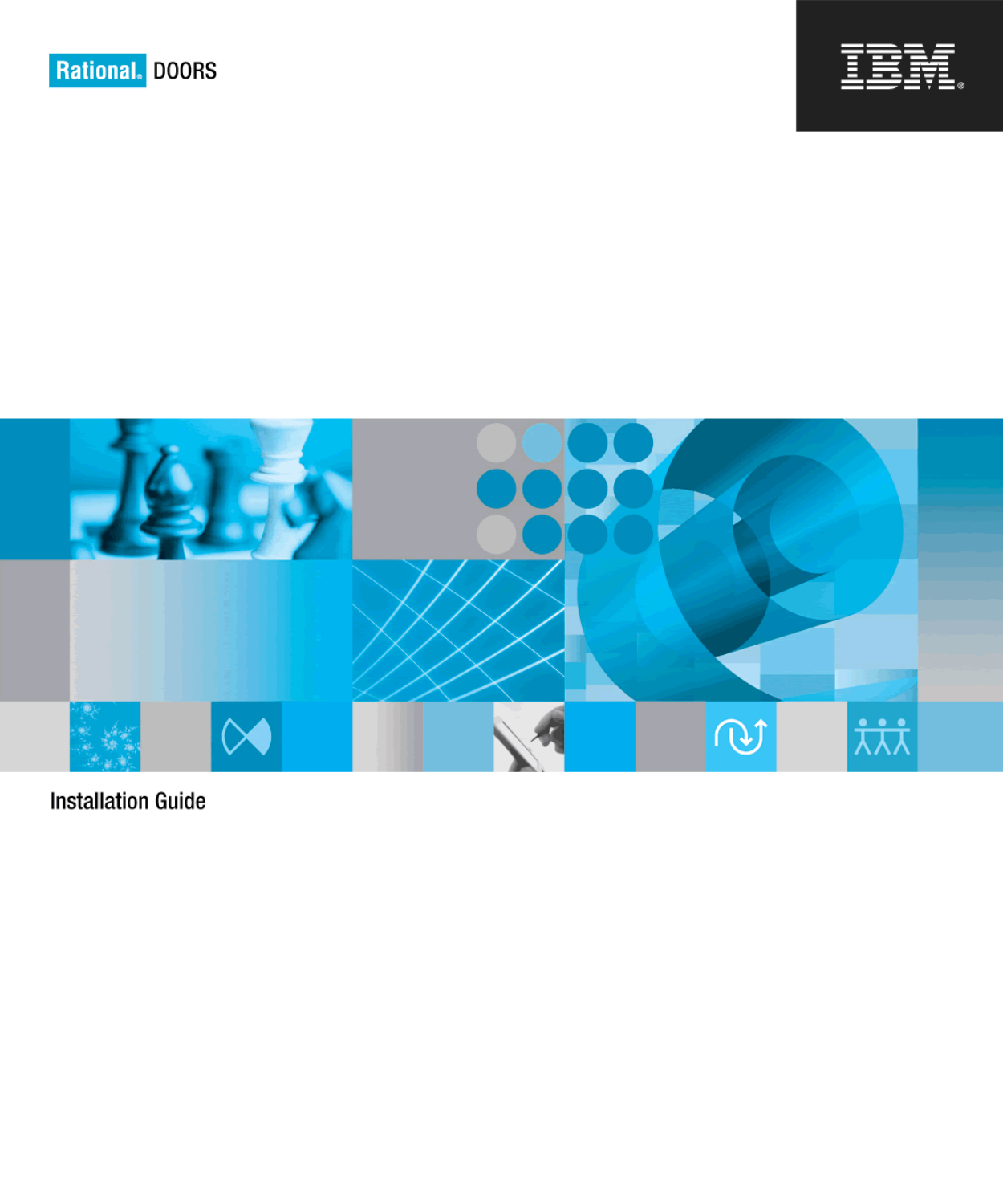Rational. DOORS

IBM

# Installation Guide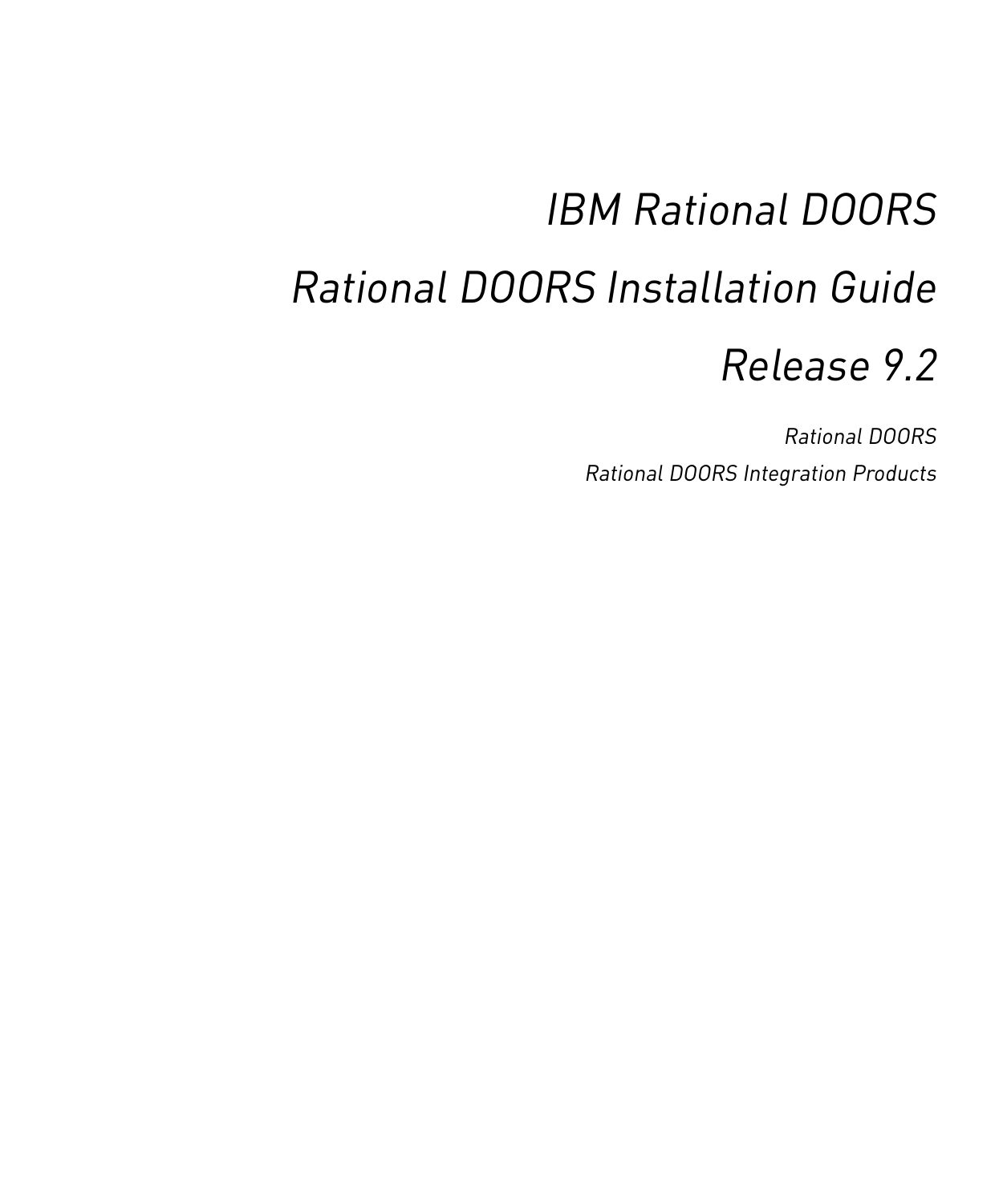# *IBM Rational DOORS*

# *Rational DOORS Installation Guide*

# *Release 9.2*

*Rational DOORS*

*Rational DOORS Integration Products*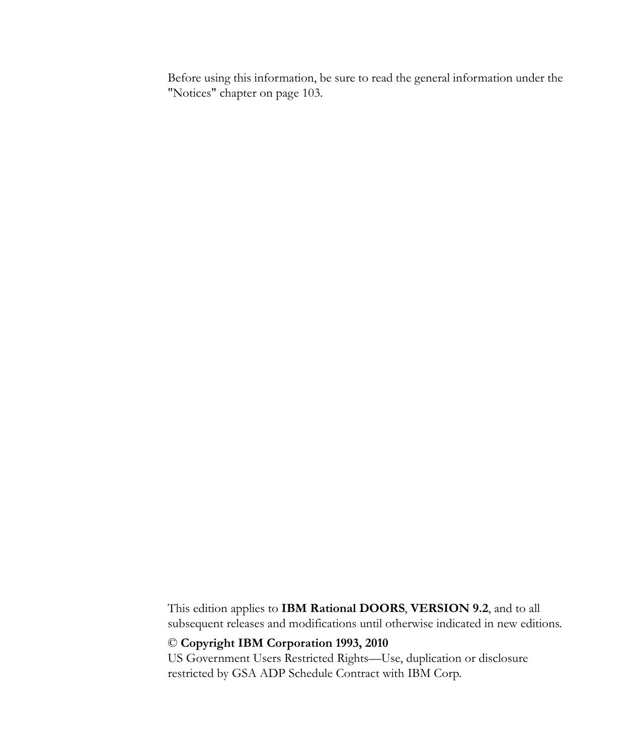Before using this information, be sure to read the general information under the "Notices" chapter on page 103.

This edition applies to **IBM Rational DOORS**, **VERSION 9.2**, and to all subsequent releases and modifications until otherwise indicated in new editions.

© **Copyright IBM Corporation 1993, 2010**

US Government Users Restricted Rights—Use, duplication or disclosure restricted by GSA ADP Schedule Contract with IBM Corp.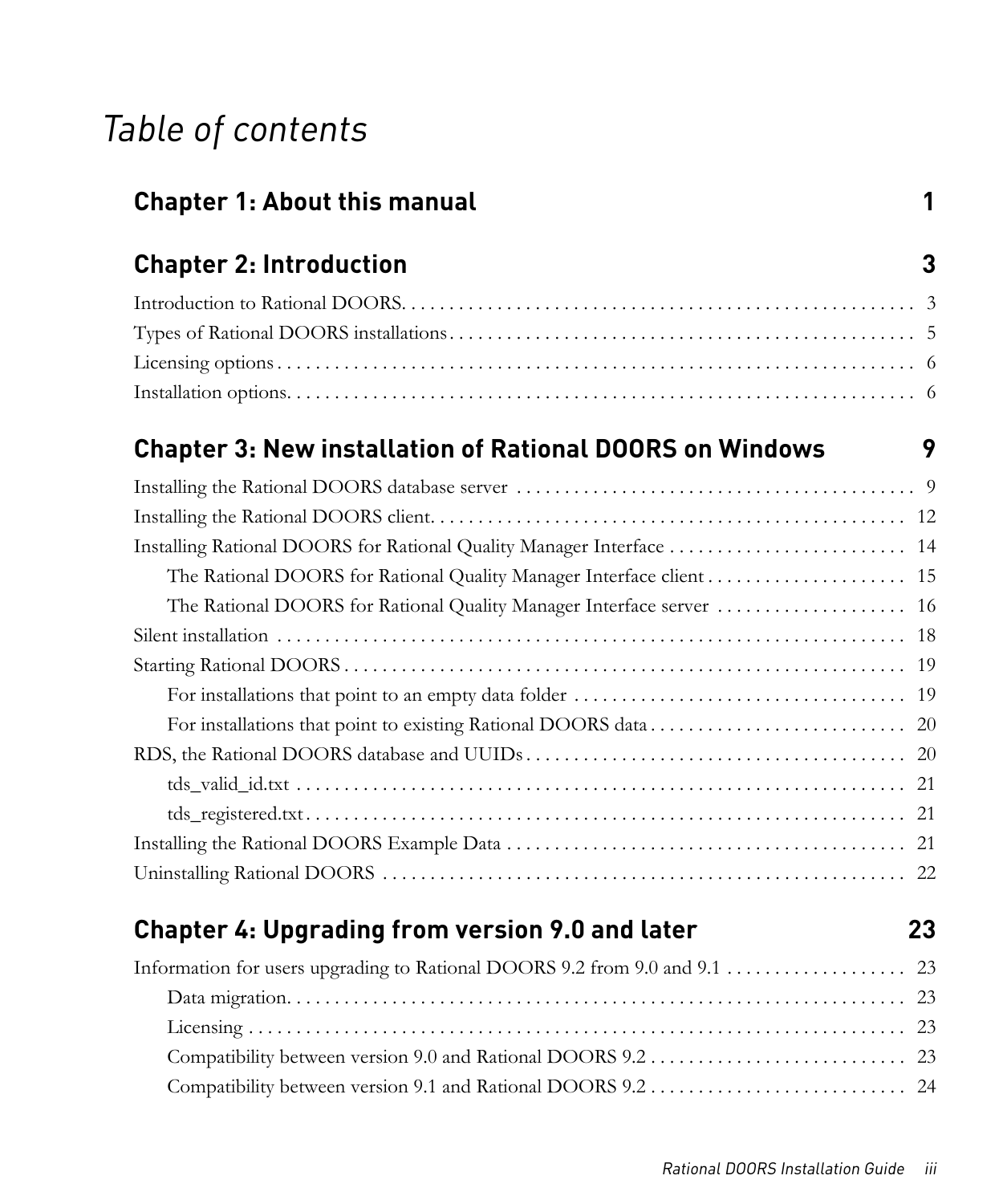# Table of contents

## Chapter 1: About this manual 1

## Chapter 2: Introduction 3

Introduction to Rational DOORS. . . . . . . . . . . . . . . . . . . . . . . . . . . . . . . . . . . . . . . . . . . . . . . . . . . . . . 3

Types of Rational DOORS installations . . . . . . . . . . . . . . . . . . . . . . . . . . . . . . . . . . . . . . . . . . . . . . . . . . 5

Licensing options . . . . . . . . . . . . . . . . . . . . . . . . . . . . . . . . . . . . . . . . . . . . . . . . . . . . . . . . . . . . . . . . . . . 6

Installation options. . . . . . . . . . . . . . . . . . . . . . . . . . . . . . . . . . . . . . . . . . . . . . . . . . . . . . . . . . . . . . . . . . 6

## Chapter 3: New installation of Rational DOORS on Windows 9

Installing the Rational DOORS database server . . . . . . . . . . . . . . . . . . . . . . . . . . . . . . . . . . . . . . . . . . 9

Installing the Rational DOORS client. . . . . . . . . . . . . . . . . . . . . . . . . . . . . . . . . . . . . . . . . . . . . . . . . . . 12

Installing Rational DOORS for Rational Quality Manager Interface . . . . . . . . . . . . . . . . . . . . . . . . . . 14

- The Rational DOORS for Rational Quality Manager Interface client . . . . . . . . . . . . . . . . . . . . . 15
- The Rational DOORS for Rational Quality Manager Interface server . . . . . . . . . . . . . . . . . . . . 16

Silent installation . . . . . . . . . . . . . . . . . . . . . . . . . . . . . . . . . . . . . . . . . . . . . . . . . . . . . . . . . . . . . . . . . . 18

Starting Rational DOORS . . . . . . . . . . . . . . . . . . . . . . . . . . . . . . . . . . . . . . . . . . . . . . . . . . . . . . . . . . . 19

- For installations that point to an empty data folder . . . . . . . . . . . . . . . . . . . . . . . . . . . . . . . . . . . 19
- For installations that point to existing Rational DOORS data . . . . . . . . . . . . . . . . . . . . . . . . . . . 20

RDS, the Rational DOORS database and UUIDs . . . . . . . . . . . . . . . . . . . . . . . . . . . . . . . . . . . . . . . . 20

- tds_valid_id.txt . . . . . . . . . . . . . . . . . . . . . . . . . . . . . . . . . . . . . . . . . . . . . . . . . . . . . . . . . . . . . . . 21
- tds_registered.txt . . . . . . . . . . . . . . . . . . . . . . . . . . . . . . . . . . . . . . . . . . . . . . . . . . . . . . . . . . . . . 21

Installing the Rational DOORS Example Data . . . . . . . . . . . . . . . . . . . . . . . . . . . . . . . . . . . . . . . . . . . 21

Uninstalling Rational DOORS . . . . . . . . . . . . . . . . . . . . . . . . . . . . . . . . . . . . . . . . . . . . . . . . . . . . . . . . 22

## Chapter 4: Upgrading from version 9.0 and later 23

Information for users upgrading to Rational DOORS 9.2 from 9.0 and 9.1 . . . . . . . . . . . . . . . . . . . 23

- Data migration. . . . . . . . . . . . . . . . . . . . . . . . . . . . . . . . . . . . . . . . . . . . . . . . . . . . . . . . . . . . . . . . 23
- Licensing . . . . . . . . . . . . . . . . . . . . . . . . . . . . . . . . . . . . . . . . . . . . . . . . . . . . . . . . . . . . . . . . . . . . 23
- Compatibility between version 9.0 and Rational DOORS 9.2 . . . . . . . . . . . . . . . . . . . . . . . . . . . 23
- Compatibility between version 9.1 and Rational DOORS 9.2 . . . . . . . . . . . . . . . . . . . . . . . . . . . 24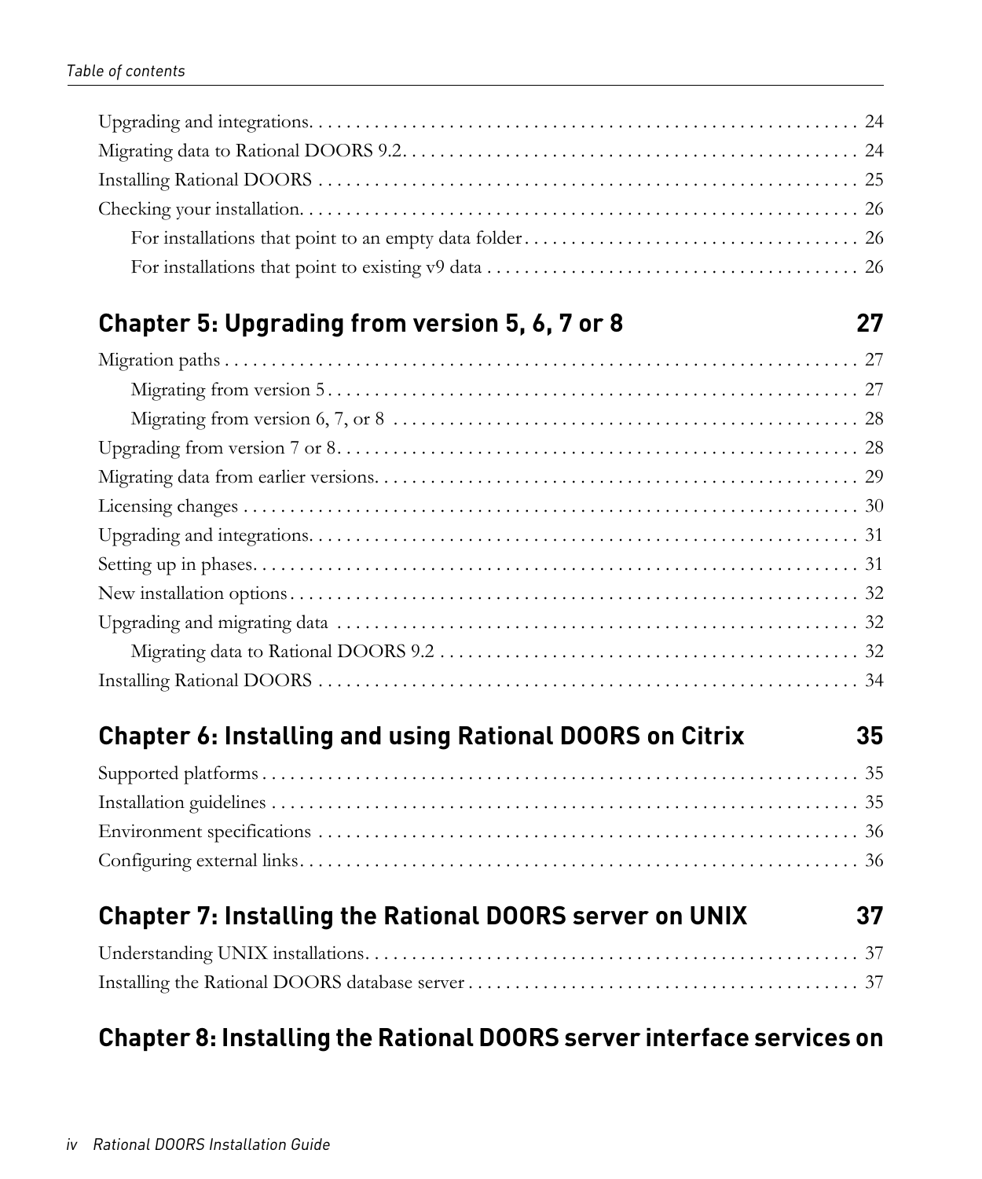Upgrading and integrations. . . . . . . . . . . . . . . . . . . . . . . . . . . . . . . . . . . . . . . . . . . . . . . . . . . . . . . . . . . 24
Migrating data to Rational DOORS 9.2. . . . . . . . . . . . . . . . . . . . . . . . . . . . . . . . . . . . . . . . . . . . . . . . . . 24
Installing Rational DOORS . . . . . . . . . . . . . . . . . . . . . . . . . . . . . . . . . . . . . . . . . . . . . . . . . . . . . . . . . . . 25
Checking your installation. . . . . . . . . . . . . . . . . . . . . . . . . . . . . . . . . . . . . . . . . . . . . . . . . . . . . . . . . . . . 26
  For installations that point to an empty data folder . . . . . . . . . . . . . . . . . . . . . . . . . . . . . . . . . . . . 26
  For installations that point to existing v9 data . . . . . . . . . . . . . . . . . . . . . . . . . . . . . . . . . . . . . . . . 26

## Chapter 5: Upgrading from version 5, 6, 7 or 8 — 27

Migration paths . . . . . . . . . . . . . . . . . . . . . . . . . . . . . . . . . . . . . . . . . . . . . . . . . . . . . . . . . . . . . . . . . . 27
  Migrating from version 5 . . . . . . . . . . . . . . . . . . . . . . . . . . . . . . . . . . . . . . . . . . . . . . . . . . . . . . . . . 27
  Migrating from version 6, 7, or 8 . . . . . . . . . . . . . . . . . . . . . . . . . . . . . . . . . . . . . . . . . . . . . . . . . . 28
Upgrading from version 7 or 8. . . . . . . . . . . . . . . . . . . . . . . . . . . . . . . . . . . . . . . . . . . . . . . . . . . . . . . . 28
Migrating data from earlier versions. . . . . . . . . . . . . . . . . . . . . . . . . . . . . . . . . . . . . . . . . . . . . . . . . . . . 29
Licensing changes . . . . . . . . . . . . . . . . . . . . . . . . . . . . . . . . . . . . . . . . . . . . . . . . . . . . . . . . . . . . . . . . . 30
Upgrading and integrations. . . . . . . . . . . . . . . . . . . . . . . . . . . . . . . . . . . . . . . . . . . . . . . . . . . . . . . . . . . 31
Setting up in phases. . . . . . . . . . . . . . . . . . . . . . . . . . . . . . . . . . . . . . . . . . . . . . . . . . . . . . . . . . . . . . . . . 31
New installation options . . . . . . . . . . . . . . . . . . . . . . . . . . . . . . . . . . . . . . . . . . . . . . . . . . . . . . . . . . . . . 32
Upgrading and migrating data . . . . . . . . . . . . . . . . . . . . . . . . . . . . . . . . . . . . . . . . . . . . . . . . . . . . . . . . 32
  Migrating data to Rational DOORS 9.2 . . . . . . . . . . . . . . . . . . . . . . . . . . . . . . . . . . . . . . . . . . . . . 32
Installing Rational DOORS . . . . . . . . . . . . . . . . . . . . . . . . . . . . . . . . . . . . . . . . . . . . . . . . . . . . . . . . . . . 34

## Chapter 6: Installing and using Rational DOORS on Citrix — 35

Supported platforms . . . . . . . . . . . . . . . . . . . . . . . . . . . . . . . . . . . . . . . . . . . . . . . . . . . . . . . . . . . . . . . 35
Installation guidelines . . . . . . . . . . . . . . . . . . . . . . . . . . . . . . . . . . . . . . . . . . . . . . . . . . . . . . . . . . . . . . 35
Environment specifications . . . . . . . . . . . . . . . . . . . . . . . . . . . . . . . . . . . . . . . . . . . . . . . . . . . . . . . . . . 36
Configuring external links. . . . . . . . . . . . . . . . . . . . . . . . . . . . . . . . . . . . . . . . . . . . . . . . . . . . . . . . . . . . . 36

## Chapter 7: Installing the Rational DOORS server on UNIX — 37

Understanding UNIX installations. . . . . . . . . . . . . . . . . . . . . . . . . . . . . . . . . . . . . . . . . . . . . . . . . . . . . . 37
Installing the Rational DOORS database server . . . . . . . . . . . . . . . . . . . . . . . . . . . . . . . . . . . . . . . . . . 37

## Chapter 8: Installing the Rational DOORS server interface services on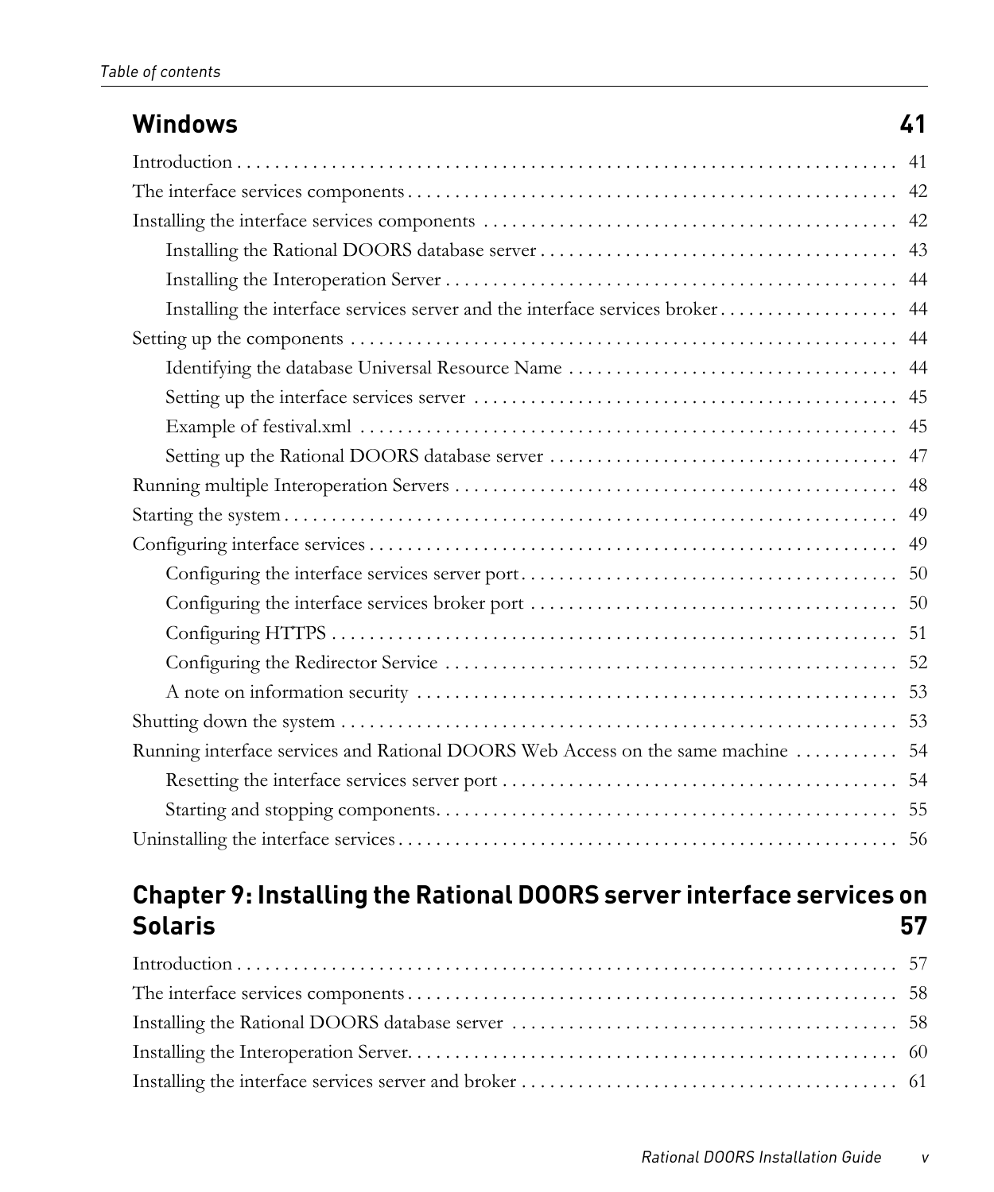## Windows 41

Introduction . . . . . . . . . . . . . . . . . . . . . . . . . . . . . . . . . . . . . . . . . . . . . . . . . . . . . . . . . . . . . . . . . . . . . . 41

The interface services components . . . . . . . . . . . . . . . . . . . . . . . . . . . . . . . . . . . . . . . . . . . . . . . . . . . . 42

Installing the interface services components . . . . . . . . . . . . . . . . . . . . . . . . . . . . . . . . . . . . . . . . . . . . 42

- Installing the Rational DOORS database server . . . . . . . . . . . . . . . . . . . . . . . . . . . . . . . . . . . . . . 43
- Installing the Interoperation Server . . . . . . . . . . . . . . . . . . . . . . . . . . . . . . . . . . . . . . . . . . . . . . . . 44
- Installing the interface services server and the interface services broker . . . . . . . . . . . . . . . . . . . 44

Setting up the components . . . . . . . . . . . . . . . . . . . . . . . . . . . . . . . . . . . . . . . . . . . . . . . . . . . . . . . . . . 44

- Identifying the database Universal Resource Name . . . . . . . . . . . . . . . . . . . . . . . . . . . . . . . . . . . 44
- Setting up the interface services server . . . . . . . . . . . . . . . . . . . . . . . . . . . . . . . . . . . . . . . . . . . . . 45
- Example of festival.xml . . . . . . . . . . . . . . . . . . . . . . . . . . . . . . . . . . . . . . . . . . . . . . . . . . . . . . . . . 45
- Setting up the Rational DOORS database server . . . . . . . . . . . . . . . . . . . . . . . . . . . . . . . . . . . . . 47

Running multiple Interoperation Servers . . . . . . . . . . . . . . . . . . . . . . . . . . . . . . . . . . . . . . . . . . . . . . . . 48

Starting the system . . . . . . . . . . . . . . . . . . . . . . . . . . . . . . . . . . . . . . . . . . . . . . . . . . . . . . . . . . . . . . . . . 49

Configuring interface services . . . . . . . . . . . . . . . . . . . . . . . . . . . . . . . . . . . . . . . . . . . . . . . . . . . . . . . . 49

- Configuring the interface services server port . . . . . . . . . . . . . . . . . . . . . . . . . . . . . . . . . . . . . . . . 50
- Configuring the interface services broker port . . . . . . . . . . . . . . . . . . . . . . . . . . . . . . . . . . . . . . . 50
- Configuring HTTPS . . . . . . . . . . . . . . . . . . . . . . . . . . . . . . . . . . . . . . . . . . . . . . . . . . . . . . . . . . . . 51
- Configuring the Redirector Service . . . . . . . . . . . . . . . . . . . . . . . . . . . . . . . . . . . . . . . . . . . . . . . . 52
- A note on information security . . . . . . . . . . . . . . . . . . . . . . . . . . . . . . . . . . . . . . . . . . . . . . . . . . . 53

Shutting down the system . . . . . . . . . . . . . . . . . . . . . . . . . . . . . . . . . . . . . . . . . . . . . . . . . . . . . . . . . . . 53

Running interface services and Rational DOORS Web Access on the same machine . . . . . . . . . . . 54

- Resetting the interface services server port . . . . . . . . . . . . . . . . . . . . . . . . . . . . . . . . . . . . . . . . . . 54
- Starting and stopping components. . . . . . . . . . . . . . . . . . . . . . . . . . . . . . . . . . . . . . . . . . . . . . . . . . 55

Uninstalling the interface services . . . . . . . . . . . . . . . . . . . . . . . . . . . . . . . . . . . . . . . . . . . . . . . . . . . . . 56

## Chapter 9: Installing the Rational DOORS server interface services on Solaris 57

Introduction . . . . . . . . . . . . . . . . . . . . . . . . . . . . . . . . . . . . . . . . . . . . . . . . . . . . . . . . . . . . . . . . . . . . . . 57

The interface services components . . . . . . . . . . . . . . . . . . . . . . . . . . . . . . . . . . . . . . . . . . . . . . . . . . . . 58

Installing the Rational DOORS database server . . . . . . . . . . . . . . . . . . . . . . . . . . . . . . . . . . . . . . . . . . 58

Installing the Interoperation Server. . . . . . . . . . . . . . . . . . . . . . . . . . . . . . . . . . . . . . . . . . . . . . . . . . . . . 60

Installing the interface services server and broker . . . . . . . . . . . . . . . . . . . . . . . . . . . . . . . . . . . . . . . . 61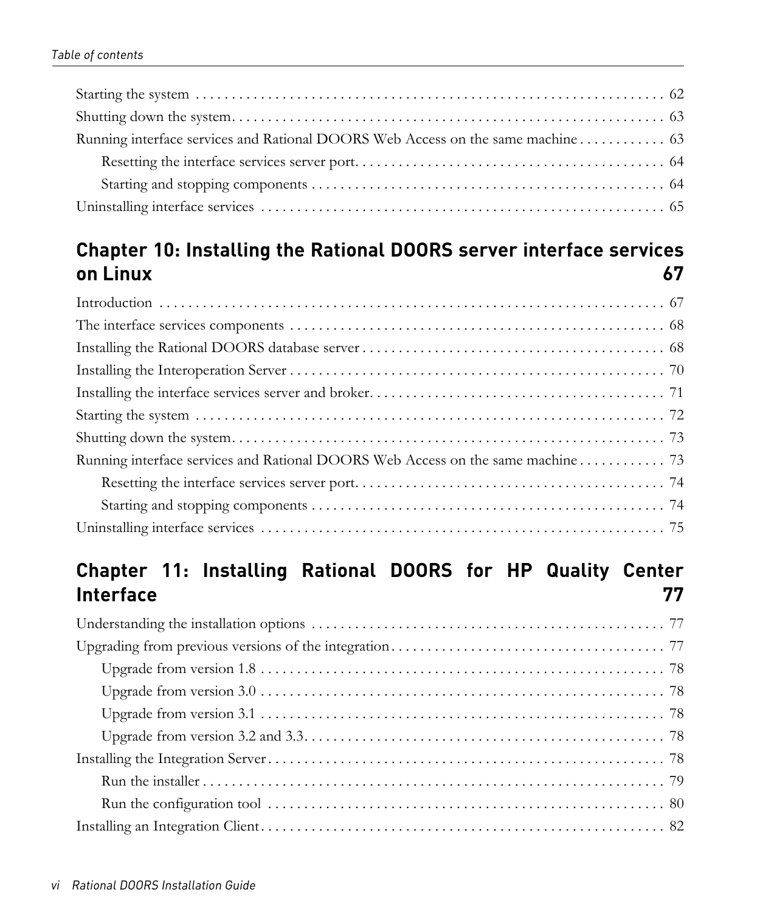Starting the system . . . . . . . . . . . . . . . . . . . . . . . . . . . . . . . . . . . . . . . . . . . . . . . . . . . . . . . . . . . . . . . . . 62

Shutting down the system. . . . . . . . . . . . . . . . . . . . . . . . . . . . . . . . . . . . . . . . . . . . . . . . . . . . . . . . . . . . . . . . 63

Running interface services and Rational DOORS Web Access on the same machine . . . . . . . . . . . . 63

- Resetting the interface services server port. . . . . . . . . . . . . . . . . . . . . . . . . . . . . . . . . . . . . . . . . . . 64
- Starting and stopping components . . . . . . . . . . . . . . . . . . . . . . . . . . . . . . . . . . . . . . . . . . . . . . . . . 64

Uninstalling interface services . . . . . . . . . . . . . . . . . . . . . . . . . . . . . . . . . . . . . . . . . . . . . . . . . . . . . . . . 65

## Chapter 10: Installing the Rational DOORS server interface services on Linux 67

Introduction . . . . . . . . . . . . . . . . . . . . . . . . . . . . . . . . . . . . . . . . . . . . . . . . . . . . . . . . . . . . . . . . . . . . . 67

The interface services components . . . . . . . . . . . . . . . . . . . . . . . . . . . . . . . . . . . . . . . . . . . . . . . . . . . . 68

Installing the Rational DOORS database server . . . . . . . . . . . . . . . . . . . . . . . . . . . . . . . . . . . . . . . . . . . 68

Installing the Interoperation Server . . . . . . . . . . . . . . . . . . . . . . . . . . . . . . . . . . . . . . . . . . . . . . . . . . . . 70

Installing the interface services server and broker. . . . . . . . . . . . . . . . . . . . . . . . . . . . . . . . . . . . . . . . . 71

Starting the system . . . . . . . . . . . . . . . . . . . . . . . . . . . . . . . . . . . . . . . . . . . . . . . . . . . . . . . . . . . . . . . . . 72

Shutting down the system. . . . . . . . . . . . . . . . . . . . . . . . . . . . . . . . . . . . . . . . . . . . . . . . . . . . . . . . . . . . 73

Running interface services and Rational DOORS Web Access on the same machine . . . . . . . . . . . . 73

- Resetting the interface services server port. . . . . . . . . . . . . . . . . . . . . . . . . . . . . . . . . . . . . . . . . . . 74
- Starting and stopping components . . . . . . . . . . . . . . . . . . . . . . . . . . . . . . . . . . . . . . . . . . . . . . . . . 74

Uninstalling interface services . . . . . . . . . . . . . . . . . . . . . . . . . . . . . . . . . . . . . . . . . . . . . . . . . . . . . . . . 75

## Chapter 11: Installing Rational DOORS for HP Quality Center Interface 77

Understanding the installation options . . . . . . . . . . . . . . . . . . . . . . . . . . . . . . . . . . . . . . . . . . . . . . . . . 77

Upgrading from previous versions of the integration . . . . . . . . . . . . . . . . . . . . . . . . . . . . . . . . . . . . . . 77

- Upgrade from version 1.8 . . . . . . . . . . . . . . . . . . . . . . . . . . . . . . . . . . . . . . . . . . . . . . . . . . . . . . . . 78
- Upgrade from version 3.0 . . . . . . . . . . . . . . . . . . . . . . . . . . . . . . . . . . . . . . . . . . . . . . . . . . . . . . . . 78
- Upgrade from version 3.1 . . . . . . . . . . . . . . . . . . . . . . . . . . . . . . . . . . . . . . . . . . . . . . . . . . . . . . . . 78
- Upgrade from version 3.2 and 3.3. . . . . . . . . . . . . . . . . . . . . . . . . . . . . . . . . . . . . . . . . . . . . . . . . . 78

Installing the Integration Server . . . . . . . . . . . . . . . . . . . . . . . . . . . . . . . . . . . . . . . . . . . . . . . . . . . . . . . 78

- Run the installer . . . . . . . . . . . . . . . . . . . . . . . . . . . . . . . . . . . . . . . . . . . . . . . . . . . . . . . . . . . . . . . . 79
- Run the configuration tool . . . . . . . . . . . . . . . . . . . . . . . . . . . . . . . . . . . . . . . . . . . . . . . . . . . . . . . . 80

Installing an Integration Client . . . . . . . . . . . . . . . . . . . . . . . . . . . . . . . . . . . . . . . . . . . . . . . . . . . . . . . . 82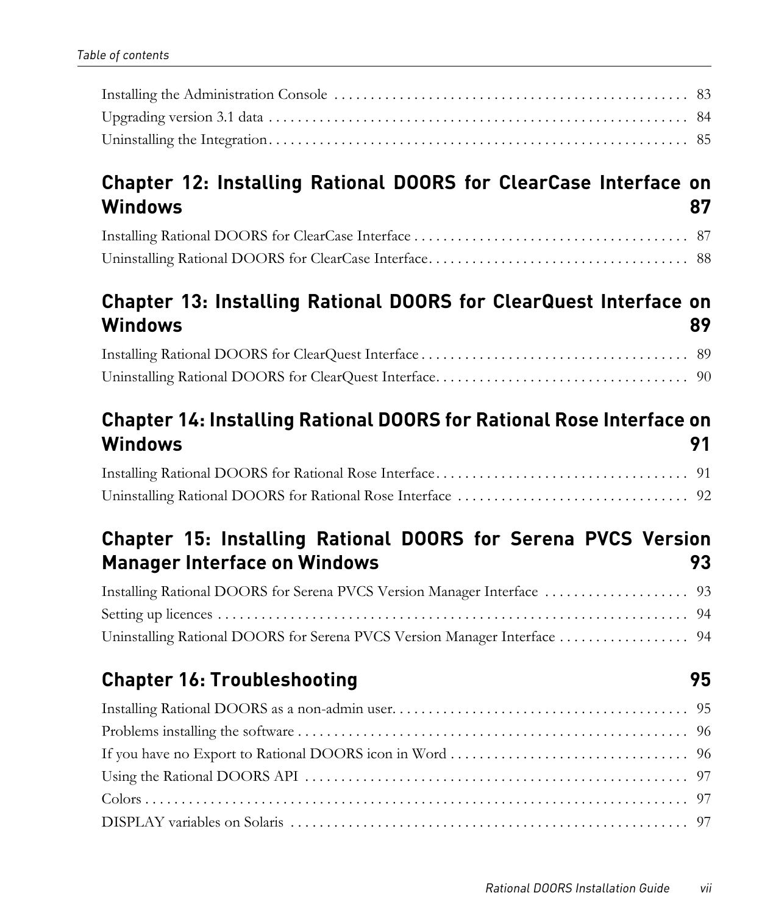Installing the Administration Console . . . . . . . . . . . . . . . . . . . . . . . . . . . . . . . . . . . . . . . . . . . . . . . . . 83

Upgrading version 3.1 data . . . . . . . . . . . . . . . . . . . . . . . . . . . . . . . . . . . . . . . . . . . . . . . . . . . . . . . . . . . 84

Uninstalling the Integration . . . . . . . . . . . . . . . . . . . . . . . . . . . . . . . . . . . . . . . . . . . . . . . . . . . . . . . . . . 85

## Chapter 12: Installing Rational DOORS for ClearCase Interface on Windows 87

Installing Rational DOORS for ClearCase Interface . . . . . . . . . . . . . . . . . . . . . . . . . . . . . . . . . . . . . . 87

Uninstalling Rational DOORS for ClearCase Interface . . . . . . . . . . . . . . . . . . . . . . . . . . . . . . . . . . . . 88

## Chapter 13: Installing Rational DOORS for ClearQuest Interface on Windows 89

Installing Rational DOORS for ClearQuest Interface . . . . . . . . . . . . . . . . . . . . . . . . . . . . . . . . . . . . . 89

Uninstalling Rational DOORS for ClearQuest Interface . . . . . . . . . . . . . . . . . . . . . . . . . . . . . . . . . . . 90

## Chapter 14: Installing Rational DOORS for Rational Rose Interface on Windows 91

Installing Rational DOORS for Rational Rose Interface . . . . . . . . . . . . . . . . . . . . . . . . . . . . . . . . . . . 91

Uninstalling Rational DOORS for Rational Rose Interface . . . . . . . . . . . . . . . . . . . . . . . . . . . . . . . . 92

## Chapter 15: Installing Rational DOORS for Serena PVCS Version Manager Interface on Windows 93

Installing Rational DOORS for Serena PVCS Version Manager Interface . . . . . . . . . . . . . . . . . . . . 93

Setting up licences . . . . . . . . . . . . . . . . . . . . . . . . . . . . . . . . . . . . . . . . . . . . . . . . . . . . . . . . . . . . . . . . . 94

Uninstalling Rational DOORS for Serena PVCS Version Manager Interface . . . . . . . . . . . . . . . . . . 94

## Chapter 16: Troubleshooting 95

Installing Rational DOORS as a non-admin user. . . . . . . . . . . . . . . . . . . . . . . . . . . . . . . . . . . . . . . . . 95

Problems installing the software . . . . . . . . . . . . . . . . . . . . . . . . . . . . . . . . . . . . . . . . . . . . . . . . . . . . . . 96

If you have no Export to Rational DOORS icon in Word . . . . . . . . . . . . . . . . . . . . . . . . . . . . . . . . . 96

Using the Rational DOORS API . . . . . . . . . . . . . . . . . . . . . . . . . . . . . . . . . . . . . . . . . . . . . . . . . . . . . . 97

Colors . . . . . . . . . . . . . . . . . . . . . . . . . . . . . . . . . . . . . . . . . . . . . . . . . . . . . . . . . . . . . . . . . . . . . . . . . . . 97

DISPLAY variables on Solaris . . . . . . . . . . . . . . . . . . . . . . . . . . . . . . . . . . . . . . . . . . . . . . . . . . . . . . . . 97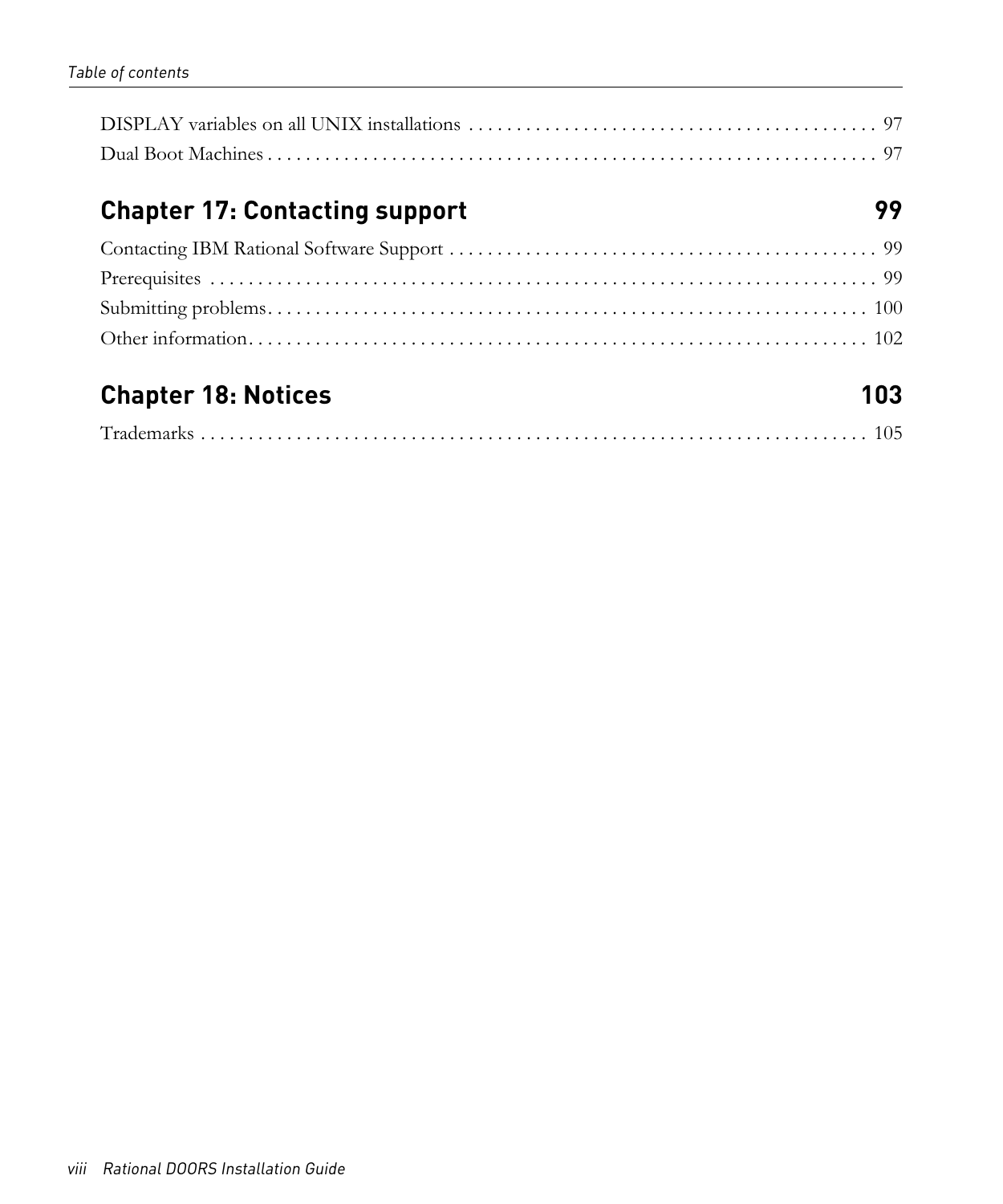DISPLAY variables on all UNIX installations . . . . . . . . . . . . . . . . . . . . . . . . . . . . . . . . . . . . . . . . . . . 97
Dual Boot Machines . . . . . . . . . . . . . . . . . . . . . . . . . . . . . . . . . . . . . . . . . . . . . . . . . . . . . . . . . . . . . . . . 97

## Chapter 17: Contacting support 99

Contacting IBM Rational Software Support . . . . . . . . . . . . . . . . . . . . . . . . . . . . . . . . . . . . . . . . . . . . . 99
Prerequisites . . . . . . . . . . . . . . . . . . . . . . . . . . . . . . . . . . . . . . . . . . . . . . . . . . . . . . . . . . . . . . . . . . . . . 99
Submitting problems. . . . . . . . . . . . . . . . . . . . . . . . . . . . . . . . . . . . . . . . . . . . . . . . . . . . . . . . . . . . . . . 100
Other information. . . . . . . . . . . . . . . . . . . . . . . . . . . . . . . . . . . . . . . . . . . . . . . . . . . . . . . . . . . . . . . . . 102

## Chapter 18: Notices 103

Trademarks . . . . . . . . . . . . . . . . . . . . . . . . . . . . . . . . . . . . . . . . . . . . . . . . . . . . . . . . . . . . . . . . . . . . . 105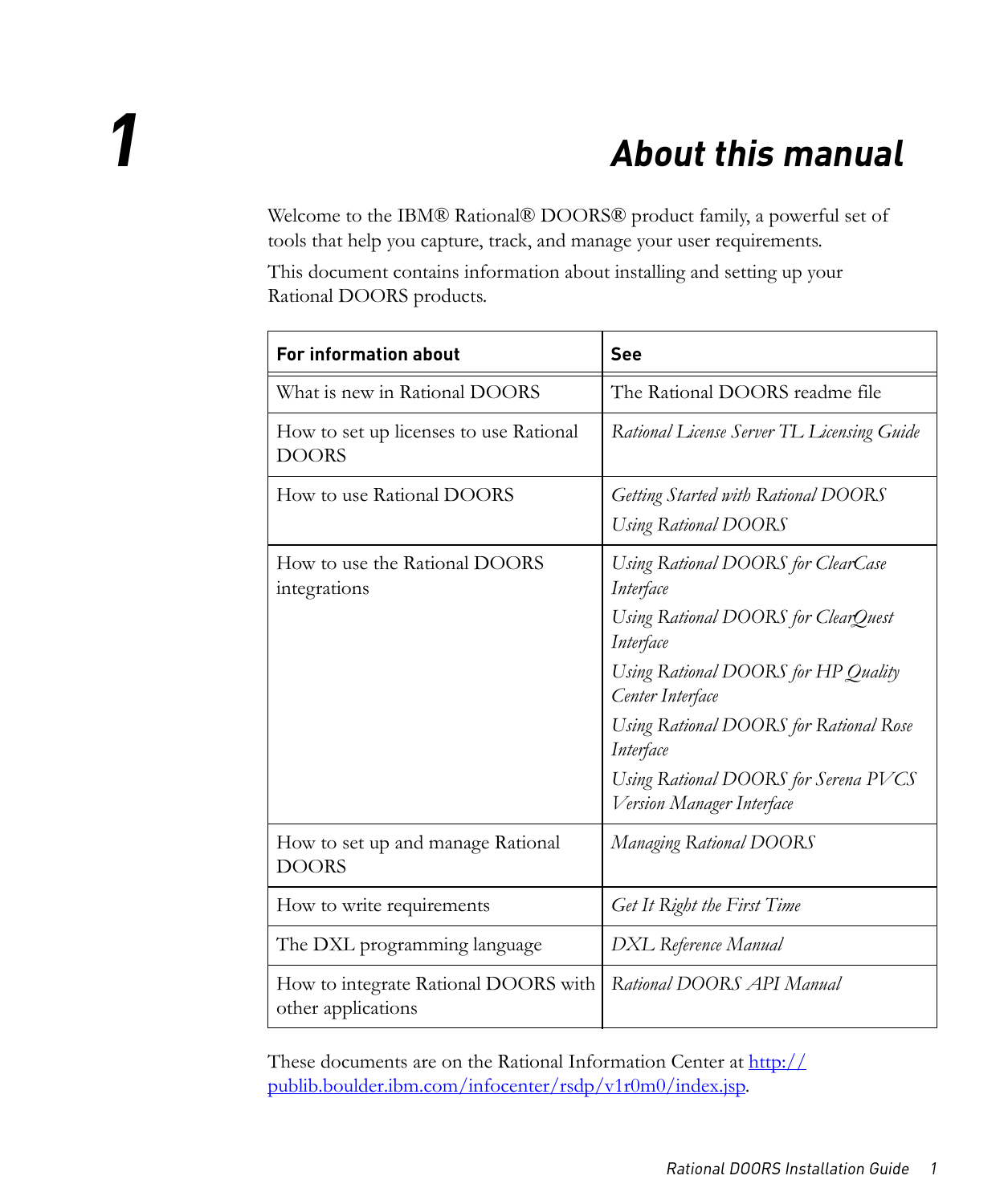# 1 About this manual

Welcome to the IBM® Rational® DOORS® product family, a powerful set of tools that help you capture, track, and manage your user requirements.

This document contains information about installing and setting up your Rational DOORS products.

| For information about | See |
| --- | --- |
| What is new in Rational DOORS | The Rational DOORS readme file |
| How to set up licenses to use Rational DOORS | *Rational License Server TL Licensing Guide* |
| How to use Rational DOORS | *Getting Started with Rational DOORS*<br>*Using Rational DOORS* |
| How to use the Rational DOORS integrations | *Using Rational DOORS for ClearCase Interface*<br>*Using Rational DOORS for ClearQuest Interface*<br>*Using Rational DOORS for HP Quality Center Interface*<br>*Using Rational DOORS for Rational Rose Interface*<br>*Using Rational DOORS for Serena PVCS Version Manager Interface* |
| How to set up and manage Rational DOORS | *Managing Rational DOORS* |
| How to write requirements | *Get It Right the First Time* |
| The DXL programming language | *DXL Reference Manual* |
| How to integrate Rational DOORS with other applications | *Rational DOORS API Manual* |

These documents are on the Rational Information Center at [http://publib.boulder.ibm.com/infocenter/rsdp/v1r0m0/index.jsp](http://publib.boulder.ibm.com/infocenter/rsdp/v1r0m0/index.jsp).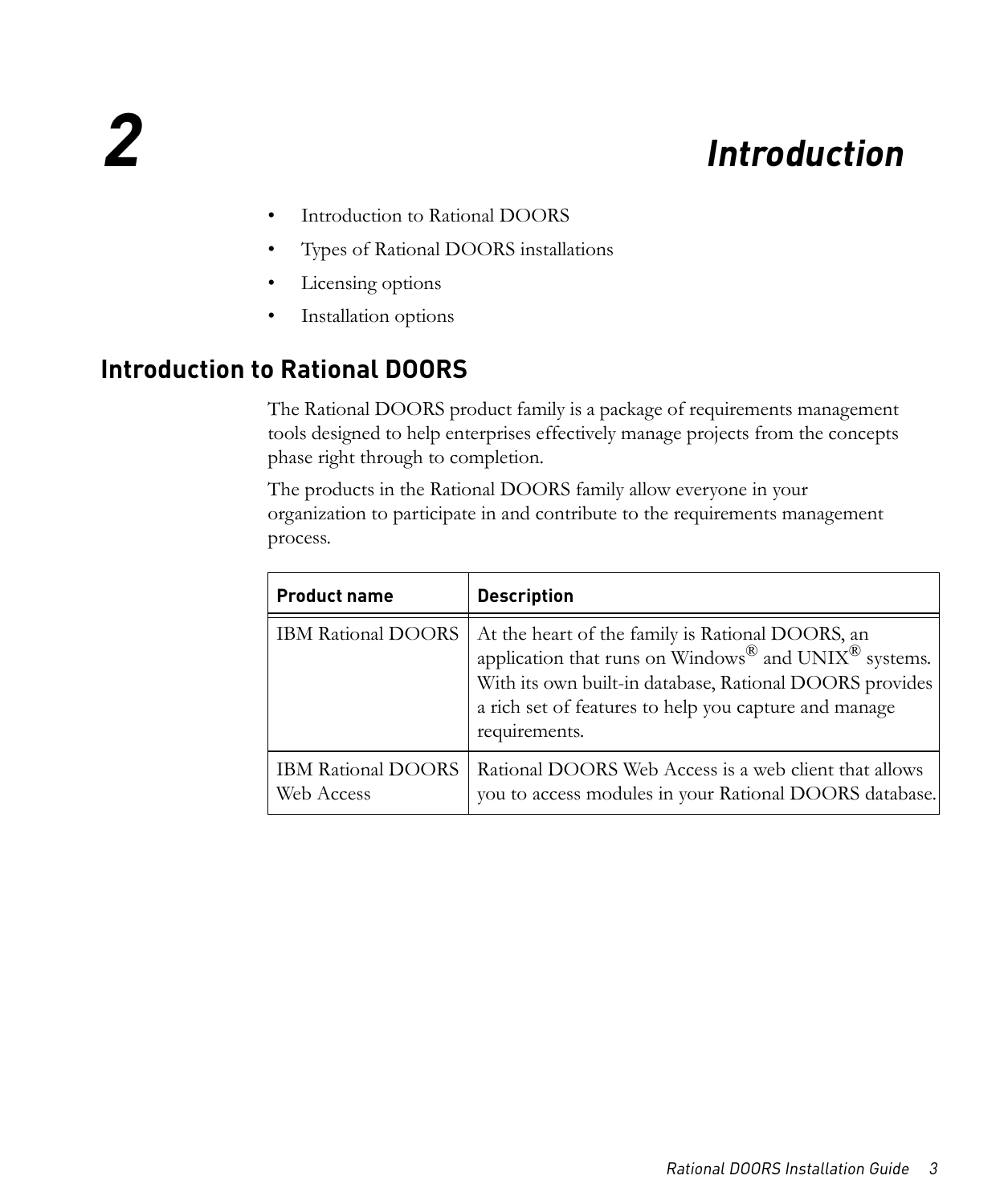# 2 Introduction

- Introduction to Rational DOORS
- Types of Rational DOORS installations
- Licensing options
- Installation options

## Introduction to Rational DOORS

The Rational DOORS product family is a package of requirements management tools designed to help enterprises effectively manage projects from the concepts phase right through to completion.

The products in the Rational DOORS family allow everyone in your organization to participate in and contribute to the requirements management process.

| Product name | Description |
|---|---|
| IBM Rational DOORS | At the heart of the family is Rational DOORS, an application that runs on Windows® and UNIX® systems. With its own built-in database, Rational DOORS provides a rich set of features to help you capture and manage requirements. |
| IBM Rational DOORS Web Access | Rational DOORS Web Access is a web client that allows you to access modules in your Rational DOORS database. |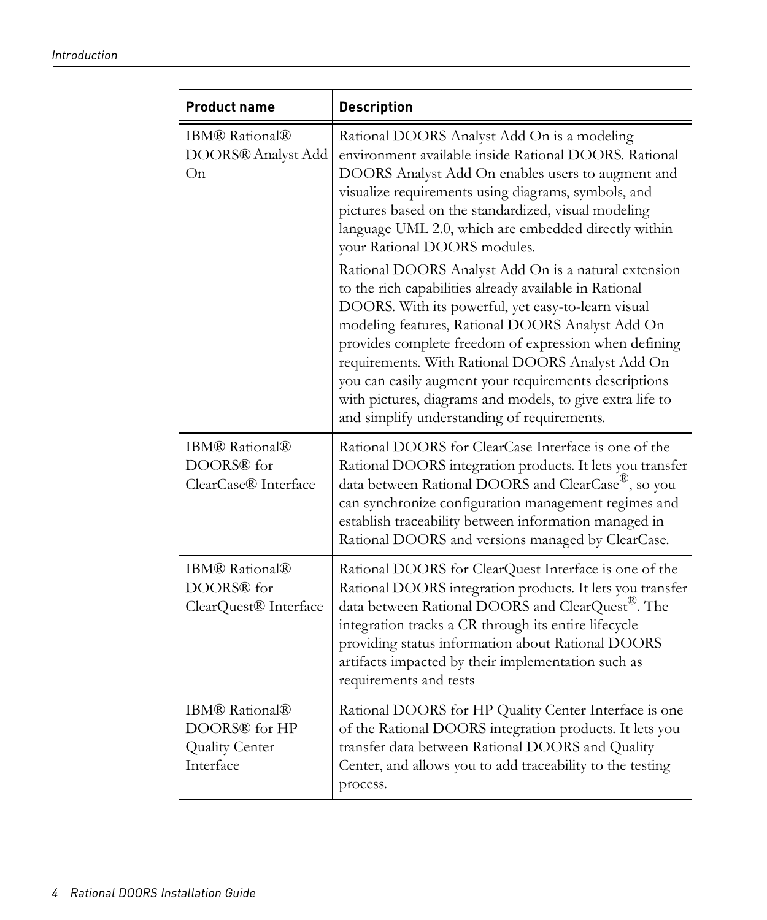| Product name | Description |
| --- | --- |
| IBM® Rational® DOORS® Analyst Add On | Rational DOORS Analyst Add On is a modeling environment available inside Rational DOORS. Rational DOORS Analyst Add On enables users to augment and visualize requirements using diagrams, symbols, and pictures based on the standardized, visual modeling language UML 2.0, which are embedded directly within your Rational DOORS modules.<br><br>Rational DOORS Analyst Add On is a natural extension to the rich capabilities already available in Rational DOORS. With its powerful, yet easy-to-learn visual modeling features, Rational DOORS Analyst Add On provides complete freedom of expression when defining requirements. With Rational DOORS Analyst Add On you can easily augment your requirements descriptions with pictures, diagrams and models, to give extra life to and simplify understanding of requirements. |
| IBM® Rational® DOORS® for ClearCase® Interface | Rational DOORS for ClearCase Interface is one of the Rational DOORS integration products. It lets you transfer data between Rational DOORS and ClearCase®, so you can synchronize configuration management regimes and establish traceability between information managed in Rational DOORS and versions managed by ClearCase. |
| IBM® Rational® DOORS® for ClearQuest® Interface | Rational DOORS for ClearQuest Interface is one of the Rational DOORS integration products. It lets you transfer data between Rational DOORS and ClearQuest®. The integration tracks a CR through its entire lifecycle providing status information about Rational DOORS artifacts impacted by their implementation such as requirements and tests |
| IBM® Rational® DOORS® for HP Quality Center Interface | Rational DOORS for HP Quality Center Interface is one of the Rational DOORS integration products. It lets you transfer data between Rational DOORS and Quality Center, and allows you to add traceability to the testing process. |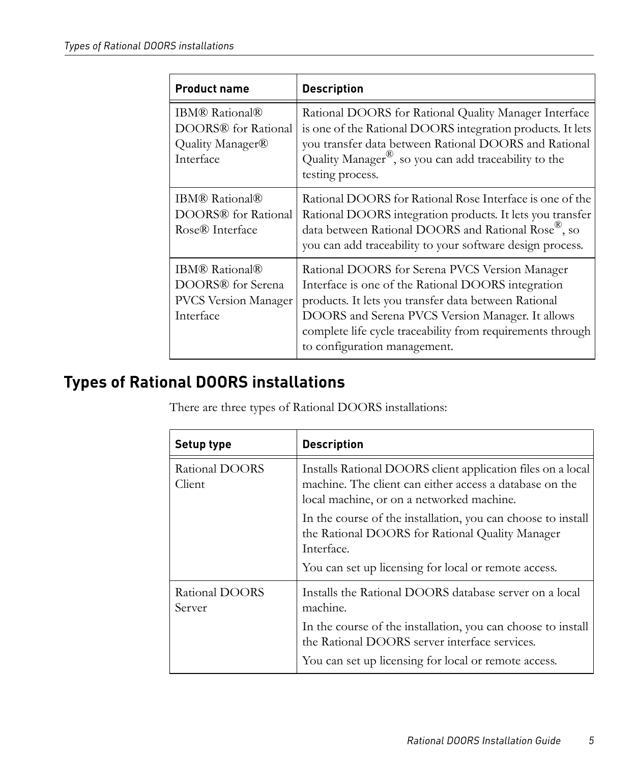| Product name | Description |
| --- | --- |
| IBM® Rational® DOORS® for Rational Quality Manager® Interface | Rational DOORS for Rational Quality Manager Interface is one of the Rational DOORS integration products. It lets you transfer data between Rational DOORS and Rational Quality Manager®, so you can add traceability to the testing process. |
| IBM® Rational® DOORS® for Rational Rose® Interface | Rational DOORS for Rational Rose Interface is one of the Rational DOORS integration products. It lets you transfer data between Rational DOORS and Rational Rose®, so you can add traceability to your software design process. |
| IBM® Rational® DOORS® for Serena PVCS Version Manager Interface | Rational DOORS for Serena PVCS Version Manager Interface is one of the Rational DOORS integration products. It lets you transfer data between Rational DOORS and Serena PVCS Version Manager. It allows complete life cycle traceability from requirements through to configuration management. |

## Types of Rational DOORS installations

There are three types of Rational DOORS installations:

| Setup type | Description |
| --- | --- |
| Rational DOORS Client | Installs Rational DOORS client application files on a local machine. The client can either access a database on the local machine, or on a networked machine.<br><br>In the course of the installation, you can choose to install the Rational DOORS for Rational Quality Manager Interface.<br><br>You can set up licensing for local or remote access. |
| Rational DOORS Server | Installs the Rational DOORS database server on a local machine.<br><br>In the course of the installation, you can choose to install the Rational DOORS server interface services.<br><br>You can set up licensing for local or remote access. |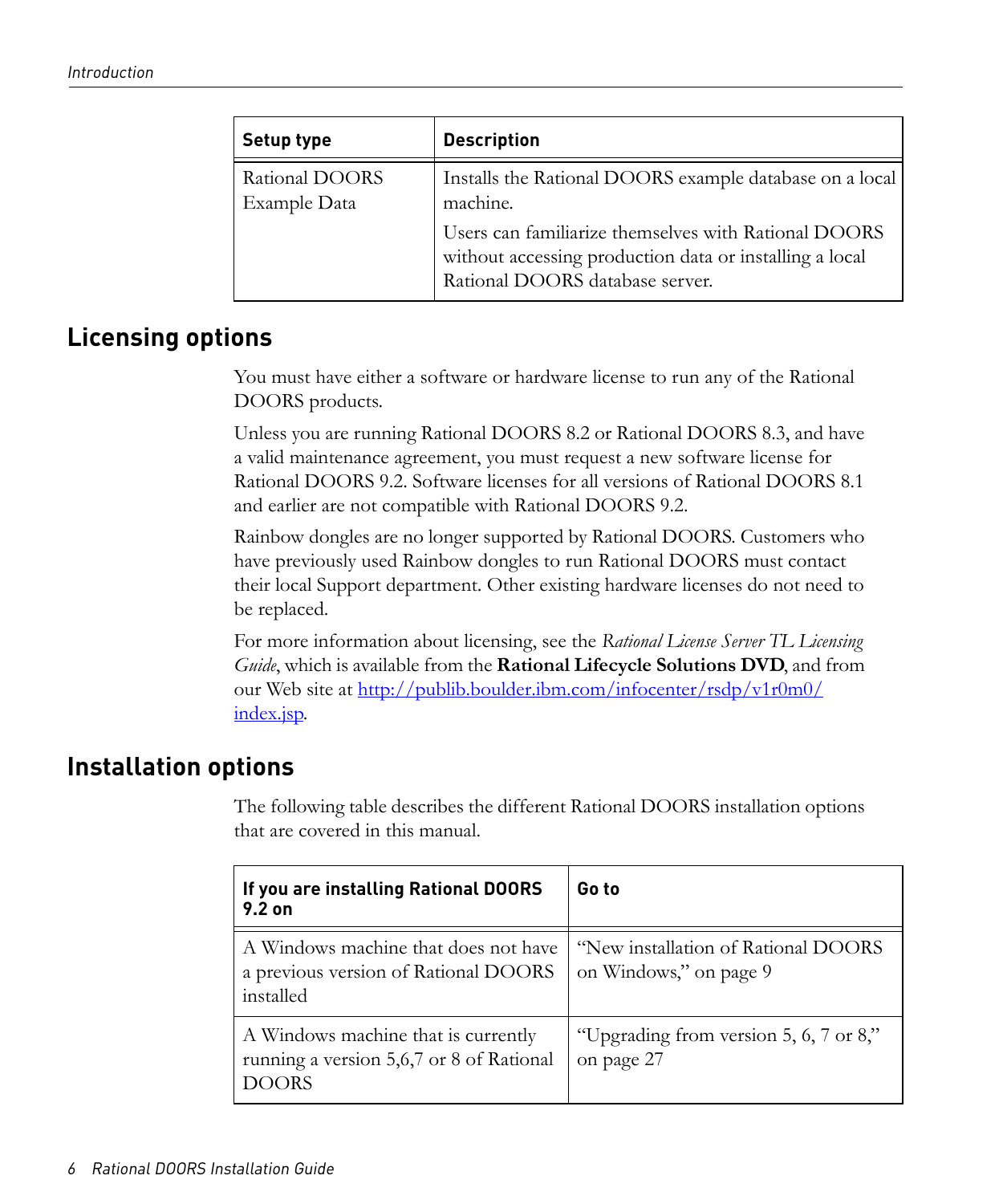| Setup type | Description |
| --- | --- |
| Rational DOORS Example Data | Installs the Rational DOORS example database on a local machine.<br><br>Users can familiarize themselves with Rational DOORS without accessing production data or installing a local Rational DOORS database server. |

## Licensing options

You must have either a software or hardware license to run any of the Rational DOORS products.

Unless you are running Rational DOORS 8.2 or Rational DOORS 8.3, and have a valid maintenance agreement, you must request a new software license for Rational DOORS 9.2. Software licenses for all versions of Rational DOORS 8.1 and earlier are not compatible with Rational DOORS 9.2.

Rainbow dongles are no longer supported by Rational DOORS. Customers who have previously used Rainbow dongles to run Rational DOORS must contact their local Support department. Other existing hardware licenses do not need to be replaced.

For more information about licensing, see the *Rational License Server TL Licensing Guide*, which is available from the **Rational Lifecycle Solutions DVD**, and from our Web site at http://publib.boulder.ibm.com/infocenter/rsdp/v1r0m0/index.jsp.

## Installation options

The following table describes the different Rational DOORS installation options that are covered in this manual.

| If you are installing Rational DOORS 9.2 on | Go to |
| --- | --- |
| A Windows machine that does not have a previous version of Rational DOORS installed | "New installation of Rational DOORS on Windows," on page 9 |
| A Windows machine that is currently running a version 5,6,7 or 8 of Rational DOORS | "Upgrading from version 5, 6, 7 or 8," on page 27 |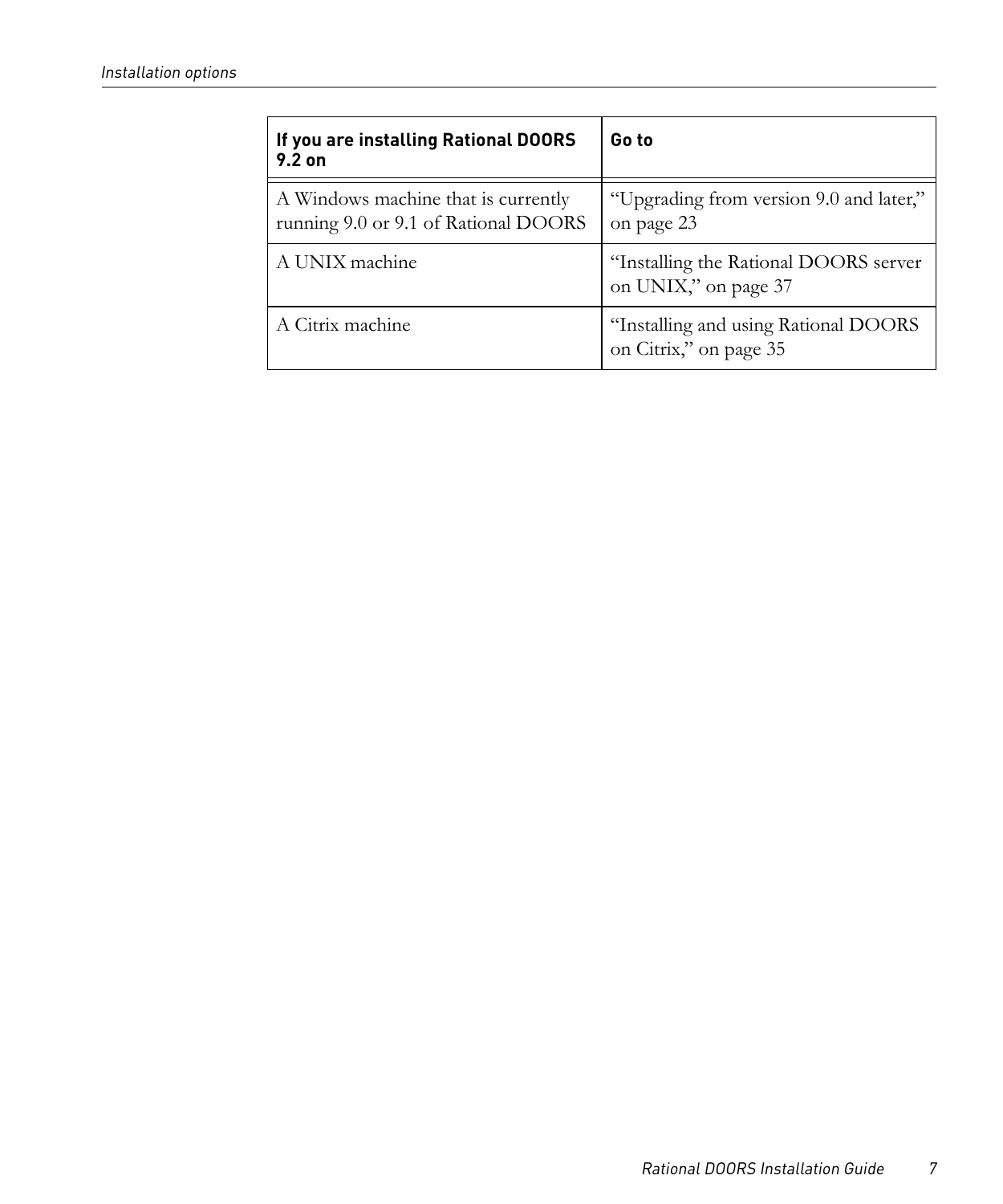| If you are installing Rational DOORS 9.2 on | Go to |
| --- | --- |
| A Windows machine that is currently running 9.0 or 9.1 of Rational DOORS | “Upgrading from version 9.0 and later,” on page 23 |
| A UNIX machine | “Installing the Rational DOORS server on UNIX,” on page 37 |
| A Citrix machine | “Installing and using Rational DOORS on Citrix,” on page 35 |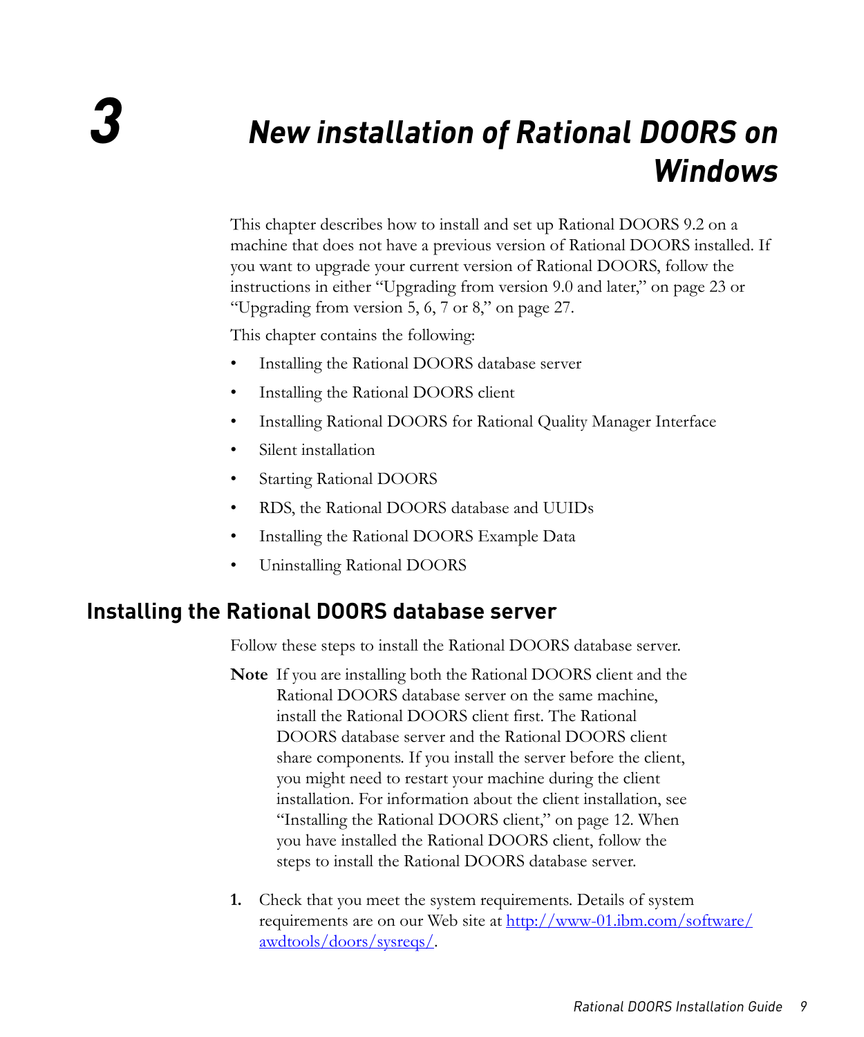# 3 New installation of Rational DOORS on Windows

This chapter describes how to install and set up Rational DOORS 9.2 on a machine that does not have a previous version of Rational DOORS installed. If you want to upgrade your current version of Rational DOORS, follow the instructions in either "Upgrading from version 9.0 and later," on page 23 or "Upgrading from version 5, 6, 7 or 8," on page 27.

This chapter contains the following:

- Installing the Rational DOORS database server
- Installing the Rational DOORS client
- Installing Rational DOORS for Rational Quality Manager Interface
- Silent installation
- Starting Rational DOORS
- RDS, the Rational DOORS database and UUIDs
- Installing the Rational DOORS Example Data
- Uninstalling Rational DOORS

## Installing the Rational DOORS database server

Follow these steps to install the Rational DOORS database server.

**Note** If you are installing both the Rational DOORS client and the Rational DOORS database server on the same machine, install the Rational DOORS client first. The Rational DOORS database server and the Rational DOORS client share components. If you install the server before the client, you might need to restart your machine during the client installation. For information about the client installation, see "Installing the Rational DOORS client," on page 12. When you have installed the Rational DOORS client, follow the steps to install the Rational DOORS database server.

1. Check that you meet the system requirements. Details of system requirements are on our Web site at [http://www-01.ibm.com/software/awdtools/doors/sysreqs/](http://www-01.ibm.com/software/awdtools/doors/sysreqs/).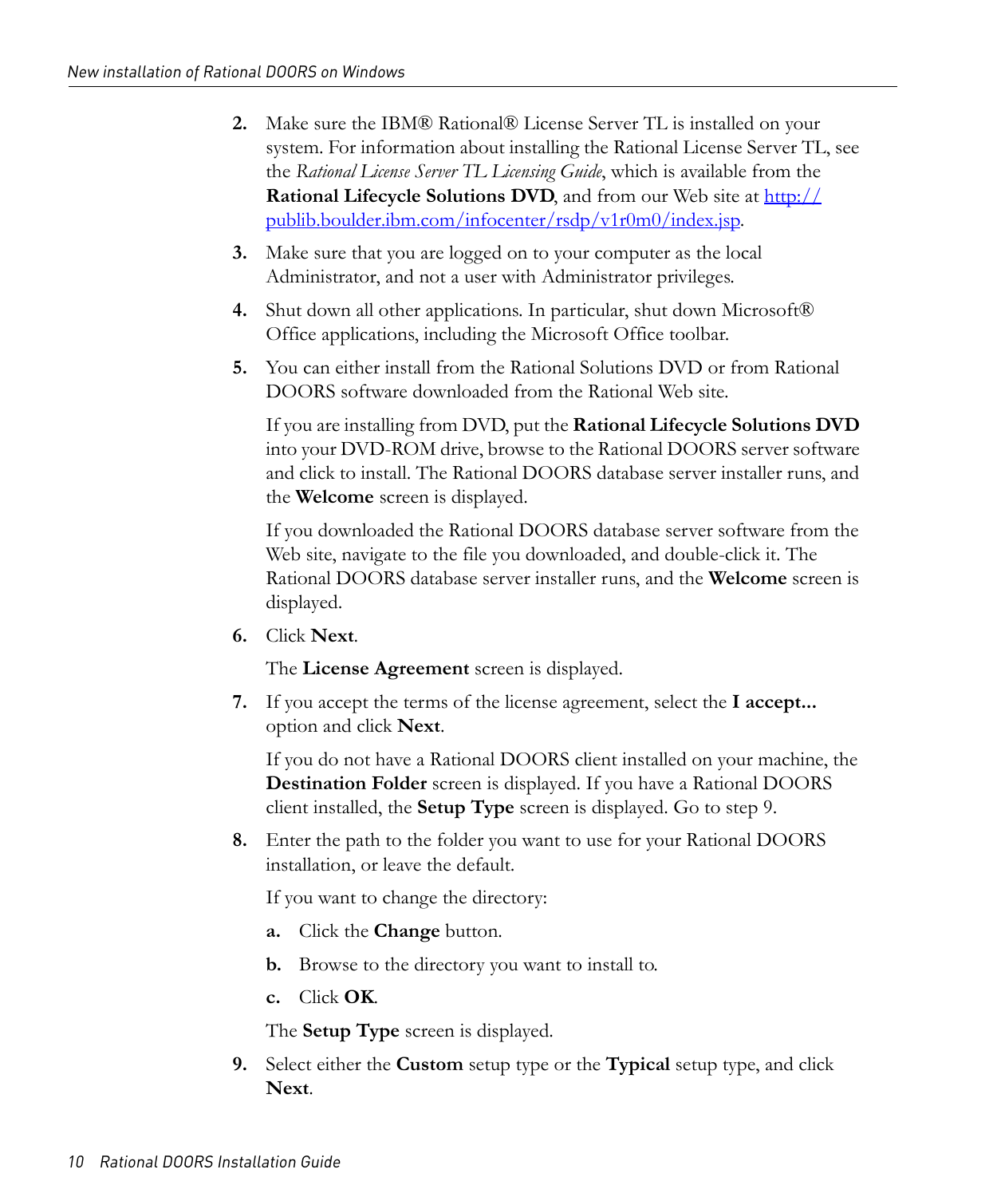2. Make sure the IBM® Rational® License Server TL is installed on your system. For information about installing the Rational License Server TL, see the *Rational License Server TL Licensing Guide*, which is available from the **Rational Lifecycle Solutions DVD**, and from our Web site at [http://publib.boulder.ibm.com/infocenter/rsdp/v1r0m0/index.jsp](http://publib.boulder.ibm.com/infocenter/rsdp/v1r0m0/index.jsp).

3. Make sure that you are logged on to your computer as the local Administrator, and not a user with Administrator privileges.

4. Shut down all other applications. In particular, shut down Microsoft® Office applications, including the Microsoft Office toolbar.

5. You can either install from the Rational Solutions DVD or from Rational DOORS software downloaded from the Rational Web site.

   If you are installing from DVD, put the **Rational Lifecycle Solutions DVD** into your DVD-ROM drive, browse to the Rational DOORS server software and click to install. The Rational DOORS database server installer runs, and the **Welcome** screen is displayed.

   If you downloaded the Rational DOORS database server software from the Web site, navigate to the file you downloaded, and double-click it. The Rational DOORS database server installer runs, and the **Welcome** screen is displayed.

6. Click **Next**.

   The **License Agreement** screen is displayed.

7. If you accept the terms of the license agreement, select the **I accept...** option and click **Next**.

   If you do not have a Rational DOORS client installed on your machine, the **Destination Folder** screen is displayed. If you have a Rational DOORS client installed, the **Setup Type** screen is displayed. Go to step 9.

8. Enter the path to the folder you want to use for your Rational DOORS installation, or leave the default.

   If you want to change the directory:

   a. Click the **Change** button.

   b. Browse to the directory you want to install to.

   c. Click **OK**.

   The **Setup Type** screen is displayed.

9. Select either the **Custom** setup type or the **Typical** setup type, and click **Next**.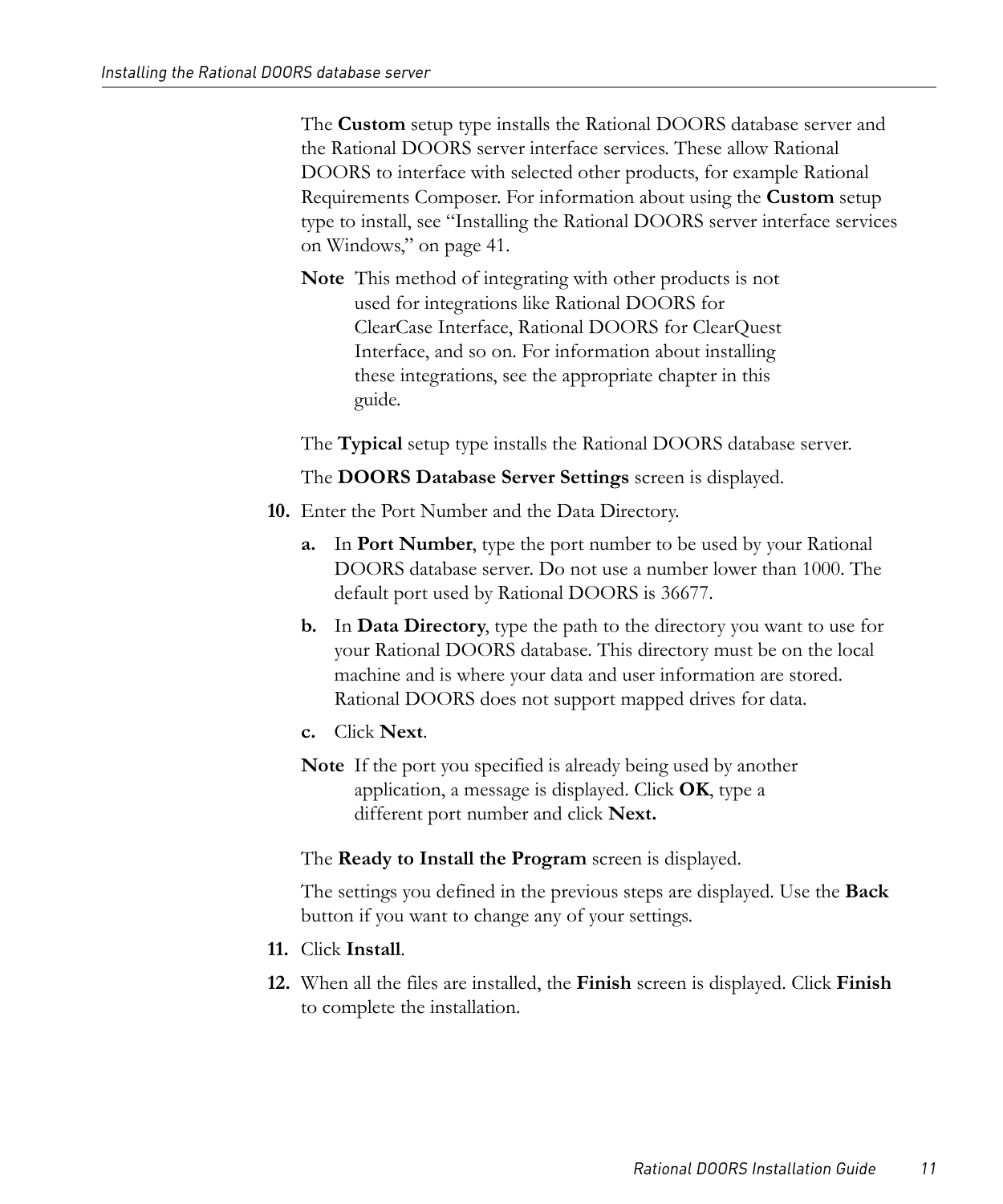The **Custom** setup type installs the Rational DOORS database server and the Rational DOORS server interface services. These allow Rational DOORS to interface with selected other products, for example Rational Requirements Composer. For information about using the **Custom** setup type to install, see "Installing the Rational DOORS server interface services on Windows," on page 41.

**Note** This method of integrating with other products is not used for integrations like Rational DOORS for ClearCase Interface, Rational DOORS for ClearQuest Interface, and so on. For information about installing these integrations, see the appropriate chapter in this guide.

The **Typical** setup type installs the Rational DOORS database server.

The **DOORS Database Server Settings** screen is displayed.

10. Enter the Port Number and the Data Directory.

    a. In **Port Number**, type the port number to be used by your Rational DOORS database server. Do not use a number lower than 1000. The default port used by Rational DOORS is 36677.

    b. In **Data Directory**, type the path to the directory you want to use for your Rational DOORS database. This directory must be on the local machine and is where your data and user information are stored. Rational DOORS does not support mapped drives for data.

    c. Click **Next**.

    **Note** If the port you specified is already being used by another application, a message is displayed. Click **OK**, type a different port number and click **Next.**

    The **Ready to Install the Program** screen is displayed.

    The settings you defined in the previous steps are displayed. Use the **Back** button if you want to change any of your settings.

11. Click **Install**.

12. When all the files are installed, the **Finish** screen is displayed. Click **Finish** to complete the installation.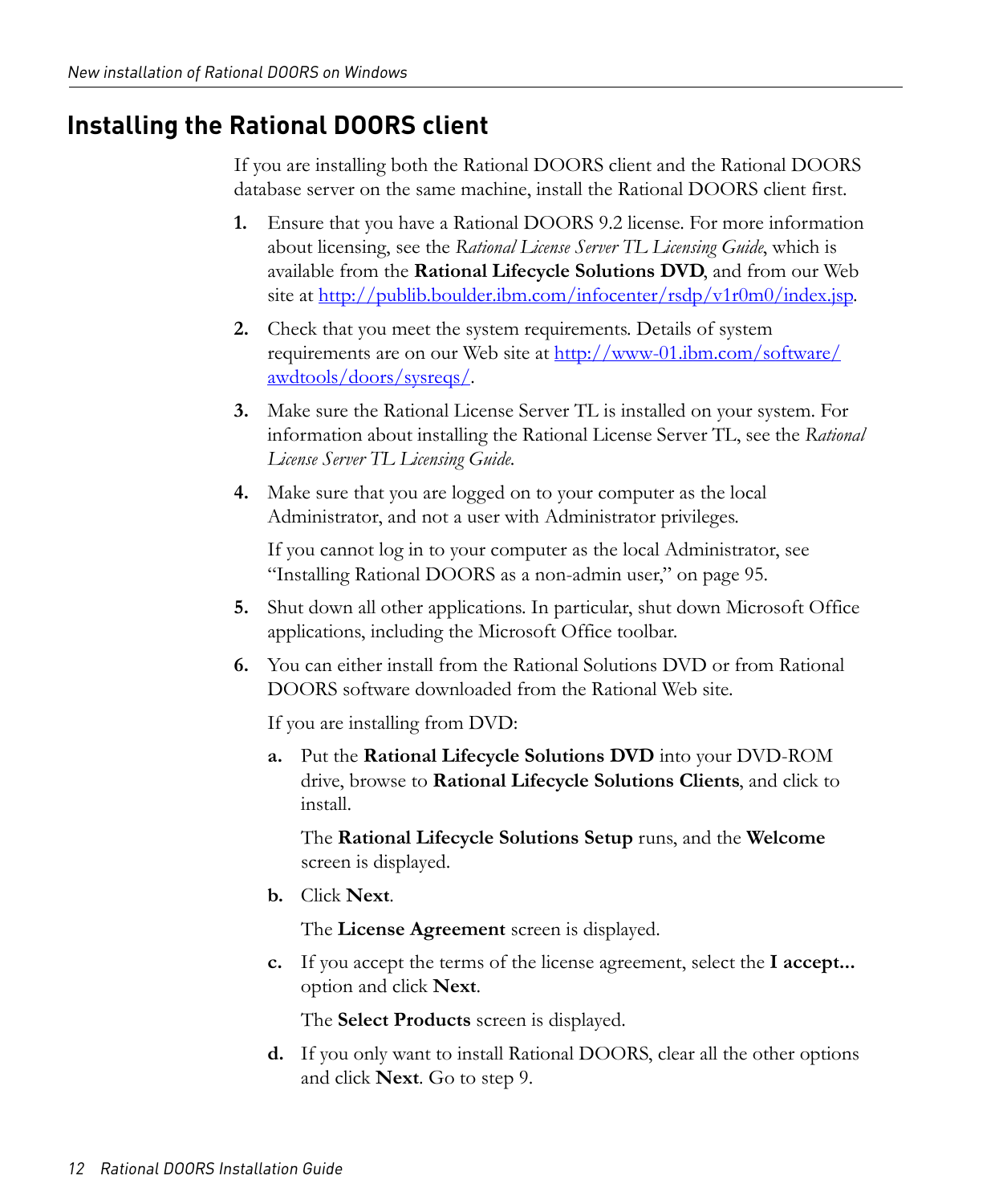## Installing the Rational DOORS client

If you are installing both the Rational DOORS client and the Rational DOORS database server on the same machine, install the Rational DOORS client first.

1. Ensure that you have a Rational DOORS 9.2 license. For more information about licensing, see the *Rational License Server TL Licensing Guide*, which is available from the **Rational Lifecycle Solutions DVD**, and from our Web site at http://publib.boulder.ibm.com/infocenter/rsdp/v1r0m0/index.jsp.

2. Check that you meet the system requirements. Details of system requirements are on our Web site at http://www-01.ibm.com/software/awdtools/doors/sysreqs/.

3. Make sure the Rational License Server TL is installed on your system. For information about installing the Rational License Server TL, see the *Rational License Server TL Licensing Guide*.

4. Make sure that you are logged on to your computer as the local Administrator, and not a user with Administrator privileges.

   If you cannot log in to your computer as the local Administrator, see "Installing Rational DOORS as a non-admin user," on page 95.

5. Shut down all other applications. In particular, shut down Microsoft Office applications, including the Microsoft Office toolbar.

6. You can either install from the Rational Solutions DVD or from Rational DOORS software downloaded from the Rational Web site.

   If you are installing from DVD:

   a. Put the **Rational Lifecycle Solutions DVD** into your DVD-ROM drive, browse to **Rational Lifecycle Solutions Clients**, and click to install.

      The **Rational Lifecycle Solutions Setup** runs, and the **Welcome** screen is displayed.

   b. Click **Next**.

      The **License Agreement** screen is displayed.

   c. If you accept the terms of the license agreement, select the **I accept...** option and click **Next**.

      The **Select Products** screen is displayed.

   d. If you only want to install Rational DOORS, clear all the other options and click **Next**. Go to step 9.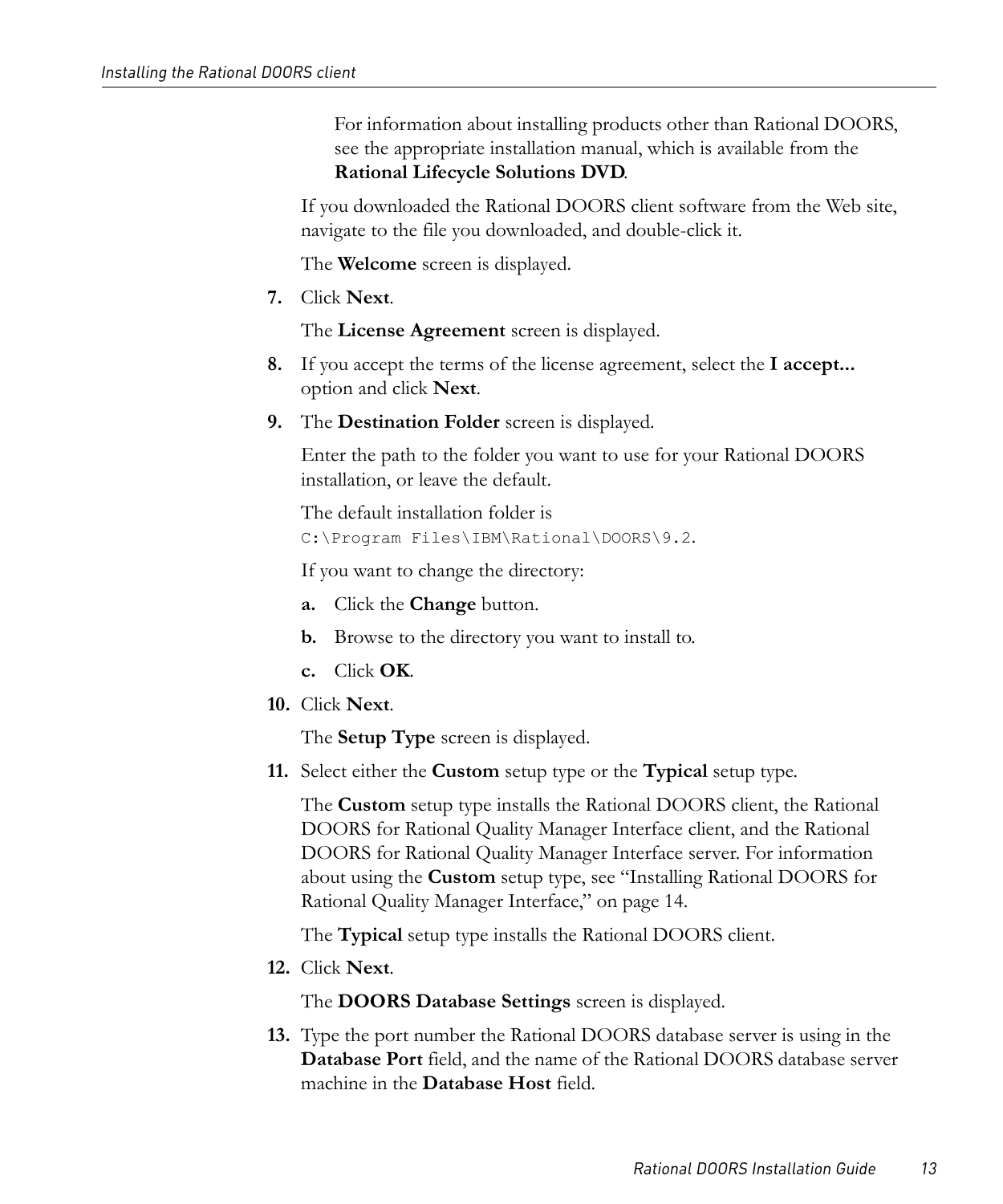For information about installing products other than Rational DOORS, see the appropriate installation manual, which is available from the **Rational Lifecycle Solutions DVD**.

If you downloaded the Rational DOORS client software from the Web site, navigate to the file you downloaded, and double-click it.

The **Welcome** screen is displayed.

7. Click **Next**.

   The **License Agreement** screen is displayed.

8. If you accept the terms of the license agreement, select the **I accept...** option and click **Next**.

9. The **Destination Folder** screen is displayed.

   Enter the path to the folder you want to use for your Rational DOORS installation, or leave the default.

   The default installation folder is `C:\Program Files\IBM\Rational\DOORS\9.2`.

   If you want to change the directory:

   a. Click the **Change** button.

   b. Browse to the directory you want to install to.

   c. Click **OK**.

10. Click **Next**.

    The **Setup Type** screen is displayed.

11. Select either the **Custom** setup type or the **Typical** setup type.

    The **Custom** setup type installs the Rational DOORS client, the Rational DOORS for Rational Quality Manager Interface client, and the Rational DOORS for Rational Quality Manager Interface server. For information about using the **Custom** setup type, see "Installing Rational DOORS for Rational Quality Manager Interface," on page 14.

    The **Typical** setup type installs the Rational DOORS client.

12. Click **Next**.

    The **DOORS Database Settings** screen is displayed.

13. Type the port number the Rational DOORS database server is using in the **Database Port** field, and the name of the Rational DOORS database server machine in the **Database Host** field.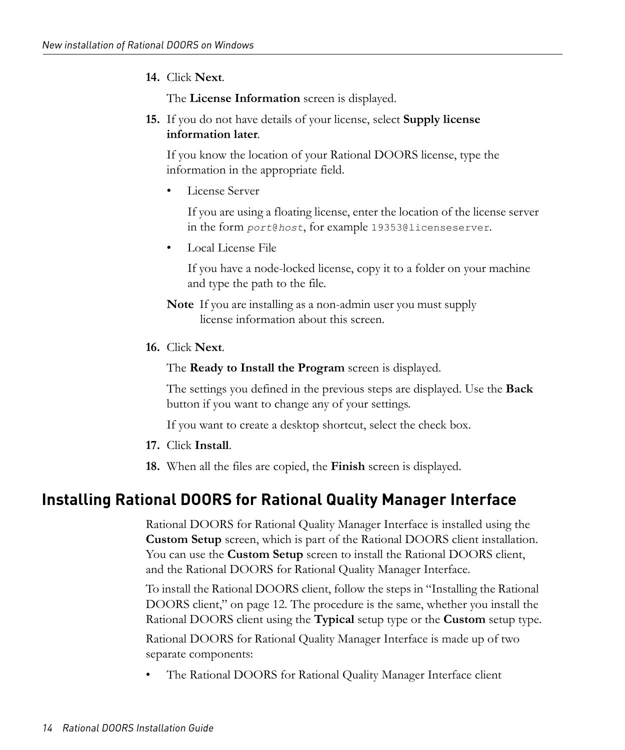14. Click **Next**.

    The **License Information** screen is displayed.

15. If you do not have details of your license, select **Supply license information later**.

    If you know the location of your Rational DOORS license, type the information in the appropriate field.

    - License Server

      If you are using a floating license, enter the location of the license server in the form *`port@host`*, for example `19353@licenseserver`.

    - Local License File

      If you have a node-locked license, copy it to a folder on your machine and type the path to the file.

    **Note** If you are installing as a non-admin user you must supply license information about this screen.

16. Click **Next**.

    The **Ready to Install the Program** screen is displayed.

    The settings you defined in the previous steps are displayed. Use the **Back** button if you want to change any of your settings.

    If you want to create a desktop shortcut, select the check box.

17. Click **Install**.

18. When all the files are copied, the **Finish** screen is displayed.

## Installing Rational DOORS for Rational Quality Manager Interface

Rational DOORS for Rational Quality Manager Interface is installed using the **Custom Setup** screen, which is part of the Rational DOORS client installation. You can use the **Custom Setup** screen to install the Rational DOORS client, and the Rational DOORS for Rational Quality Manager Interface.

To install the Rational DOORS client, follow the steps in "Installing the Rational DOORS client," on page 12. The procedure is the same, whether you install the Rational DOORS client using the **Typical** setup type or the **Custom** setup type.

Rational DOORS for Rational Quality Manager Interface is made up of two separate components:

- The Rational DOORS for Rational Quality Manager Interface client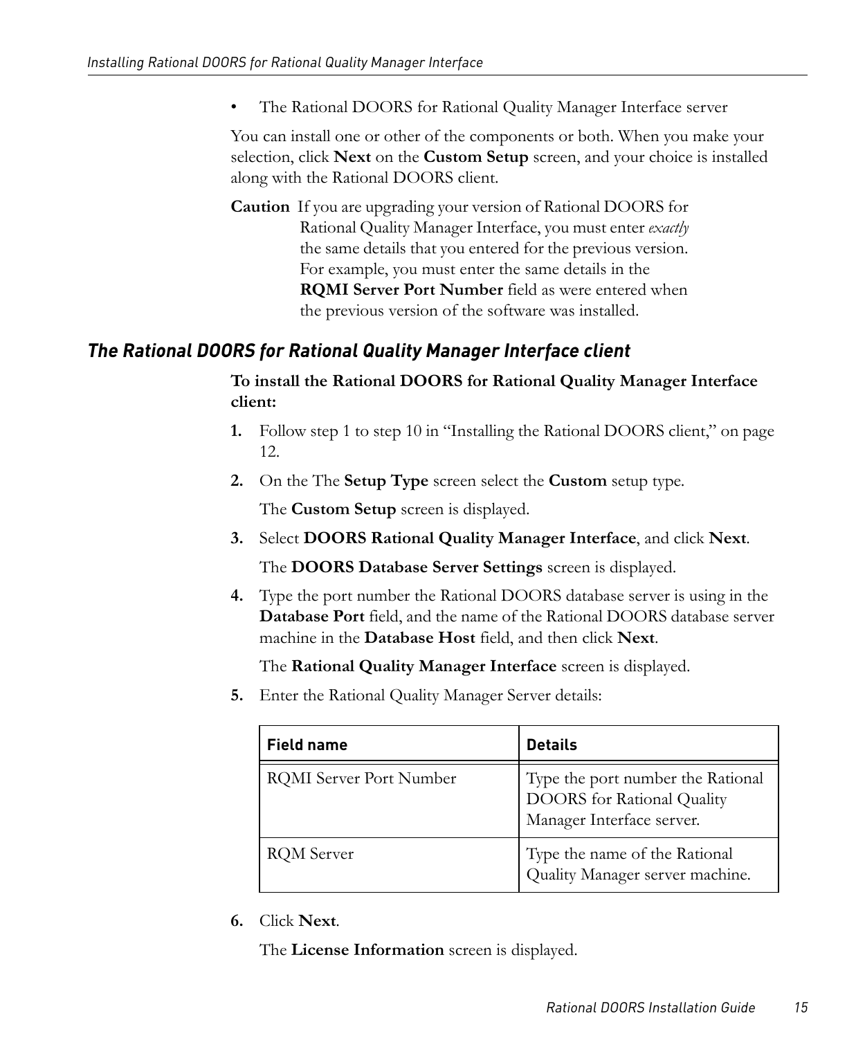- The Rational DOORS for Rational Quality Manager Interface server

You can install one or other of the components or both. When you make your selection, click **Next** on the **Custom Setup** screen, and your choice is installed along with the Rational DOORS client.

**Caution** If you are upgrading your version of Rational DOORS for Rational Quality Manager Interface, you must enter *exactly* the same details that you entered for the previous version. For example, you must enter the same details in the **RQMI Server Port Number** field as were entered when the previous version of the software was installed.

### *The Rational DOORS for Rational Quality Manager Interface client*

**To install the Rational DOORS for Rational Quality Manager Interface client:**

1. Follow step 1 to step 10 in “Installing the Rational DOORS client,” on page 12.
2. On the The **Setup Type** screen select the **Custom** setup type.

   The **Custom Setup** screen is displayed.
3. Select **DOORS Rational Quality Manager Interface**, and click **Next**.

   The **DOORS Database Server Settings** screen is displayed.
4. Type the port number the Rational DOORS database server is using in the **Database Port** field, and the name of the Rational DOORS database server machine in the **Database Host** field, and then click **Next**.

   The **Rational Quality Manager Interface** screen is displayed.
5. Enter the Rational Quality Manager Server details:

| Field name | Details |
|---|---|
| RQMI Server Port Number | Type the port number the Rational DOORS for Rational Quality Manager Interface server. |
| RQM Server | Type the name of the Rational Quality Manager server machine. |

6. Click **Next**.

   The **License Information** screen is displayed.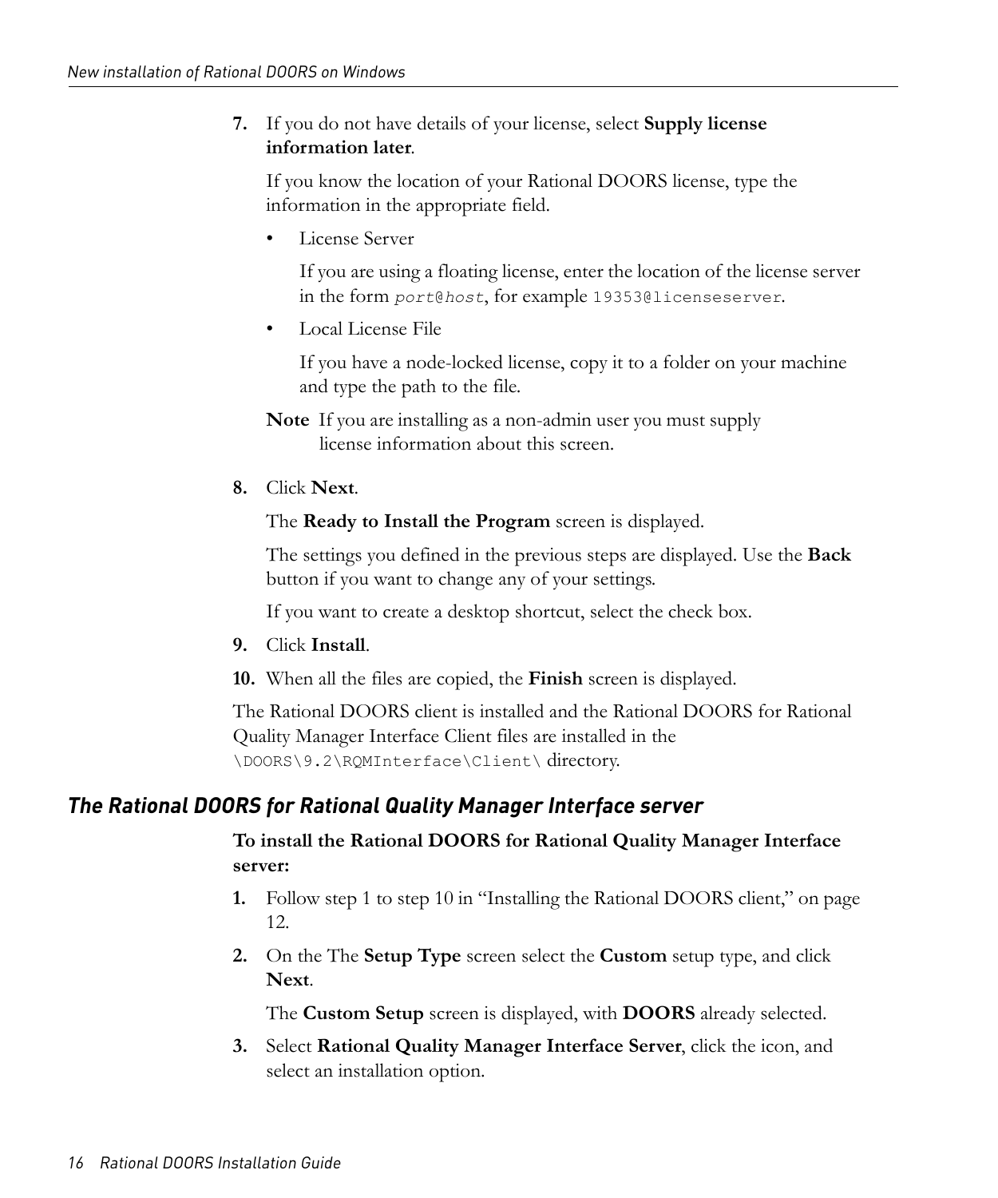7. If you do not have details of your license, select **Supply license information later**.

   If you know the location of your Rational DOORS license, type the information in the appropriate field.

   - License Server

     If you are using a floating license, enter the location of the license server in the form *`port@host`*, for example `19353@licenseserver`.

   - Local License File

     If you have a node-locked license, copy it to a folder on your machine and type the path to the file.

   **Note** If you are installing as a non-admin user you must supply license information about this screen.

8. Click **Next**.

   The **Ready to Install the Program** screen is displayed.

   The settings you defined in the previous steps are displayed. Use the **Back** button if you want to change any of your settings.

   If you want to create a desktop shortcut, select the check box.

9. Click **Install**.

10. When all the files are copied, the **Finish** screen is displayed.

The Rational DOORS client is installed and the Rational DOORS for Rational Quality Manager Interface Client files are installed in the `\DOORS\9.2\RQMInterface\Client\` directory.

## *The Rational DOORS for Rational Quality Manager Interface server*

**To install the Rational DOORS for Rational Quality Manager Interface server:**

1. Follow step 1 to step 10 in "Installing the Rational DOORS client," on page 12.

2. On the The **Setup Type** screen select the **Custom** setup type, and click **Next**.

   The **Custom Setup** screen is displayed, with **DOORS** already selected.

3. Select **Rational Quality Manager Interface Server**, click the icon, and select an installation option.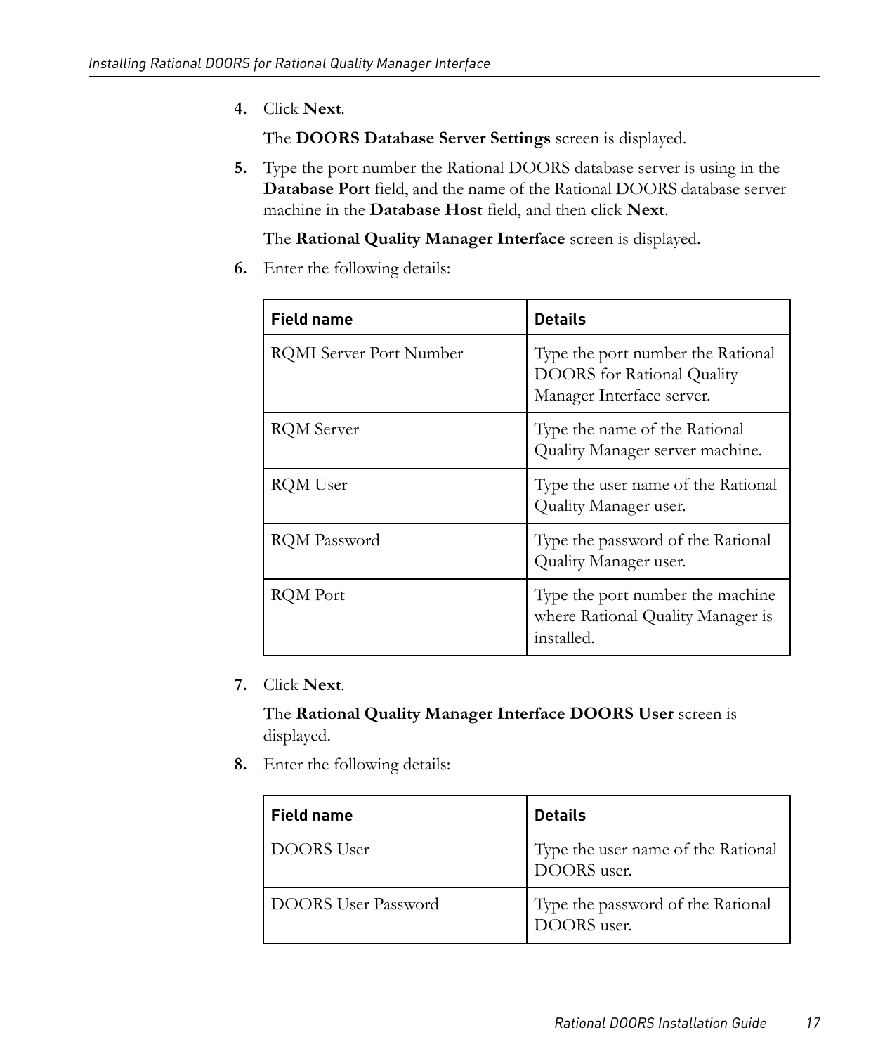4. Click **Next**.

   The **DOORS Database Server Settings** screen is displayed.

5. Type the port number the Rational DOORS database server is using in the **Database Port** field, and the name of the Rational DOORS database server machine in the **Database Host** field, and then click **Next**.

   The **Rational Quality Manager Interface** screen is displayed.

6. Enter the following details:

| Field name | Details |
|---|---|
| RQMI Server Port Number | Type the port number the Rational DOORS for Rational Quality Manager Interface server. |
| RQM Server | Type the name of the Rational Quality Manager server machine. |
| RQM User | Type the user name of the Rational Quality Manager user. |
| RQM Password | Type the password of the Rational Quality Manager user. |
| RQM Port | Type the port number the machine where Rational Quality Manager is installed. |

7. Click **Next**.

   The **Rational Quality Manager Interface DOORS User** screen is displayed.

8. Enter the following details:

| Field name | Details |
|---|---|
| DOORS User | Type the user name of the Rational DOORS user. |
| DOORS User Password | Type the password of the Rational DOORS user. |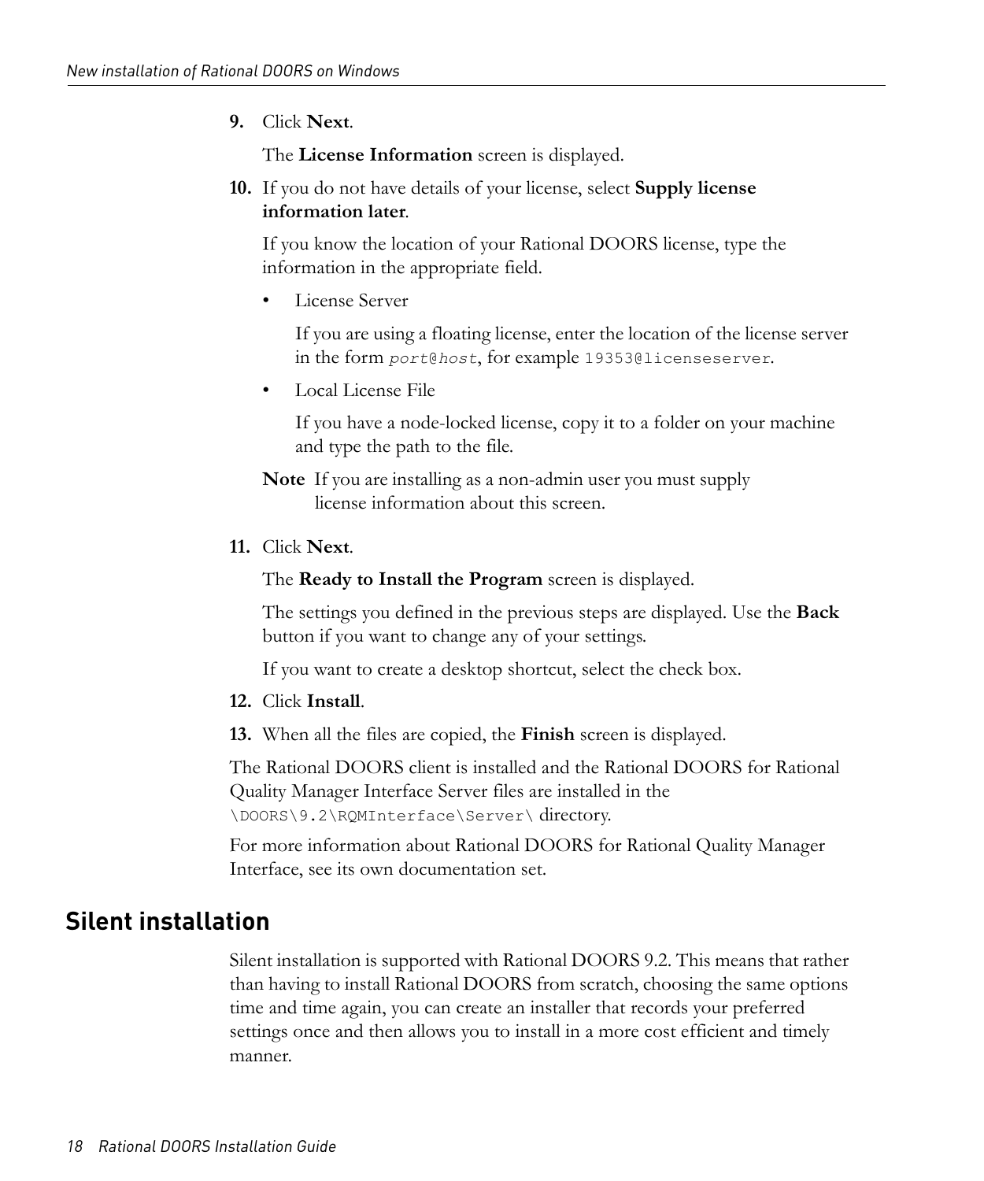9. Click **Next**.

   The **License Information** screen is displayed.

10. If you do not have details of your license, select **Supply license information later**.

    If you know the location of your Rational DOORS license, type the information in the appropriate field.

    - License Server

      If you are using a floating license, enter the location of the license server in the form *`port@host`*, for example `19353@licenseserver`.

    - Local License File

      If you have a node-locked license, copy it to a folder on your machine and type the path to the file.

    **Note** If you are installing as a non-admin user you must supply license information about this screen.

11. Click **Next**.

    The **Ready to Install the Program** screen is displayed.

    The settings you defined in the previous steps are displayed. Use the **Back** button if you want to change any of your settings.

    If you want to create a desktop shortcut, select the check box.

12. Click **Install**.

13. When all the files are copied, the **Finish** screen is displayed.

The Rational DOORS client is installed and the Rational DOORS for Rational Quality Manager Interface Server files are installed in the `\DOORS\9.2\RQMInterface\Server\` directory.

For more information about Rational DOORS for Rational Quality Manager Interface, see its own documentation set.

## Silent installation

Silent installation is supported with Rational DOORS 9.2. This means that rather than having to install Rational DOORS from scratch, choosing the same options time and time again, you can create an installer that records your preferred settings once and then allows you to install in a more cost efficient and timely manner.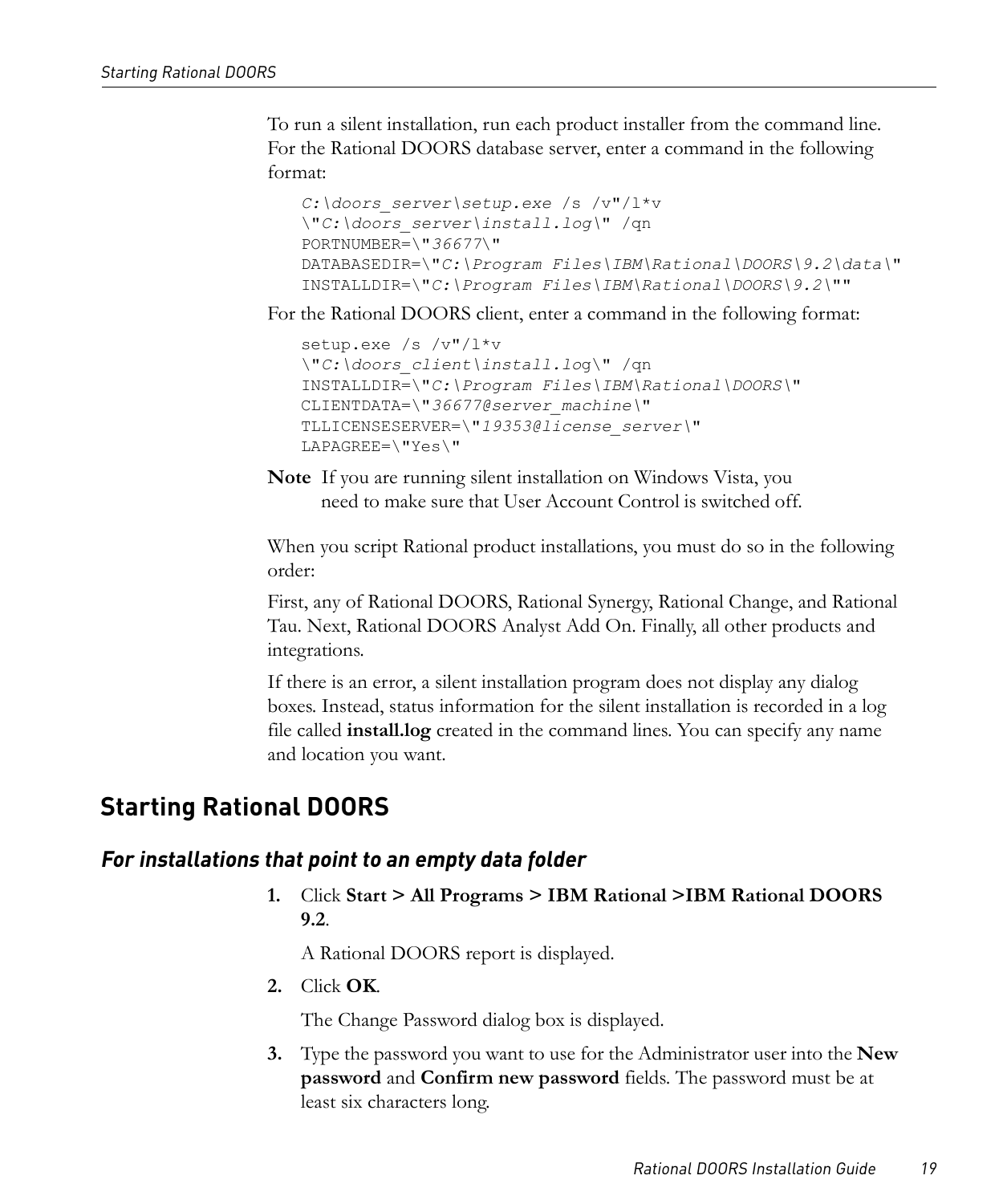To run a silent installation, run each product installer from the command line. For the Rational DOORS database server, enter a command in the following format:

```
C:\doors_server\setup.exe /s /v"/l*v
\"C:\doors_server\install.log\" /qn
PORTNUMBER=\"36677\"
DATABASEDIR=\"C:\Program Files\IBM\Rational\DOORS\9.2\data\"
INSTALLDIR=\"C:\Program Files\IBM\Rational\DOORS\9.2\""
```

For the Rational DOORS client, enter a command in the following format:

```
setup.exe /s /v"/l*v
\"C:\doors_client\install.log\" /qn
INSTALLDIR=\"C:\Program Files\IBM\Rational\DOORS\"
CLIENTDATA=\"36677@server_machine\"
TLLICENSESERVER=\"19353@license_server\"
LAPAGREE=\"Yes\"
```

**Note** If you are running silent installation on Windows Vista, you need to make sure that User Account Control is switched off.

When you script Rational product installations, you must do so in the following order:

First, any of Rational DOORS, Rational Synergy, Rational Change, and Rational Tau. Next, Rational DOORS Analyst Add On. Finally, all other products and integrations.

If there is an error, a silent installation program does not display any dialog boxes. Instead, status information for the silent installation is recorded in a log file called **install.log** created in the command lines. You can specify any name and location you want.

# Starting Rational DOORS

### *For installations that point to an empty data folder*

1. Click **Start > All Programs > IBM Rational >IBM Rational DOORS 9.2**.

   A Rational DOORS report is displayed.

2. Click **OK**.

   The Change Password dialog box is displayed.

3. Type the password you want to use for the Administrator user into the **New password** and **Confirm new password** fields. The password must be at least six characters long.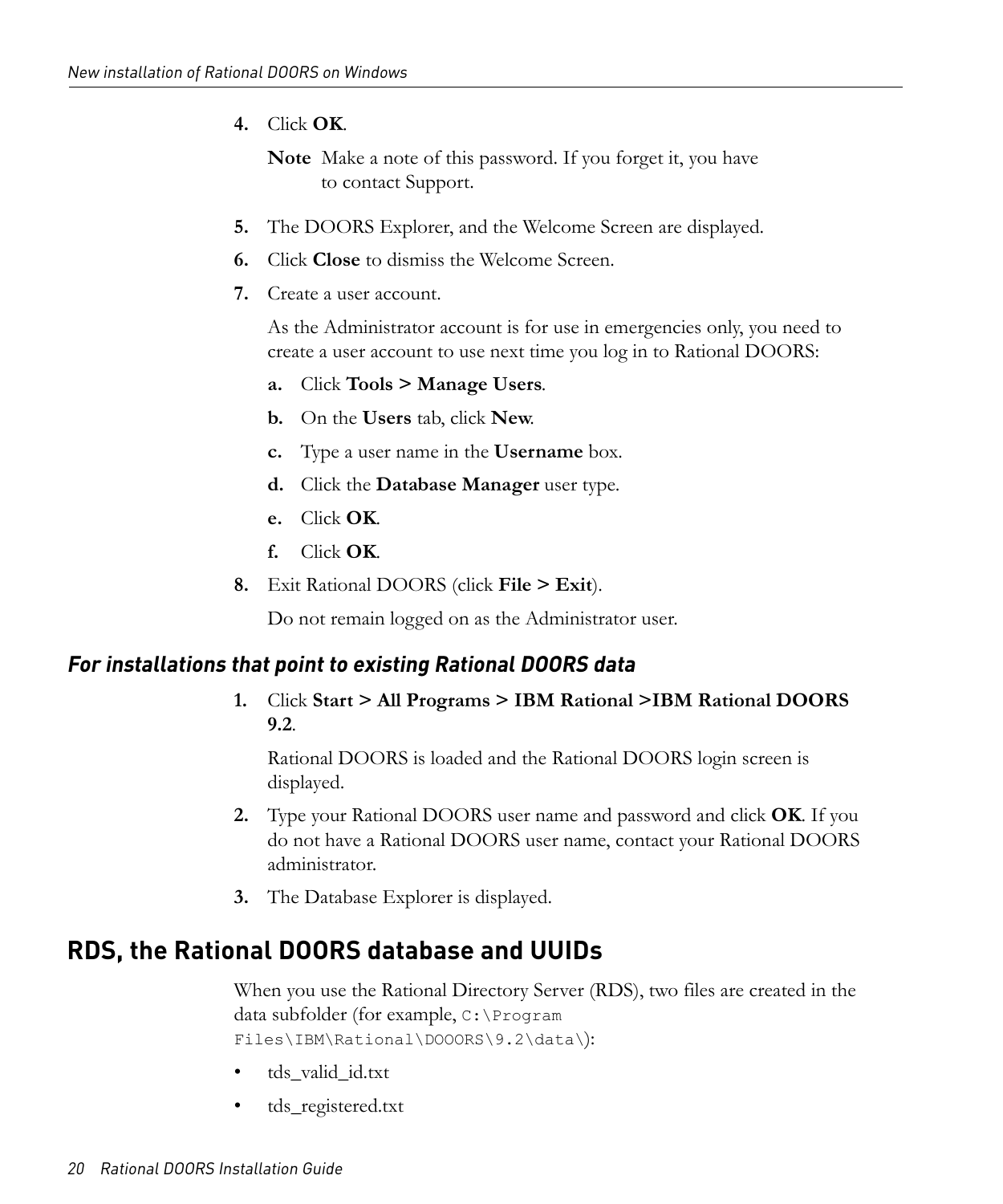4. Click **OK**.

   **Note** Make a note of this password. If you forget it, you have to contact Support.

5. The DOORS Explorer, and the Welcome Screen are displayed.
6. Click **Close** to dismiss the Welcome Screen.
7. Create a user account.

   As the Administrator account is for use in emergencies only, you need to create a user account to use next time you log in to Rational DOORS:

   a. Click **Tools > Manage Users**.
   b. On the **Users** tab, click **New**.
   c. Type a user name in the **Username** box.
   d. Click the **Database Manager** user type.
   e. Click **OK**.
   f. Click **OK**.

8. Exit Rational DOORS (click **File > Exit**).

   Do not remain logged on as the Administrator user.

### *For installations that point to existing Rational DOORS data*

1. Click **Start > All Programs > IBM Rational >IBM Rational DOORS 9.2**.

   Rational DOORS is loaded and the Rational DOORS login screen is displayed.

2. Type your Rational DOORS user name and password and click **OK**. If you do not have a Rational DOORS user name, contact your Rational DOORS administrator.
3. The Database Explorer is displayed.

## RDS, the Rational DOORS database and UUIDs

When you use the Rational Directory Server (RDS), two files are created in the data subfolder (for example, `C:\Program Files\IBM\Rational\DOOORS\9.2\data\`):

- tds_valid_id.txt
- tds_registered.txt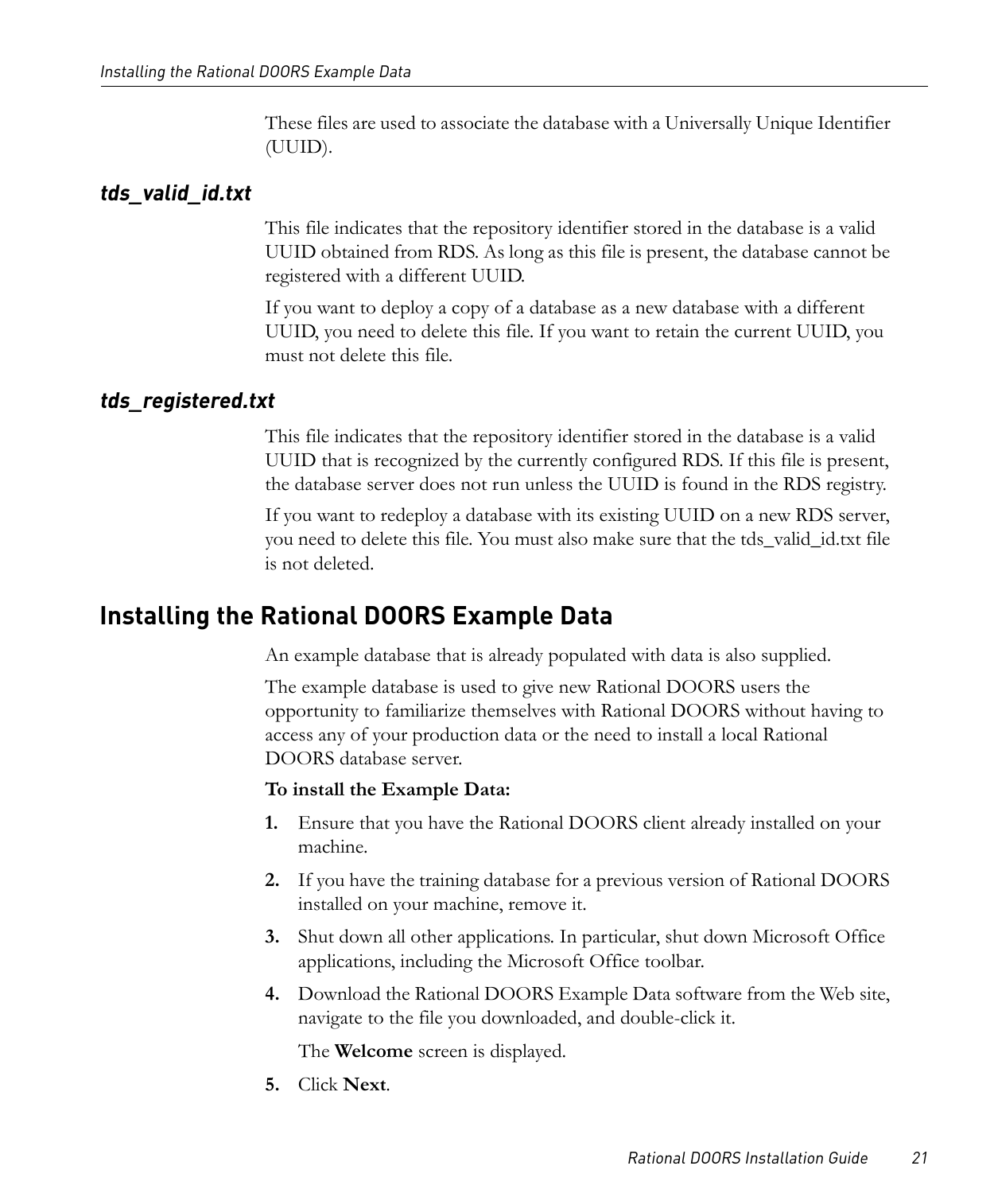These files are used to associate the database with a Universally Unique Identifier (UUID).

### *tds_valid_id.txt*

This file indicates that the repository identifier stored in the database is a valid UUID obtained from RDS. As long as this file is present, the database cannot be registered with a different UUID.

If you want to deploy a copy of a database as a new database with a different UUID, you need to delete this file. If you want to retain the current UUID, you must not delete this file.

### *tds_registered.txt*

This file indicates that the repository identifier stored in the database is a valid UUID that is recognized by the currently configured RDS. If this file is present, the database server does not run unless the UUID is found in the RDS registry.

If you want to redeploy a database with its existing UUID on a new RDS server, you need to delete this file. You must also make sure that the tds_valid_id.txt file is not deleted.

## Installing the Rational DOORS Example Data

An example database that is already populated with data is also supplied.

The example database is used to give new Rational DOORS users the opportunity to familiarize themselves with Rational DOORS without having to access any of your production data or the need to install a local Rational DOORS database server.

**To install the Example Data:**

1. Ensure that you have the Rational DOORS client already installed on your machine.
2. If you have the training database for a previous version of Rational DOORS installed on your machine, remove it.
3. Shut down all other applications. In particular, shut down Microsoft Office applications, including the Microsoft Office toolbar.
4. Download the Rational DOORS Example Data software from the Web site, navigate to the file you downloaded, and double-click it.

   The **Welcome** screen is displayed.
5. Click **Next**.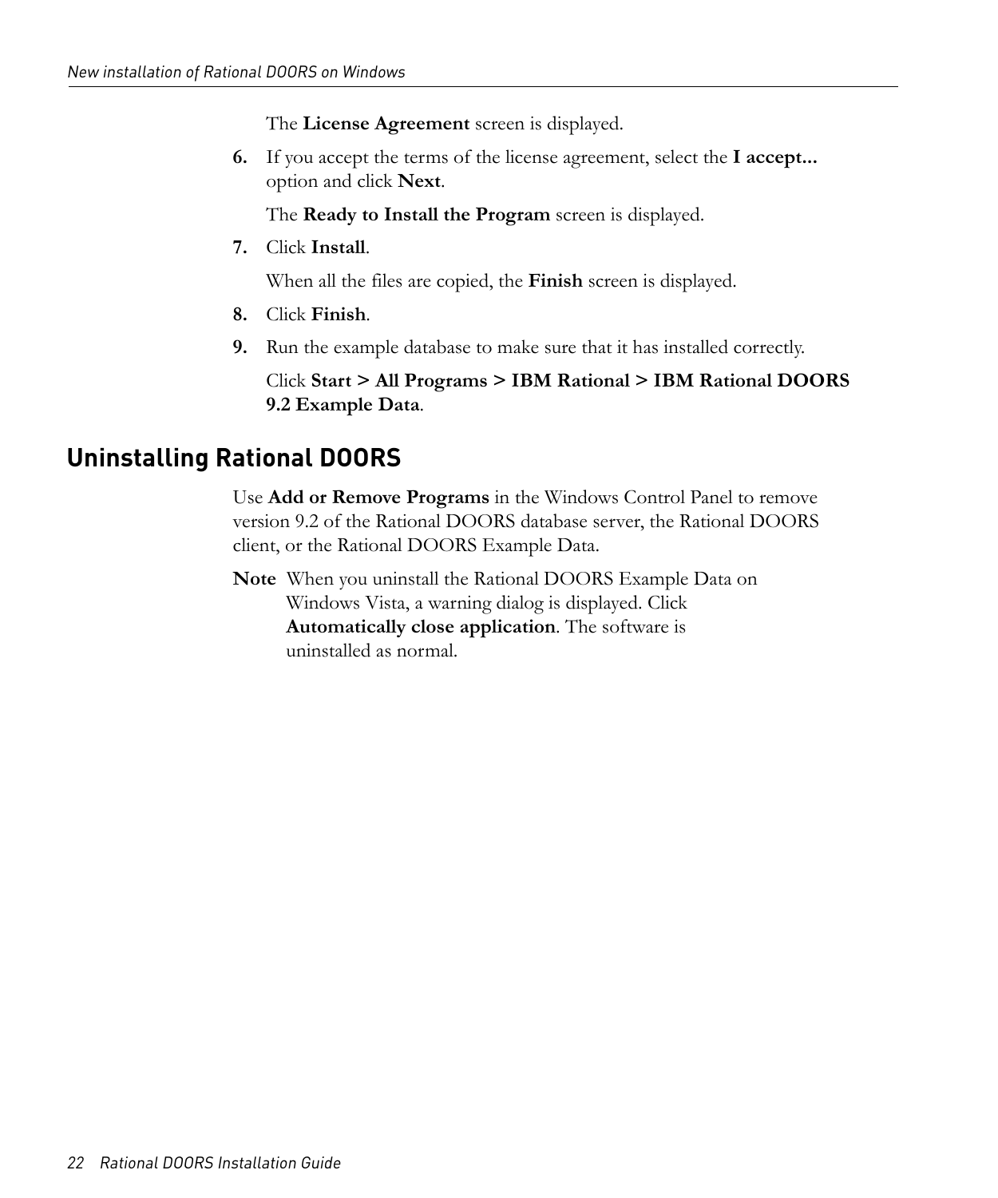The **License Agreement** screen is displayed.

6. If you accept the terms of the license agreement, select the **I accept...** option and click **Next**.

   The **Ready to Install the Program** screen is displayed.

7. Click **Install**.

   When all the files are copied, the **Finish** screen is displayed.

8. Click **Finish**.

9. Run the example database to make sure that it has installed correctly.

   Click **Start > All Programs > IBM Rational > IBM Rational DOORS 9.2 Example Data**.

## Uninstalling Rational DOORS

Use **Add or Remove Programs** in the Windows Control Panel to remove version 9.2 of the Rational DOORS database server, the Rational DOORS client, or the Rational DOORS Example Data.

**Note** When you uninstall the Rational DOORS Example Data on Windows Vista, a warning dialog is displayed. Click **Automatically close application**. The software is uninstalled as normal.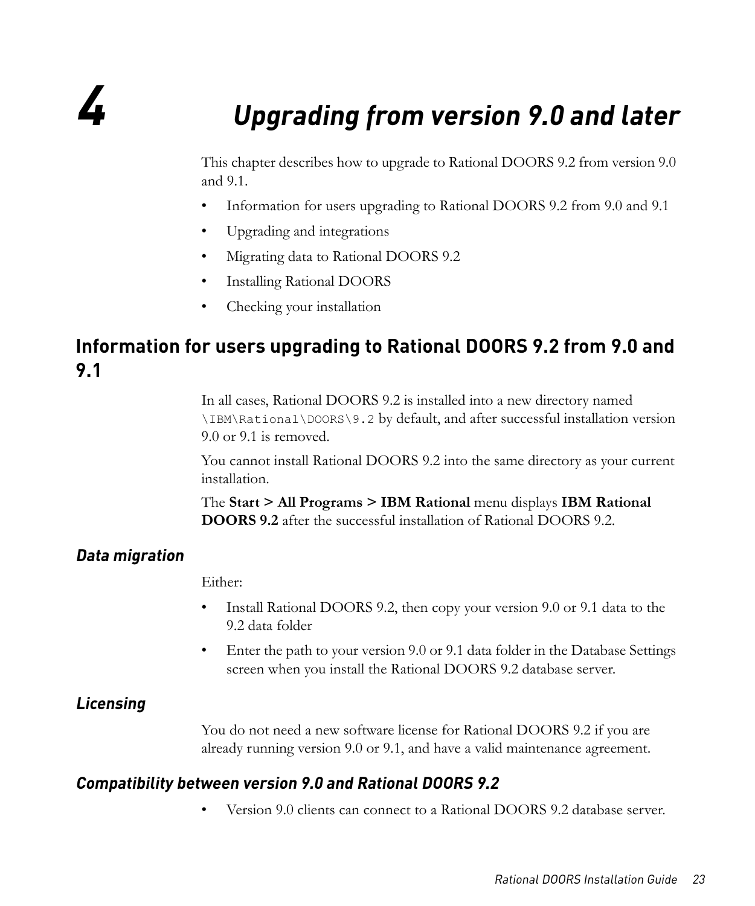// 4 Upgrading from version 9.0 and later

# 4 Upgrading from version 9.0 and later

This chapter describes how to upgrade to Rational DOORS 9.2 from version 9.0 and 9.1.

- Information for users upgrading to Rational DOORS 9.2 from 9.0 and 9.1
- Upgrading and integrations
- Migrating data to Rational DOORS 9.2
- Installing Rational DOORS
- Checking your installation

## Information for users upgrading to Rational DOORS 9.2 from 9.0 and 9.1

In all cases, Rational DOORS 9.2 is installed into a new directory named `\IBM\Rational\DOORS\9.2` by default, and after successful installation version 9.0 or 9.1 is removed.

You cannot install Rational DOORS 9.2 into the same directory as your current installation.

The **Start > All Programs > IBM Rational** menu displays **IBM Rational DOORS 9.2** after the successful installation of Rational DOORS 9.2.

### *Data migration*

Either:

- Install Rational DOORS 9.2, then copy your version 9.0 or 9.1 data to the 9.2 data folder
- Enter the path to your version 9.0 or 9.1 data folder in the Database Settings screen when you install the Rational DOORS 9.2 database server.

### *Licensing*

You do not need a new software license for Rational DOORS 9.2 if you are already running version 9.0 or 9.1, and have a valid maintenance agreement.

### *Compatibility between version 9.0 and Rational DOORS 9.2*

- Version 9.0 clients can connect to a Rational DOORS 9.2 database server.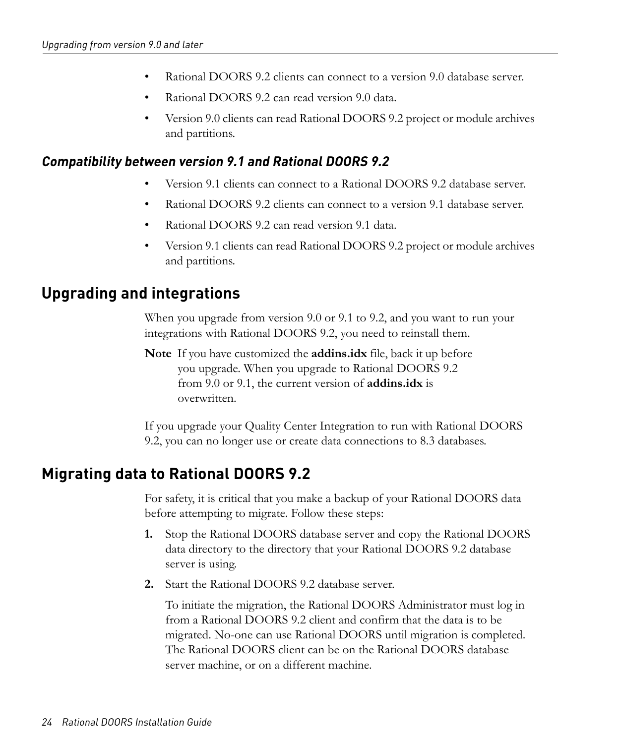- Rational DOORS 9.2 clients can connect to a version 9.0 database server.
- Rational DOORS 9.2 can read version 9.0 data.
- Version 9.0 clients can read Rational DOORS 9.2 project or module archives and partitions.

### *Compatibility between version 9.1 and Rational DOORS 9.2*

- Version 9.1 clients can connect to a Rational DOORS 9.2 database server.
- Rational DOORS 9.2 clients can connect to a version 9.1 database server.
- Rational DOORS 9.2 can read version 9.1 data.
- Version 9.1 clients can read Rational DOORS 9.2 project or module archives and partitions.

## Upgrading and integrations

When you upgrade from version 9.0 or 9.1 to 9.2, and you want to run your integrations with Rational DOORS 9.2, you need to reinstall them.

**Note** If you have customized the **addins.idx** file, back it up before you upgrade. When you upgrade to Rational DOORS 9.2 from 9.0 or 9.1, the current version of **addins.idx** is overwritten.

If you upgrade your Quality Center Integration to run with Rational DOORS 9.2, you can no longer use or create data connections to 8.3 databases.

## Migrating data to Rational DOORS 9.2

For safety, it is critical that you make a backup of your Rational DOORS data before attempting to migrate. Follow these steps:

1. Stop the Rational DOORS database server and copy the Rational DOORS data directory to the directory that your Rational DOORS 9.2 database server is using.
2. Start the Rational DOORS 9.2 database server.

   To initiate the migration, the Rational DOORS Administrator must log in from a Rational DOORS 9.2 client and confirm that the data is to be migrated. No-one can use Rational DOORS until migration is completed. The Rational DOORS client can be on the Rational DOORS database server machine, or on a different machine.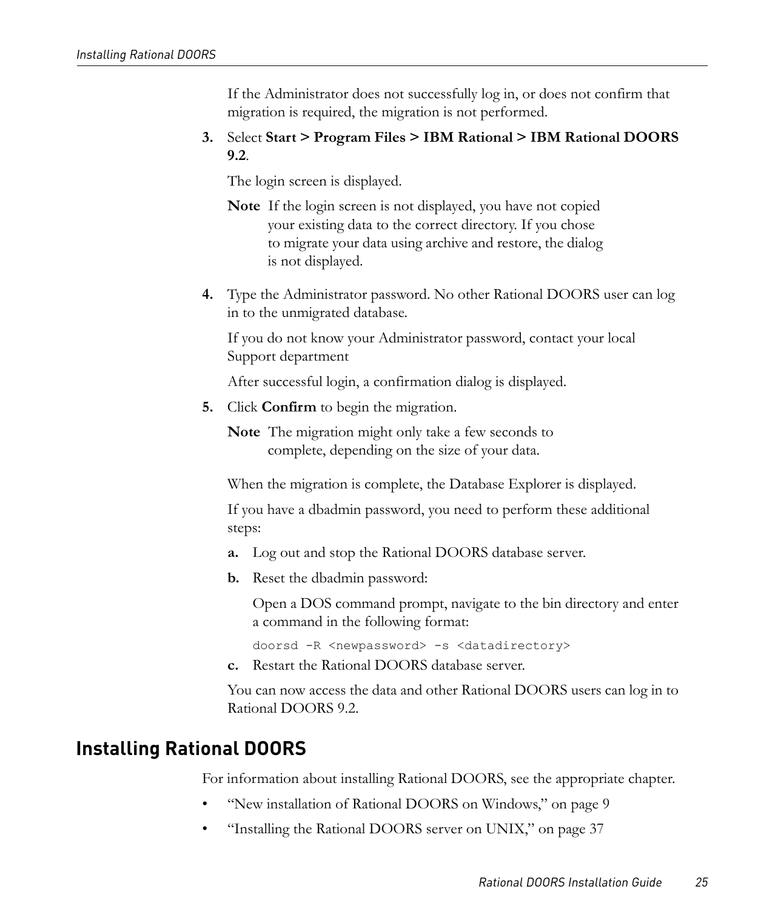If the Administrator does not successfully log in, or does not confirm that migration is required, the migration is not performed.

3. Select **Start > Program Files > IBM Rational > IBM Rational DOORS 9.2**.

   The login screen is displayed.

   **Note** If the login screen is not displayed, you have not copied your existing data to the correct directory. If you chose to migrate your data using archive and restore, the dialog is not displayed.

4. Type the Administrator password. No other Rational DOORS user can log in to the unmigrated database.

   If you do not know your Administrator password, contact your local Support department

   After successful login, a confirmation dialog is displayed.

5. Click **Confirm** to begin the migration.

   **Note** The migration might only take a few seconds to complete, depending on the size of your data.

   When the migration is complete, the Database Explorer is displayed.

   If you have a dbadmin password, you need to perform these additional steps:

   a. Log out and stop the Rational DOORS database server.

   b. Reset the dbadmin password:

      Open a DOS command prompt, navigate to the bin directory and enter a command in the following format:

      ```
      doorsd -R <newpassword> -s <datadirectory>
      ```

   c. Restart the Rational DOORS database server.

   You can now access the data and other Rational DOORS users can log in to Rational DOORS 9.2.

## Installing Rational DOORS

For information about installing Rational DOORS, see the appropriate chapter.

- "New installation of Rational DOORS on Windows," on page 9
- "Installing the Rational DOORS server on UNIX," on page 37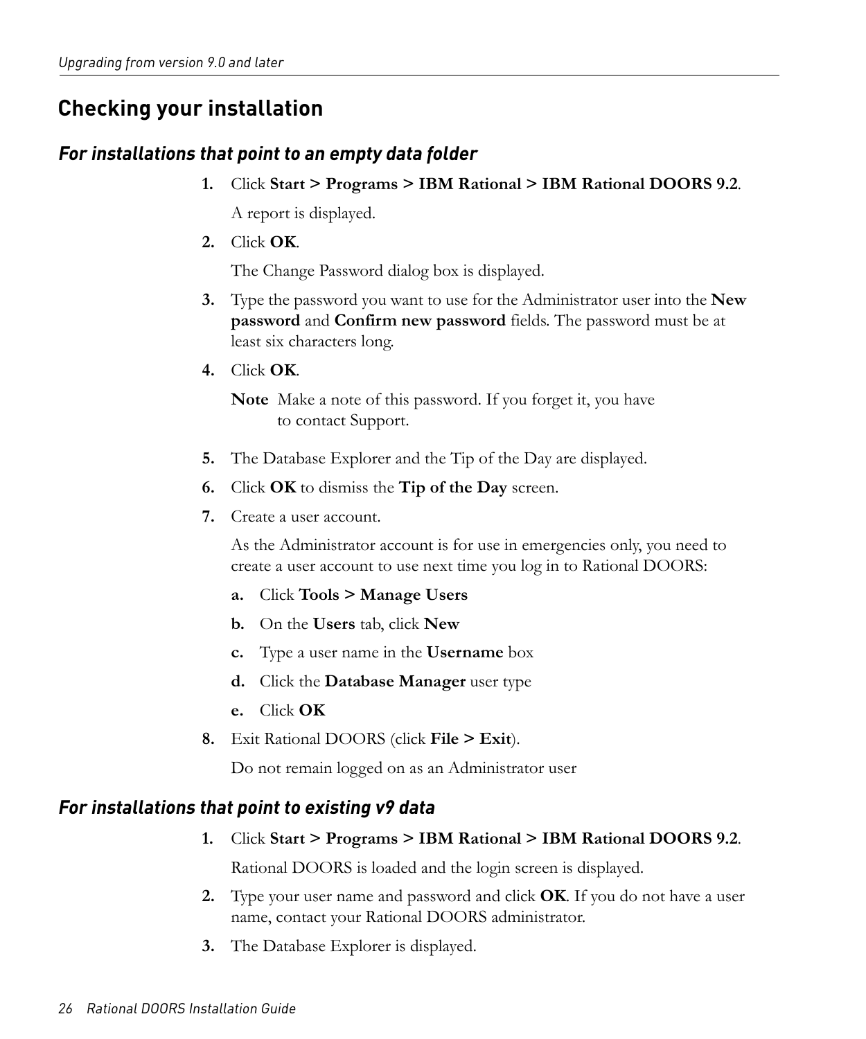# Checking your installation

## *For installations that point to an empty data folder*

1. Click **Start > Programs > IBM Rational > IBM Rational DOORS 9.2**.

   A report is displayed.

2. Click **OK**.

   The Change Password dialog box is displayed.

3. Type the password you want to use for the Administrator user into the **New password** and **Confirm new password** fields. The password must be at least six characters long.

4. Click **OK**.

   **Note** Make a note of this password. If you forget it, you have to contact Support.

5. The Database Explorer and the Tip of the Day are displayed.

6. Click **OK** to dismiss the **Tip of the Day** screen.

7. Create a user account.

   As the Administrator account is for use in emergencies only, you need to create a user account to use next time you log in to Rational DOORS:

   a. Click **Tools > Manage Users**

   b. On the **Users** tab, click **New**

   c. Type a user name in the **Username** box

   d. Click the **Database Manager** user type

   e. Click **OK**

8. Exit Rational DOORS (click **File > Exit**).

   Do not remain logged on as an Administrator user

## *For installations that point to existing v9 data*

1. Click **Start > Programs > IBM Rational > IBM Rational DOORS 9.2**.

   Rational DOORS is loaded and the login screen is displayed.

2. Type your user name and password and click **OK**. If you do not have a user name, contact your Rational DOORS administrator.

3. The Database Explorer is displayed.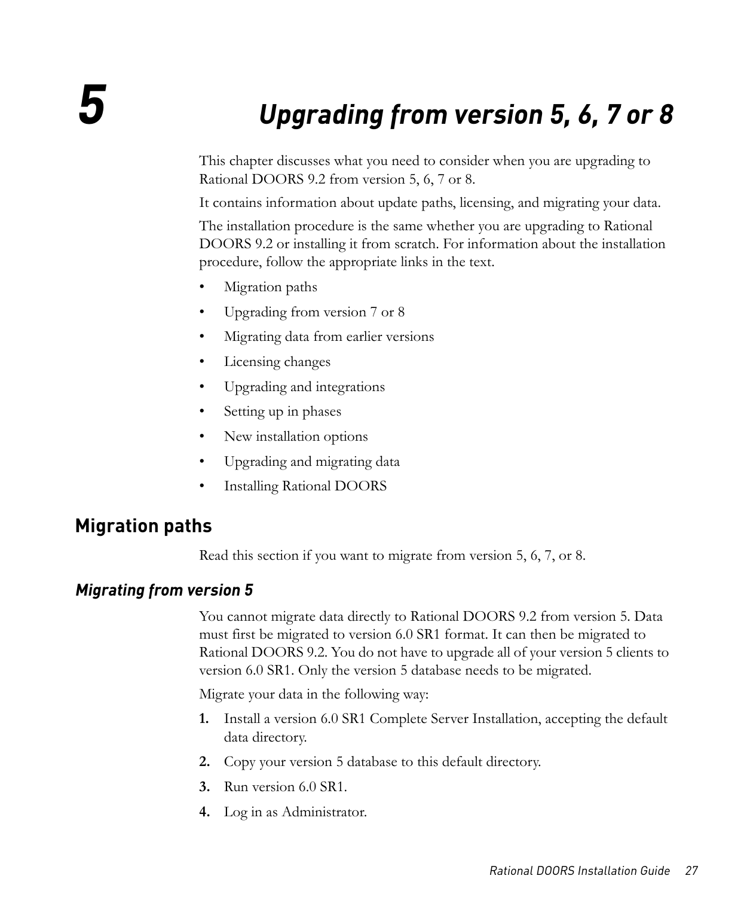# 5 Upgrading from version 5, 6, 7 or 8

This chapter discusses what you need to consider when you are upgrading to Rational DOORS 9.2 from version 5, 6, 7 or 8.

It contains information about update paths, licensing, and migrating your data.

The installation procedure is the same whether you are upgrading to Rational DOORS 9.2 or installing it from scratch. For information about the installation procedure, follow the appropriate links in the text.

- Migration paths
- Upgrading from version 7 or 8
- Migrating data from earlier versions
- Licensing changes
- Upgrading and integrations
- Setting up in phases
- New installation options
- Upgrading and migrating data
- Installing Rational DOORS

## Migration paths

Read this section if you want to migrate from version 5, 6, 7, or 8.

### *Migrating from version 5*

You cannot migrate data directly to Rational DOORS 9.2 from version 5. Data must first be migrated to version 6.0 SR1 format. It can then be migrated to Rational DOORS 9.2. You do not have to upgrade all of your version 5 clients to version 6.0 SR1. Only the version 5 database needs to be migrated.

Migrate your data in the following way:

1. Install a version 6.0 SR1 Complete Server Installation, accepting the default data directory.
2. Copy your version 5 database to this default directory.
3. Run version 6.0 SR1.
4. Log in as Administrator.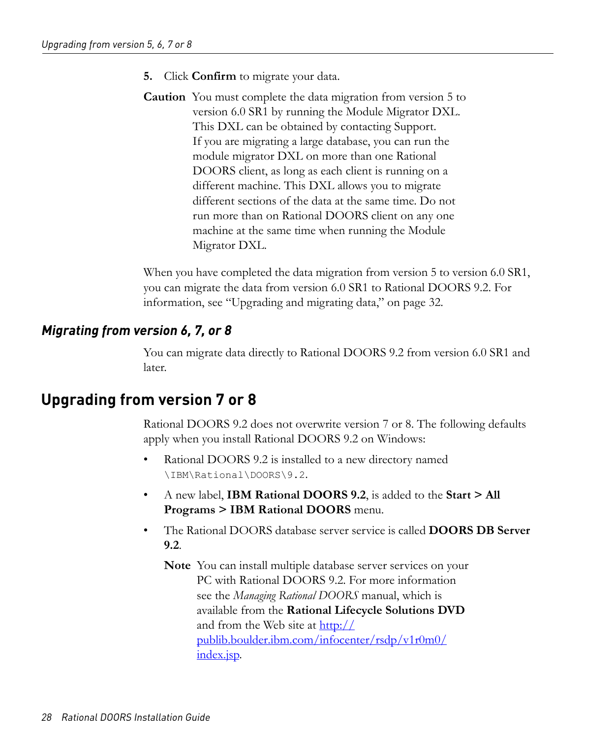5. Click **Confirm** to migrate your data.

**Caution** You must complete the data migration from version 5 to version 6.0 SR1 by running the Module Migrator DXL. This DXL can be obtained by contacting Support. If you are migrating a large database, you can run the module migrator DXL on more than one Rational DOORS client, as long as each client is running on a different machine. This DXL allows you to migrate different sections of the data at the same time. Do not run more than on Rational DOORS client on any one machine at the same time when running the Module Migrator DXL.

When you have completed the data migration from version 5 to version 6.0 SR1, you can migrate the data from version 6.0 SR1 to Rational DOORS 9.2. For information, see "Upgrading and migrating data," on page 32.

### *Migrating from version 6, 7, or 8*

You can migrate data directly to Rational DOORS 9.2 from version 6.0 SR1 and later.

## Upgrading from version 7 or 8

Rational DOORS 9.2 does not overwrite version 7 or 8. The following defaults apply when you install Rational DOORS 9.2 on Windows:

- Rational DOORS 9.2 is installed to a new directory named `\IBM\Rational\DOORS\9.2`.
- A new label, **IBM Rational DOORS 9.2**, is added to the **Start > All Programs > IBM Rational DOORS** menu.
- The Rational DOORS database server service is called **DOORS DB Server 9.2**.

  **Note** You can install multiple database server services on your PC with Rational DOORS 9.2. For more information see the *Managing Rational DOORS* manual, which is available from the **Rational Lifecycle Solutions DVD** and from the Web site at [http://publib.boulder.ibm.com/infocenter/rsdp/v1r0m0/index.jsp](http://publib.boulder.ibm.com/infocenter/rsdp/v1r0m0/index.jsp).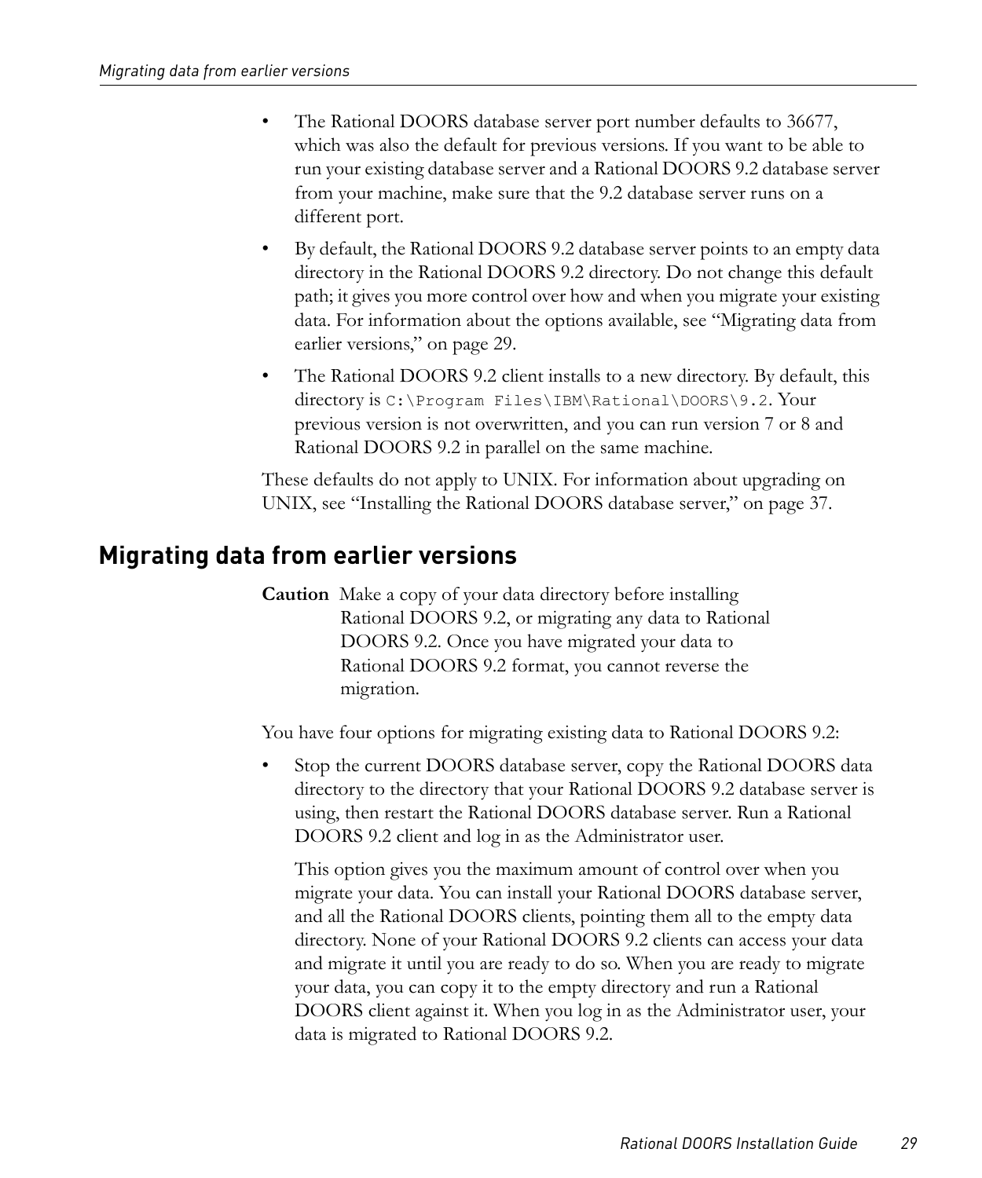- The Rational DOORS database server port number defaults to 36677, which was also the default for previous versions. If you want to be able to run your existing database server and a Rational DOORS 9.2 database server from your machine, make sure that the 9.2 database server runs on a different port.
- By default, the Rational DOORS 9.2 database server points to an empty data directory in the Rational DOORS 9.2 directory. Do not change this default path; it gives you more control over how and when you migrate your existing data. For information about the options available, see "Migrating data from earlier versions," on page 29.
- The Rational DOORS 9.2 client installs to a new directory. By default, this directory is `C:\Program Files\IBM\Rational\DOORS\9.2`. Your previous version is not overwritten, and you can run version 7 or 8 and Rational DOORS 9.2 in parallel on the same machine.

These defaults do not apply to UNIX. For information about upgrading on UNIX, see "Installing the Rational DOORS database server," on page 37.

## Migrating data from earlier versions

**Caution** Make a copy of your data directory before installing Rational DOORS 9.2, or migrating any data to Rational DOORS 9.2. Once you have migrated your data to Rational DOORS 9.2 format, you cannot reverse the migration.

You have four options for migrating existing data to Rational DOORS 9.2:

- Stop the current DOORS database server, copy the Rational DOORS data directory to the directory that your Rational DOORS 9.2 database server is using, then restart the Rational DOORS database server. Run a Rational DOORS 9.2 client and log in as the Administrator user.

  This option gives you the maximum amount of control over when you migrate your data. You can install your Rational DOORS database server, and all the Rational DOORS clients, pointing them all to the empty data directory. None of your Rational DOORS 9.2 clients can access your data and migrate it until you are ready to do so. When you are ready to migrate your data, you can copy it to the empty directory and run a Rational DOORS client against it. When you log in as the Administrator user, your data is migrated to Rational DOORS 9.2.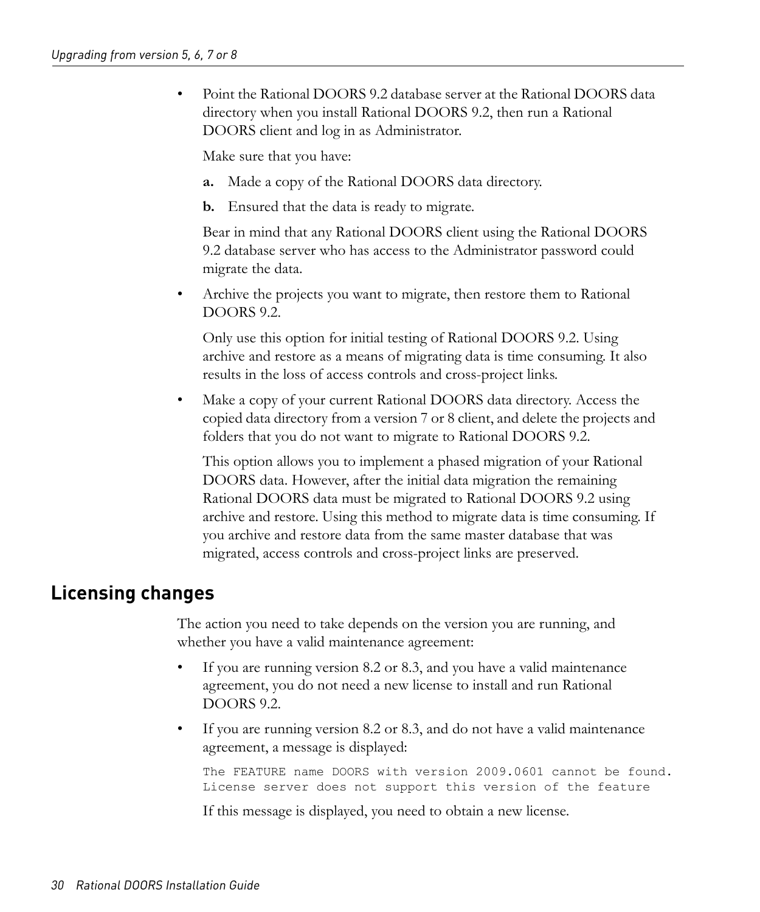- Point the Rational DOORS 9.2 database server at the Rational DOORS data directory when you install Rational DOORS 9.2, then run a Rational DOORS client and log in as Administrator.

  Make sure that you have:

  **a.** Made a copy of the Rational DOORS data directory.

  **b.** Ensured that the data is ready to migrate.

  Bear in mind that any Rational DOORS client using the Rational DOORS 9.2 database server who has access to the Administrator password could migrate the data.

- Archive the projects you want to migrate, then restore them to Rational DOORS 9.2.

  Only use this option for initial testing of Rational DOORS 9.2. Using archive and restore as a means of migrating data is time consuming. It also results in the loss of access controls and cross-project links.

- Make a copy of your current Rational DOORS data directory. Access the copied data directory from a version 7 or 8 client, and delete the projects and folders that you do not want to migrate to Rational DOORS 9.2.

  This option allows you to implement a phased migration of your Rational DOORS data. However, after the initial data migration the remaining Rational DOORS data must be migrated to Rational DOORS 9.2 using archive and restore. Using this method to migrate data is time consuming. If you archive and restore data from the same master database that was migrated, access controls and cross-project links are preserved.

## Licensing changes

The action you need to take depends on the version you are running, and whether you have a valid maintenance agreement:

- If you are running version 8.2 or 8.3, and you have a valid maintenance agreement, you do not need a new license to install and run Rational DOORS 9.2.

- If you are running version 8.2 or 8.3, and do not have a valid maintenance agreement, a message is displayed:

  ```
  The FEATURE name DOORS with version 2009.0601 cannot be found.
  License server does not support this version of the feature
  ```

  If this message is displayed, you need to obtain a new license.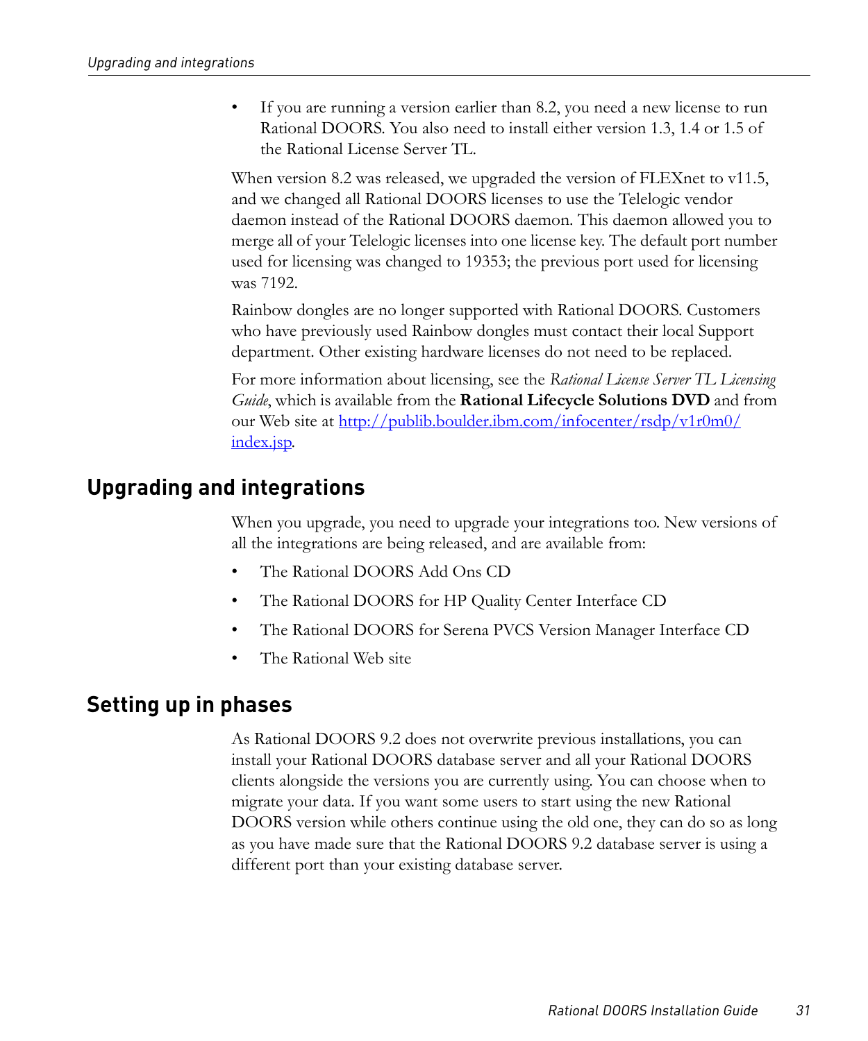- If you are running a version earlier than 8.2, you need a new license to run Rational DOORS. You also need to install either version 1.3, 1.4 or 1.5 of the Rational License Server TL.

When version 8.2 was released, we upgraded the version of FLEXnet to v11.5, and we changed all Rational DOORS licenses to use the Telelogic vendor daemon instead of the Rational DOORS daemon. This daemon allowed you to merge all of your Telelogic licenses into one license key. The default port number used for licensing was changed to 19353; the previous port used for licensing was 7192.

Rainbow dongles are no longer supported with Rational DOORS. Customers who have previously used Rainbow dongles must contact their local Support department. Other existing hardware licenses do not need to be replaced.

For more information about licensing, see the *Rational License Server TL Licensing Guide*, which is available from the **Rational Lifecycle Solutions DVD** and from our Web site at http://publib.boulder.ibm.com/infocenter/rsdp/v1r0m0/index.jsp.

## Upgrading and integrations

When you upgrade, you need to upgrade your integrations too. New versions of all the integrations are being released, and are available from:

- The Rational DOORS Add Ons CD
- The Rational DOORS for HP Quality Center Interface CD
- The Rational DOORS for Serena PVCS Version Manager Interface CD
- The Rational Web site

## Setting up in phases

As Rational DOORS 9.2 does not overwrite previous installations, you can install your Rational DOORS database server and all your Rational DOORS clients alongside the versions you are currently using. You can choose when to migrate your data. If you want some users to start using the new Rational DOORS version while others continue using the old one, they can do so as long as you have made sure that the Rational DOORS 9.2 database server is using a different port than your existing database server.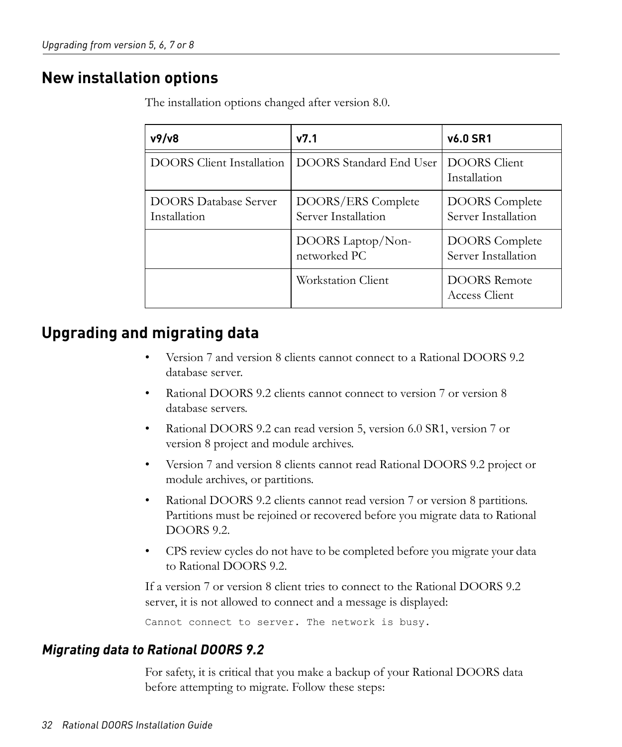## New installation options

The installation options changed after version 8.0.

| v9/v8 | v7.1 | v6.0 SR1 |
| --- | --- | --- |
| DOORS Client Installation | DOORS Standard End User | DOORS Client Installation |
| DOORS Database Server Installation | DOORS/ERS Complete Server Installation | DOORS Complete Server Installation |
| | DOORS Laptop/Non-networked PC | DOORS Complete Server Installation |
| | Workstation Client | DOORS Remote Access Client |

## Upgrading and migrating data

- Version 7 and version 8 clients cannot connect to a Rational DOORS 9.2 database server.
- Rational DOORS 9.2 clients cannot connect to version 7 or version 8 database servers.
- Rational DOORS 9.2 can read version 5, version 6.0 SR1, version 7 or version 8 project and module archives.
- Version 7 and version 8 clients cannot read Rational DOORS 9.2 project or module archives, or partitions.
- Rational DOORS 9.2 clients cannot read version 7 or version 8 partitions. Partitions must be rejoined or recovered before you migrate data to Rational DOORS 9.2.
- CPS review cycles do not have to be completed before you migrate your data to Rational DOORS 9.2.

If a version 7 or version 8 client tries to connect to the Rational DOORS 9.2 server, it is not allowed to connect and a message is displayed:

```
Cannot connect to server. The network is busy.
```

### *Migrating data to Rational DOORS 9.2*

For safety, it is critical that you make a backup of your Rational DOORS data before attempting to migrate. Follow these steps: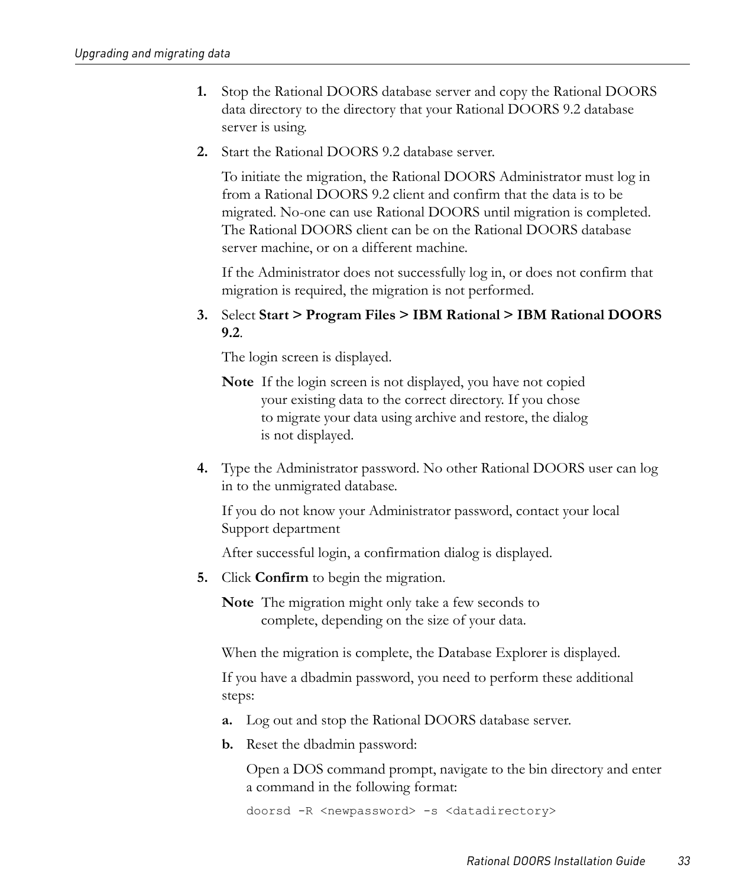1. Stop the Rational DOORS database server and copy the Rational DOORS data directory to the directory that your Rational DOORS 9.2 database server is using.

2. Start the Rational DOORS 9.2 database server.

   To initiate the migration, the Rational DOORS Administrator must log in from a Rational DOORS 9.2 client and confirm that the data is to be migrated. No-one can use Rational DOORS until migration is completed. The Rational DOORS client can be on the Rational DOORS database server machine, or on a different machine.

   If the Administrator does not successfully log in, or does not confirm that migration is required, the migration is not performed.

3. Select **Start > Program Files > IBM Rational > IBM Rational DOORS 9.2**.

   The login screen is displayed.

   **Note** If the login screen is not displayed, you have not copied your existing data to the correct directory. If you chose to migrate your data using archive and restore, the dialog is not displayed.

4. Type the Administrator password. No other Rational DOORS user can log in to the unmigrated database.

   If you do not know your Administrator password, contact your local Support department

   After successful login, a confirmation dialog is displayed.

5. Click **Confirm** to begin the migration.

   **Note** The migration might only take a few seconds to complete, depending on the size of your data.

   When the migration is complete, the Database Explorer is displayed.

   If you have a dbadmin password, you need to perform these additional steps:

   **a.** Log out and stop the Rational DOORS database server.

   **b.** Reset the dbadmin password:

   Open a DOS command prompt, navigate to the bin directory and enter a command in the following format:

   ```
   doorsd -R <newpassword> -s <datadirectory>
   ```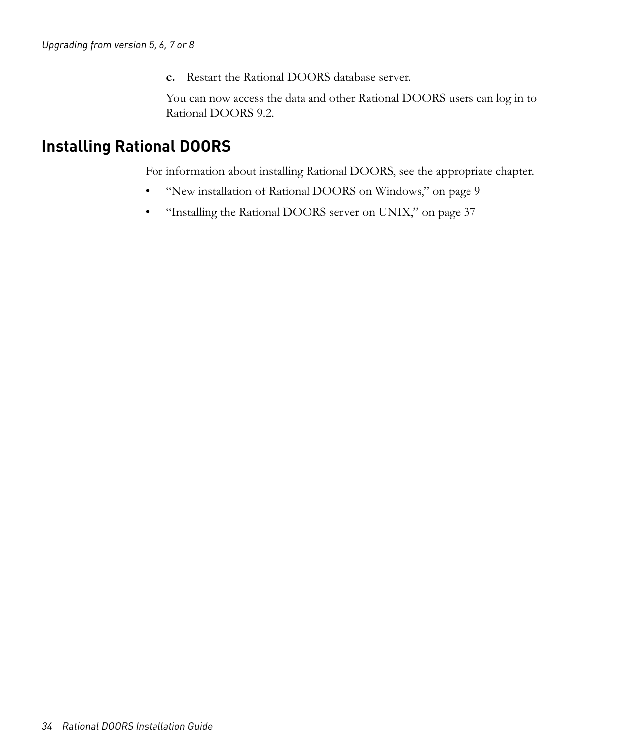c. Restart the Rational DOORS database server.

You can now access the data and other Rational DOORS users can log in to Rational DOORS 9.2.

## Installing Rational DOORS

For information about installing Rational DOORS, see the appropriate chapter.

- "New installation of Rational DOORS on Windows," on page 9
- "Installing the Rational DOORS server on UNIX," on page 37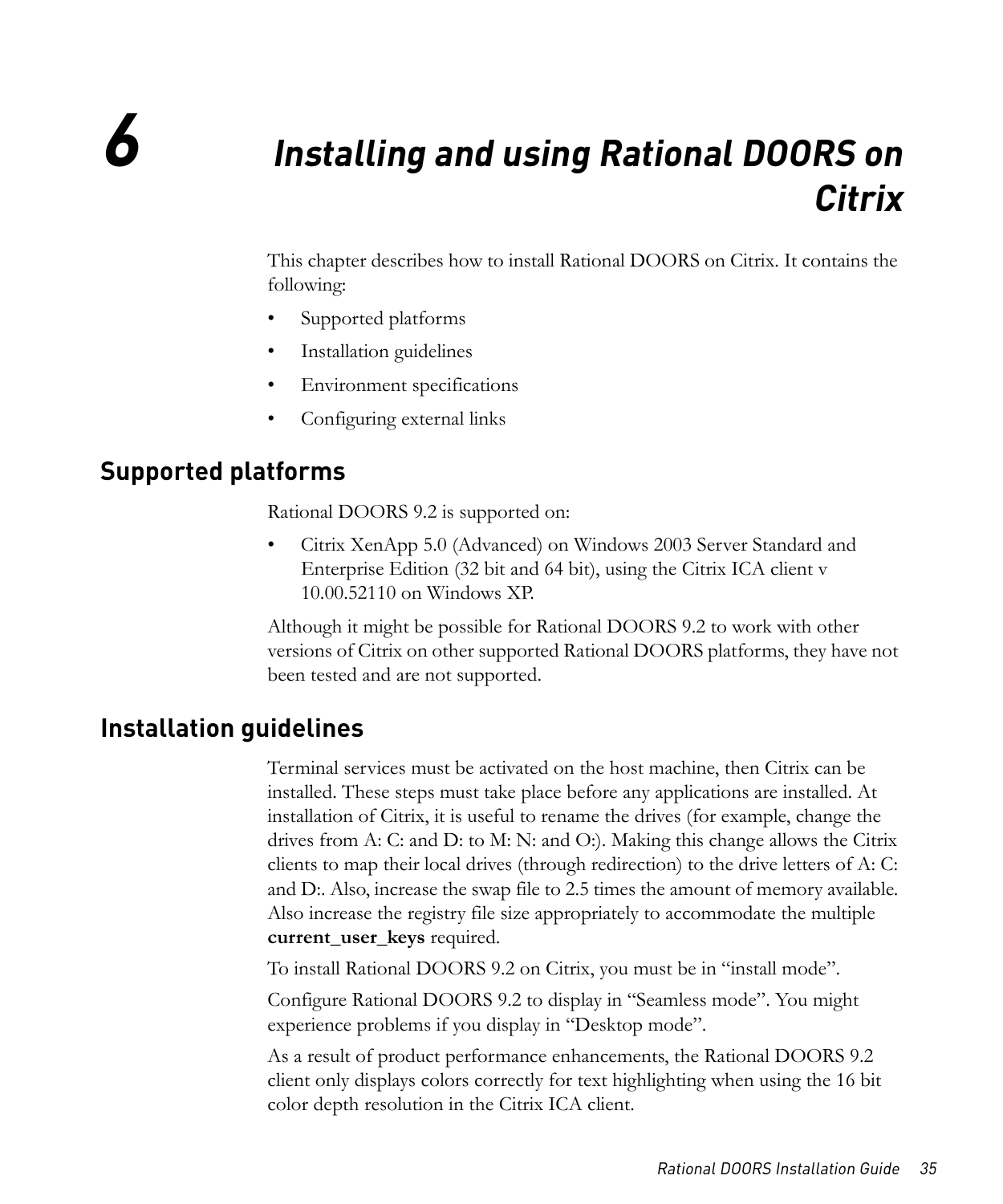# 6 Installing and using Rational DOORS on Citrix

This chapter describes how to install Rational DOORS on Citrix. It contains the following:

- Supported platforms
- Installation guidelines
- Environment specifications
- Configuring external links

## Supported platforms

Rational DOORS 9.2 is supported on:

- Citrix XenApp 5.0 (Advanced) on Windows 2003 Server Standard and Enterprise Edition (32 bit and 64 bit), using the Citrix ICA client v 10.00.52110 on Windows XP.

Although it might be possible for Rational DOORS 9.2 to work with other versions of Citrix on other supported Rational DOORS platforms, they have not been tested and are not supported.

## Installation guidelines

Terminal services must be activated on the host machine, then Citrix can be installed. These steps must take place before any applications are installed. At installation of Citrix, it is useful to rename the drives (for example, change the drives from A: C: and D: to M: N: and O:). Making this change allows the Citrix clients to map their local drives (through redirection) to the drive letters of A: C: and D:. Also, increase the swap file to 2.5 times the amount of memory available. Also increase the registry file size appropriately to accommodate the multiple **current_user_keys** required.

To install Rational DOORS 9.2 on Citrix, you must be in “install mode”.

Configure Rational DOORS 9.2 to display in “Seamless mode”. You might experience problems if you display in “Desktop mode”.

As a result of product performance enhancements, the Rational DOORS 9.2 client only displays colors correctly for text highlighting when using the 16 bit color depth resolution in the Citrix ICA client.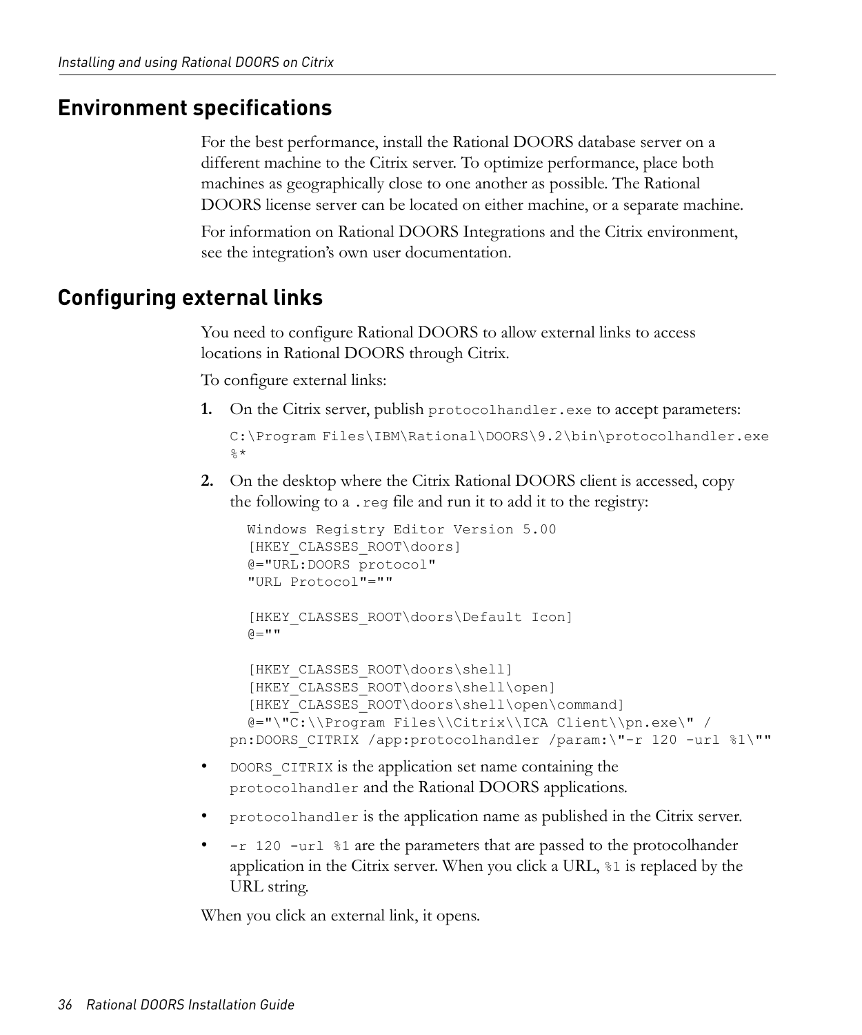## Environment specifications

For the best performance, install the Rational DOORS database server on a different machine to the Citrix server. To optimize performance, place both machines as geographically close to one another as possible. The Rational DOORS license server can be located on either machine, or a separate machine.

For information on Rational DOORS Integrations and the Citrix environment, see the integration's own user documentation.

## Configuring external links

You need to configure Rational DOORS to allow external links to access locations in Rational DOORS through Citrix.

To configure external links:

1. On the Citrix server, publish `protocolhandler.exe` to accept parameters:

   ```
   C:\Program Files\IBM\Rational\DOORS\9.2\bin\protocolhandler.exe
   %*
   ```

2. On the desktop where the Citrix Rational DOORS client is accessed, copy the following to a `.reg` file and run it to add it to the registry:

   ```
   Windows Registry Editor Version 5.00
   [HKEY_CLASSES_ROOT\doors]
   @="URL:DOORS protocol"
   "URL Protocol"=""

   [HKEY_CLASSES_ROOT\doors\Default Icon]
   @=""

   [HKEY_CLASSES_ROOT\doors\shell]
   [HKEY_CLASSES_ROOT\doors\shell\open]
   [HKEY_CLASSES_ROOT\doors\shell\open\command]
   @="\"C:\\Program Files\\Citrix\\ICA Client\\pn.exe\" /
   pn:DOORS_CITRIX /app:protocolhandler /param:\"-r 120 -url %1\""
   ```

- `DOORS_CITRIX` is the application set name containing the `protocolhandler` and the Rational DOORS applications.
- `protocolhandler` is the application name as published in the Citrix server.
- `-r 120 -url %1` are the parameters that are passed to the protocolhander application in the Citrix server. When you click a URL, `%1` is replaced by the URL string.

When you click an external link, it opens.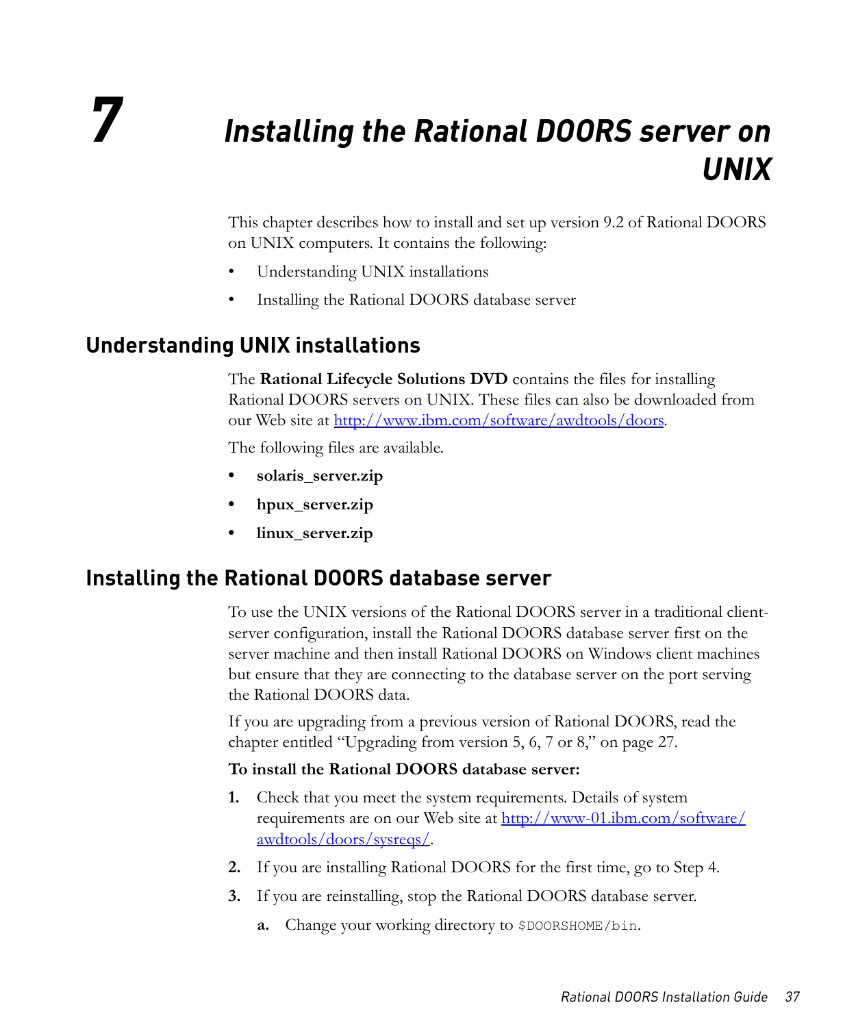# 7 Installing the Rational DOORS server on UNIX

This chapter describes how to install and set up version 9.2 of Rational DOORS on UNIX computers. It contains the following:

- Understanding UNIX installations
- Installing the Rational DOORS database server

## Understanding UNIX installations

The **Rational Lifecycle Solutions DVD** contains the files for installing Rational DOORS servers on UNIX. These files can also be downloaded from our Web site at http://www.ibm.com/software/awdtools/doors.

The following files are available.

- **solaris_server.zip**
- **hpux_server.zip**
- **linux_server.zip**

## Installing the Rational DOORS database server

To use the UNIX versions of the Rational DOORS server in a traditional client-server configuration, install the Rational DOORS database server first on the server machine and then install Rational DOORS on Windows client machines but ensure that they are connecting to the database server on the port serving the Rational DOORS data.

If you are upgrading from a previous version of Rational DOORS, read the chapter entitled "Upgrading from version 5, 6, 7 or 8," on page 27.

**To install the Rational DOORS database server:**

1. Check that you meet the system requirements. Details of system requirements are on our Web site at http://www-01.ibm.com/software/awdtools/doors/sysreqs/.
2. If you are installing Rational DOORS for the first time, go to Step 4.
3. If you are reinstalling, stop the Rational DOORS database server.
   a. Change your working directory to `$DOORSHOME/bin`.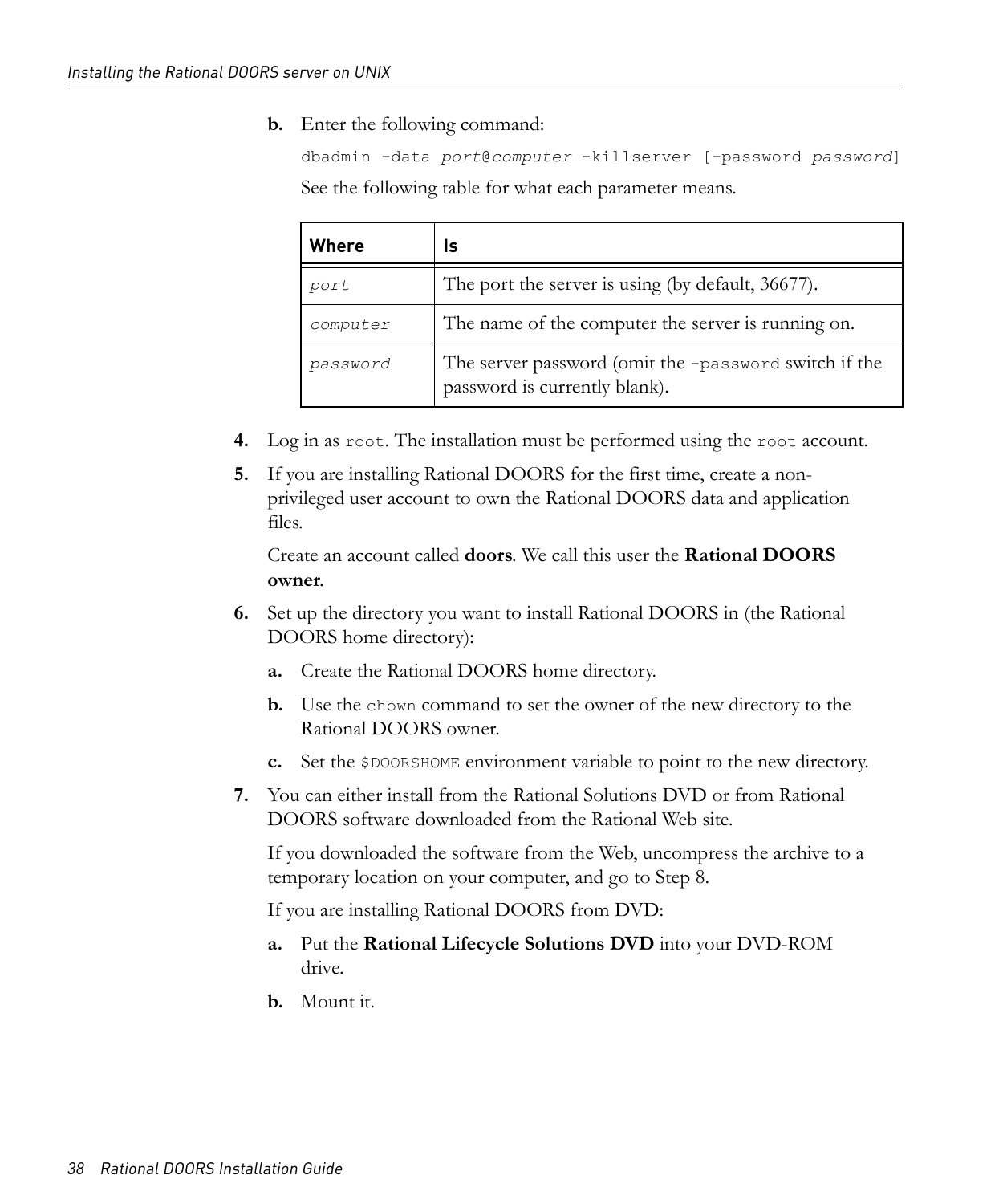b. Enter the following command:

```
dbadmin -data port@computer -killserver [-password password]
```

See the following table for what each parameter means.

| Where | Is |
|---|---|
| `port` | The port the server is using (by default, 36677). |
| `computer` | The name of the computer the server is running on. |
| `password` | The server password (omit the `-password` switch if the password is currently blank). |

4. Log in as `root`. The installation must be performed using the `root` account.

5. If you are installing Rational DOORS for the first time, create a non-privileged user account to own the Rational DOORS data and application files.

   Create an account called **doors**. We call this user the **Rational DOORS owner**.

6. Set up the directory you want to install Rational DOORS in (the Rational DOORS home directory):

   a. Create the Rational DOORS home directory.

   b. Use the `chown` command to set the owner of the new directory to the Rational DOORS owner.

   c. Set the `$DOORSHOME` environment variable to point to the new directory.

7. You can either install from the Rational Solutions DVD or from Rational DOORS software downloaded from the Rational Web site.

   If you downloaded the software from the Web, uncompress the archive to a temporary location on your computer, and go to Step 8.

   If you are installing Rational DOORS from DVD:

   a. Put the **Rational Lifecycle Solutions DVD** into your DVD-ROM drive.

   b. Mount it.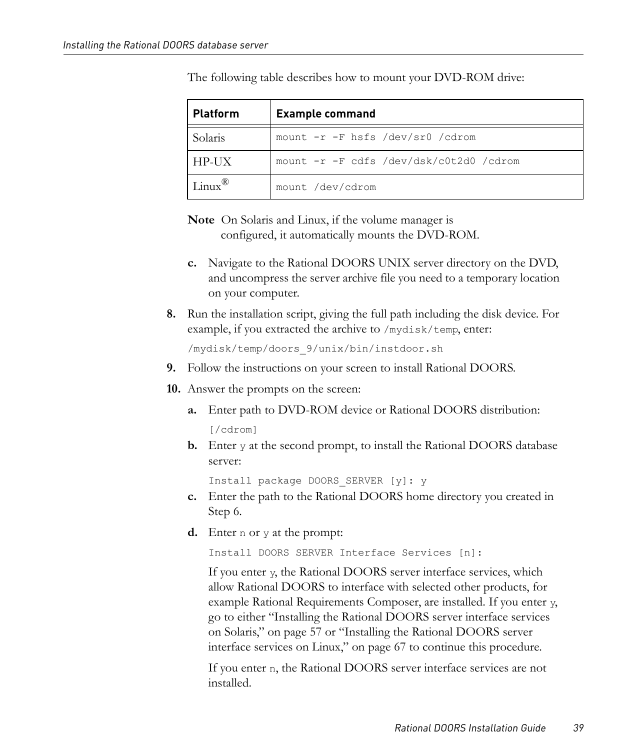The following table describes how to mount your DVD-ROM drive:

| Platform | Example command |
| --- | --- |
| Solaris | `mount -r -F hsfs /dev/sr0 /cdrom` |
| HP-UX | `mount -r -F cdfs /dev/dsk/c0t2d0 /cdrom` |
| Linux® | `mount /dev/cdrom` |

**Note** On Solaris and Linux, if the volume manager is configured, it automatically mounts the DVD-ROM.

c. Navigate to the Rational DOORS UNIX server directory on the DVD, and uncompress the server archive file you need to a temporary location on your computer.

8. Run the installation script, giving the full path including the disk device. For example, if you extracted the archive to `/mydisk/temp`, enter:

   ```
   /mydisk/temp/doors_9/unix/bin/instdoor.sh
   ```

9. Follow the instructions on your screen to install Rational DOORS.

10. Answer the prompts on the screen:

    a. Enter path to DVD-ROM device or Rational DOORS distribution:

    ```
    [/cdrom]
    ```

    b. Enter `y` at the second prompt, to install the Rational DOORS database server:

    ```
    Install package DOORS_SERVER [y]: y
    ```

    c. Enter the path to the Rational DOORS home directory you created in Step 6.

    d. Enter `n` or `y` at the prompt:

    ```
    Install DOORS SERVER Interface Services [n]:
    ```

    If you enter `y`, the Rational DOORS server interface services, which allow Rational DOORS to interface with selected other products, for example Rational Requirements Composer, are installed. If you enter `y`, go to either "Installing the Rational DOORS server interface services on Solaris," on page 57 or "Installing the Rational DOORS server interface services on Linux," on page 67 to continue this procedure.

    If you enter `n`, the Rational DOORS server interface services are not installed.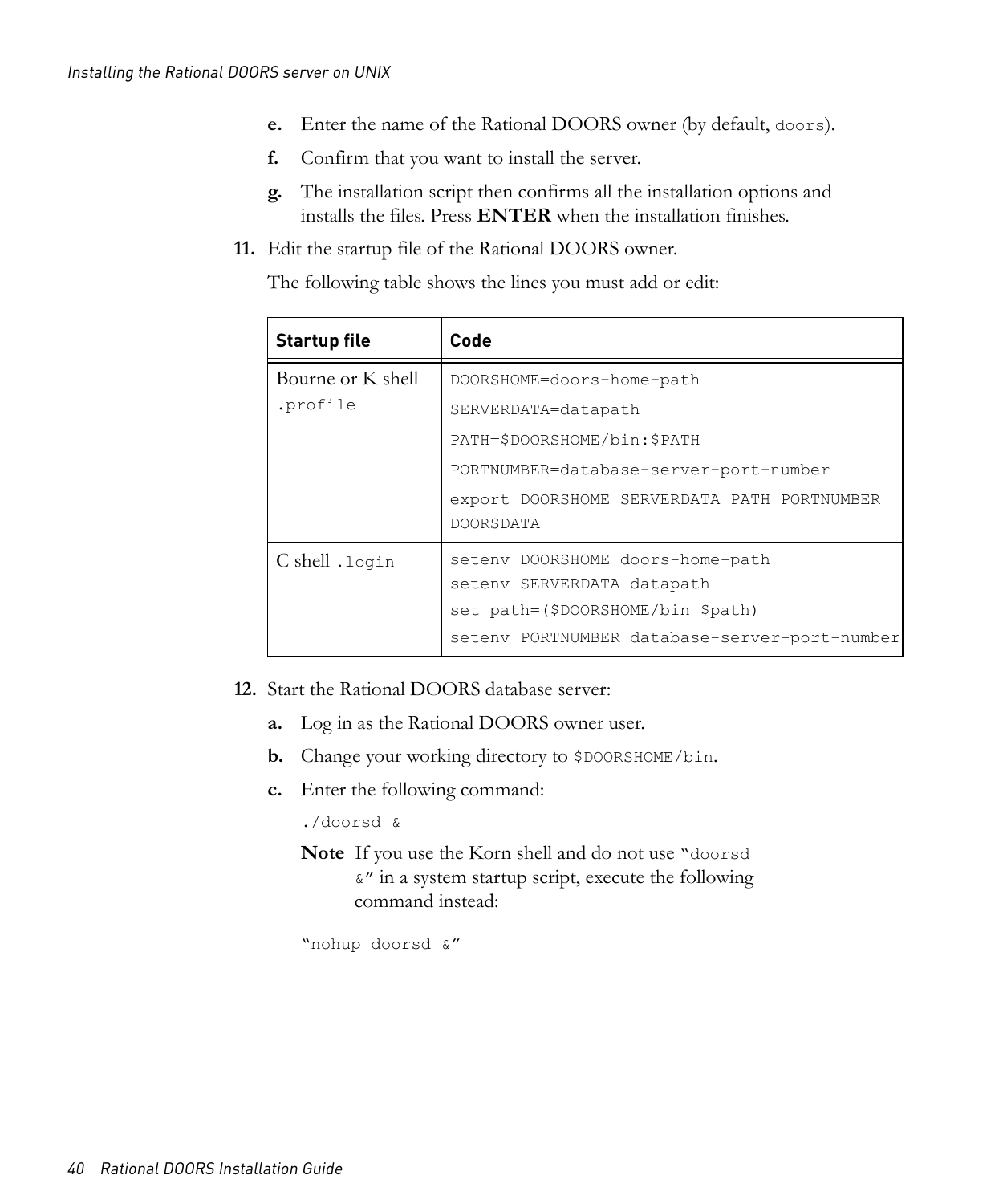e. Enter the name of the Rational DOORS owner (by default, `doors`).

f. Confirm that you want to install the server.

g. The installation script then confirms all the installation options and installs the files. Press **ENTER** when the installation finishes.

11. Edit the startup file of the Rational DOORS owner.

The following table shows the lines you must add or edit:

| Startup file | Code |
|---|---|
| Bourne or K shell `.profile` | `DOORSHOME=doors-home-path`<br>`SERVERDATA=datapath`<br>`PATH=$DOORSHOME/bin:$PATH`<br>`PORTNUMBER=database-server-port-number`<br>`export DOORSHOME SERVERDATA PATH PORTNUMBER DOORSDATA` |
| C shell `.login` | `setenv DOORSHOME doors-home-path`<br>`setenv SERVERDATA datapath`<br>`set path=($DOORSHOME/bin $path)`<br>`setenv PORTNUMBER database-server-port-number` |

12. Start the Rational DOORS database server:

a. Log in as the Rational DOORS owner user.

b. Change your working directory to `$DOORSHOME/bin`.

c. Enter the following command:

```
./doorsd &
```

**Note** If you use the Korn shell and do not use "`doorsd &`" in a system startup script, execute the following command instead:

```
"nohup doorsd &"
```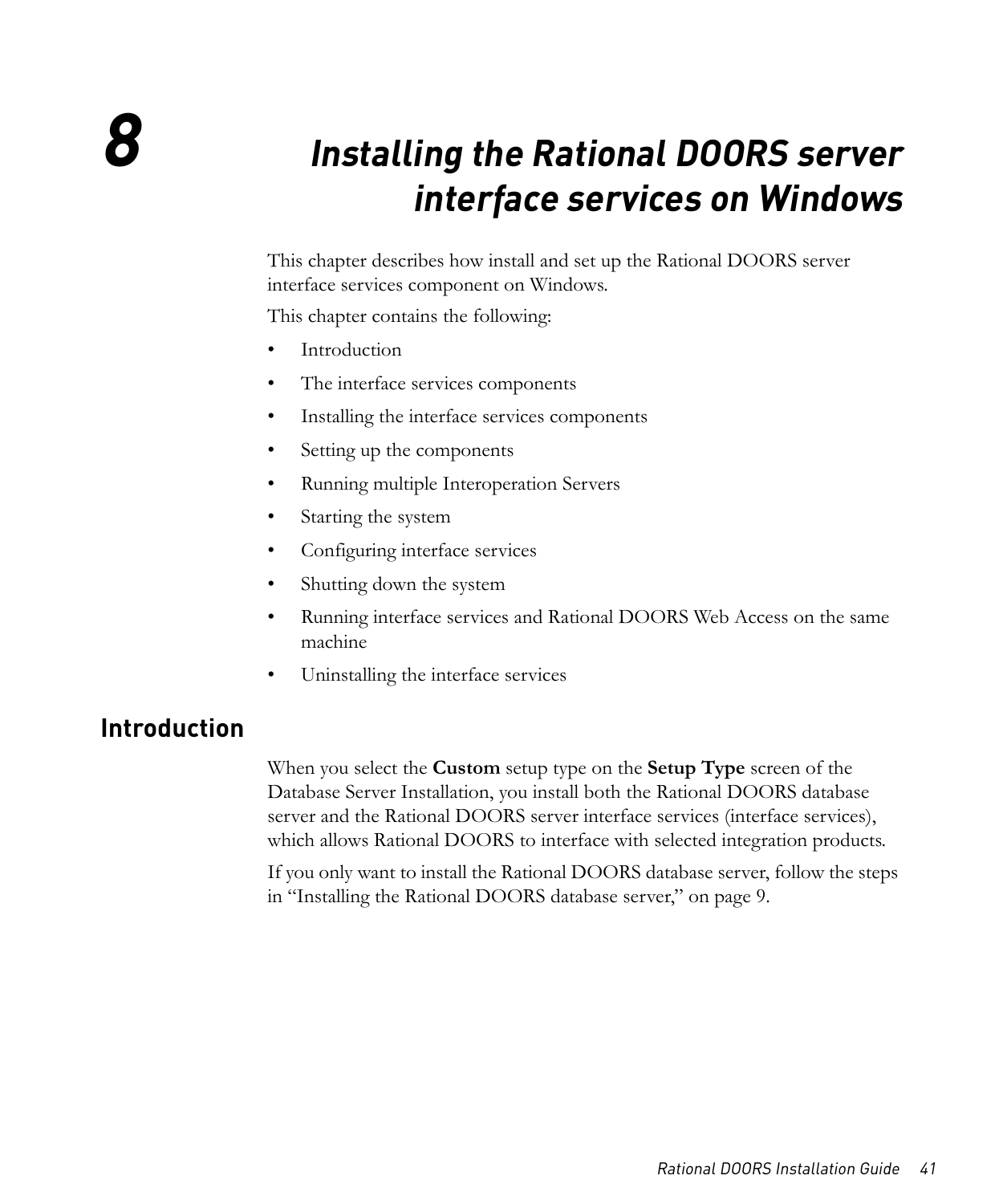# 8 Installing the Rational DOORS server interface services on Windows

This chapter describes how install and set up the Rational DOORS server interface services component on Windows.

This chapter contains the following:

- Introduction
- The interface services components
- Installing the interface services components
- Setting up the components
- Running multiple Interoperation Servers
- Starting the system
- Configuring interface services
- Shutting down the system
- Running interface services and Rational DOORS Web Access on the same machine
- Uninstalling the interface services

## Introduction

When you select the **Custom** setup type on the **Setup Type** screen of the Database Server Installation, you install both the Rational DOORS database server and the Rational DOORS server interface services (interface services), which allows Rational DOORS to interface with selected integration products.

If you only want to install the Rational DOORS database server, follow the steps in "Installing the Rational DOORS database server," on page 9.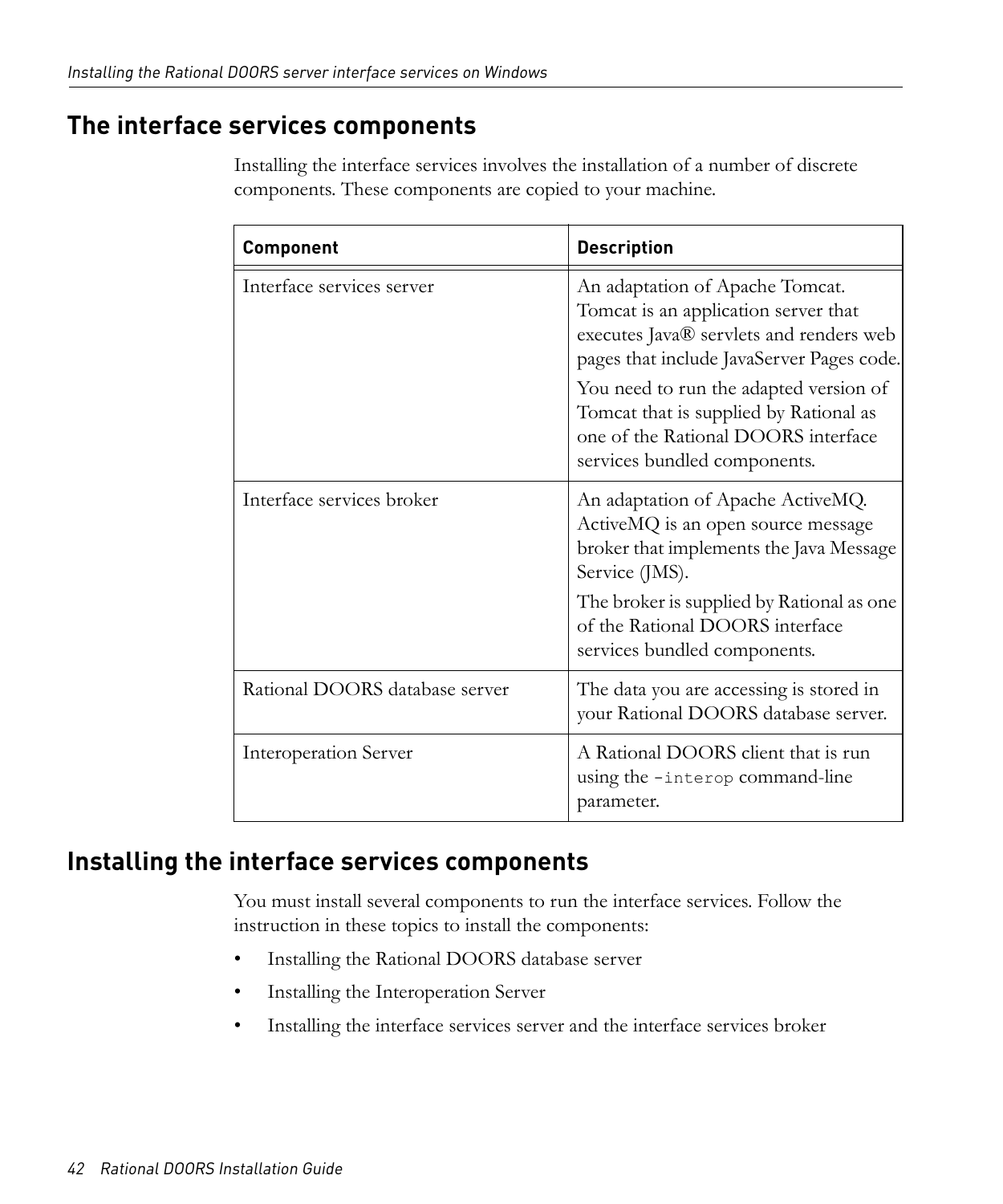## The interface services components

Installing the interface services involves the installation of a number of discrete components. These components are copied to your machine.

| Component | Description |
| --- | --- |
| Interface services server | An adaptation of Apache Tomcat. Tomcat is an application server that executes Java® servlets and renders web pages that include JavaServer Pages code.<br><br>You need to run the adapted version of Tomcat that is supplied by Rational as one of the Rational DOORS interface services bundled components. |
| Interface services broker | An adaptation of Apache ActiveMQ. ActiveMQ is an open source message broker that implements the Java Message Service (JMS).<br><br>The broker is supplied by Rational as one of the Rational DOORS interface services bundled components. |
| Rational DOORS database server | The data you are accessing is stored in your Rational DOORS database server. |
| Interoperation Server | A Rational DOORS client that is run using the `-interop` command-line parameter. |

## Installing the interface services components

You must install several components to run the interface services. Follow the instruction in these topics to install the components:

- Installing the Rational DOORS database server
- Installing the Interoperation Server
- Installing the interface services server and the interface services broker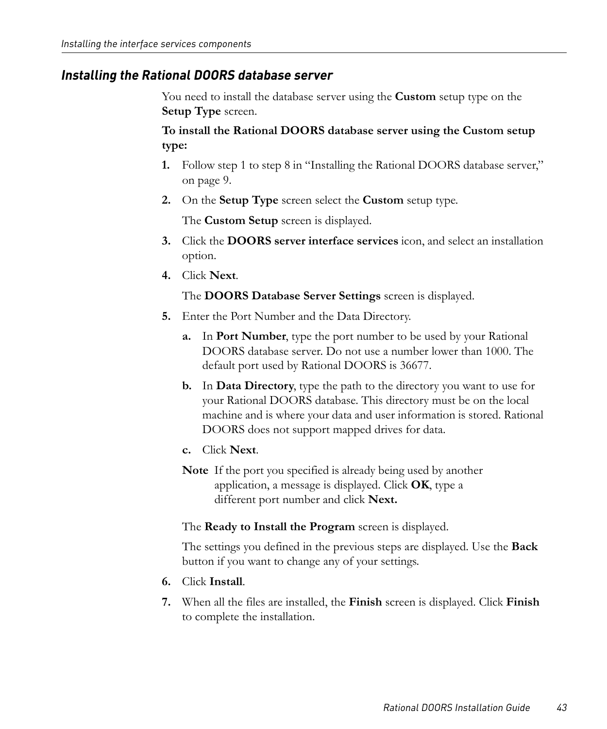## *Installing the Rational DOORS database server*

You need to install the database server using the **Custom** setup type on the **Setup Type** screen.

**To install the Rational DOORS database server using the Custom setup type:**

1. Follow step 1 to step 8 in “Installing the Rational DOORS database server,” on page 9.
2. On the **Setup Type** screen select the **Custom** setup type.

   The **Custom Setup** screen is displayed.
3. Click the **DOORS server interface services** icon, and select an installation option.
4. Click **Next**.

   The **DOORS Database Server Settings** screen is displayed.
5. Enter the Port Number and the Data Directory.
   a. In **Port Number**, type the port number to be used by your Rational DOORS database server. Do not use a number lower than 1000. The default port used by Rational DOORS is 36677.
   b. In **Data Directory**, type the path to the directory you want to use for your Rational DOORS database. This directory must be on the local machine and is where your data and user information is stored. Rational DOORS does not support mapped drives for data.
   c. Click **Next**.

   **Note** If the port you specified is already being used by another application, a message is displayed. Click **OK**, type a different port number and click **Next.**

   The **Ready to Install the Program** screen is displayed.

   The settings you defined in the previous steps are displayed. Use the **Back** button if you want to change any of your settings.
6. Click **Install**.
7. When all the files are installed, the **Finish** screen is displayed. Click **Finish** to complete the installation.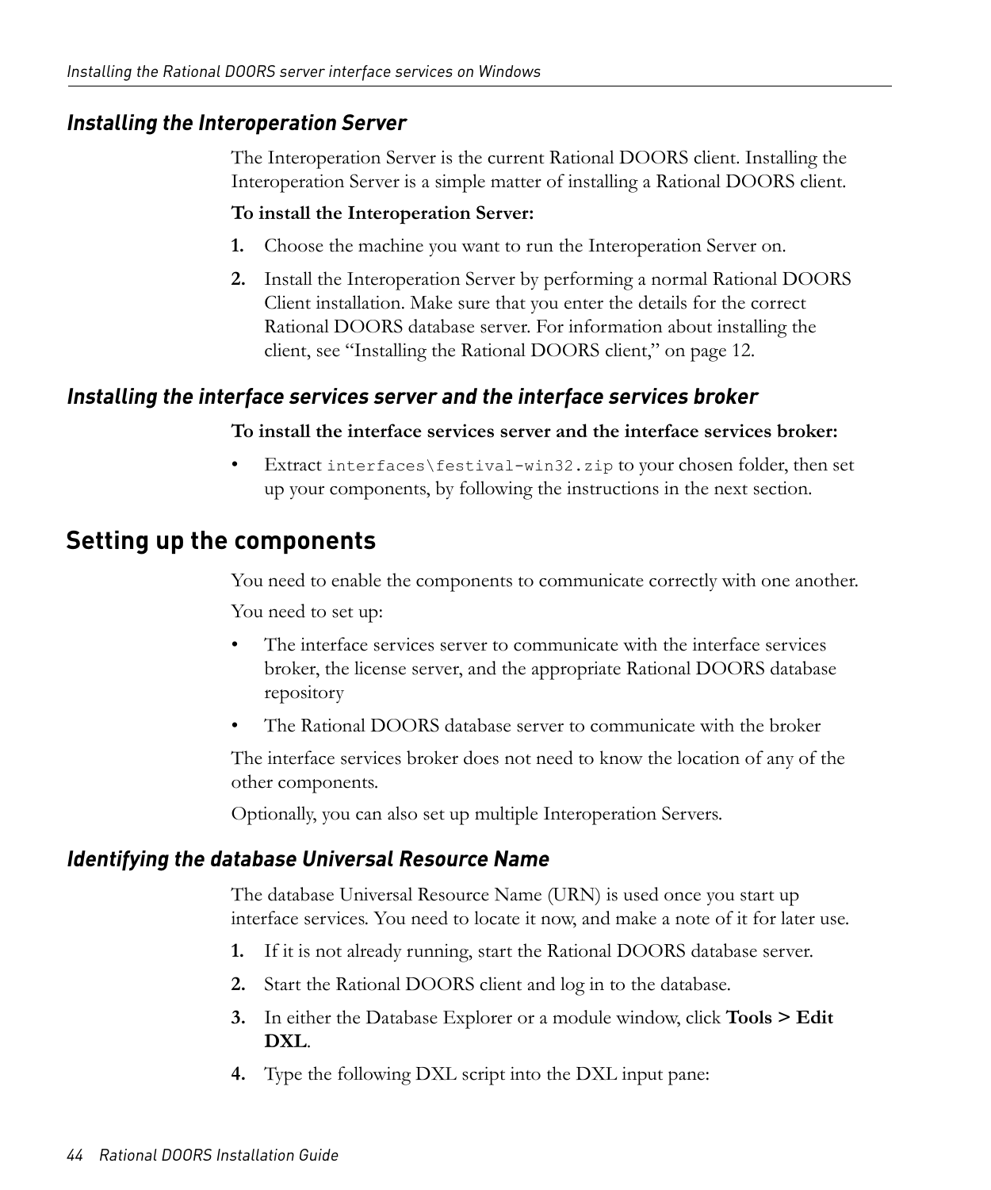### *Installing the Interoperation Server*

The Interoperation Server is the current Rational DOORS client. Installing the Interoperation Server is a simple matter of installing a Rational DOORS client.

**To install the Interoperation Server:**

1. Choose the machine you want to run the Interoperation Server on.
2. Install the Interoperation Server by performing a normal Rational DOORS Client installation. Make sure that you enter the details for the correct Rational DOORS database server. For information about installing the client, see "Installing the Rational DOORS client," on page 12.

### *Installing the interface services server and the interface services broker*

**To install the interface services server and the interface services broker:**

- Extract `interfaces\festival-win32.zip` to your chosen folder, then set up your components, by following the instructions in the next section.

## Setting up the components

You need to enable the components to communicate correctly with one another.

You need to set up:

- The interface services server to communicate with the interface services broker, the license server, and the appropriate Rational DOORS database repository
- The Rational DOORS database server to communicate with the broker

The interface services broker does not need to know the location of any of the other components.

Optionally, you can also set up multiple Interoperation Servers.

### *Identifying the database Universal Resource Name*

The database Universal Resource Name (URN) is used once you start up interface services. You need to locate it now, and make a note of it for later use.

1. If it is not already running, start the Rational DOORS database server.
2. Start the Rational DOORS client and log in to the database.
3. In either the Database Explorer or a module window, click **Tools > Edit DXL**.
4. Type the following DXL script into the DXL input pane: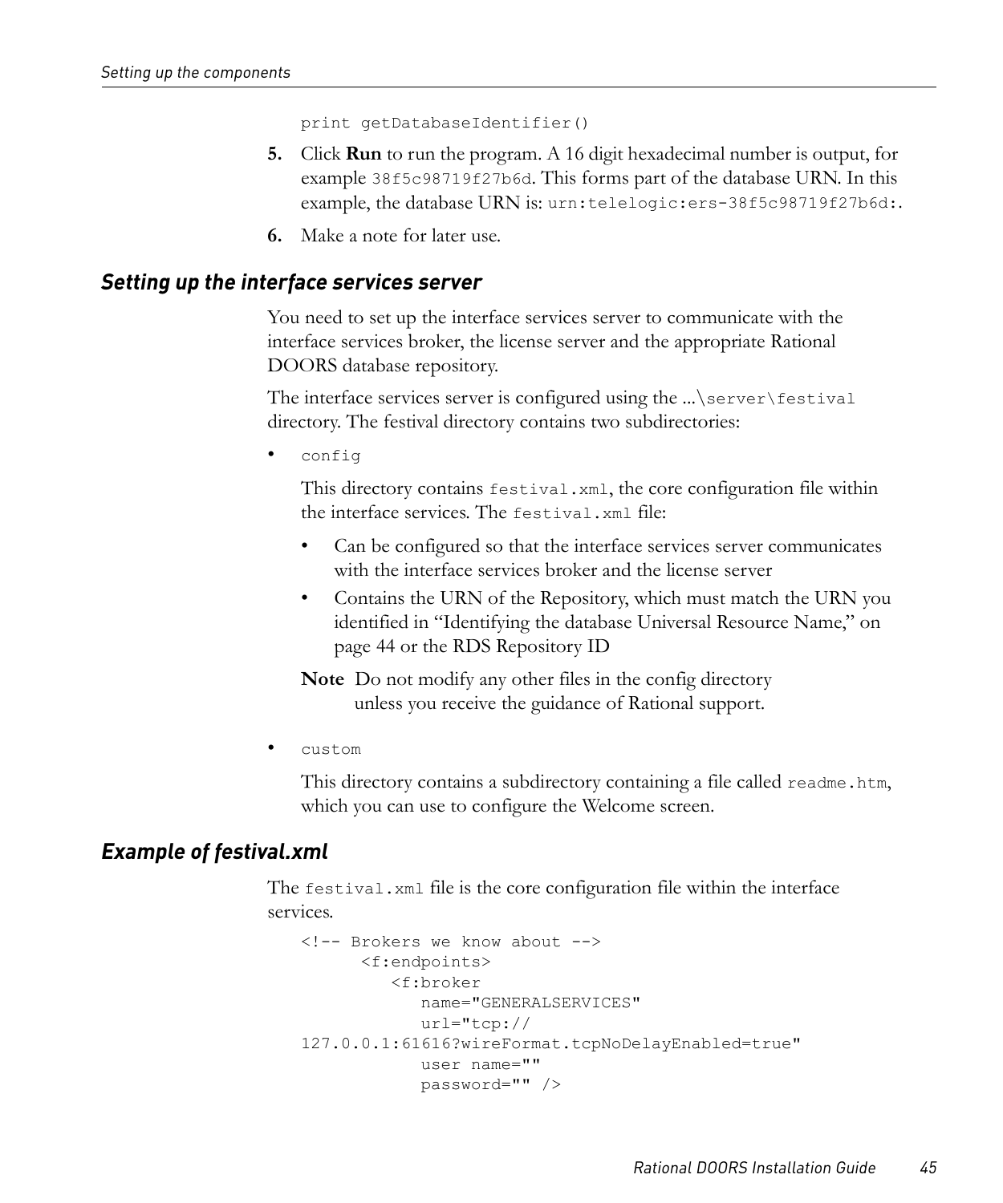```
print getDatabaseIdentifier()
```

5. Click **Run** to run the program. A 16 digit hexadecimal number is output, for example `38f5c98719f27b6d`. This forms part of the database URN. In this example, the database URN is: `urn:telelogic:ers-38f5c98719f27b6d:`.
6. Make a note for later use.

### *Setting up the interface services server*

You need to set up the interface services server to communicate with the interface services broker, the license server and the appropriate Rational DOORS database repository.

The interface services server is configured using the ...`\server\festival` directory. The festival directory contains two subdirectories:

- `config`

  This directory contains `festival.xml`, the core configuration file within the interface services. The `festival.xml` file:

  - Can be configured so that the interface services server communicates with the interface services broker and the license server
  - Contains the URN of the Repository, which must match the URN you identified in "Identifying the database Universal Resource Name," on page 44 or the RDS Repository ID

  **Note** Do not modify any other files in the config directory unless you receive the guidance of Rational support.

- `custom`

  This directory contains a subdirectory containing a file called `readme.htm`, which you can use to configure the Welcome screen.

### *Example of festival.xml*

The `festival.xml` file is the core configuration file within the interface services.

```
<!-- Brokers we know about -->
      <f:endpoints>
         <f:broker
            name="GENERALSERVICES"
            url="tcp://
127.0.0.1:61616?wireFormat.tcpNoDelayEnabled=true"
            user name=""
            password="" />
```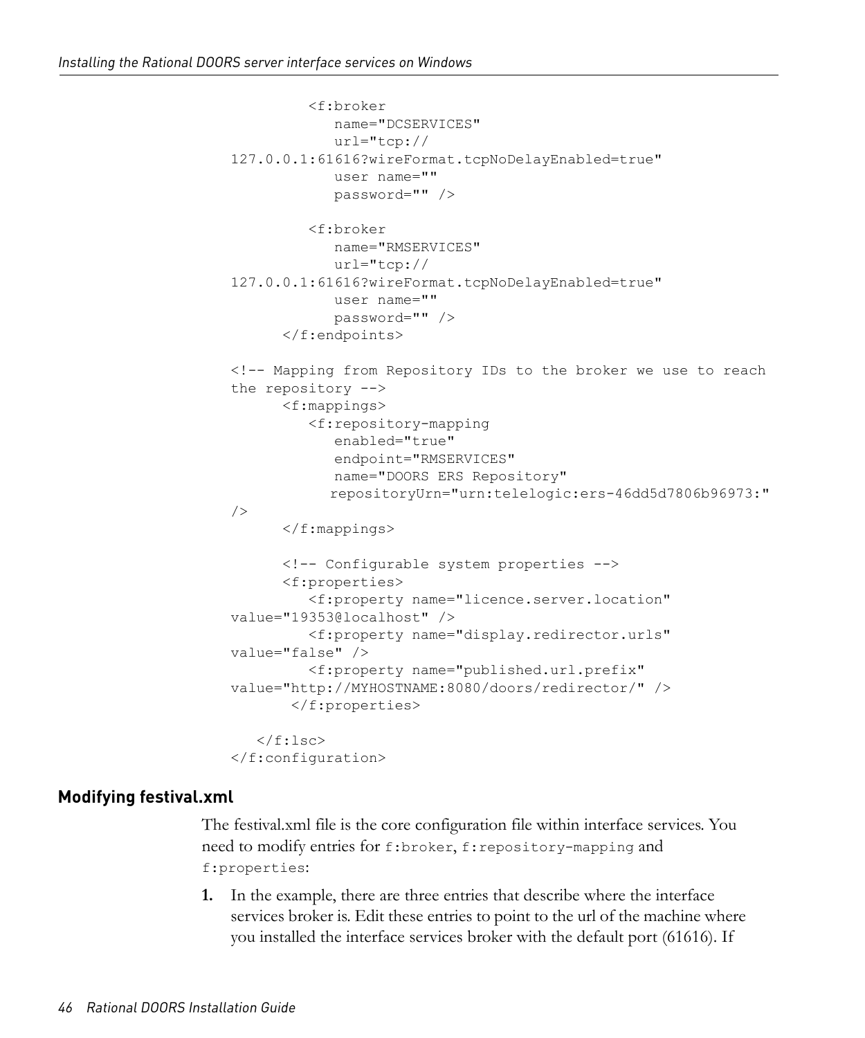```
        <f:broker
           name="DCSERVICES"
           url="tcp://
127.0.0.1:61616?wireFormat.tcpNoDelayEnabled=true"
           user name=""
           password="" />

        <f:broker
           name="RMSERVICES"
           url="tcp://
127.0.0.1:61616?wireFormat.tcpNoDelayEnabled=true"
           user name=""
           password="" />
      </f:endpoints>

<!-- Mapping from Repository IDs to the broker we use to reach
the repository -->
      <f:mappings>
        <f:repository-mapping
           enabled="true"
           endpoint="RMSERVICES"
           name="DOORS ERS Repository"
           repositoryUrn="urn:telelogic:ers-46dd5d7806b96973:"
/>
      </f:mappings>

      <!-- Configurable system properties -->
      <f:properties>
        <f:property name="licence.server.location"
value="19353@localhost" />
        <f:property name="display.redirector.urls"
value="false" />
        <f:property name="published.url.prefix"
value="http://MYHOSTNAME:8080/doors/redirector/" />
       </f:properties>

   </f:lsc>
</f:configuration>
```

## Modifying festival.xml

The festival.xml file is the core configuration file within interface services. You need to modify entries for `f:broker`, `f:repository-mapping` and `f:properties`:

1. In the example, there are three entries that describe where the interface services broker is. Edit these entries to point to the url of the machine where you installed the interface services broker with the default port (61616). If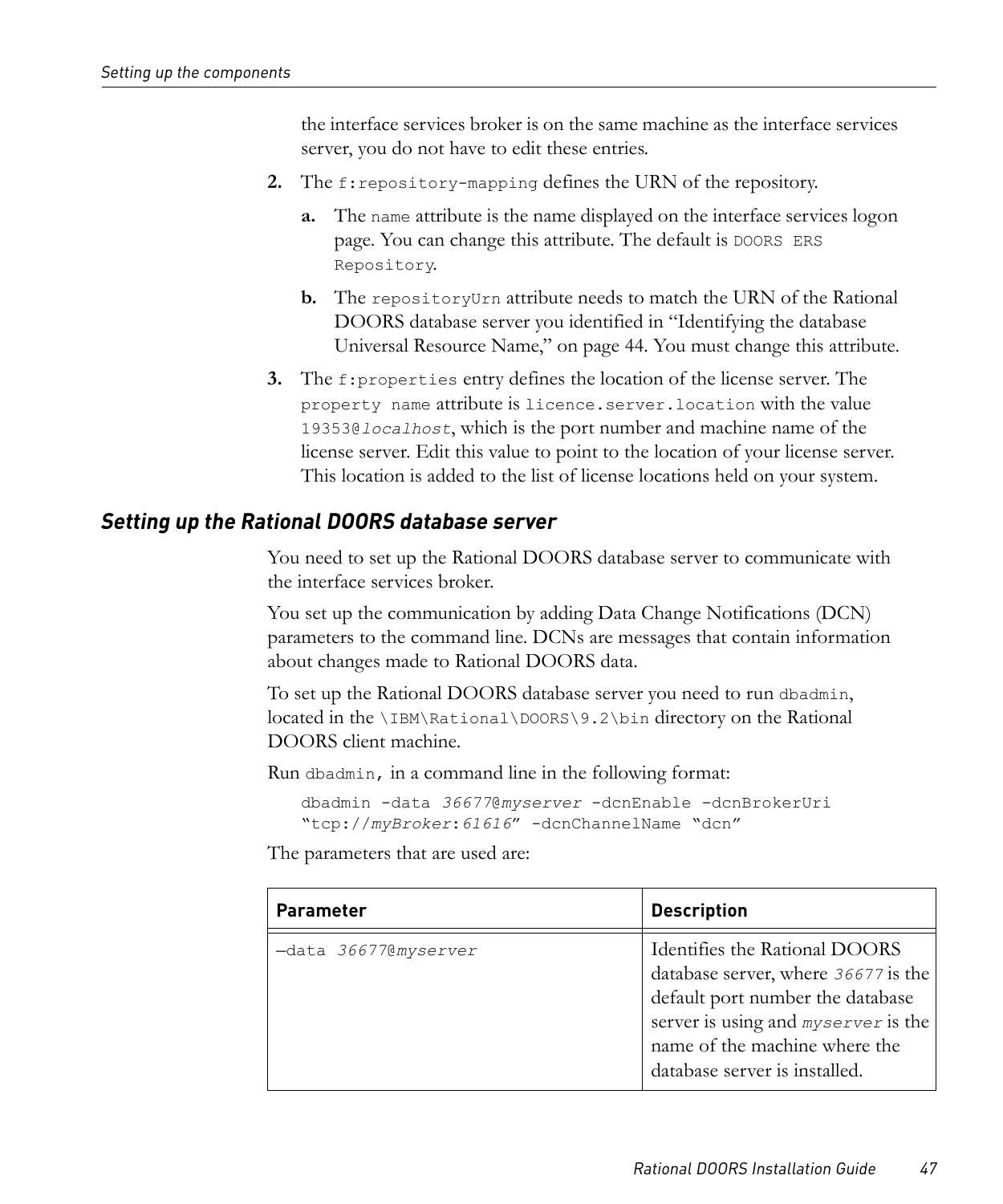the interface services broker is on the same machine as the interface services server, you do not have to edit these entries.

2. The `f:repository-mapping` defines the URN of the repository.

   a. The `name` attribute is the name displayed on the interface services logon page. You can change this attribute. The default is `DOORS ERS Repository`.

   b. The `repositoryUrn` attribute needs to match the URN of the Rational DOORS database server you identified in "Identifying the database Universal Resource Name," on page 44. You must change this attribute.

3. The `f:properties` entry defines the location of the license server. The `property name` attribute is `licence.server.location` with the value `19353@`*`localhost`*, which is the port number and machine name of the license server. Edit this value to point to the location of your license server. This location is added to the list of license locations held on your system.

### *Setting up the Rational DOORS database server*

You need to set up the Rational DOORS database server to communicate with the interface services broker.

You set up the communication by adding Data Change Notifications (DCN) parameters to the command line. DCNs are messages that contain information about changes made to Rational DOORS data.

To set up the Rational DOORS database server you need to run `dbadmin`, located in the `\IBM\Rational\DOORS\9.2\bin` directory on the Rational DOORS client machine.

Run `dbadmin,` in a command line in the following format:

```
dbadmin -data 36677@myserver -dcnEnable -dcnBrokerUri
"tcp://myBroker:61616" -dcnChannelName "dcn"
```

The parameters that are used are:

| Parameter | Description |
|---|---|
| `–data` *`36677@myserver`* | Identifies the Rational DOORS database server, where *`36677`* is the default port number the database server is using and *`myserver`* is the name of the machine where the database server is installed. |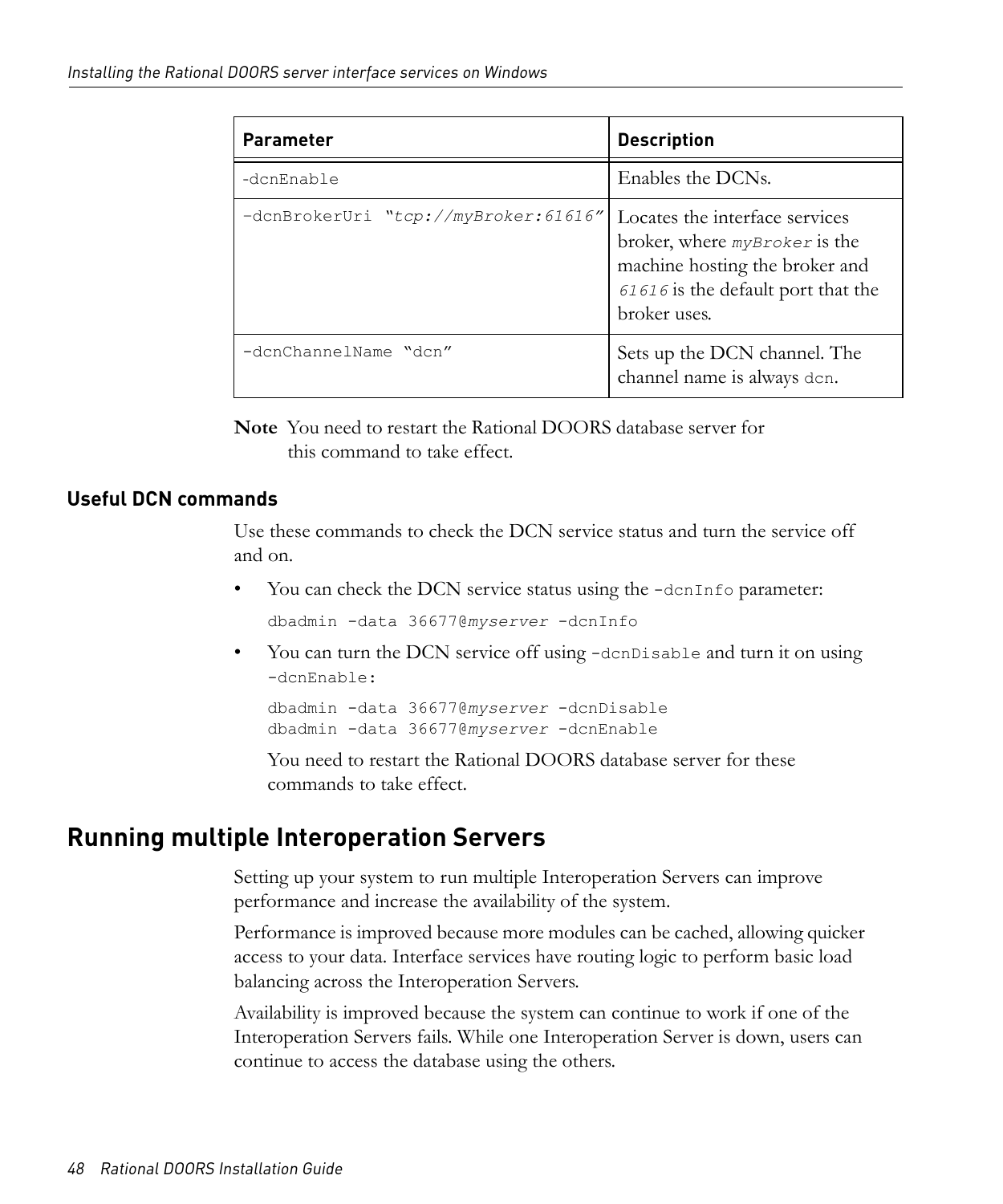| Parameter | Description |
| --- | --- |
| `-dcnEnable` | Enables the DCNs. |
| `-dcnBrokerUri "tcp://myBroker:61616"` | Locates the interface services broker, where *myBroker* is the machine hosting the broker and *61616* is the default port that the broker uses. |
| `-dcnChannelName "dcn"` | Sets up the DCN channel. The channel name is always `dcn`. |

**Note** You need to restart the Rational DOORS database server for this command to take effect.

### Useful DCN commands

Use these commands to check the DCN service status and turn the service off and on.

- You can check the DCN service status using the `-dcnInfo` parameter:

  ```
  dbadmin -data 36677@myserver -dcnInfo
  ```

- You can turn the DCN service off using `-dcnDisable` and turn it on using `-dcnEnable`:

  ```
  dbadmin -data 36677@myserver -dcnDisable
  dbadmin -data 36677@myserver -dcnEnable
  ```

  You need to restart the Rational DOORS database server for these commands to take effect.

## Running multiple Interoperation Servers

Setting up your system to run multiple Interoperation Servers can improve performance and increase the availability of the system.

Performance is improved because more modules can be cached, allowing quicker access to your data. Interface services have routing logic to perform basic load balancing across the Interoperation Servers.

Availability is improved because the system can continue to work if one of the Interoperation Servers fails. While one Interoperation Server is down, users can continue to access the database using the others.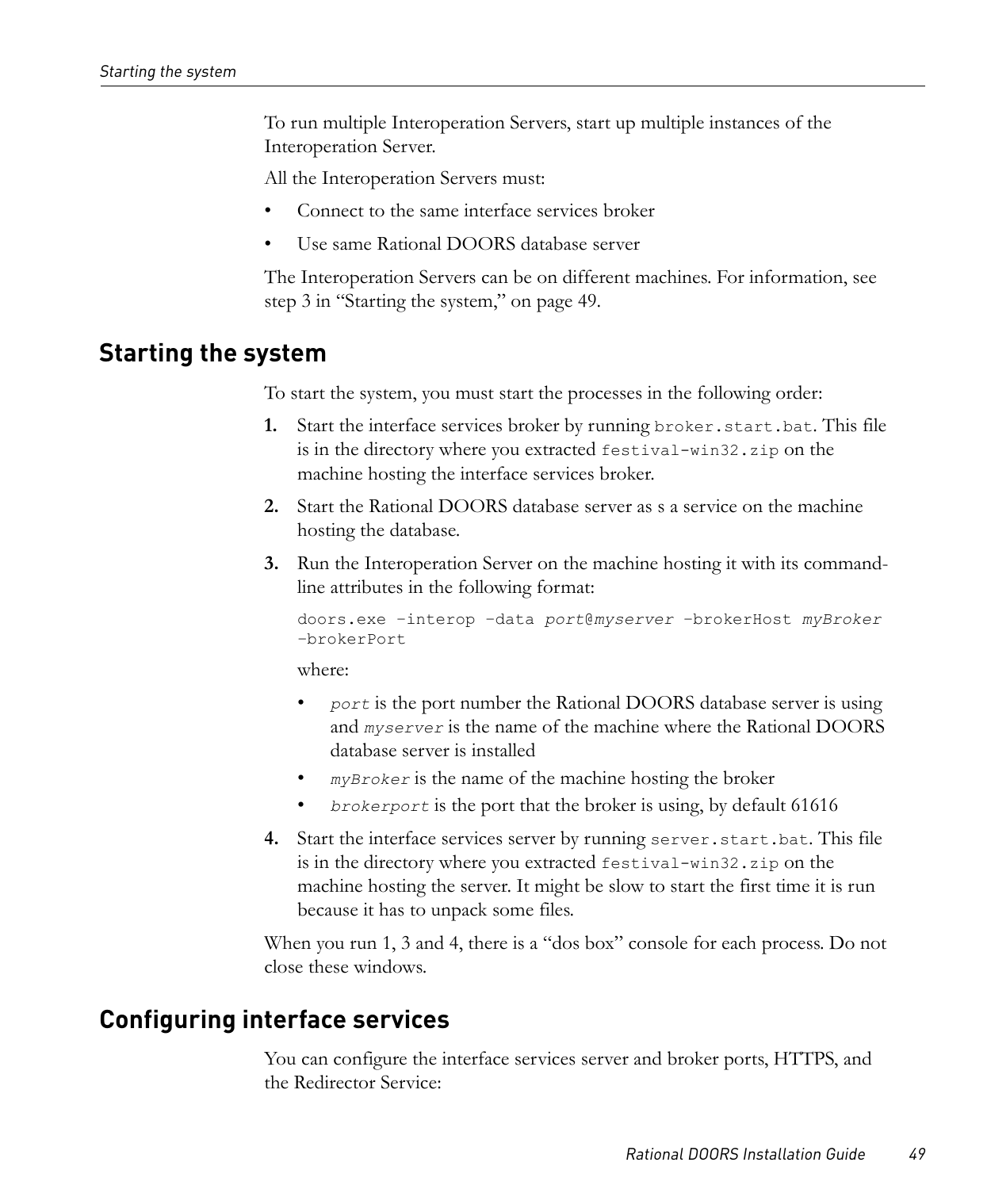To run multiple Interoperation Servers, start up multiple instances of the Interoperation Server.

All the Interoperation Servers must:

- Connect to the same interface services broker
- Use same Rational DOORS database server

The Interoperation Servers can be on different machines. For information, see step 3 in "Starting the system," on page 49.

## Starting the system

To start the system, you must start the processes in the following order:

1. Start the interface services broker by running `broker.start.bat`. This file is in the directory where you extracted `festival-win32.zip` on the machine hosting the interface services broker.
2. Start the Rational DOORS database server as s a service on the machine hosting the database.
3. Run the Interoperation Server on the machine hosting it with its command-line attributes in the following format:

   ```
   doors.exe -interop -data port@myserver -brokerHost myBroker
   -brokerPort
   ```

   where:

   - *`port`* is the port number the Rational DOORS database server is using and *`myserver`* is the name of the machine where the Rational DOORS database server is installed
   - *`myBroker`* is the name of the machine hosting the broker
   - *`brokerport`* is the port that the broker is using, by default 61616
4. Start the interface services server by running `server.start.bat`. This file is in the directory where you extracted `festival-win32.zip` on the machine hosting the server. It might be slow to start the first time it is run because it has to unpack some files.

When you run 1, 3 and 4, there is a "dos box" console for each process. Do not close these windows.

## Configuring interface services

You can configure the interface services server and broker ports, HTTPS, and the Redirector Service: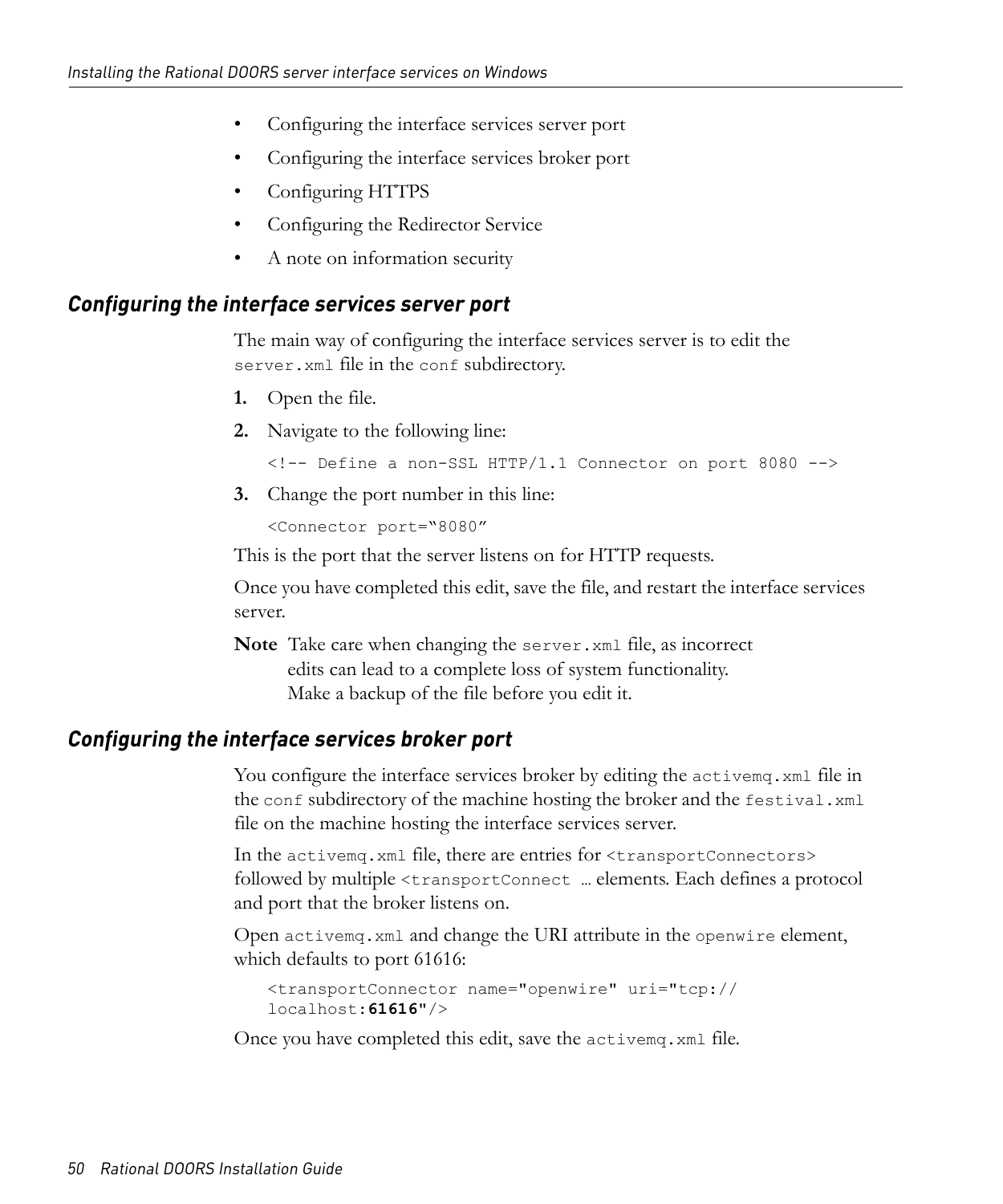- Configuring the interface services server port
- Configuring the interface services broker port
- Configuring HTTPS
- Configuring the Redirector Service
- A note on information security

### *Configuring the interface services server port*

The main way of configuring the interface services server is to edit the `server.xml` file in the `conf` subdirectory.

1. Open the file.
2. Navigate to the following line:

   ```
   <!-- Define a non-SSL HTTP/1.1 Connector on port 8080 -->
   ```

3. Change the port number in this line:

   ```
   <Connector port="8080"
   ```

This is the port that the server listens on for HTTP requests.

Once you have completed this edit, save the file, and restart the interface services server.

**Note** Take care when changing the `server.xml` file, as incorrect edits can lead to a complete loss of system functionality. Make a backup of the file before you edit it.

### *Configuring the interface services broker port*

You configure the interface services broker by editing the `activemq.xml` file in the `conf` subdirectory of the machine hosting the broker and the `festival.xml` file on the machine hosting the interface services server.

In the `activemq.xml` file, there are entries for `<transportConnectors>` followed by multiple `<transportConnect …` elements. Each defines a protocol and port that the broker listens on.

Open `activemq.xml` and change the URI attribute in the `openwire` element, which defaults to port 61616:

```
<transportConnector name="openwire" uri="tcp://
localhost:61616"/>
```

Once you have completed this edit, save the `activemq.xml` file.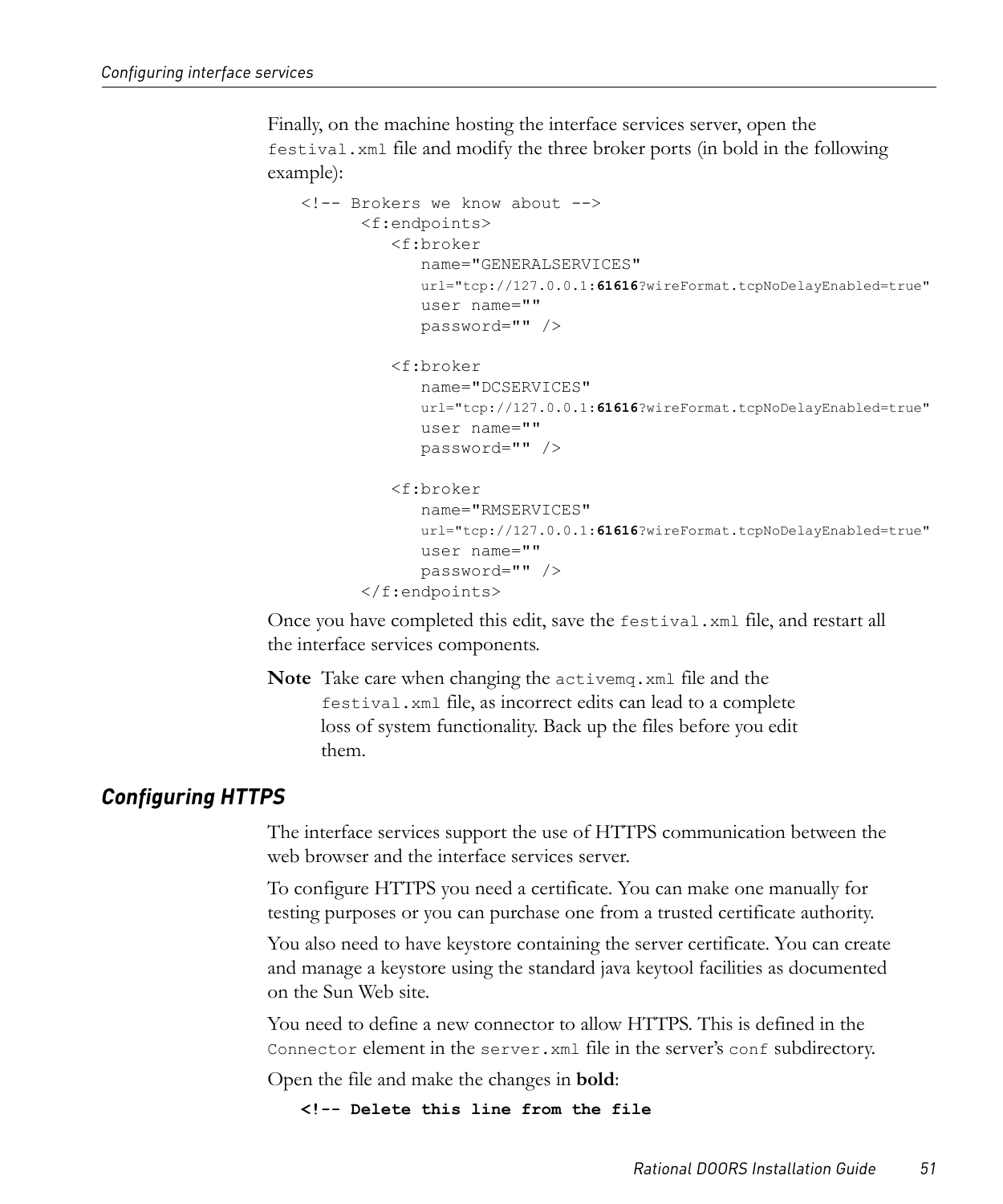Finally, on the machine hosting the interface services server, open the `festival.xml` file and modify the three broker ports (in bold in the following example):

```
<!-- Brokers we know about -->
      <f:endpoints>
         <f:broker
            name="GENERALSERVICES"
            url="tcp://127.0.0.1:61616?wireFormat.tcpNoDelayEnabled=true"
            user name=""
            password="" />

         <f:broker
            name="DCSERVICES"
            url="tcp://127.0.0.1:61616?wireFormat.tcpNoDelayEnabled=true"
            user name=""
            password="" />

         <f:broker
            name="RMSERVICES"
            url="tcp://127.0.0.1:61616?wireFormat.tcpNoDelayEnabled=true"
            user name=""
            password="" />
      </f:endpoints>
```

Once you have completed this edit, save the `festival.xml` file, and restart all the interface services components.

**Note** Take care when changing the `activemq.xml` file and the `festival.xml` file, as incorrect edits can lead to a complete loss of system functionality. Back up the files before you edit them.

## *Configuring HTTPS*

The interface services support the use of HTTPS communication between the web browser and the interface services server.

To configure HTTPS you need a certificate. You can make one manually for testing purposes or you can purchase one from a trusted certificate authority.

You also need to have keystore containing the server certificate. You can create and manage a keystore using the standard java keytool facilities as documented on the Sun Web site.

You need to define a new connector to allow HTTPS. This is defined in the `Connector` element in the `server.xml` file in the server's `conf` subdirectory.

Open the file and make the changes in **bold**:

```
<!-- Delete this line from the file
```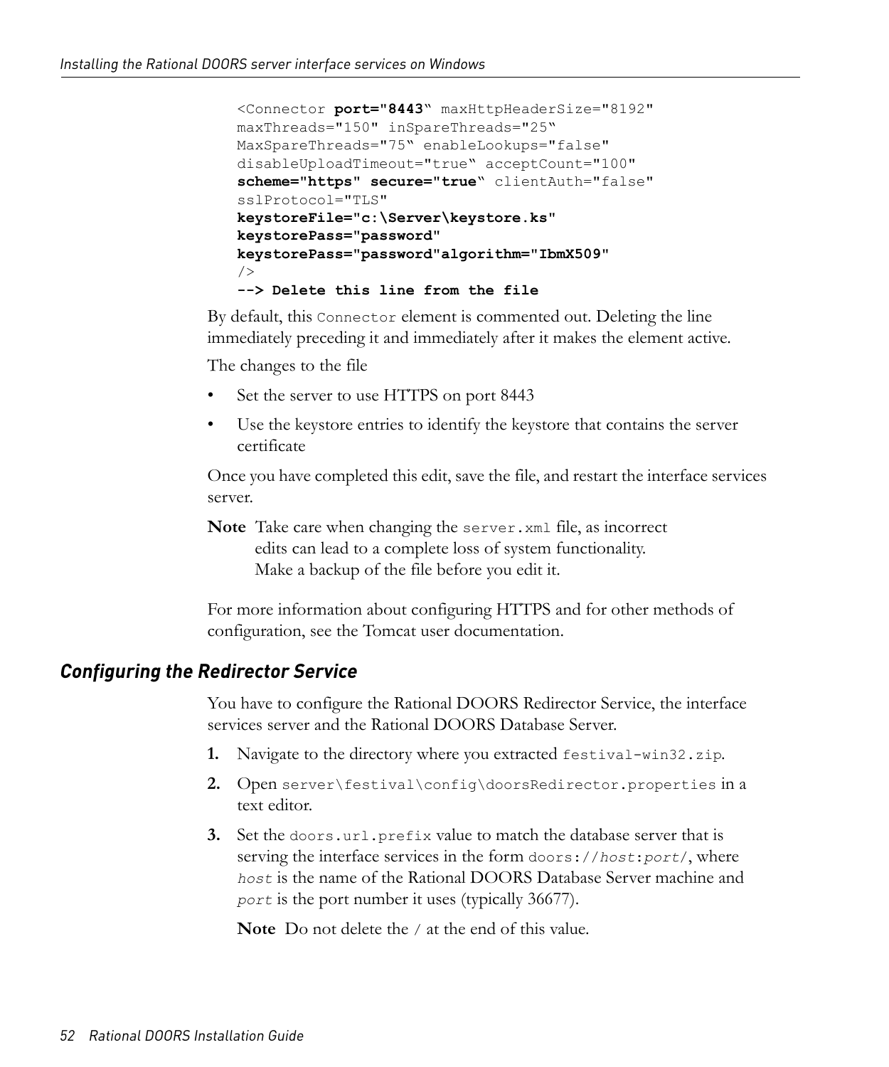```
<Connector port="8443" maxHttpHeaderSize="8192"
maxThreads="150" inSpareThreads="25"
MaxSpareThreads="75" enableLookups="false"
disableUploadTimeout="true" acceptCount="100"
scheme="https" secure="true" clientAuth="false"
sslProtocol="TLS"
keystoreFile="c:\Server\keystore.ks"
keystorePass="password"
keystorePass="password"algorithm="IbmX509"
/>
--> Delete this line from the file
```

By default, this `Connector` element is commented out. Deleting the line immediately preceding it and immediately after it makes the element active.

The changes to the file

- Set the server to use HTTPS on port 8443
- Use the keystore entries to identify the keystore that contains the server certificate

Once you have completed this edit, save the file, and restart the interface services server.

**Note** Take care when changing the `server.xml` file, as incorrect edits can lead to a complete loss of system functionality. Make a backup of the file before you edit it.

For more information about configuring HTTPS and for other methods of configuration, see the Tomcat user documentation.

## *Configuring the Redirector Service*

You have to configure the Rational DOORS Redirector Service, the interface services server and the Rational DOORS Database Server.

1. Navigate to the directory where you extracted `festival-win32.zip`.
2. Open `server\festival\config\doorsRedirector.properties` in a text editor.
3. Set the `doors.url.prefix` value to match the database server that is serving the interface services in the form `doors://`*`host`*`:`*`port`*`/`, where *`host`* is the name of the Rational DOORS Database Server machine and *`port`* is the port number it uses (typically 36677).

   **Note** Do not delete the `/` at the end of this value.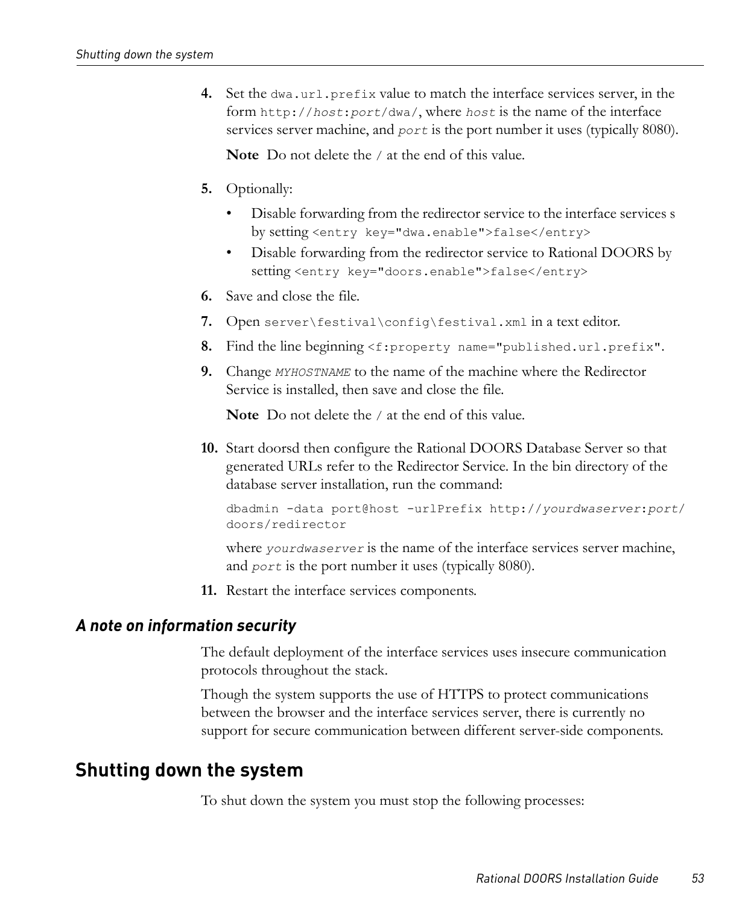4. Set the `dwa.url.prefix` value to match the interface services server, in the form `http://host:port/dwa/`, where `host` is the name of the interface services server machine, and `port` is the port number it uses (typically 8080).

   **Note** Do not delete the `/` at the end of this value.

5. Optionally:
   - Disable forwarding from the redirector service to the interface services s by setting `<entry key="dwa.enable">false</entry>`
   - Disable forwarding from the redirector service to Rational DOORS by setting `<entry key="doors.enable">false</entry>`

6. Save and close the file.

7. Open `server\festival\config\festival.xml` in a text editor.

8. Find the line beginning `<f:property name="published.url.prefix"`.

9. Change `MYHOSTNAME` to the name of the machine where the Redirector Service is installed, then save and close the file.

   **Note** Do not delete the `/` at the end of this value.

10. Start doorsd then configure the Rational DOORS Database Server so that generated URLs refer to the Redirector Service. In the bin directory of the database server installation, run the command:

    ```
    dbadmin -data port@host -urlPrefix http://yourdwaserver:port/
    doors/redirector
    ```

    where `yourdwaserver` is the name of the interface services server machine, and `port` is the port number it uses (typically 8080).

11. Restart the interface services components.

### A note on information security

The default deployment of the interface services uses insecure communication protocols throughout the stack.

Though the system supports the use of HTTPS to protect communications between the browser and the interface services server, there is currently no support for secure communication between different server-side components.

## Shutting down the system

To shut down the system you must stop the following processes: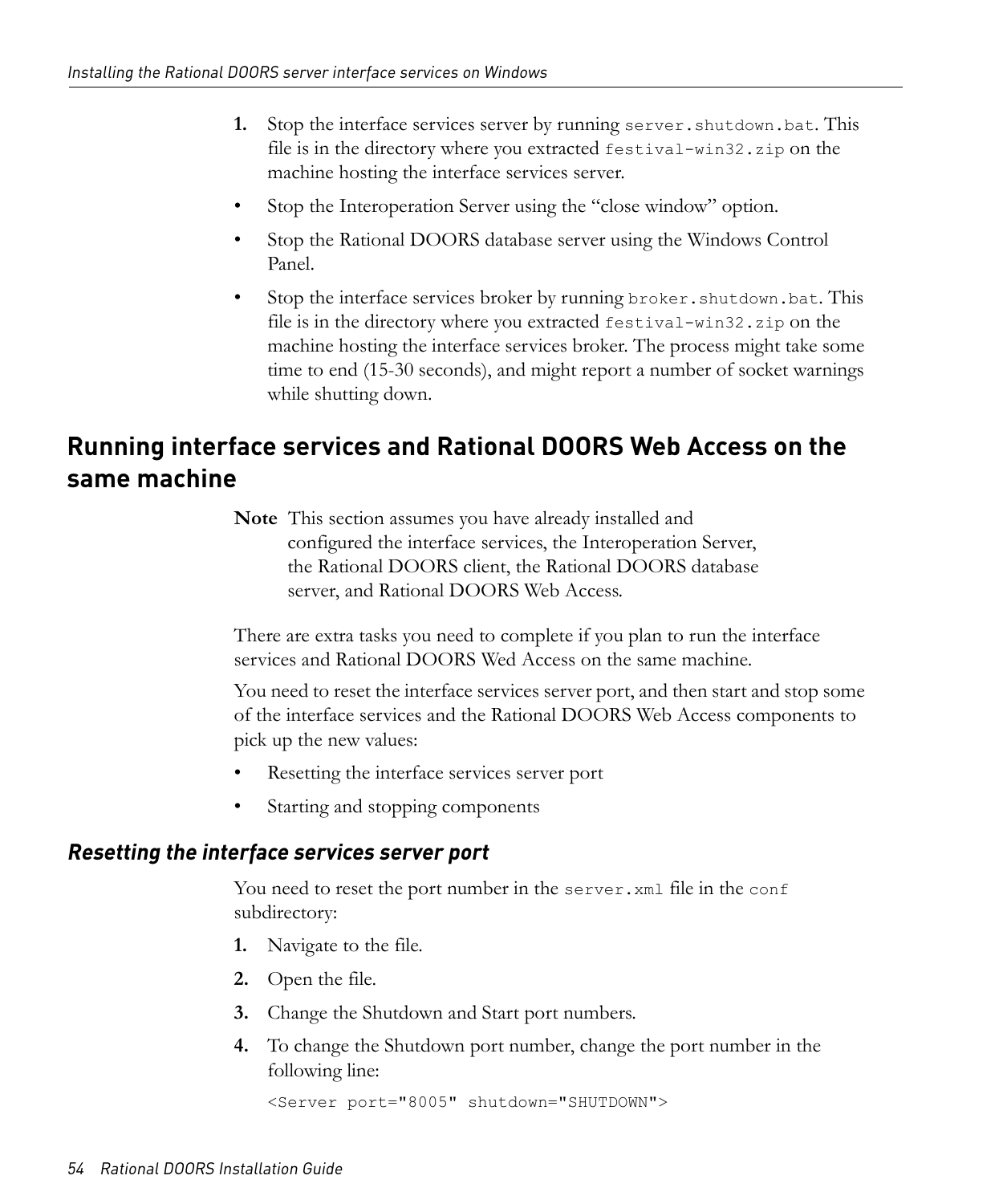1. Stop the interface services server by running `server.shutdown.bat`. This file is in the directory where you extracted `festival-win32.zip` on the machine hosting the interface services server.

- Stop the Interoperation Server using the "close window" option.
- Stop the Rational DOORS database server using the Windows Control Panel.
- Stop the interface services broker by running `broker.shutdown.bat`. This file is in the directory where you extracted `festival-win32.zip` on the machine hosting the interface services broker. The process might take some time to end (15-30 seconds), and might report a number of socket warnings while shutting down.

## Running interface services and Rational DOORS Web Access on the same machine

**Note** This section assumes you have already installed and configured the interface services, the Interoperation Server, the Rational DOORS client, the Rational DOORS database server, and Rational DOORS Web Access.

There are extra tasks you need to complete if you plan to run the interface services and Rational DOORS Wed Access on the same machine.

You need to reset the interface services server port, and then start and stop some of the interface services and the Rational DOORS Web Access components to pick up the new values:

- Resetting the interface services server port
- Starting and stopping components

### *Resetting the interface services server port*

You need to reset the port number in the `server.xml` file in the `conf` subdirectory:

1. Navigate to the file.
2. Open the file.
3. Change the Shutdown and Start port numbers.
4. To change the Shutdown port number, change the port number in the following line:

```
<Server port="8005" shutdown="SHUTDOWN">
```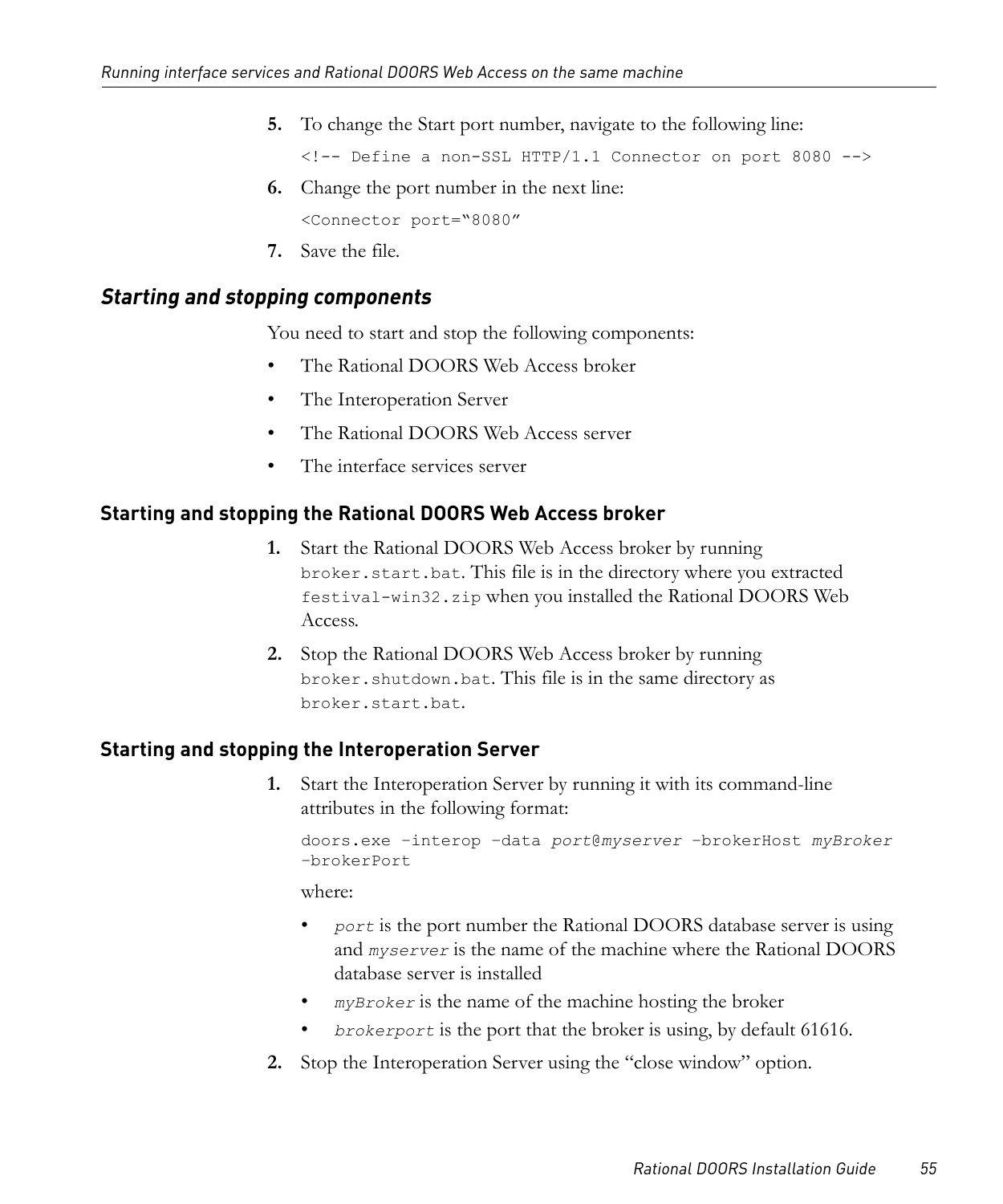5. To change the Start port number, navigate to the following line:

   ```
   <!-- Define a non-SSL HTTP/1.1 Connector on port 8080 -->
   ```

6. Change the port number in the next line:

   ```
   <Connector port="8080"
   ```

7. Save the file.

## *Starting and stopping components*

You need to start and stop the following components:

- The Rational DOORS Web Access broker
- The Interoperation Server
- The Rational DOORS Web Access server
- The interface services server

### Starting and stopping the Rational DOORS Web Access broker

1. Start the Rational DOORS Web Access broker by running `broker.start.bat`. This file is in the directory where you extracted `festival-win32.zip` when you installed the Rational DOORS Web Access.
2. Stop the Rational DOORS Web Access broker by running `broker.shutdown.bat`. This file is in the same directory as `broker.start.bat`.

### Starting and stopping the Interoperation Server

1. Start the Interoperation Server by running it with its command-line attributes in the following format:

   ```
   doors.exe –interop –data port@myserver –brokerHost myBroker
   –brokerPort
   ```

   where:

   - *`port`* is the port number the Rational DOORS database server is using and *`myserver`* is the name of the machine where the Rational DOORS database server is installed
   - *`myBroker`* is the name of the machine hosting the broker
   - *`brokerport`* is the port that the broker is using, by default 61616.

2. Stop the Interoperation Server using the "close window" option.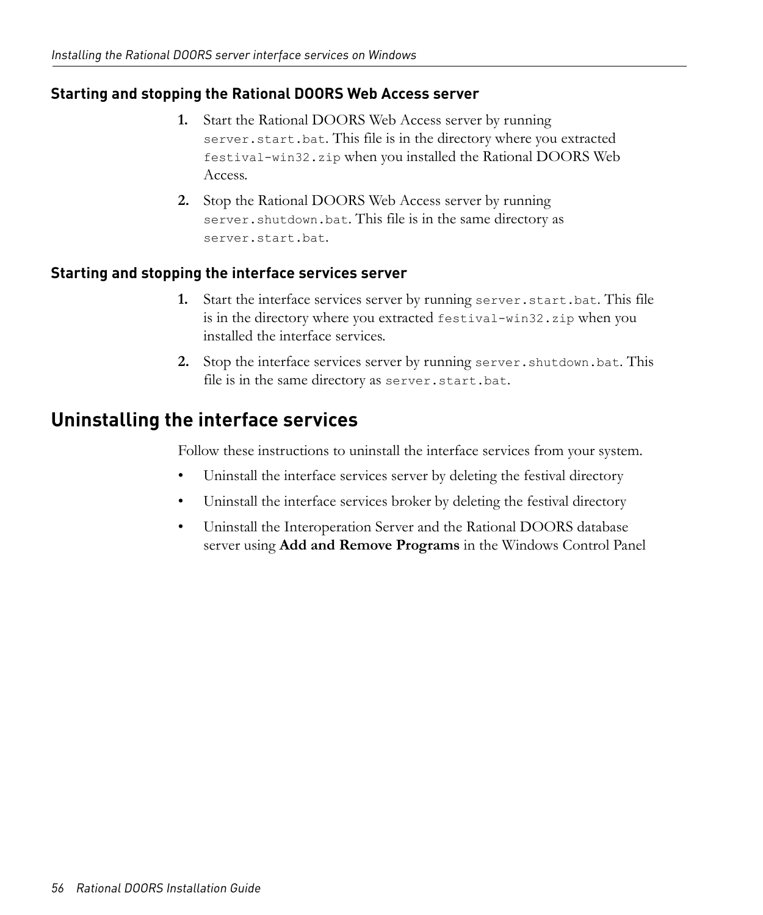### Starting and stopping the Rational DOORS Web Access server

1. Start the Rational DOORS Web Access server by running `server.start.bat`. This file is in the directory where you extracted `festival-win32.zip` when you installed the Rational DOORS Web Access.
2. Stop the Rational DOORS Web Access server by running `server.shutdown.bat`. This file is in the same directory as `server.start.bat`.

### Starting and stopping the interface services server

1. Start the interface services server by running `server.start.bat`. This file is in the directory where you extracted `festival-win32.zip` when you installed the interface services.
2. Stop the interface services server by running `server.shutdown.bat`. This file is in the same directory as `server.start.bat`.

## Uninstalling the interface services

Follow these instructions to uninstall the interface services from your system.

- Uninstall the interface services server by deleting the festival directory
- Uninstall the interface services broker by deleting the festival directory
- Uninstall the Interoperation Server and the Rational DOORS database server using **Add and Remove Programs** in the Windows Control Panel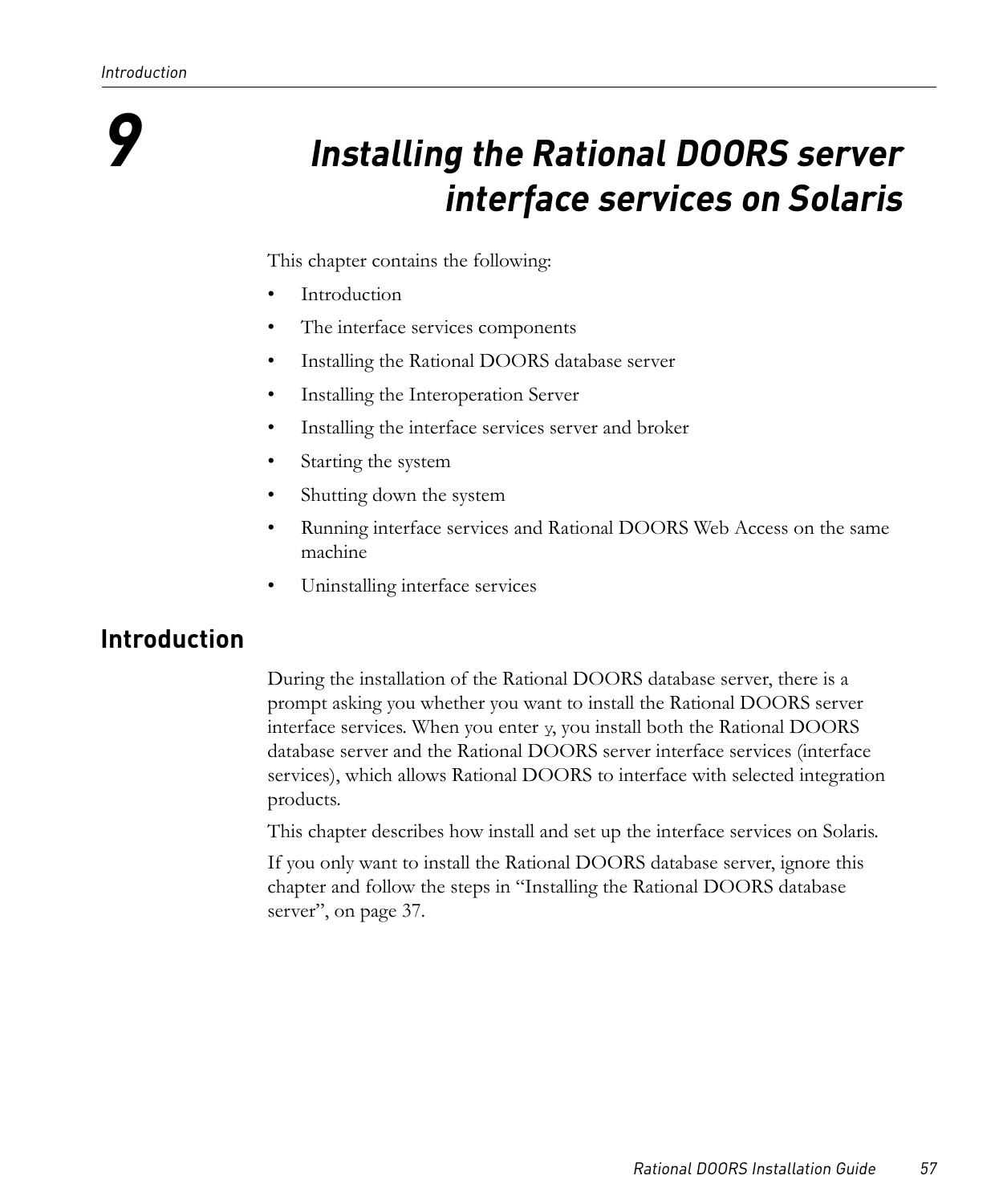# 9 Installing the Rational DOORS server interface services on Solaris

This chapter contains the following:

- Introduction
- The interface services components
- Installing the Rational DOORS database server
- Installing the Interoperation Server
- Installing the interface services server and broker
- Starting the system
- Shutting down the system
- Running interface services and Rational DOORS Web Access on the same machine
- Uninstalling interface services

## Introduction

During the installation of the Rational DOORS database server, there is a prompt asking you whether you want to install the Rational DOORS server interface services. When you enter `y`, you install both the Rational DOORS database server and the Rational DOORS server interface services (interface services), which allows Rational DOORS to interface with selected integration products.

This chapter describes how install and set up the interface services on Solaris.

If you only want to install the Rational DOORS database server, ignore this chapter and follow the steps in “Installing the Rational DOORS database server”, on page 37.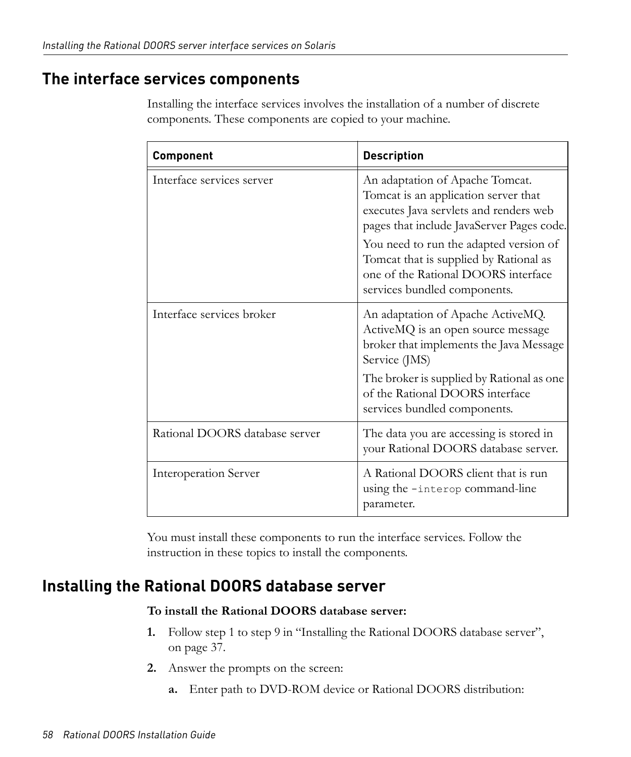## The interface services components

Installing the interface services involves the installation of a number of discrete components. These components are copied to your machine.

| Component | Description |
|---|---|
| Interface services server | An adaptation of Apache Tomcat. Tomcat is an application server that executes Java servlets and renders web pages that include JavaServer Pages code.<br><br>You need to run the adapted version of Tomcat that is supplied by Rational as one of the Rational DOORS interface services bundled components. |
| Interface services broker | An adaptation of Apache ActiveMQ. ActiveMQ is an open source message broker that implements the Java Message Service (JMS)<br><br>The broker is supplied by Rational as one of the Rational DOORS interface services bundled components. |
| Rational DOORS database server | The data you are accessing is stored in your Rational DOORS database server. |
| Interoperation Server | A Rational DOORS client that is run using the `-interop` command-line parameter. |

You must install these components to run the interface services. Follow the instruction in these topics to install the components.

## Installing the Rational DOORS database server

**To install the Rational DOORS database server:**

1. Follow step 1 to step 9 in "Installing the Rational DOORS database server", on page 37.
2. Answer the prompts on the screen:
   a. Enter path to DVD-ROM device or Rational DOORS distribution: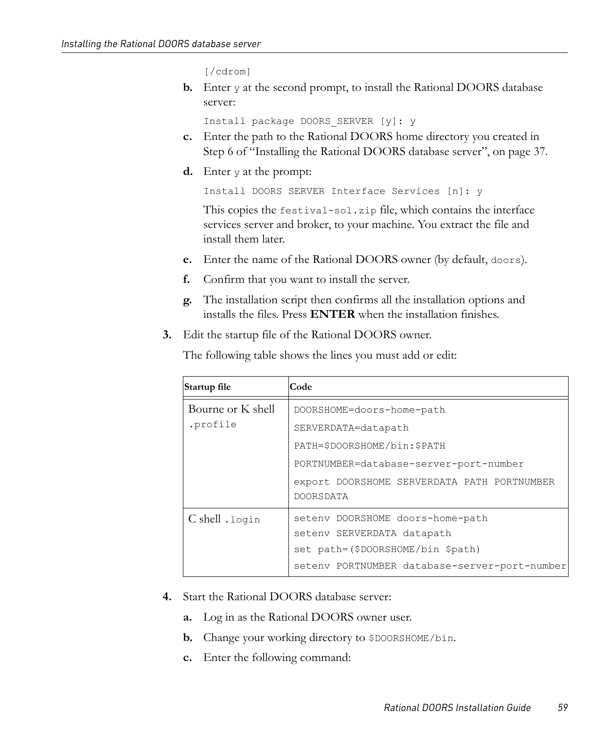```
[/cdrom]
```

b. Enter `y` at the second prompt, to install the Rational DOORS database server:

```
Install package DOORS_SERVER [y]: y
```

c. Enter the path to the Rational DOORS home directory you created in Step 6 of “Installing the Rational DOORS database server”, on page 37.

d. Enter `y` at the prompt:

```
Install DOORS SERVER Interface Services [n]: y
```

This copies the `festival-sol.zip` file, which contains the interface services server and broker, to your machine. You extract the file and install them later.

e. Enter the name of the Rational DOORS owner (by default, `doors`).

f. Confirm that you want to install the server.

g. The installation script then confirms all the installation options and installs the files. Press **ENTER** when the installation finishes.

3. Edit the startup file of the Rational DOORS owner.

The following table shows the lines you must add or edit:

| Startup file | Code |
|---|---|
| Bourne or K shell `.profile` | `DOORSHOME=doors-home-path`<br>`SERVERDATA=datapath`<br>`PATH=$DOORSHOME/bin:$PATH`<br>`PORTNUMBER=database-server-port-number`<br>`export DOORSHOME SERVERDATA PATH PORTNUMBER DOORSDATA` |
| C shell `.login` | `setenv DOORSHOME doors-home-path`<br>`setenv SERVERDATA datapath`<br>`set path=($DOORSHOME/bin $path)`<br>`setenv PORTNUMBER database-server-port-number` |

4. Start the Rational DOORS database server:

a. Log in as the Rational DOORS owner user.

b. Change your working directory to `$DOORSHOME/bin`.

c. Enter the following command: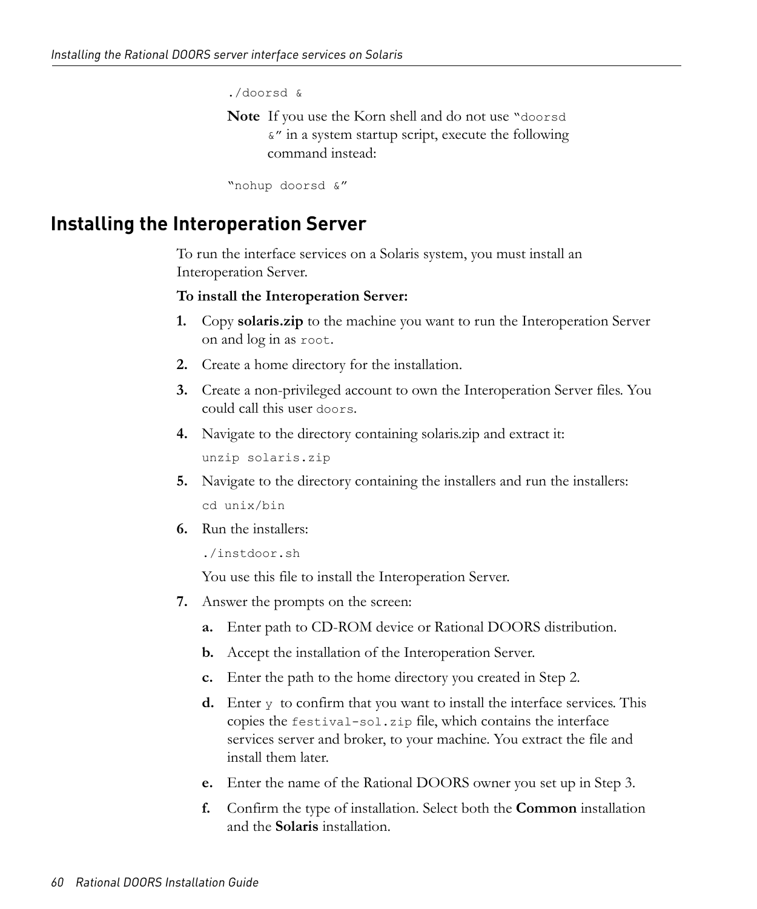```
./doorsd &
```

**Note** If you use the Korn shell and do not use "`doorsd &`" in a system startup script, execute the following command instead:

```
"nohup doorsd &"
```

## Installing the Interoperation Server

To run the interface services on a Solaris system, you must install an Interoperation Server.

**To install the Interoperation Server:**

1. Copy **solaris.zip** to the machine you want to run the Interoperation Server on and log in as `root`.
2. Create a home directory for the installation.
3. Create a non-privileged account to own the Interoperation Server files. You could call this user `doors`.
4. Navigate to the directory containing solaris.zip and extract it:

   ```
   unzip solaris.zip
   ```

5. Navigate to the directory containing the installers and run the installers:

   ```
   cd unix/bin
   ```

6. Run the installers:

   ```
   ./instdoor.sh
   ```

   You use this file to install the Interoperation Server.

7. Answer the prompts on the screen:
   a. Enter path to CD-ROM device or Rational DOORS distribution.
   b. Accept the installation of the Interoperation Server.
   c. Enter the path to the home directory you created in Step 2.
   d. Enter `y` to confirm that you want to install the interface services. This copies the `festival-sol.zip` file, which contains the interface services server and broker, to your machine. You extract the file and install them later.
   e. Enter the name of the Rational DOORS owner you set up in Step 3.
   f. Confirm the type of installation. Select both the **Common** installation and the **Solaris** installation.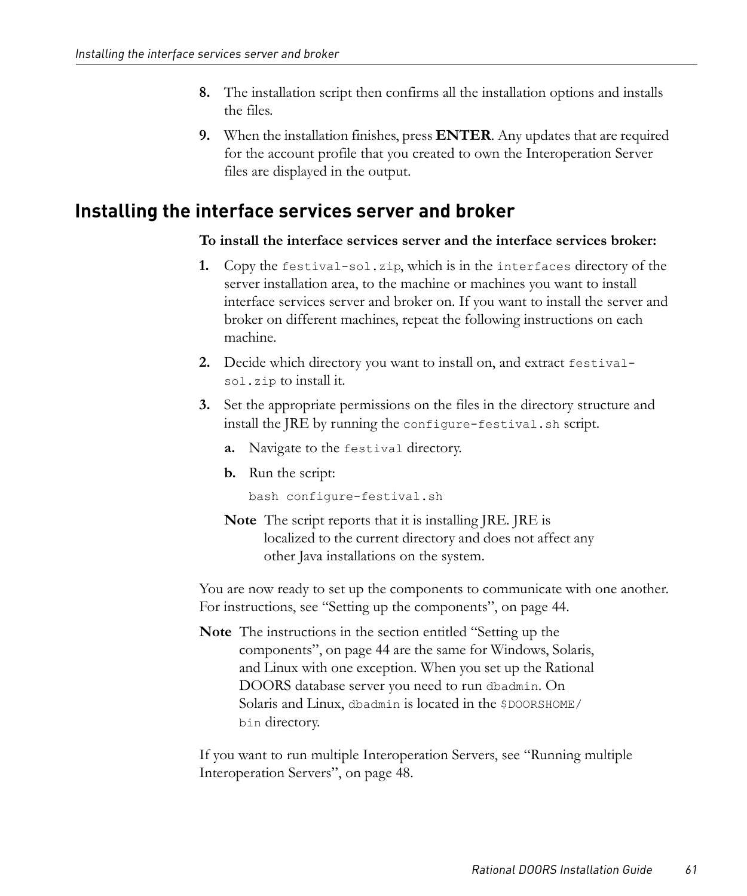8. The installation script then confirms all the installation options and installs the files.
9. When the installation finishes, press **ENTER**. Any updates that are required for the account profile that you created to own the Interoperation Server files are displayed in the output.

## Installing the interface services server and broker

**To install the interface services server and the interface services broker:**

1. Copy the `festival-sol.zip`, which is in the `interfaces` directory of the server installation area, to the machine or machines you want to install interface services server and broker on. If you want to install the server and broker on different machines, repeat the following instructions on each machine.
2. Decide which directory you want to install on, and extract `festival-sol.zip` to install it.
3. Set the appropriate permissions on the files in the directory structure and install the JRE by running the `configure-festival.sh` script.
   a. Navigate to the `festival` directory.
   b. Run the script:

      ```
      bash configure-festival.sh
      ```

   **Note** The script reports that it is installing JRE. JRE is localized to the current directory and does not affect any other Java installations on the system.

You are now ready to set up the components to communicate with one another. For instructions, see “Setting up the components”, on page 44.

**Note** The instructions in the section entitled “Setting up the components”, on page 44 are the same for Windows, Solaris, and Linux with one exception. When you set up the Rational DOORS database server you need to run `dbadmin`. On Solaris and Linux, `dbadmin` is located in the `$DOORSHOME/bin` directory.

If you want to run multiple Interoperation Servers, see “Running multiple Interoperation Servers”, on page 48.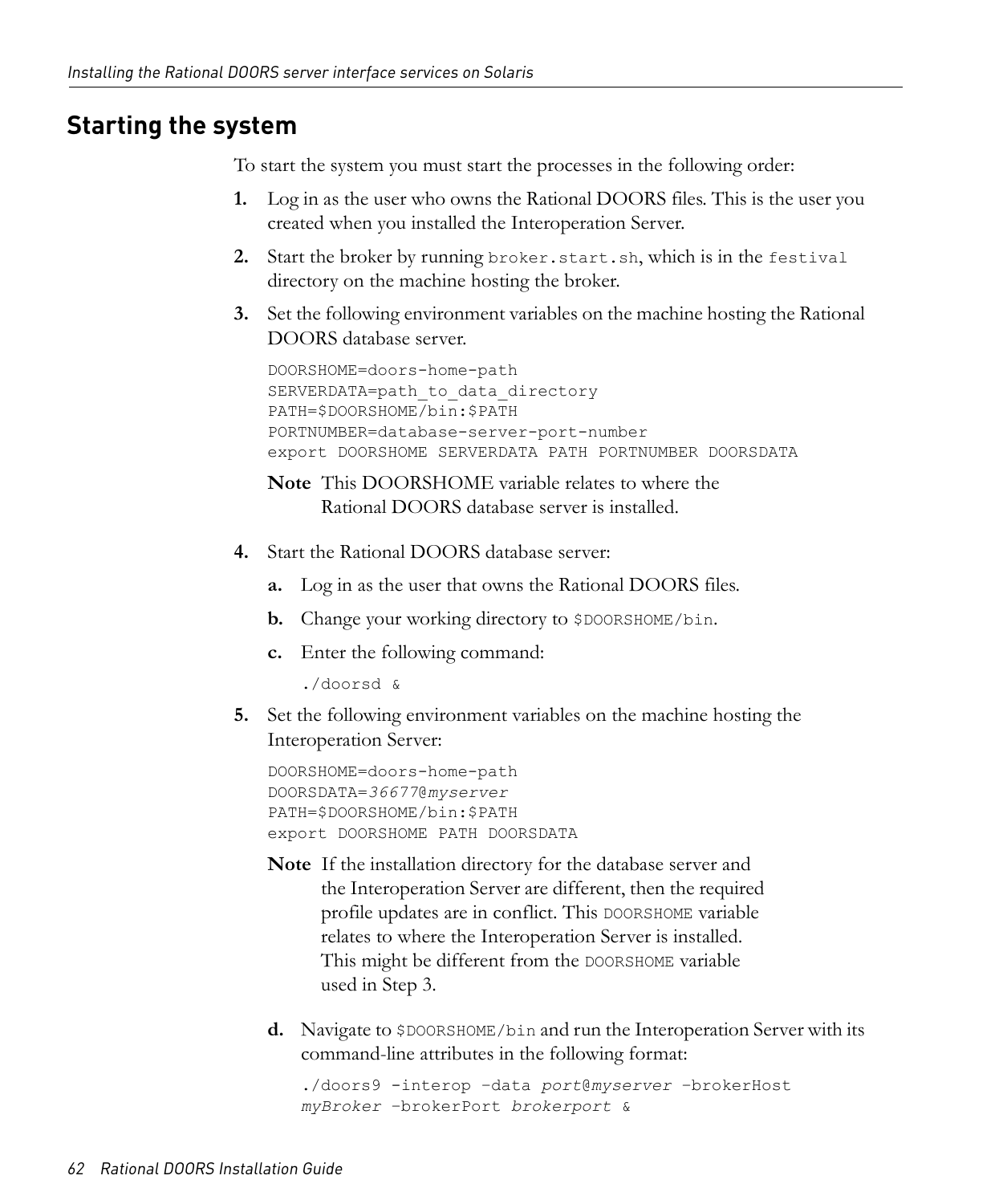## Starting the system

To start the system you must start the processes in the following order:

1. Log in as the user who owns the Rational DOORS files. This is the user you created when you installed the Interoperation Server.
2. Start the broker by running `broker.start.sh`, which is in the `festival` directory on the machine hosting the broker.
3. Set the following environment variables on the machine hosting the Rational DOORS database server.

   ```
   DOORSHOME=doors-home-path
   SERVERDATA=path_to_data_directory
   PATH=$DOORSHOME/bin:$PATH
   PORTNUMBER=database-server-port-number
   export DOORSHOME SERVERDATA PATH PORTNUMBER DOORSDATA
   ```

   **Note** This DOORSHOME variable relates to where the Rational DOORS database server is installed.

4. Start the Rational DOORS database server:
   a. Log in as the user that owns the Rational DOORS files.
   b. Change your working directory to `$DOORSHOME/bin`.
   c. Enter the following command:

   ```
   ./doorsd &
   ```

5. Set the following environment variables on the machine hosting the Interoperation Server:

   ```
   DOORSHOME=doors-home-path
   DOORSDATA=36677@myserver
   PATH=$DOORSHOME/bin:$PATH
   export DOORSHOME PATH DOORSDATA
   ```

   **Note** If the installation directory for the database server and the Interoperation Server are different, then the required profile updates are in conflict. This `DOORSHOME` variable relates to where the Interoperation Server is installed. This might be different from the `DOORSHOME` variable used in Step 3.

   d. Navigate to `$DOORSHOME/bin` and run the Interoperation Server with its command-line attributes in the following format:

   ```
   ./doors9 -interop –data port@myserver –brokerHost
   myBroker –brokerPort brokerport &
   ```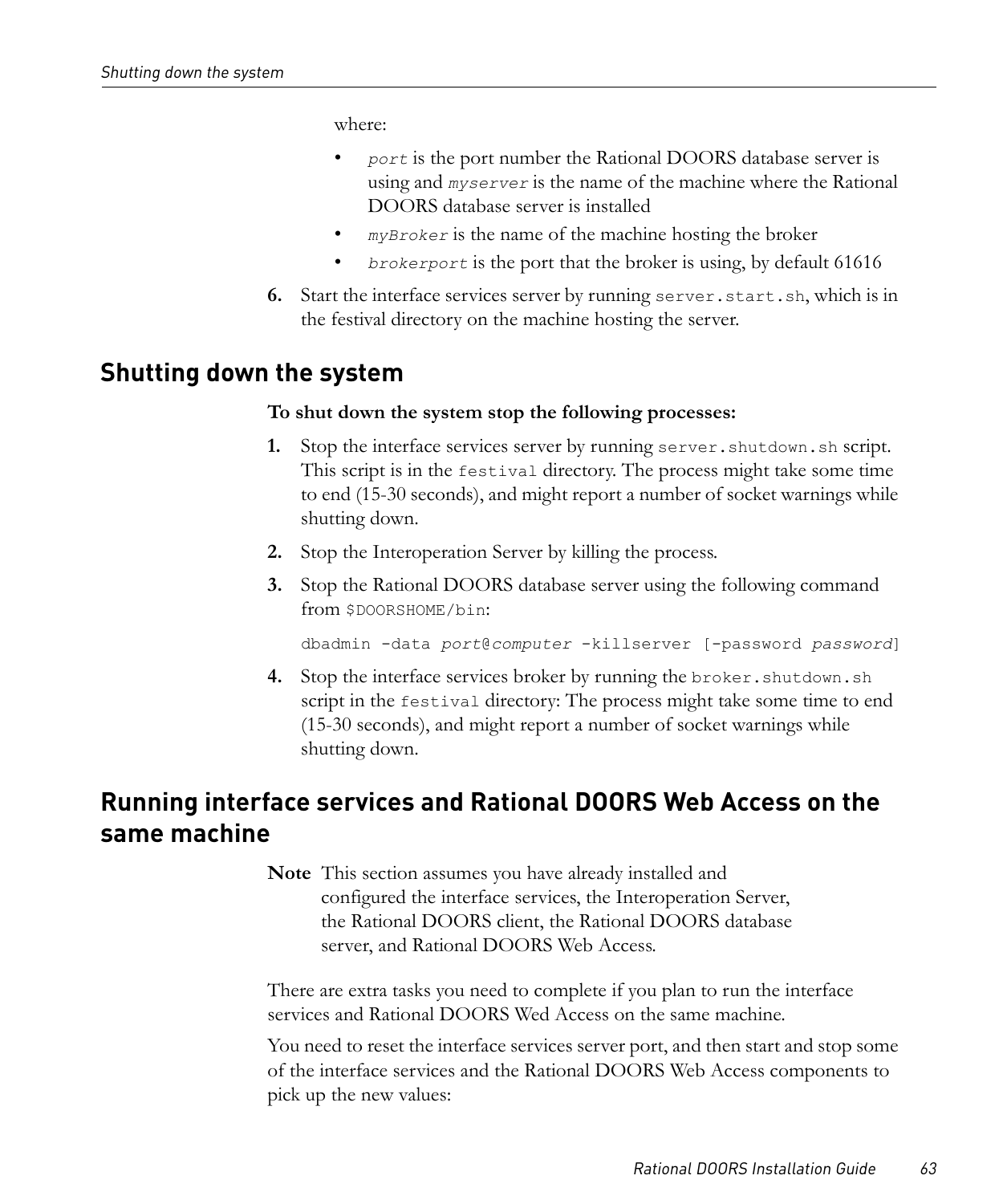where:

- *port* is the port number the Rational DOORS database server is using and *myserver* is the name of the machine where the Rational DOORS database server is installed
- *myBroker* is the name of the machine hosting the broker
- *brokerport* is the port that the broker is using, by default 61616

6. Start the interface services server by running `server.start.sh`, which is in the festival directory on the machine hosting the server.

## Shutting down the system

**To shut down the system stop the following processes:**

1. Stop the interface services server by running `server.shutdown.sh` script. This script is in the `festival` directory. The process might take some time to end (15-30 seconds), and might report a number of socket warnings while shutting down.
2. Stop the Interoperation Server by killing the process.
3. Stop the Rational DOORS database server using the following command from `$DOORSHOME/bin`:

   ```
   dbadmin -data port@computer -killserver [-password password]
   ```

4. Stop the interface services broker by running the `broker.shutdown.sh` script in the `festival` directory: The process might take some time to end (15-30 seconds), and might report a number of socket warnings while shutting down.

## Running interface services and Rational DOORS Web Access on the same machine

**Note** This section assumes you have already installed and configured the interface services, the Interoperation Server, the Rational DOORS client, the Rational DOORS database server, and Rational DOORS Web Access.

There are extra tasks you need to complete if you plan to run the interface services and Rational DOORS Wed Access on the same machine.

You need to reset the interface services server port, and then start and stop some of the interface services and the Rational DOORS Web Access components to pick up the new values: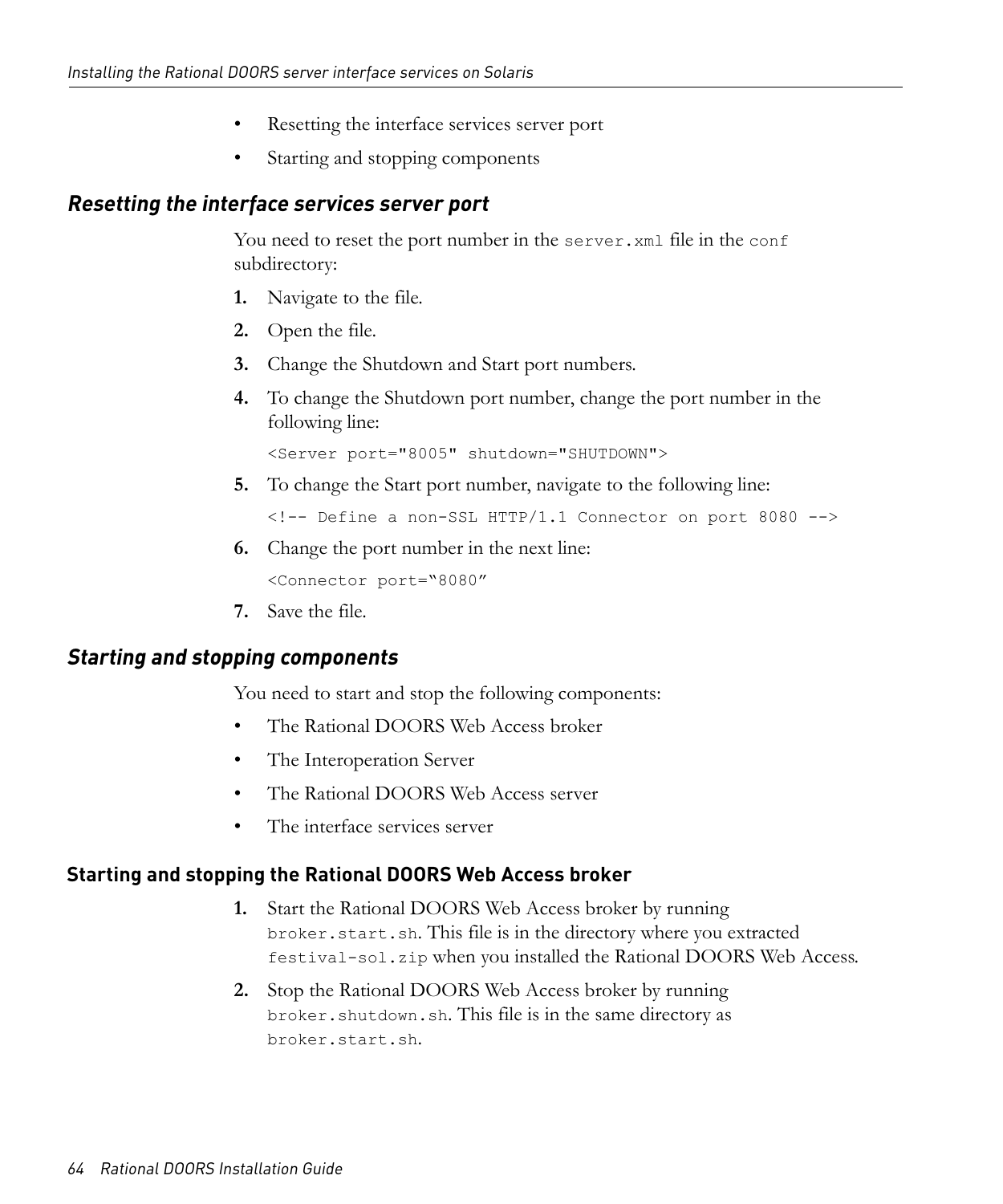- Resetting the interface services server port
- Starting and stopping components

## *Resetting the interface services server port*

You need to reset the port number in the `server.xml` file in the `conf` subdirectory:

1. Navigate to the file.
2. Open the file.
3. Change the Shutdown and Start port numbers.
4. To change the Shutdown port number, change the port number in the following line:

   ```
   <Server port="8005" shutdown="SHUTDOWN">
   ```

5. To change the Start port number, navigate to the following line:

   ```
   <!-- Define a non-SSL HTTP/1.1 Connector on port 8080 -->
   ```

6. Change the port number in the next line:

   ```
   <Connector port="8080"
   ```

7. Save the file.

## *Starting and stopping components*

You need to start and stop the following components:

- The Rational DOORS Web Access broker
- The Interoperation Server
- The Rational DOORS Web Access server
- The interface services server

### Starting and stopping the Rational DOORS Web Access broker

1. Start the Rational DOORS Web Access broker by running `broker.start.sh`. This file is in the directory where you extracted `festival-sol.zip` when you installed the Rational DOORS Web Access.
2. Stop the Rational DOORS Web Access broker by running `broker.shutdown.sh`. This file is in the same directory as `broker.start.sh`.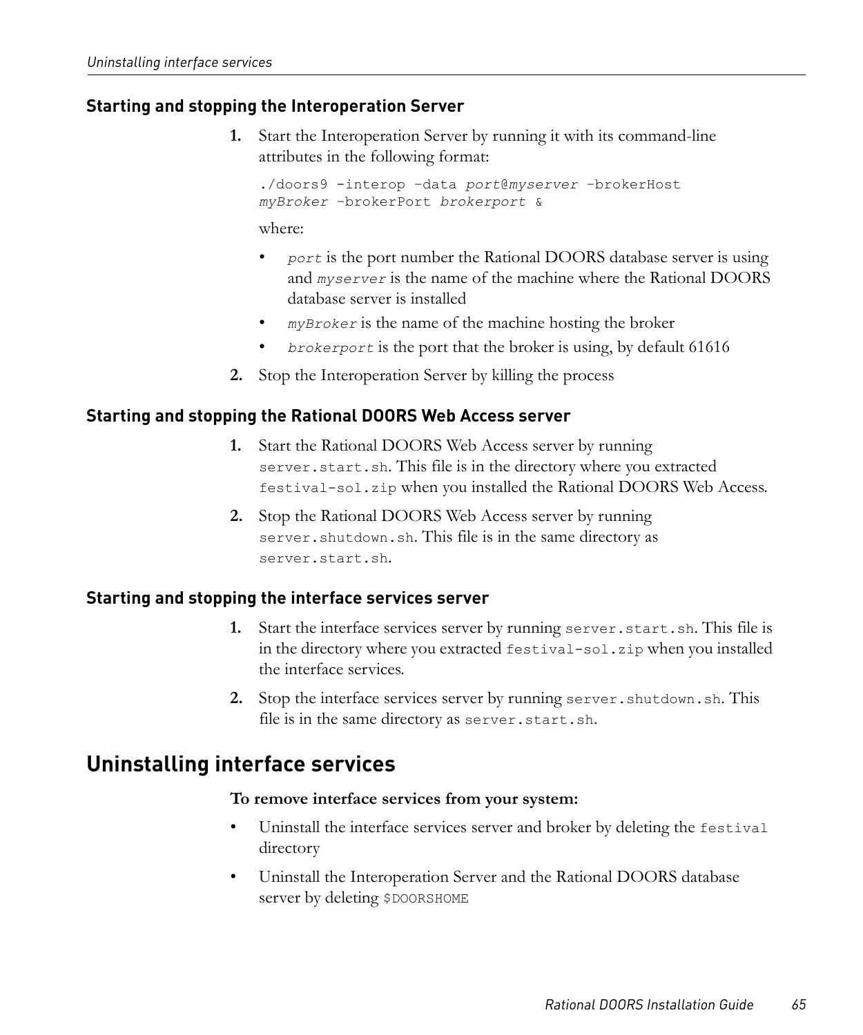### Starting and stopping the Interoperation Server

1. Start the Interoperation Server by running it with its command-line attributes in the following format:

   ```
   ./doors9 -interop –data port@myserver –brokerHost
   myBroker –brokerPort brokerport &
   ```

   where:

   - *port* is the port number the Rational DOORS database server is using and *myserver* is the name of the machine where the Rational DOORS database server is installed
   - *myBroker* is the name of the machine hosting the broker
   - *brokerport* is the port that the broker is using, by default 61616

2. Stop the Interoperation Server by killing the process

### Starting and stopping the Rational DOORS Web Access server

1. Start the Rational DOORS Web Access server by running `server.start.sh`. This file is in the directory where you extracted `festival-sol.zip` when you installed the Rational DOORS Web Access.
2. Stop the Rational DOORS Web Access server by running `server.shutdown.sh`. This file is in the same directory as `server.start.sh`.

### Starting and stopping the interface services server

1. Start the interface services server by running `server.start.sh`. This file is in the directory where you extracted `festival-sol.zip` when you installed the interface services.
2. Stop the interface services server by running `server.shutdown.sh`. This file is in the same directory as `server.start.sh`.

## Uninstalling interface services

**To remove interface services from your system:**

- Uninstall the interface services server and broker by deleting the `festival` directory
- Uninstall the Interoperation Server and the Rational DOORS database server by deleting `$DOORSHOME`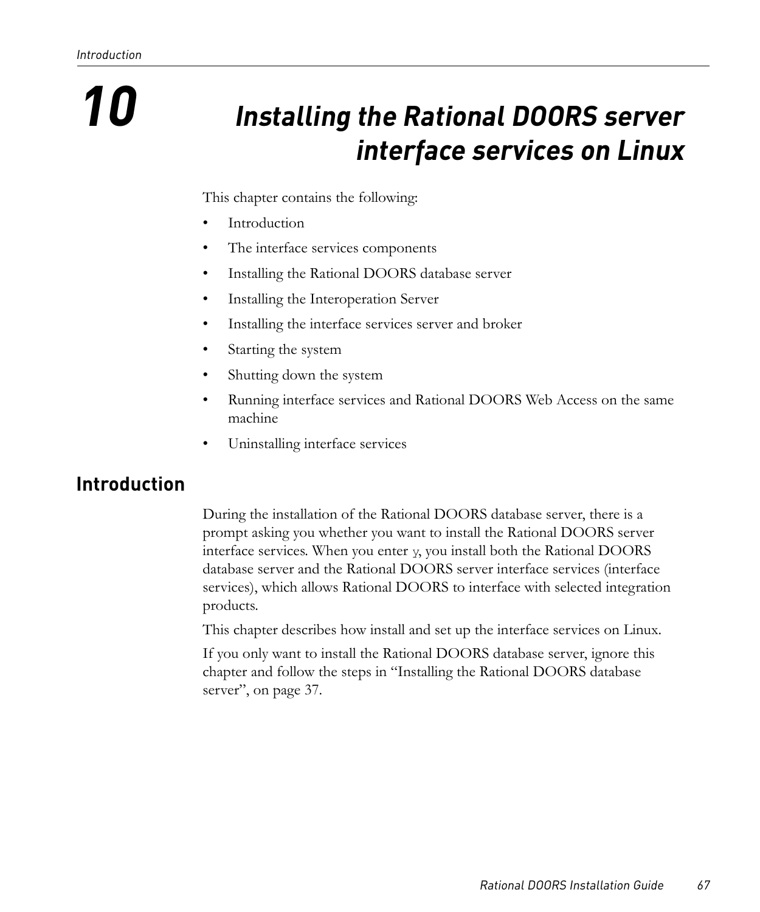# 10 Installing the Rational DOORS server interface services on Linux

This chapter contains the following:

- Introduction
- The interface services components
- Installing the Rational DOORS database server
- Installing the Interoperation Server
- Installing the interface services server and broker
- Starting the system
- Shutting down the system
- Running interface services and Rational DOORS Web Access on the same machine
- Uninstalling interface services

## Introduction

During the installation of the Rational DOORS database server, there is a prompt asking you whether you want to install the Rational DOORS server interface services. When you enter `y`, you install both the Rational DOORS database server and the Rational DOORS server interface services (interface services), which allows Rational DOORS to interface with selected integration products.

This chapter describes how install and set up the interface services on Linux.

If you only want to install the Rational DOORS database server, ignore this chapter and follow the steps in "Installing the Rational DOORS database server", on page 37.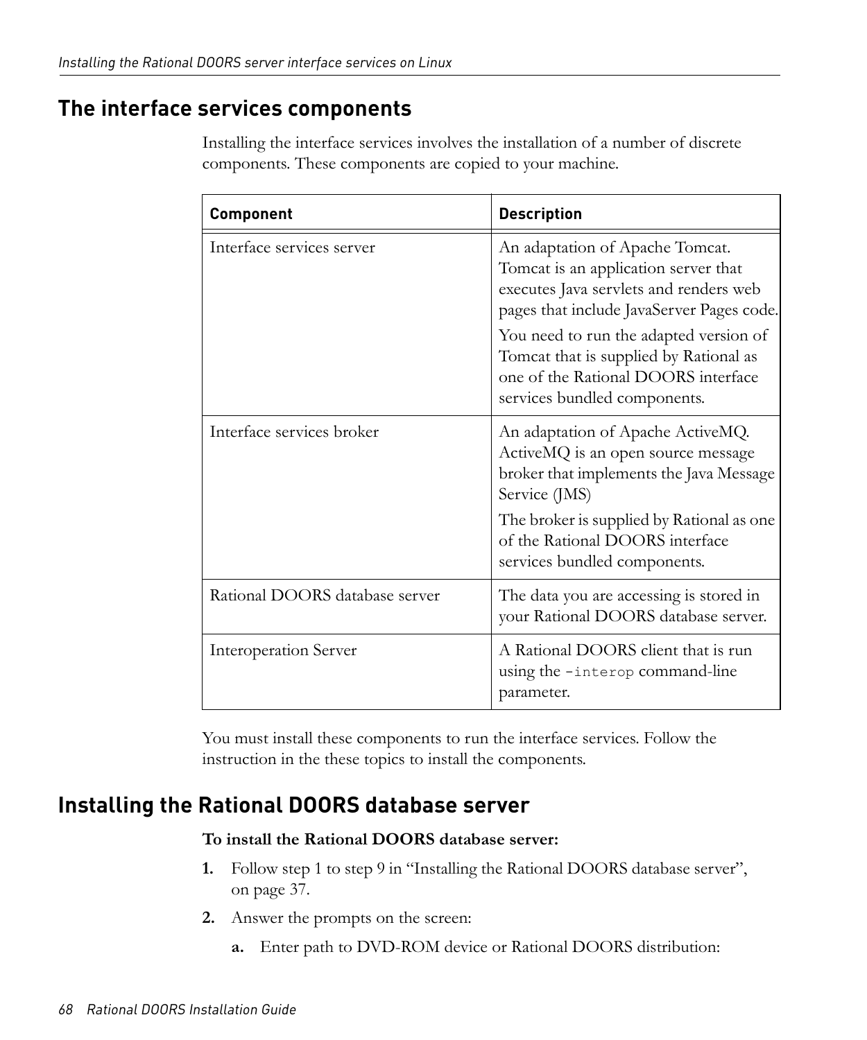## The interface services components

Installing the interface services involves the installation of a number of discrete components. These components are copied to your machine.

| Component | Description |
| --- | --- |
| Interface services server | An adaptation of Apache Tomcat. Tomcat is an application server that executes Java servlets and renders web pages that include JavaServer Pages code.<br><br>You need to run the adapted version of Tomcat that is supplied by Rational as one of the Rational DOORS interface services bundled components. |
| Interface services broker | An adaptation of Apache ActiveMQ. ActiveMQ is an open source message broker that implements the Java Message Service (JMS)<br><br>The broker is supplied by Rational as one of the Rational DOORS interface services bundled components. |
| Rational DOORS database server | The data you are accessing is stored in your Rational DOORS database server. |
| Interoperation Server | A Rational DOORS client that is run using the `-interop` command-line parameter. |

You must install these components to run the interface services. Follow the instruction in the these topics to install the components.

## Installing the Rational DOORS database server

**To install the Rational DOORS database server:**

1. Follow step 1 to step 9 in "Installing the Rational DOORS database server", on page 37.
2. Answer the prompts on the screen:
   a. Enter path to DVD-ROM device or Rational DOORS distribution: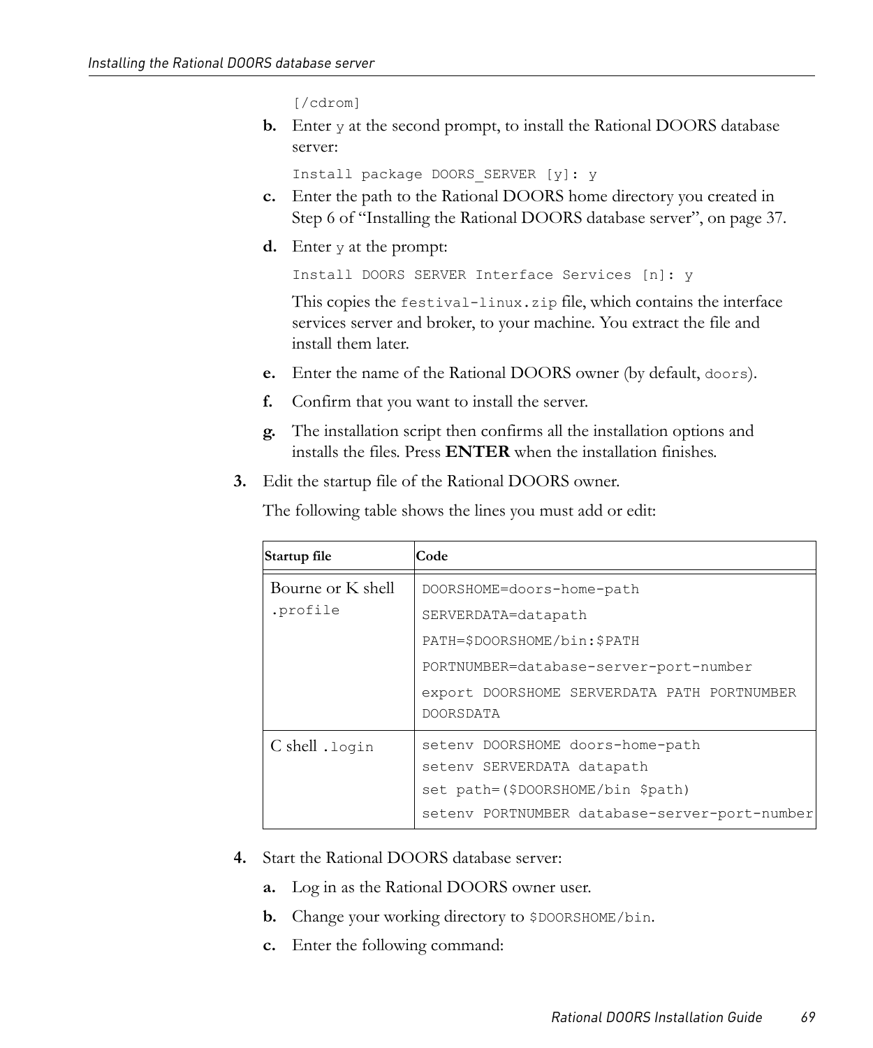```
[/cdrom]
```

b. Enter `y` at the second prompt, to install the Rational DOORS database server:

```
Install package DOORS_SERVER [y]: y
```

c. Enter the path to the Rational DOORS home directory you created in Step 6 of "Installing the Rational DOORS database server", on page 37.

d. Enter `y` at the prompt:

```
Install DOORS SERVER Interface Services [n]: y
```

This copies the `festival-linux.zip` file, which contains the interface services server and broker, to your machine. You extract the file and install them later.

e. Enter the name of the Rational DOORS owner (by default, `doors`).

f. Confirm that you want to install the server.

g. The installation script then confirms all the installation options and installs the files. Press **ENTER** when the installation finishes.

3. Edit the startup file of the Rational DOORS owner.

The following table shows the lines you must add or edit:

| **Startup file** | **Code** |
|---|---|
| Bourne or K shell `.profile` | `DOORSHOME=doors-home-path`<br>`SERVERDATA=datapath`<br>`PATH=$DOORSHOME/bin:$PATH`<br>`PORTNUMBER=database-server-port-number`<br>`export DOORSHOME SERVERDATA PATH PORTNUMBER DOORSDATA` |
| C shell `.login` | `setenv DOORSHOME doors-home-path`<br>`setenv SERVERDATA datapath`<br>`set path=($DOORSHOME/bin $path)`<br>`setenv PORTNUMBER database-server-port-number` |

4. Start the Rational DOORS database server:

a. Log in as the Rational DOORS owner user.

b. Change your working directory to `$DOORSHOME/bin`.

c. Enter the following command: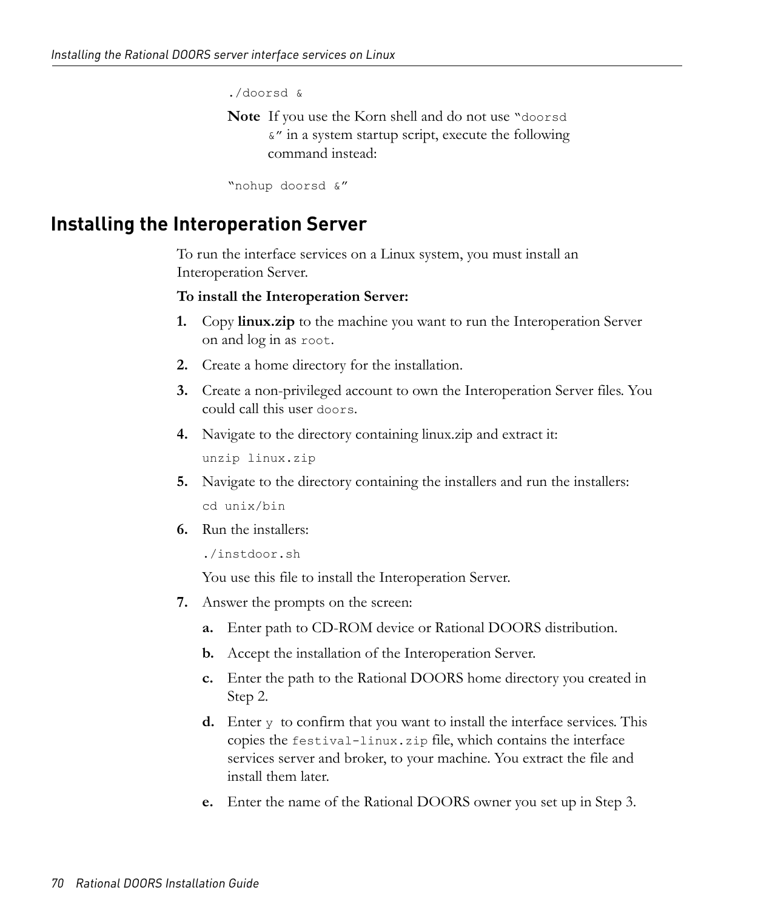```
./doorsd &
```

**Note** If you use the Korn shell and do not use "`doorsd &`" in a system startup script, execute the following command instead:

```
"nohup doorsd &"
```

## Installing the Interoperation Server

To run the interface services on a Linux system, you must install an Interoperation Server.

**To install the Interoperation Server:**

1. Copy **linux.zip** to the machine you want to run the Interoperation Server on and log in as `root`.
2. Create a home directory for the installation.
3. Create a non-privileged account to own the Interoperation Server files. You could call this user `doors`.
4. Navigate to the directory containing linux.zip and extract it:

   ```
   unzip linux.zip
   ```

5. Navigate to the directory containing the installers and run the installers:

   ```
   cd unix/bin
   ```

6. Run the installers:

   ```
   ./instdoor.sh
   ```

   You use this file to install the Interoperation Server.

7. Answer the prompts on the screen:

   a. Enter path to CD-ROM device or Rational DOORS distribution.

   b. Accept the installation of the Interoperation Server.

   c. Enter the path to the Rational DOORS home directory you created in Step 2.

   d. Enter `y` to confirm that you want to install the interface services. This copies the `festival-linux.zip` file, which contains the interface services server and broker, to your machine. You extract the file and install them later.

   e. Enter the name of the Rational DOORS owner you set up in Step 3.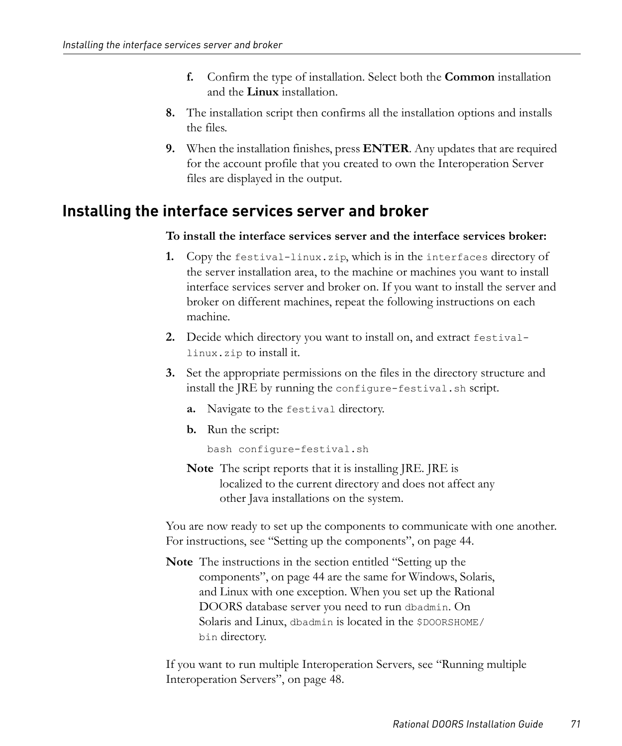f. Confirm the type of installation. Select both the **Common** installation and the **Linux** installation.

8. The installation script then confirms all the installation options and installs the files.

9. When the installation finishes, press **ENTER**. Any updates that are required for the account profile that you created to own the Interoperation Server files are displayed in the output.

## Installing the interface services server and broker

**To install the interface services server and the interface services broker:**

1. Copy the `festival-linux.zip`, which is in the `interfaces` directory of the server installation area, to the machine or machines you want to install interface services server and broker on. If you want to install the server and broker on different machines, repeat the following instructions on each machine.

2. Decide which directory you want to install on, and extract `festival-linux.zip` to install it.

3. Set the appropriate permissions on the files in the directory structure and install the JRE by running the `configure-festival.sh` script.

   a. Navigate to the `festival` directory.

   b. Run the script:

   ```
   bash configure-festival.sh
   ```

   **Note** The script reports that it is installing JRE. JRE is localized to the current directory and does not affect any other Java installations on the system.

You are now ready to set up the components to communicate with one another. For instructions, see “Setting up the components”, on page 44.

**Note** The instructions in the section entitled “Setting up the components”, on page 44 are the same for Windows, Solaris, and Linux with one exception. When you set up the Rational DOORS database server you need to run `dbadmin`. On Solaris and Linux, `dbadmin` is located in the `$DOORSHOME/bin` directory.

If you want to run multiple Interoperation Servers, see “Running multiple Interoperation Servers”, on page 48.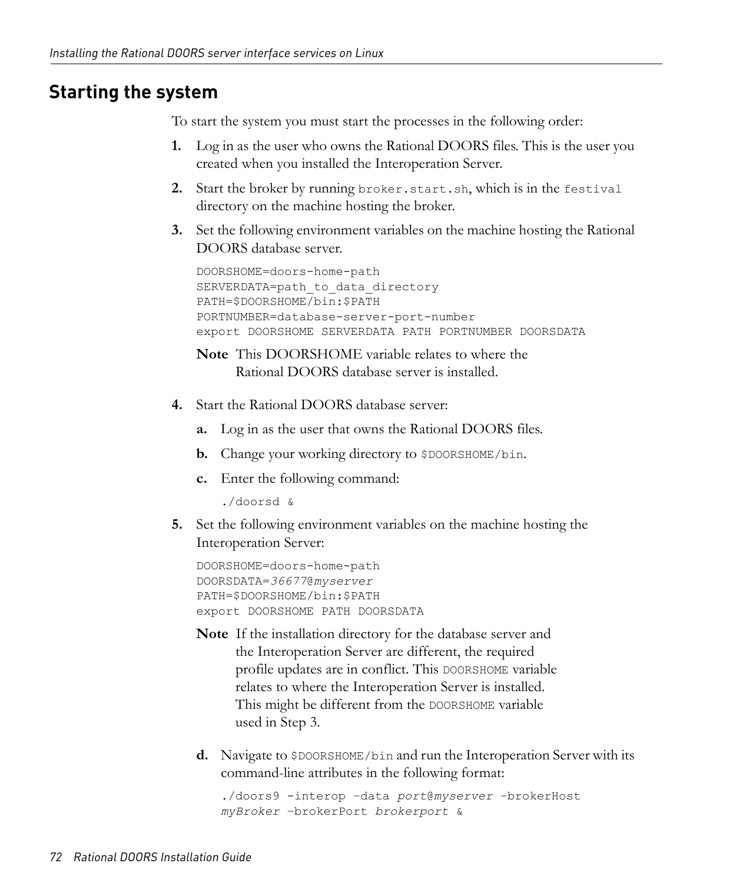## Starting the system

To start the system you must start the processes in the following order:

1. Log in as the user who owns the Rational DOORS files. This is the user you created when you installed the Interoperation Server.
2. Start the broker by running `broker.start.sh`, which is in the `festival` directory on the machine hosting the broker.
3. Set the following environment variables on the machine hosting the Rational DOORS database server.

   ```
   DOORSHOME=doors-home-path
   SERVERDATA=path_to_data_directory
   PATH=$DOORSHOME/bin:$PATH
   PORTNUMBER=database-server-port-number
   export DOORSHOME SERVERDATA PATH PORTNUMBER DOORSDATA
   ```

   **Note** This DOORSHOME variable relates to where the Rational DOORS database server is installed.

4. Start the Rational DOORS database server:
   - **a.** Log in as the user that owns the Rational DOORS files.
   - **b.** Change your working directory to `$DOORSHOME/bin`.
   - **c.** Enter the following command:

     ```
     ./doorsd &
     ```

5. Set the following environment variables on the machine hosting the Interoperation Server:

   ```
   DOORSHOME=doors-home-path
   DOORSDATA=36677@myserver
   PATH=$DOORSHOME/bin:$PATH
   export DOORSHOME PATH DOORSDATA
   ```

   **Note** If the installation directory for the database server and the Interoperation Server are different, the required profile updates are in conflict. This `DOORSHOME` variable relates to where the Interoperation Server is installed. This might be different from the `DOORSHOME` variable used in Step 3.

   - **d.** Navigate to `$DOORSHOME/bin` and run the Interoperation Server with its command-line attributes in the following format:

     ```
     ./doors9 -interop –data port@myserver –brokerHost
     myBroker –brokerPort brokerport &
     ```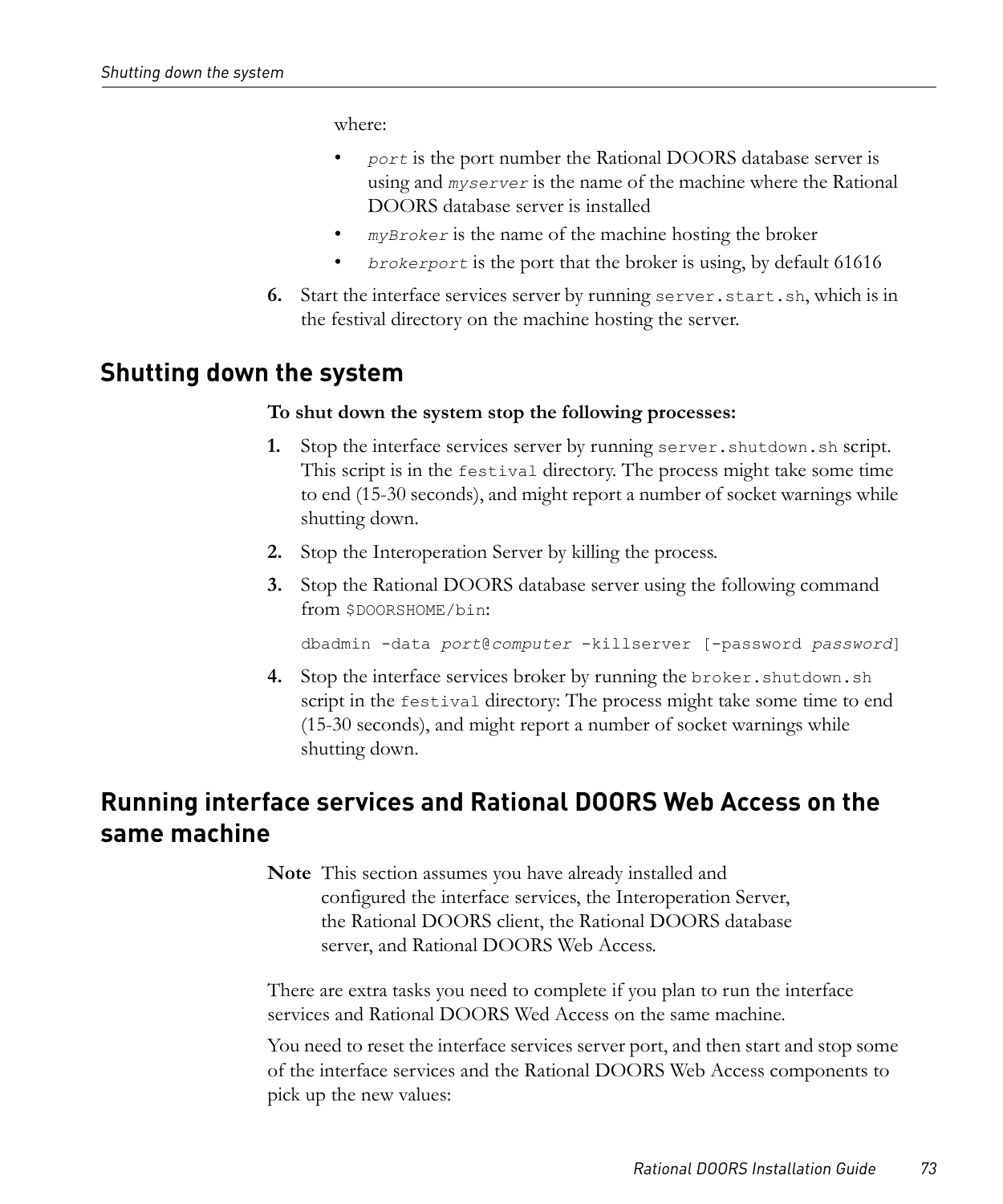where:

- *port* is the port number the Rational DOORS database server is using and *myserver* is the name of the machine where the Rational DOORS database server is installed
- *myBroker* is the name of the machine hosting the broker
- *brokerport* is the port that the broker is using, by default 61616

6. Start the interface services server by running `server.start.sh`, which is in the festival directory on the machine hosting the server.

## Shutting down the system

**To shut down the system stop the following processes:**

1. Stop the interface services server by running `server.shutdown.sh` script. This script is in the `festival` directory. The process might take some time to end (15-30 seconds), and might report a number of socket warnings while shutting down.
2. Stop the Interoperation Server by killing the process.
3. Stop the Rational DOORS database server using the following command from `$DOORSHOME/bin`:

   ```
   dbadmin -data port@computer -killserver [-password password]
   ```

4. Stop the interface services broker by running the `broker.shutdown.sh` script in the `festival` directory: The process might take some time to end (15-30 seconds), and might report a number of socket warnings while shutting down.

## Running interface services and Rational DOORS Web Access on the same machine

**Note** This section assumes you have already installed and configured the interface services, the Interoperation Server, the Rational DOORS client, the Rational DOORS database server, and Rational DOORS Web Access.

There are extra tasks you need to complete if you plan to run the interface services and Rational DOORS Wed Access on the same machine.

You need to reset the interface services server port, and then start and stop some of the interface services and the Rational DOORS Web Access components to pick up the new values: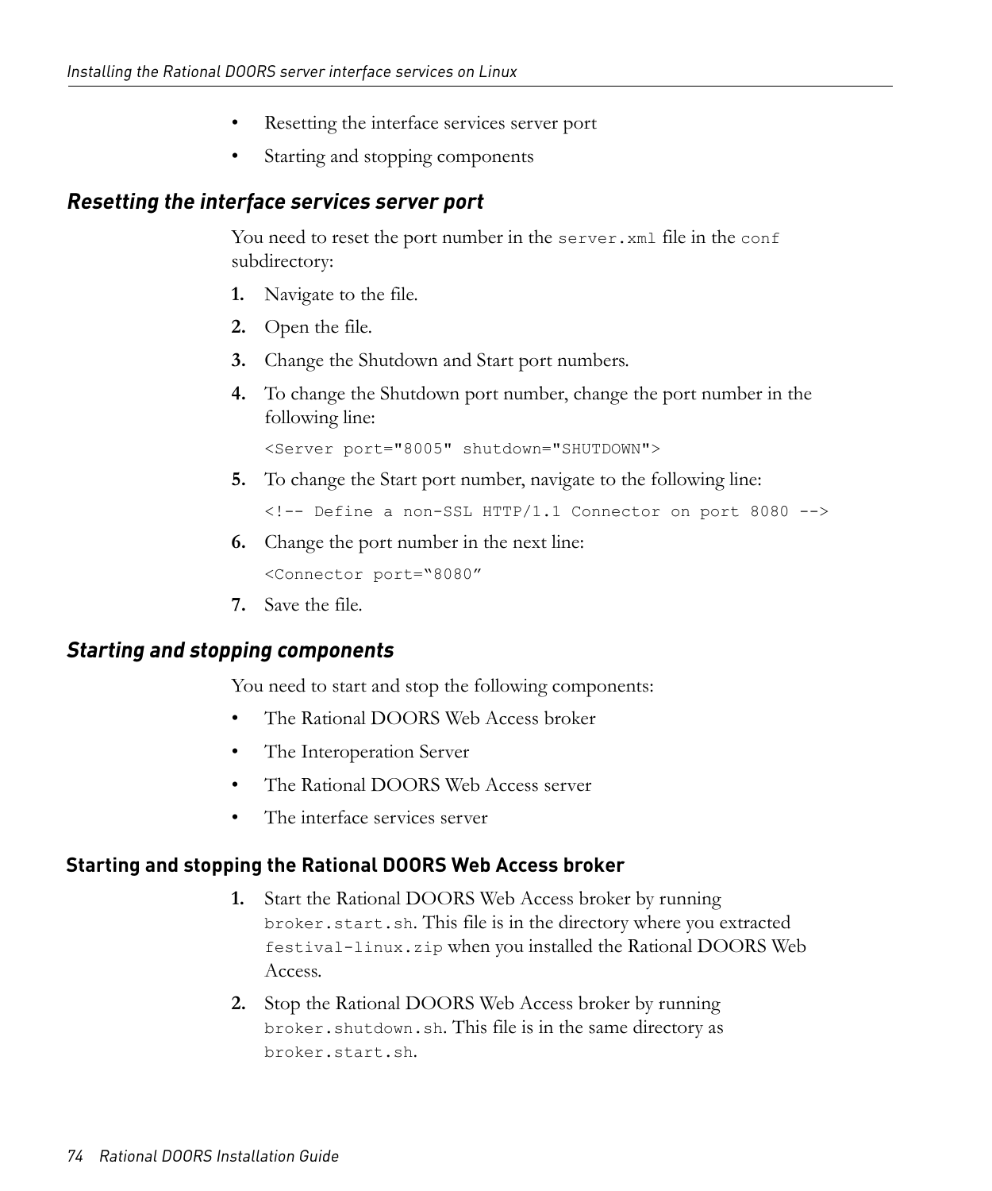- Resetting the interface services server port
- Starting and stopping components

## Resetting the interface services server port

You need to reset the port number in the `server.xml` file in the `conf` subdirectory:

1. Navigate to the file.
2. Open the file.
3. Change the Shutdown and Start port numbers.
4. To change the Shutdown port number, change the port number in the following line:

   ```
   <Server port="8005" shutdown="SHUTDOWN">
   ```

5. To change the Start port number, navigate to the following line:

   ```
   <!-- Define a non-SSL HTTP/1.1 Connector on port 8080 -->
   ```

6. Change the port number in the next line:

   ```
   <Connector port="8080"
   ```

7. Save the file.

## Starting and stopping components

You need to start and stop the following components:

- The Rational DOORS Web Access broker
- The Interoperation Server
- The Rational DOORS Web Access server
- The interface services server

### Starting and stopping the Rational DOORS Web Access broker

1. Start the Rational DOORS Web Access broker by running `broker.start.sh`. This file is in the directory where you extracted `festival-linux.zip` when you installed the Rational DOORS Web Access.
2. Stop the Rational DOORS Web Access broker by running `broker.shutdown.sh`. This file is in the same directory as `broker.start.sh`.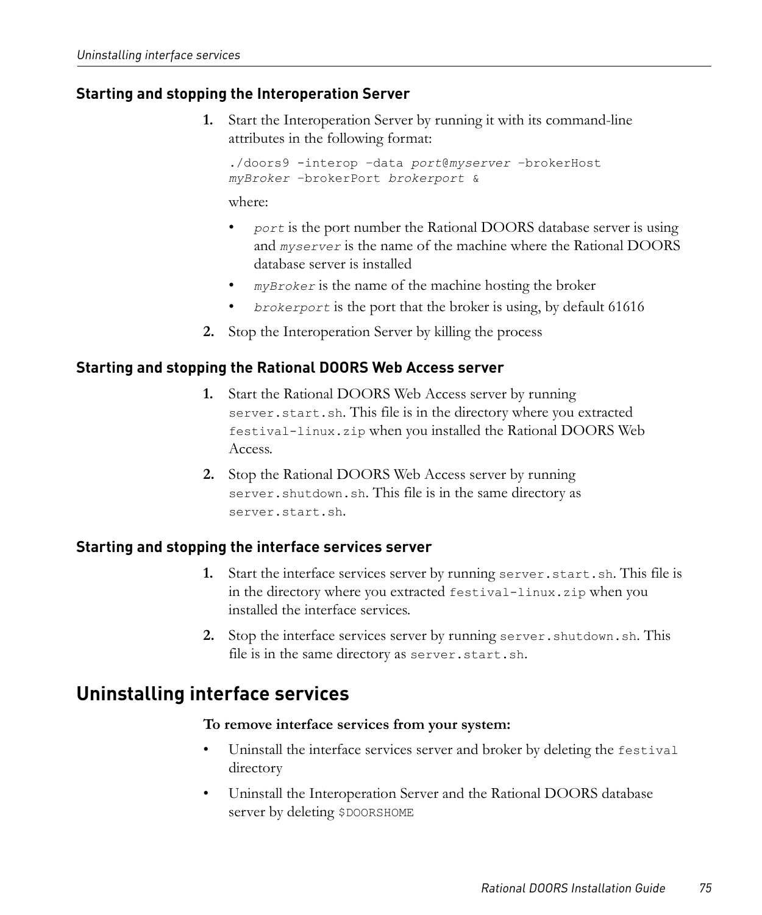### Starting and stopping the Interoperation Server

1. Start the Interoperation Server by running it with its command-line attributes in the following format:

   ```
   ./doors9 -interop –data port@myserver –brokerHost
   myBroker –brokerPort brokerport &
   ```

   where:

   - *port* is the port number the Rational DOORS database server is using and *myserver* is the name of the machine where the Rational DOORS database server is installed
   - *myBroker* is the name of the machine hosting the broker
   - *brokerport* is the port that the broker is using, by default 61616

2. Stop the Interoperation Server by killing the process

### Starting and stopping the Rational DOORS Web Access server

1. Start the Rational DOORS Web Access server by running `server.start.sh`. This file is in the directory where you extracted `festival-linux.zip` when you installed the Rational DOORS Web Access.
2. Stop the Rational DOORS Web Access server by running `server.shutdown.sh`. This file is in the same directory as `server.start.sh`.

### Starting and stopping the interface services server

1. Start the interface services server by running `server.start.sh`. This file is in the directory where you extracted `festival-linux.zip` when you installed the interface services.
2. Stop the interface services server by running `server.shutdown.sh`. This file is in the same directory as `server.start.sh`.

## Uninstalling interface services

**To remove interface services from your system:**

- Uninstall the interface services server and broker by deleting the `festival` directory
- Uninstall the Interoperation Server and the Rational DOORS database server by deleting `$DOORSHOME`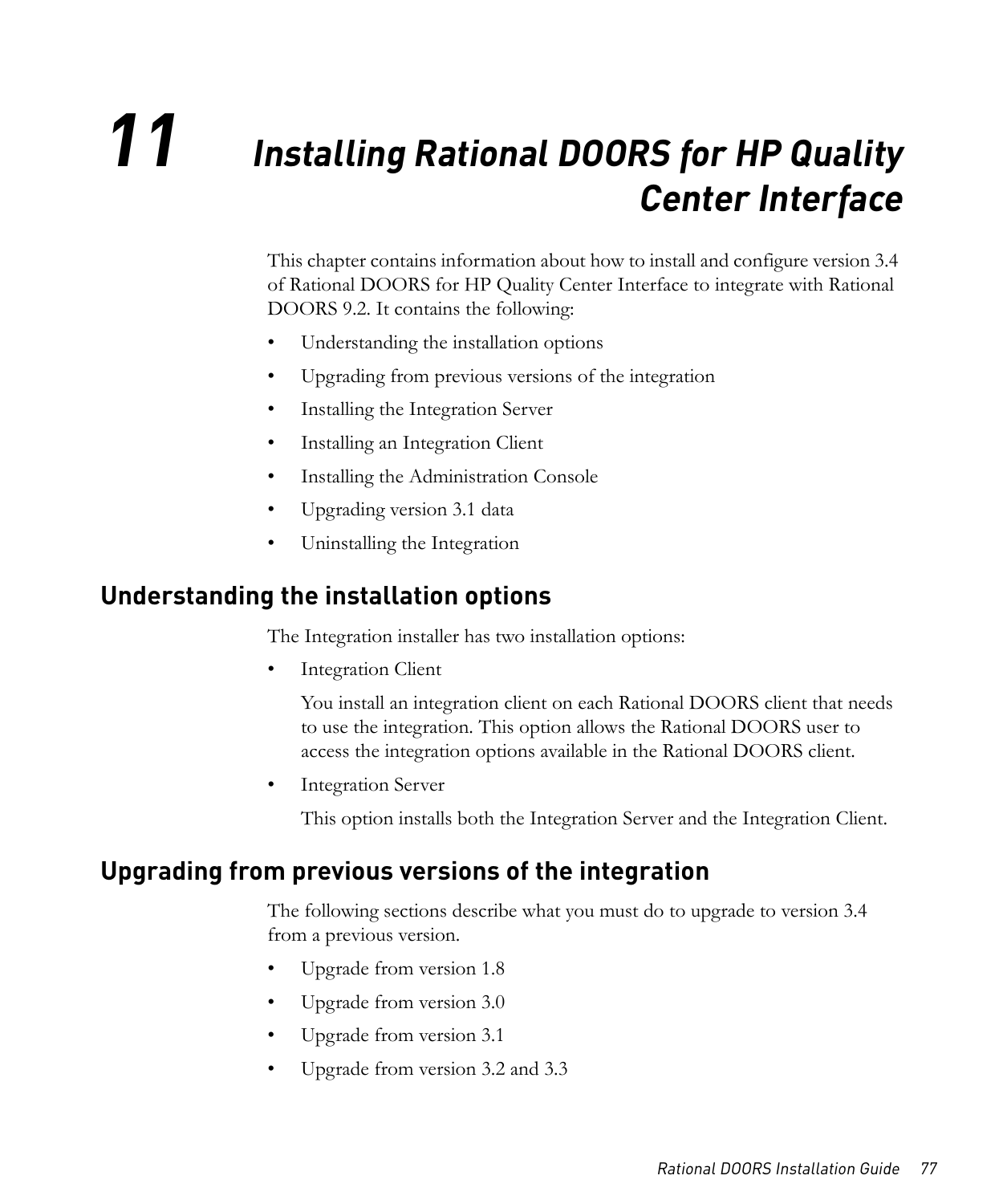# 11 Installing Rational DOORS for HP Quality Center Interface

This chapter contains information about how to install and configure version 3.4 of Rational DOORS for HP Quality Center Interface to integrate with Rational DOORS 9.2. It contains the following:

- Understanding the installation options
- Upgrading from previous versions of the integration
- Installing the Integration Server
- Installing an Integration Client
- Installing the Administration Console
- Upgrading version 3.1 data
- Uninstalling the Integration

## Understanding the installation options

The Integration installer has two installation options:

- Integration Client

  You install an integration client on each Rational DOORS client that needs to use the integration. This option allows the Rational DOORS user to access the integration options available in the Rational DOORS client.

- Integration Server

  This option installs both the Integration Server and the Integration Client.

## Upgrading from previous versions of the integration

The following sections describe what you must do to upgrade to version 3.4 from a previous version.

- Upgrade from version 1.8
- Upgrade from version 3.0
- Upgrade from version 3.1
- Upgrade from version 3.2 and 3.3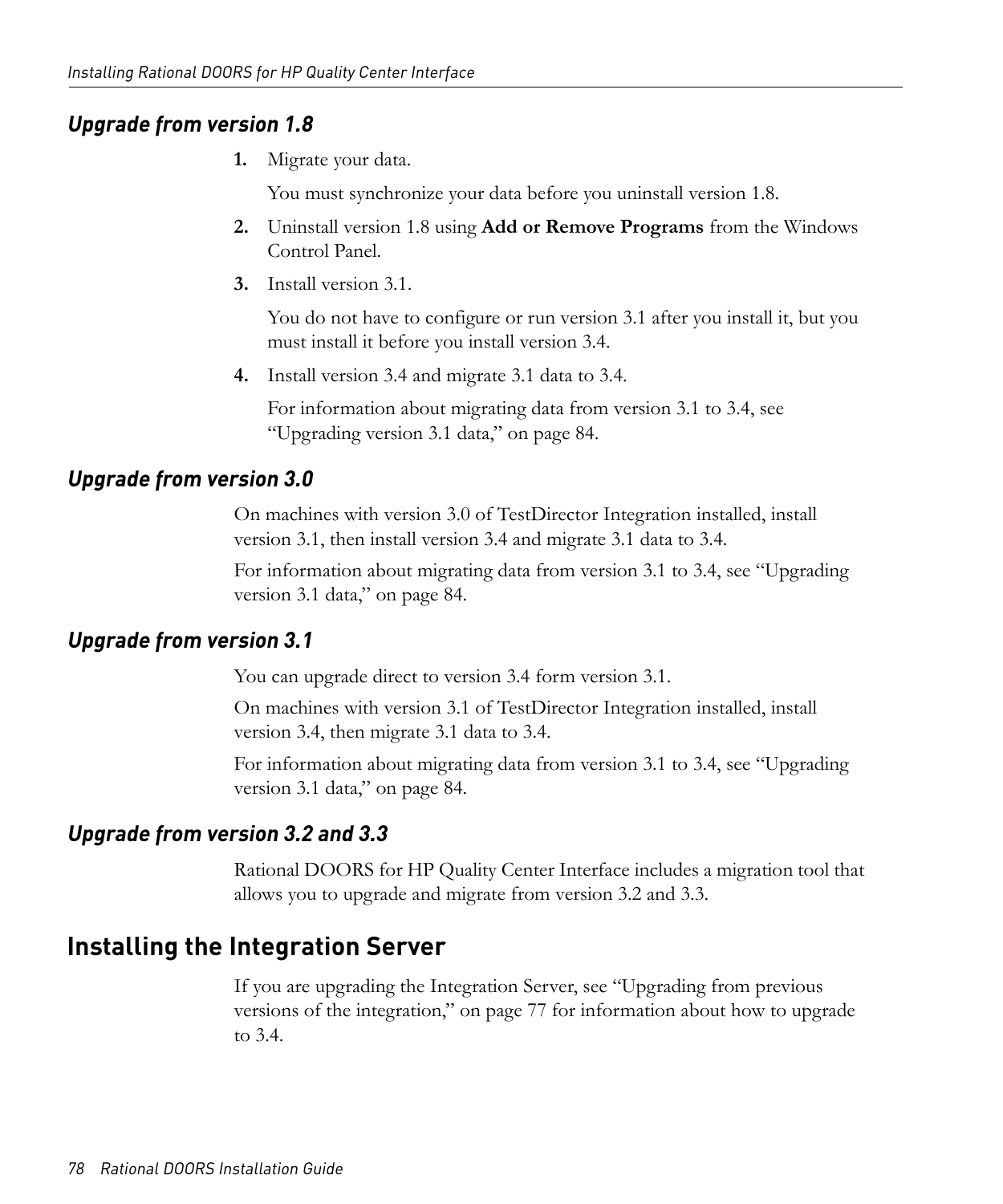### *Upgrade from version 1.8*

1. Migrate your data.

   You must synchronize your data before you uninstall version 1.8.

2. Uninstall version 1.8 using **Add or Remove Programs** from the Windows Control Panel.

3. Install version 3.1.

   You do not have to configure or run version 3.1 after you install it, but you must install it before you install version 3.4.

4. Install version 3.4 and migrate 3.1 data to 3.4.

   For information about migrating data from version 3.1 to 3.4, see "Upgrading version 3.1 data," on page 84.

### *Upgrade from version 3.0*

On machines with version 3.0 of TestDirector Integration installed, install version 3.1, then install version 3.4 and migrate 3.1 data to 3.4.

For information about migrating data from version 3.1 to 3.4, see "Upgrading version 3.1 data," on page 84.

### *Upgrade from version 3.1*

You can upgrade direct to version 3.4 form version 3.1.

On machines with version 3.1 of TestDirector Integration installed, install version 3.4, then migrate 3.1 data to 3.4.

For information about migrating data from version 3.1 to 3.4, see "Upgrading version 3.1 data," on page 84.

### *Upgrade from version 3.2 and 3.3*

Rational DOORS for HP Quality Center Interface includes a migration tool that allows you to upgrade and migrate from version 3.2 and 3.3.

## Installing the Integration Server

If you are upgrading the Integration Server, see "Upgrading from previous versions of the integration," on page 77 for information about how to upgrade to 3.4.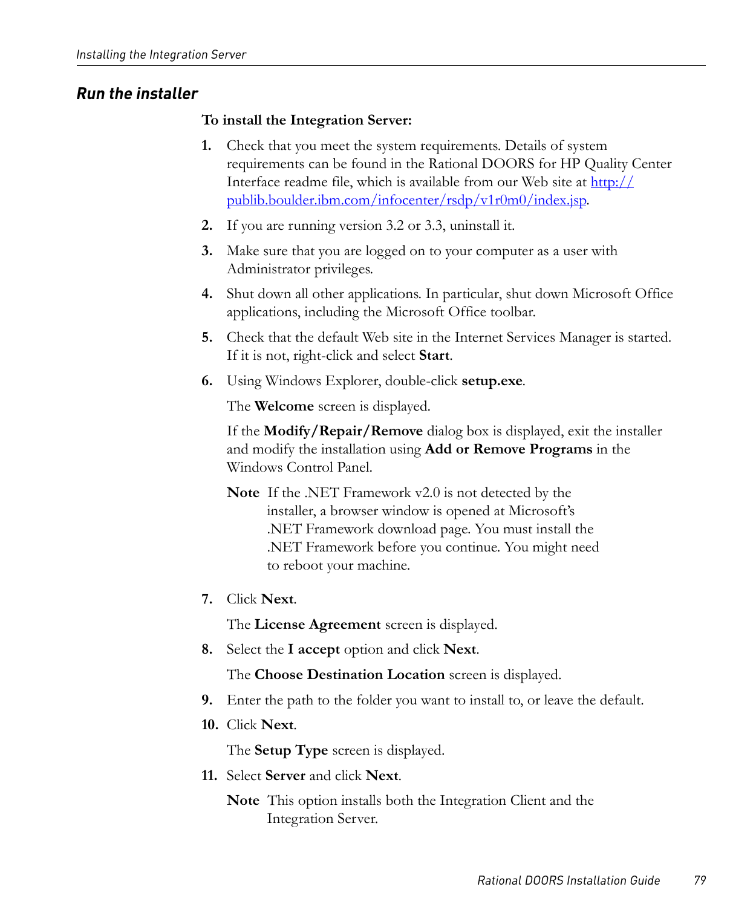## *Run the installer*

**To install the Integration Server:**

1. Check that you meet the system requirements. Details of system requirements can be found in the Rational DOORS for HP Quality Center Interface readme file, which is available from our Web site at [http://publib.boulder.ibm.com/infocenter/rsdp/v1r0m0/index.jsp](http://publib.boulder.ibm.com/infocenter/rsdp/v1r0m0/index.jsp).

2. If you are running version 3.2 or 3.3, uninstall it.

3. Make sure that you are logged on to your computer as a user with Administrator privileges.

4. Shut down all other applications. In particular, shut down Microsoft Office applications, including the Microsoft Office toolbar.

5. Check that the default Web site in the Internet Services Manager is started. If it is not, right-click and select **Start**.

6. Using Windows Explorer, double-click **setup.exe**.

   The **Welcome** screen is displayed.

   If the **Modify/Repair/Remove** dialog box is displayed, exit the installer and modify the installation using **Add or Remove Programs** in the Windows Control Panel.

   **Note** If the .NET Framework v2.0 is not detected by the installer, a browser window is opened at Microsoft's .NET Framework download page. You must install the .NET Framework before you continue. You might need to reboot your machine.

7. Click **Next**.

   The **License Agreement** screen is displayed.

8. Select the **I accept** option and click **Next**.

   The **Choose Destination Location** screen is displayed.

9. Enter the path to the folder you want to install to, or leave the default.

10. Click **Next**.

    The **Setup Type** screen is displayed.

11. Select **Server** and click **Next**.

    **Note** This option installs both the Integration Client and the Integration Server.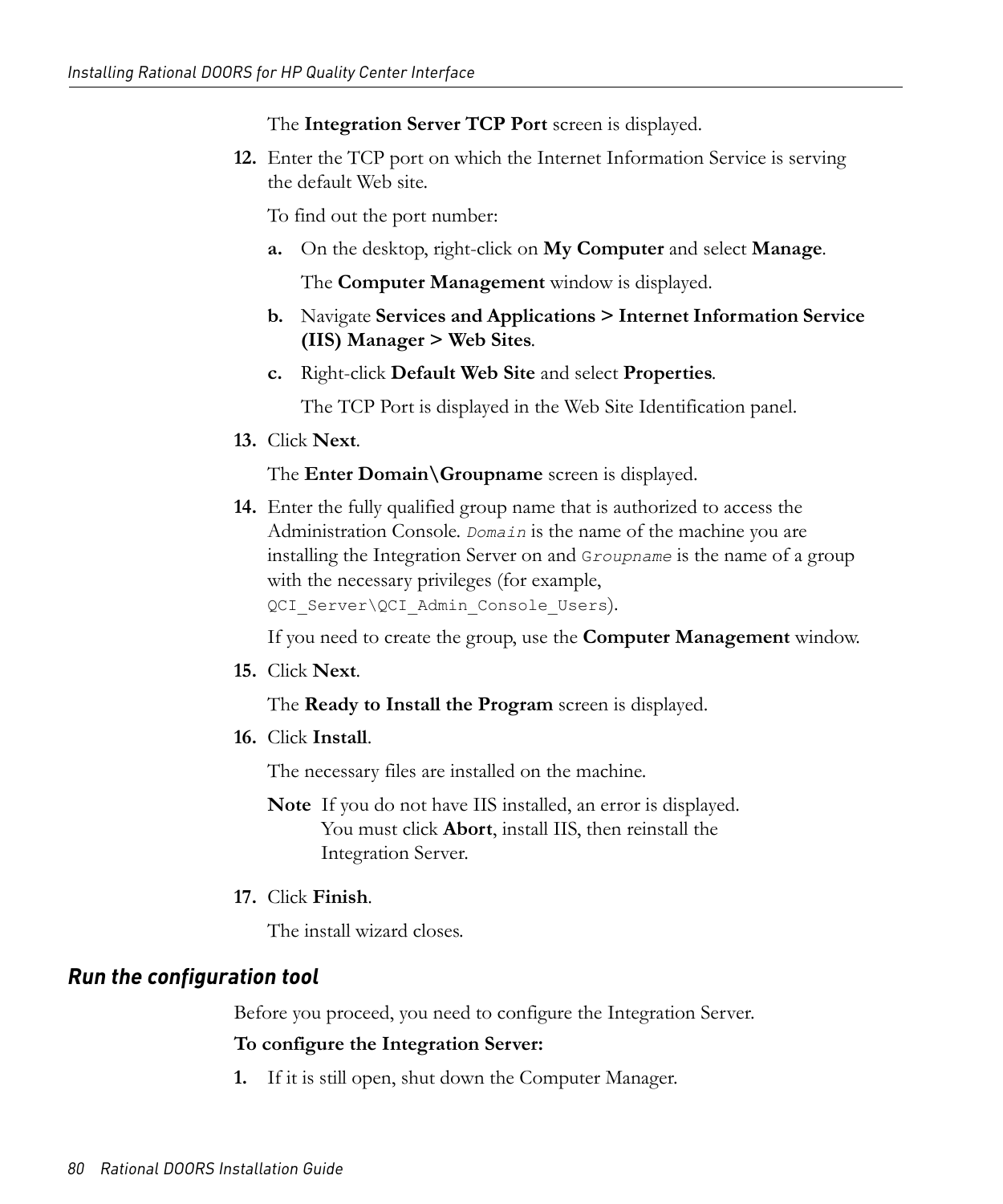The **Integration Server TCP Port** screen is displayed.

12. Enter the TCP port on which the Internet Information Service is serving the default Web site.

    To find out the port number:

    a. On the desktop, right-click on **My Computer** and select **Manage**.

       The **Computer Management** window is displayed.

    b. Navigate **Services and Applications > Internet Information Service (IIS) Manager > Web Sites**.

    c. Right-click **Default Web Site** and select **Properties**.

       The TCP Port is displayed in the Web Site Identification panel.

13. Click **Next**.

    The **Enter Domain\Groupname** screen is displayed.

14. Enter the fully qualified group name that is authorized to access the Administration Console. `Domain` is the name of the machine you are installing the Integration Server on and `Groupname` is the name of a group with the necessary privileges (for example, `QCI_Server\QCI_Admin_Console_Users`).

    If you need to create the group, use the **Computer Management** window.

15. Click **Next**.

    The **Ready to Install the Program** screen is displayed.

16. Click **Install**.

    The necessary files are installed on the machine.

    **Note** If you do not have IIS installed, an error is displayed. You must click **Abort**, install IIS, then reinstall the Integration Server.

17. Click **Finish**.

    The install wizard closes.

### *Run the configuration tool*

Before you proceed, you need to configure the Integration Server.

**To configure the Integration Server:**

1. If it is still open, shut down the Computer Manager.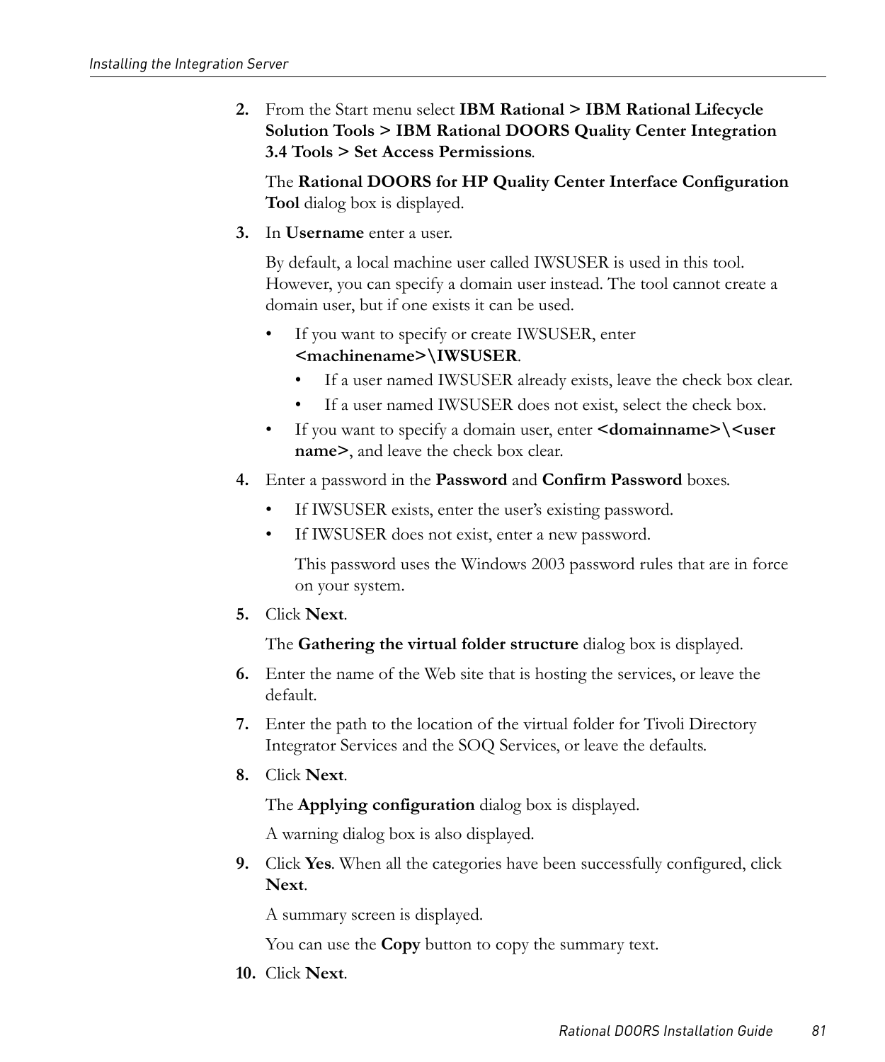2. From the Start menu select **IBM Rational > IBM Rational Lifecycle Solution Tools > IBM Rational DOORS Quality Center Integration 3.4 Tools > Set Access Permissions**.

   The **Rational DOORS for HP Quality Center Interface Configuration Tool** dialog box is displayed.

3. In **Username** enter a user.

   By default, a local machine user called IWSUSER is used in this tool. However, you can specify a domain user instead. The tool cannot create a domain user, but if one exists it can be used.

   - If you want to specify or create IWSUSER, enter **<machinename>\IWSUSER**.
     - If a user named IWSUSER already exists, leave the check box clear.
     - If a user named IWSUSER does not exist, select the check box.
   - If you want to specify a domain user, enter **<domainname>\<user name>**, and leave the check box clear.

4. Enter a password in the **Password** and **Confirm Password** boxes.

   - If IWSUSER exists, enter the user's existing password.
   - If IWSUSER does not exist, enter a new password.

     This password uses the Windows 2003 password rules that are in force on your system.

5. Click **Next**.

   The **Gathering the virtual folder structure** dialog box is displayed.

6. Enter the name of the Web site that is hosting the services, or leave the default.

7. Enter the path to the location of the virtual folder for Tivoli Directory Integrator Services and the SOQ Services, or leave the defaults.

8. Click **Next**.

   The **Applying configuration** dialog box is displayed.

   A warning dialog box is also displayed.

9. Click **Yes**. When all the categories have been successfully configured, click **Next**.

   A summary screen is displayed.

   You can use the **Copy** button to copy the summary text.

10. Click **Next**.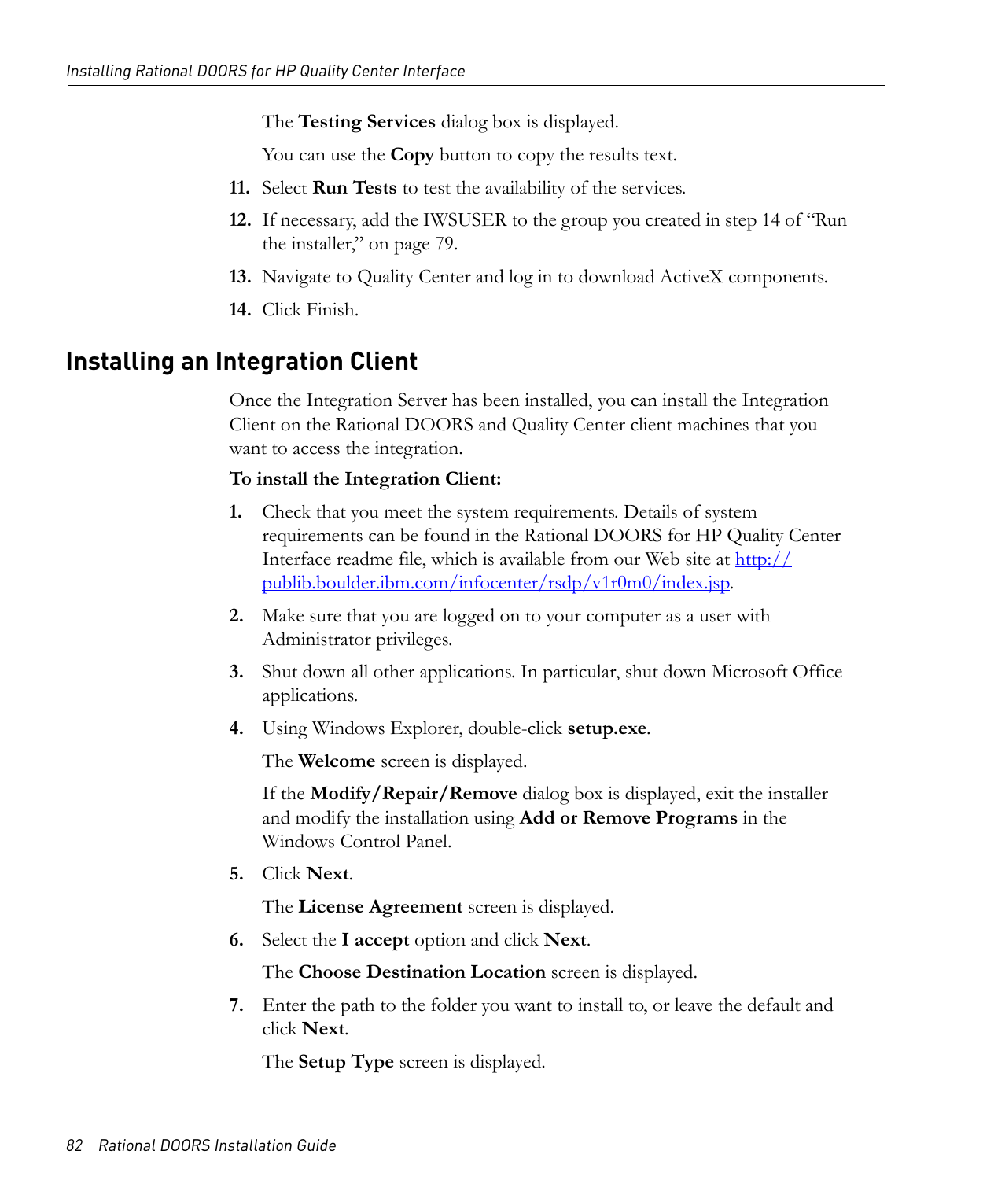The **Testing Services** dialog box is displayed.

You can use the **Copy** button to copy the results text.

11. Select **Run Tests** to test the availability of the services.
12. If necessary, add the IWSUSER to the group you created in step 14 of “Run the installer,” on page 79.
13. Navigate to Quality Center and log in to download ActiveX components.
14. Click Finish.

## Installing an Integration Client

Once the Integration Server has been installed, you can install the Integration Client on the Rational DOORS and Quality Center client machines that you want to access the integration.

**To install the Integration Client:**

1. Check that you meet the system requirements. Details of system requirements can be found in the Rational DOORS for HP Quality Center Interface readme file, which is available from our Web site at [http://publib.boulder.ibm.com/infocenter/rsdp/v1r0m0/index.jsp](http://publib.boulder.ibm.com/infocenter/rsdp/v1r0m0/index.jsp).
2. Make sure that you are logged on to your computer as a user with Administrator privileges.
3. Shut down all other applications. In particular, shut down Microsoft Office applications.
4. Using Windows Explorer, double-click **setup.exe**.

   The **Welcome** screen is displayed.

   If the **Modify/Repair/Remove** dialog box is displayed, exit the installer and modify the installation using **Add or Remove Programs** in the Windows Control Panel.
5. Click **Next**.

   The **License Agreement** screen is displayed.
6. Select the **I accept** option and click **Next**.

   The **Choose Destination Location** screen is displayed.
7. Enter the path to the folder you want to install to, or leave the default and click **Next**.

   The **Setup Type** screen is displayed.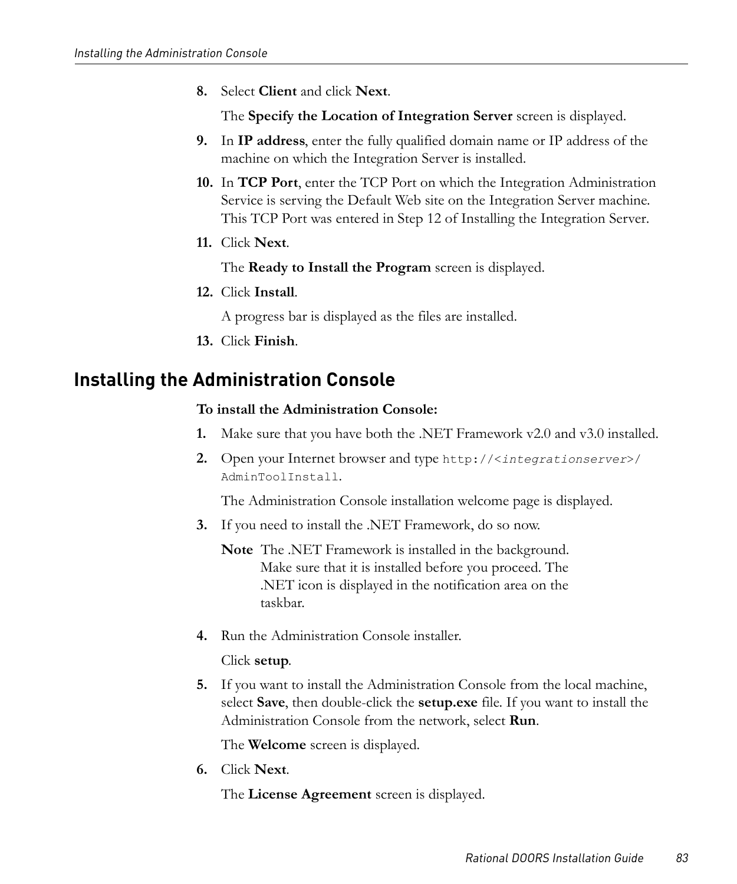8. Select **Client** and click **Next**.

   The **Specify the Location of Integration Server** screen is displayed.

9. In **IP address**, enter the fully qualified domain name or IP address of the machine on which the Integration Server is installed.

10. In **TCP Port**, enter the TCP Port on which the Integration Administration Service is serving the Default Web site on the Integration Server machine. This TCP Port was entered in Step 12 of Installing the Integration Server.

11. Click **Next**.

    The **Ready to Install the Program** screen is displayed.

12. Click **Install**.

    A progress bar is displayed as the files are installed.

13. Click **Finish**.

## Installing the Administration Console

**To install the Administration Console:**

1. Make sure that you have both the .NET Framework v2.0 and v3.0 installed.

2. Open your Internet browser and type `http://<integrationserver>/AdminToolInstall`.

   The Administration Console installation welcome page is displayed.

3. If you need to install the .NET Framework, do so now.

   **Note** The .NET Framework is installed in the background. Make sure that it is installed before you proceed. The .NET icon is displayed in the notification area on the taskbar.

4. Run the Administration Console installer.

   Click **setup**.

5. If you want to install the Administration Console from the local machine, select **Save**, then double-click the **setup.exe** file. If you want to install the Administration Console from the network, select **Run**.

   The **Welcome** screen is displayed.

6. Click **Next**.

   The **License Agreement** screen is displayed.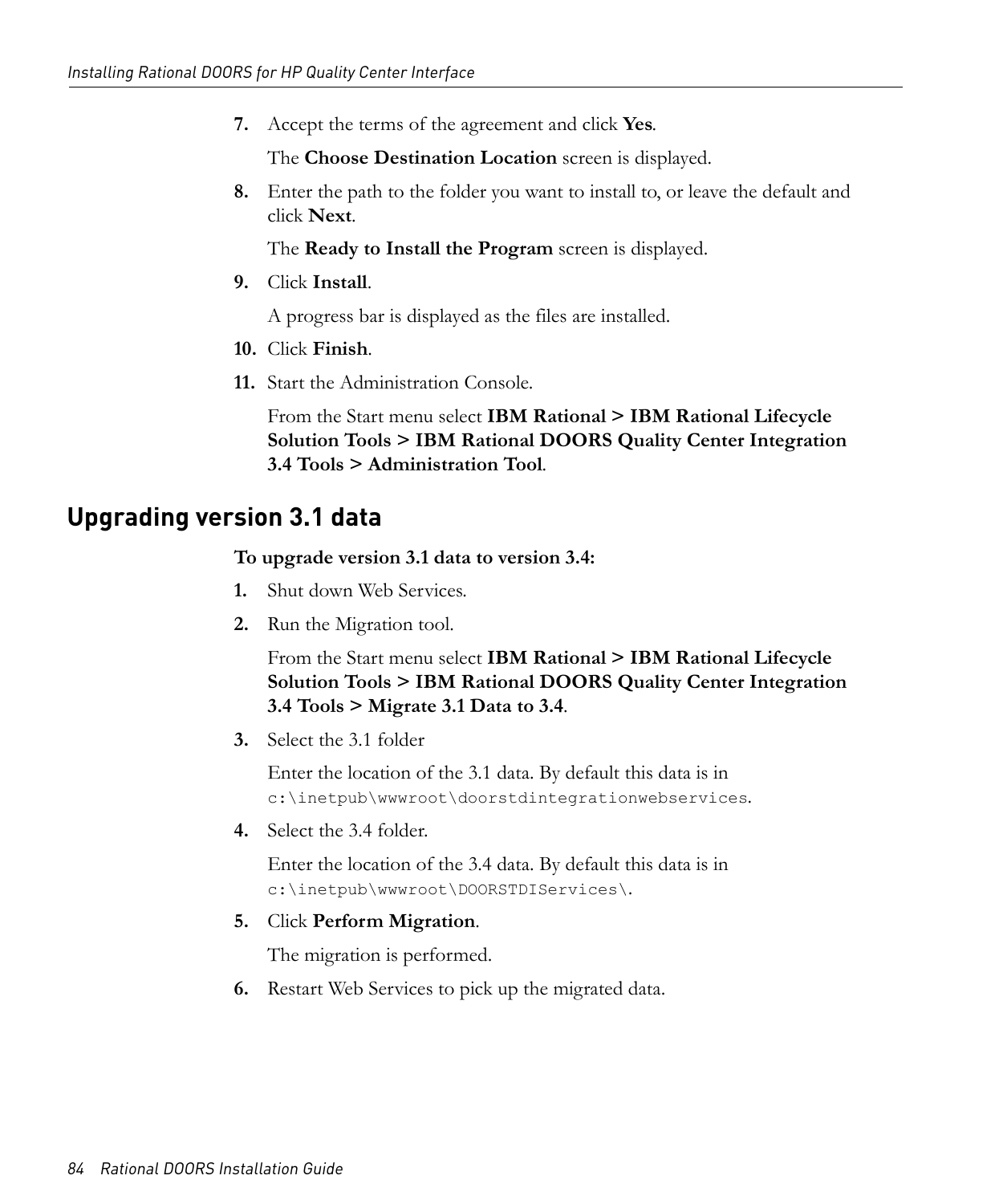7. Accept the terms of the agreement and click **Yes**.

   The **Choose Destination Location** screen is displayed.

8. Enter the path to the folder you want to install to, or leave the default and click **Next**.

   The **Ready to Install the Program** screen is displayed.

9. Click **Install**.

   A progress bar is displayed as the files are installed.

10. Click **Finish**.

11. Start the Administration Console.

    From the Start menu select **IBM Rational > IBM Rational Lifecycle Solution Tools > IBM Rational DOORS Quality Center Integration 3.4 Tools > Administration Tool**.

## Upgrading version 3.1 data

**To upgrade version 3.1 data to version 3.4:**

1. Shut down Web Services.

2. Run the Migration tool.

   From the Start menu select **IBM Rational > IBM Rational Lifecycle Solution Tools > IBM Rational DOORS Quality Center Integration 3.4 Tools > Migrate 3.1 Data to 3.4**.

3. Select the 3.1 folder

   Enter the location of the 3.1 data. By default this data is in `c:\inetpub\wwwroot\doorstdintegrationwebservices`.

4. Select the 3.4 folder.

   Enter the location of the 3.4 data. By default this data is in `c:\inetpub\wwwroot\DOORSTDIServices\`.

5. Click **Perform Migration**.

   The migration is performed.

6. Restart Web Services to pick up the migrated data.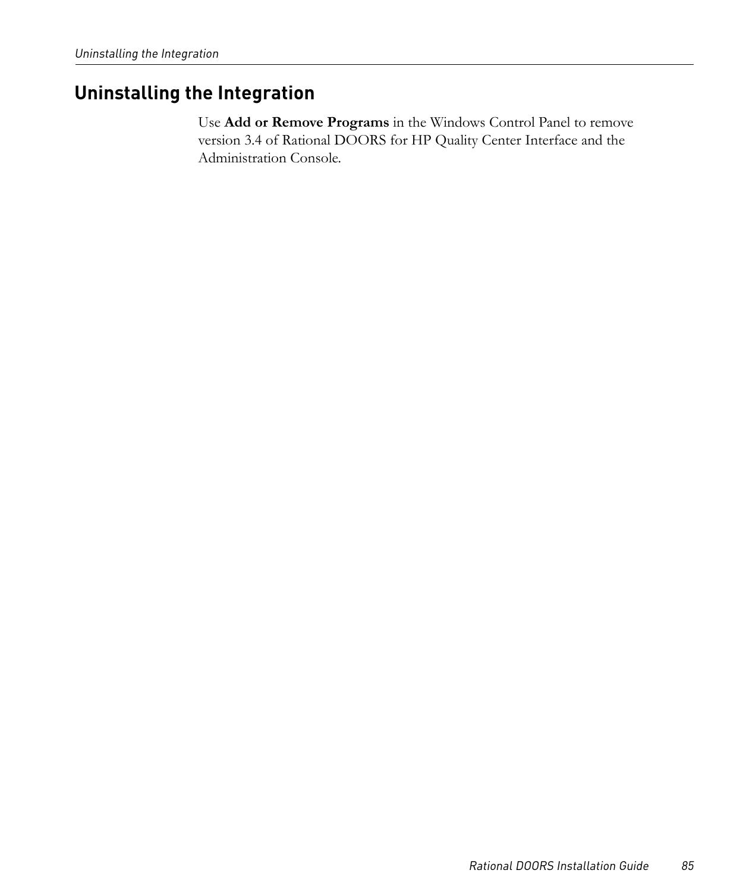## Uninstalling the Integration

Use **Add or Remove Programs** in the Windows Control Panel to remove version 3.4 of Rational DOORS for HP Quality Center Interface and the Administration Console.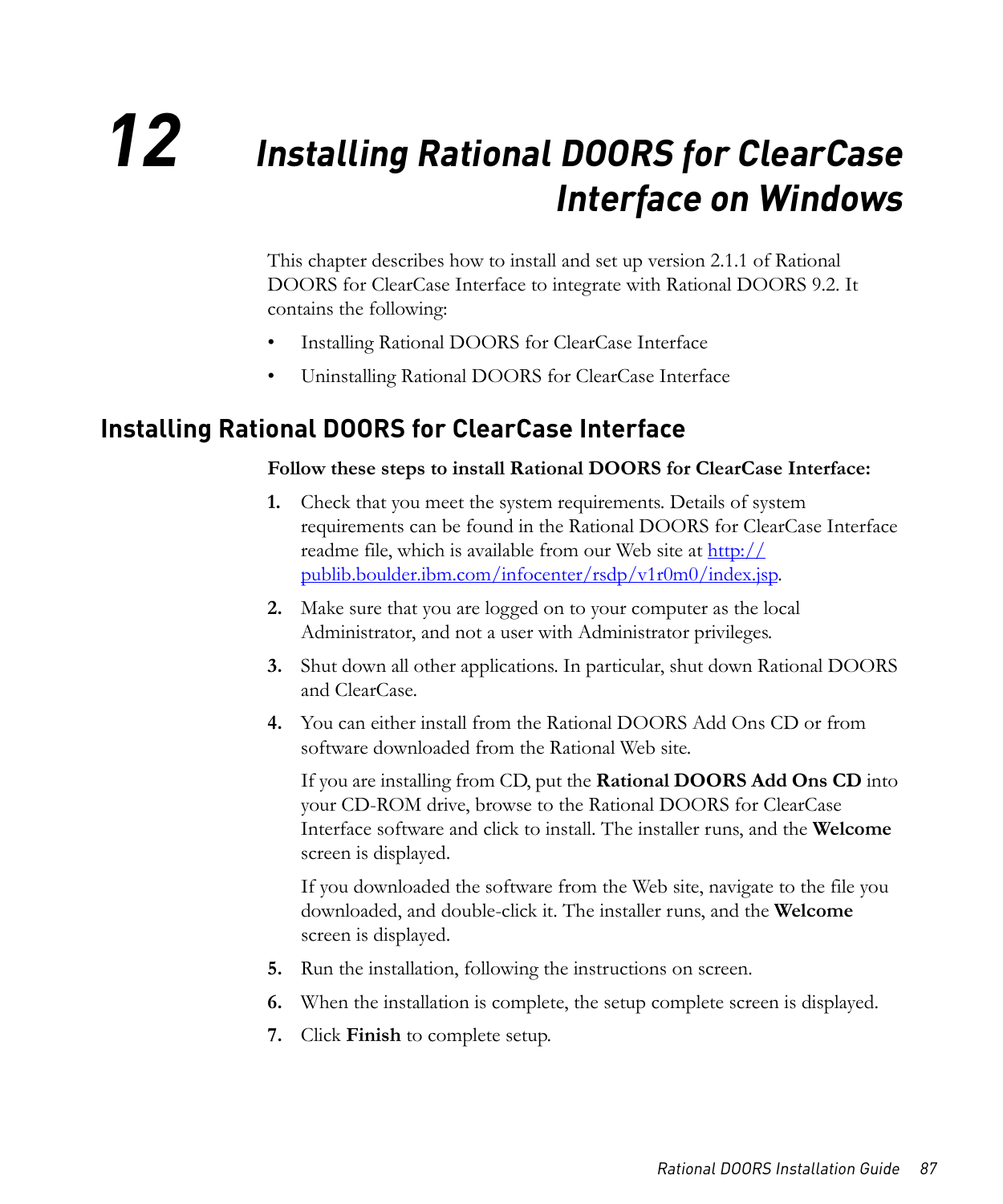# 12 Installing Rational DOORS for ClearCase Interface on Windows

This chapter describes how to install and set up version 2.1.1 of Rational DOORS for ClearCase Interface to integrate with Rational DOORS 9.2. It contains the following:

- Installing Rational DOORS for ClearCase Interface
- Uninstalling Rational DOORS for ClearCase Interface

## Installing Rational DOORS for ClearCase Interface

**Follow these steps to install Rational DOORS for ClearCase Interface:**

1. Check that you meet the system requirements. Details of system requirements can be found in the Rational DOORS for ClearCase Interface readme file, which is available from our Web site at [http://publib.boulder.ibm.com/infocenter/rsdp/v1r0m0/index.jsp](http://publib.boulder.ibm.com/infocenter/rsdp/v1r0m0/index.jsp).
2. Make sure that you are logged on to your computer as the local Administrator, and not a user with Administrator privileges.
3. Shut down all other applications. In particular, shut down Rational DOORS and ClearCase.
4. You can either install from the Rational DOORS Add Ons CD or from software downloaded from the Rational Web site.

   If you are installing from CD, put the **Rational DOORS Add Ons CD** into your CD-ROM drive, browse to the Rational DOORS for ClearCase Interface software and click to install. The installer runs, and the **Welcome** screen is displayed.

   If you downloaded the software from the Web site, navigate to the file you downloaded, and double-click it. The installer runs, and the **Welcome** screen is displayed.
5. Run the installation, following the instructions on screen.
6. When the installation is complete, the setup complete screen is displayed.
7. Click **Finish** to complete setup.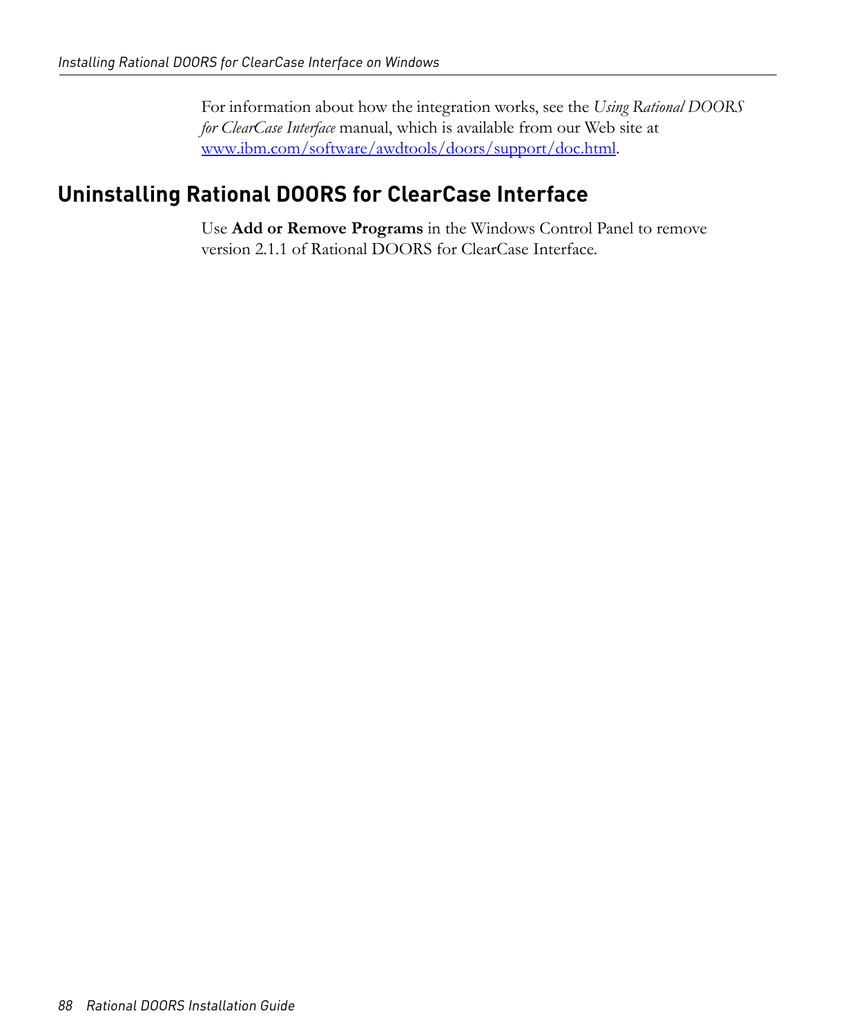For information about how the integration works, see the *Using Rational DOORS for ClearCase Interface* manual, which is available from our Web site at [www.ibm.com/software/awdtools/doors/support/doc.html](http://www.ibm.com/software/awdtools/doors/support/doc.html).

## Uninstalling Rational DOORS for ClearCase Interface

Use **Add or Remove Programs** in the Windows Control Panel to remove version 2.1.1 of Rational DOORS for ClearCase Interface.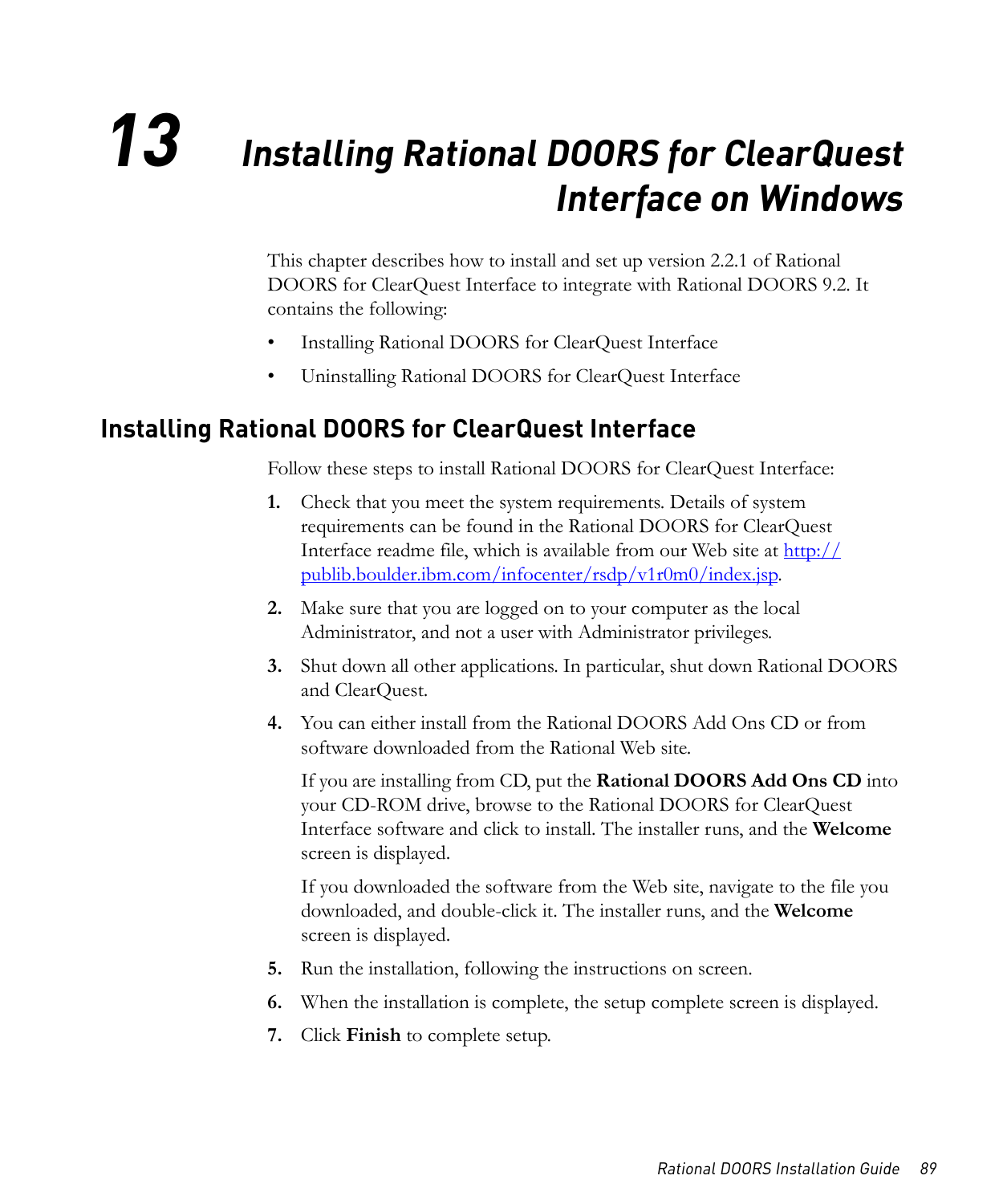# 13 Installing Rational DOORS for ClearQuest Interface on Windows

This chapter describes how to install and set up version 2.2.1 of Rational DOORS for ClearQuest Interface to integrate with Rational DOORS 9.2. It contains the following:

- Installing Rational DOORS for ClearQuest Interface
- Uninstalling Rational DOORS for ClearQuest Interface

## Installing Rational DOORS for ClearQuest Interface

Follow these steps to install Rational DOORS for ClearQuest Interface:

1. Check that you meet the system requirements. Details of system requirements can be found in the Rational DOORS for ClearQuest Interface readme file, which is available from our Web site at http://publib.boulder.ibm.com/infocenter/rsdp/v1r0m0/index.jsp.
2. Make sure that you are logged on to your computer as the local Administrator, and not a user with Administrator privileges.
3. Shut down all other applications. In particular, shut down Rational DOORS and ClearQuest.
4. You can either install from the Rational DOORS Add Ons CD or from software downloaded from the Rational Web site.

   If you are installing from CD, put the **Rational DOORS Add Ons CD** into your CD-ROM drive, browse to the Rational DOORS for ClearQuest Interface software and click to install. The installer runs, and the **Welcome** screen is displayed.

   If you downloaded the software from the Web site, navigate to the file you downloaded, and double-click it. The installer runs, and the **Welcome** screen is displayed.
5. Run the installation, following the instructions on screen.
6. When the installation is complete, the setup complete screen is displayed.
7. Click **Finish** to complete setup.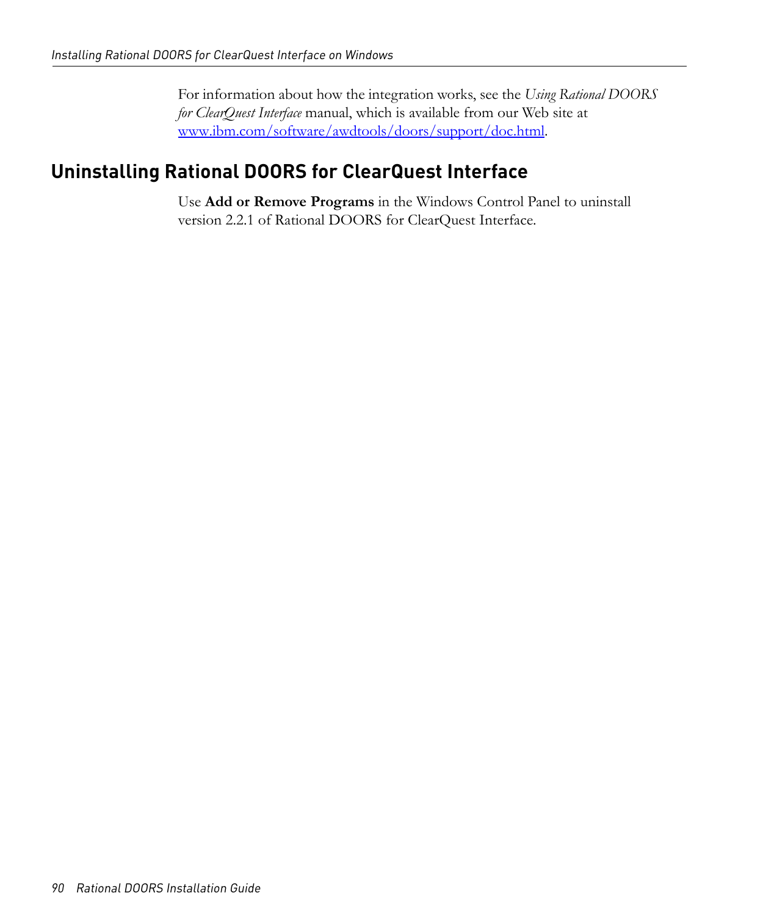For information about how the integration works, see the *Using Rational DOORS for ClearQuest Interface* manual, which is available from our Web site at [www.ibm.com/software/awdtools/doors/support/doc.html](www.ibm.com/software/awdtools/doors/support/doc.html).

## Uninstalling Rational DOORS for ClearQuest Interface

Use **Add or Remove Programs** in the Windows Control Panel to uninstall version 2.2.1 of Rational DOORS for ClearQuest Interface.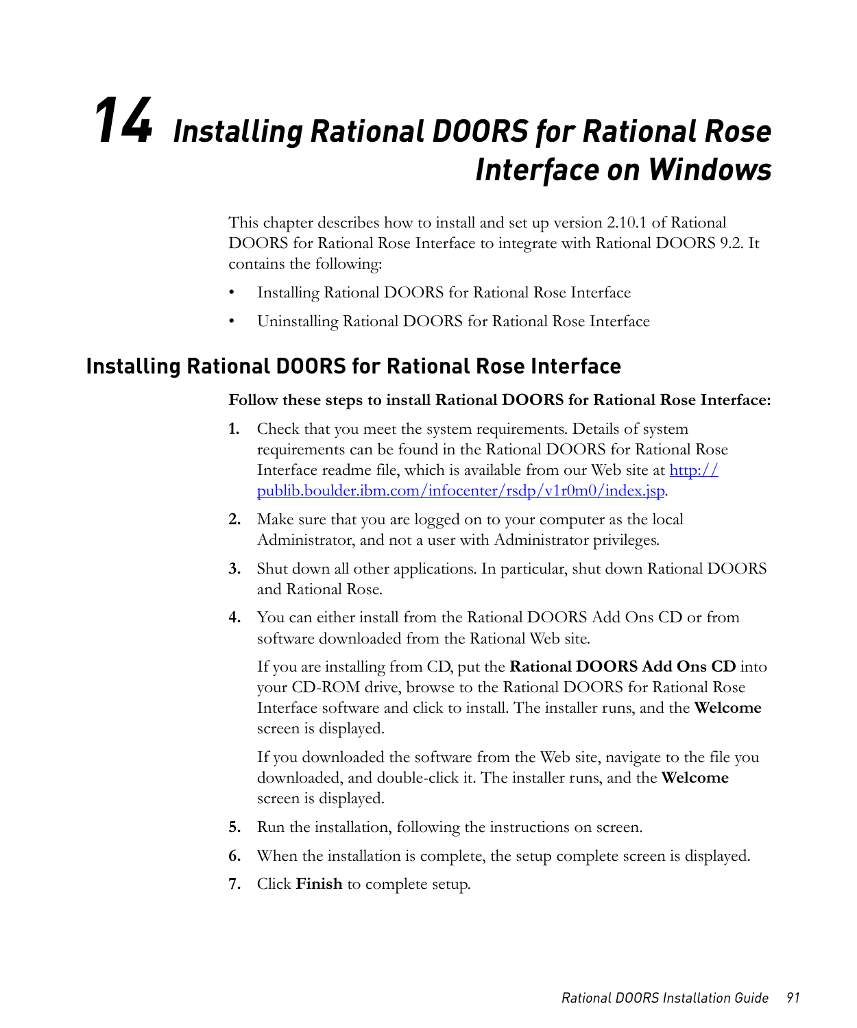# 14 Installing Rational DOORS for Rational Rose Interface on Windows

This chapter describes how to install and set up version 2.10.1 of Rational DOORS for Rational Rose Interface to integrate with Rational DOORS 9.2. It contains the following:

- Installing Rational DOORS for Rational Rose Interface
- Uninstalling Rational DOORS for Rational Rose Interface

## Installing Rational DOORS for Rational Rose Interface

**Follow these steps to install Rational DOORS for Rational Rose Interface:**

1. Check that you meet the system requirements. Details of system requirements can be found in the Rational DOORS for Rational Rose Interface readme file, which is available from our Web site at [http://publib.boulder.ibm.com/infocenter/rsdp/v1r0m0/index.jsp](http://publib.boulder.ibm.com/infocenter/rsdp/v1r0m0/index.jsp).
2. Make sure that you are logged on to your computer as the local Administrator, and not a user with Administrator privileges.
3. Shut down all other applications. In particular, shut down Rational DOORS and Rational Rose.
4. You can either install from the Rational DOORS Add Ons CD or from software downloaded from the Rational Web site.

   If you are installing from CD, put the **Rational DOORS Add Ons CD** into your CD-ROM drive, browse to the Rational DOORS for Rational Rose Interface software and click to install. The installer runs, and the **Welcome** screen is displayed.

   If you downloaded the software from the Web site, navigate to the file you downloaded, and double-click it. The installer runs, and the **Welcome** screen is displayed.
5. Run the installation, following the instructions on screen.
6. When the installation is complete, the setup complete screen is displayed.
7. Click **Finish** to complete setup.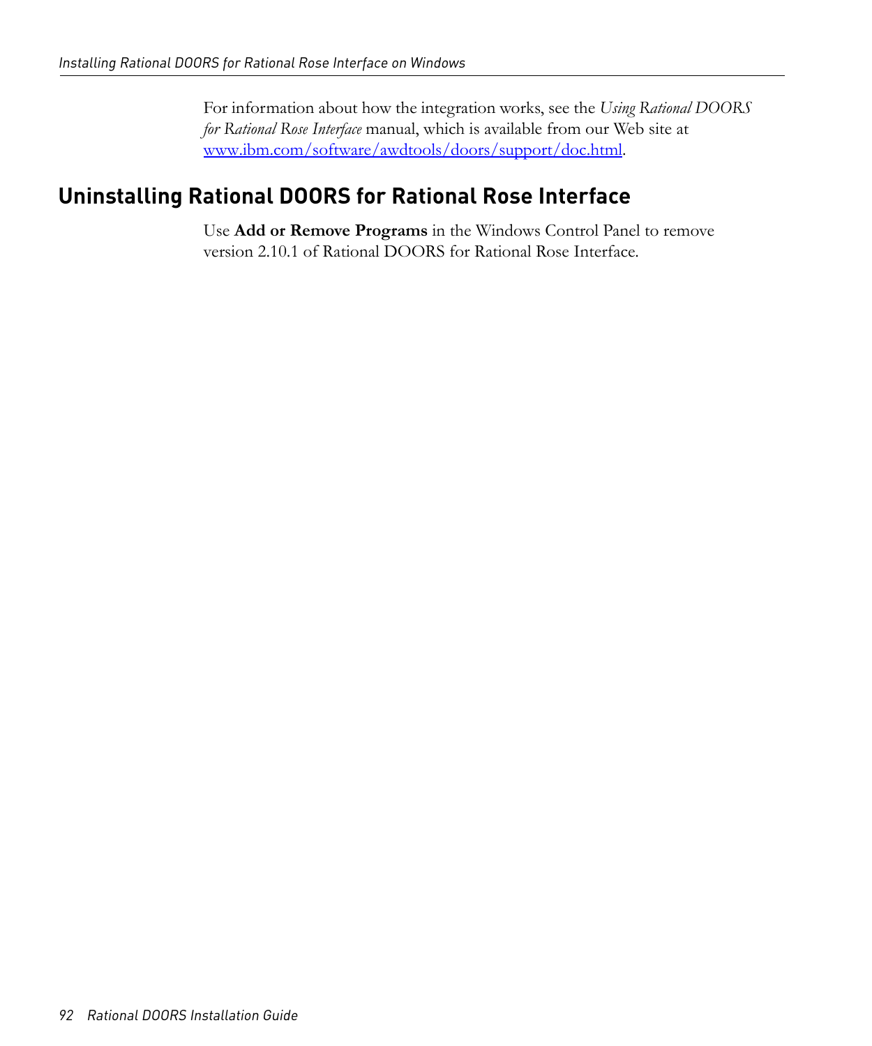For information about how the integration works, see the *Using Rational DOORS for Rational Rose Interface* manual, which is available from our Web site at www.ibm.com/software/awdtools/doors/support/doc.html.

## Uninstalling Rational DOORS for Rational Rose Interface

Use **Add or Remove Programs** in the Windows Control Panel to remove version 2.10.1 of Rational DOORS for Rational Rose Interface.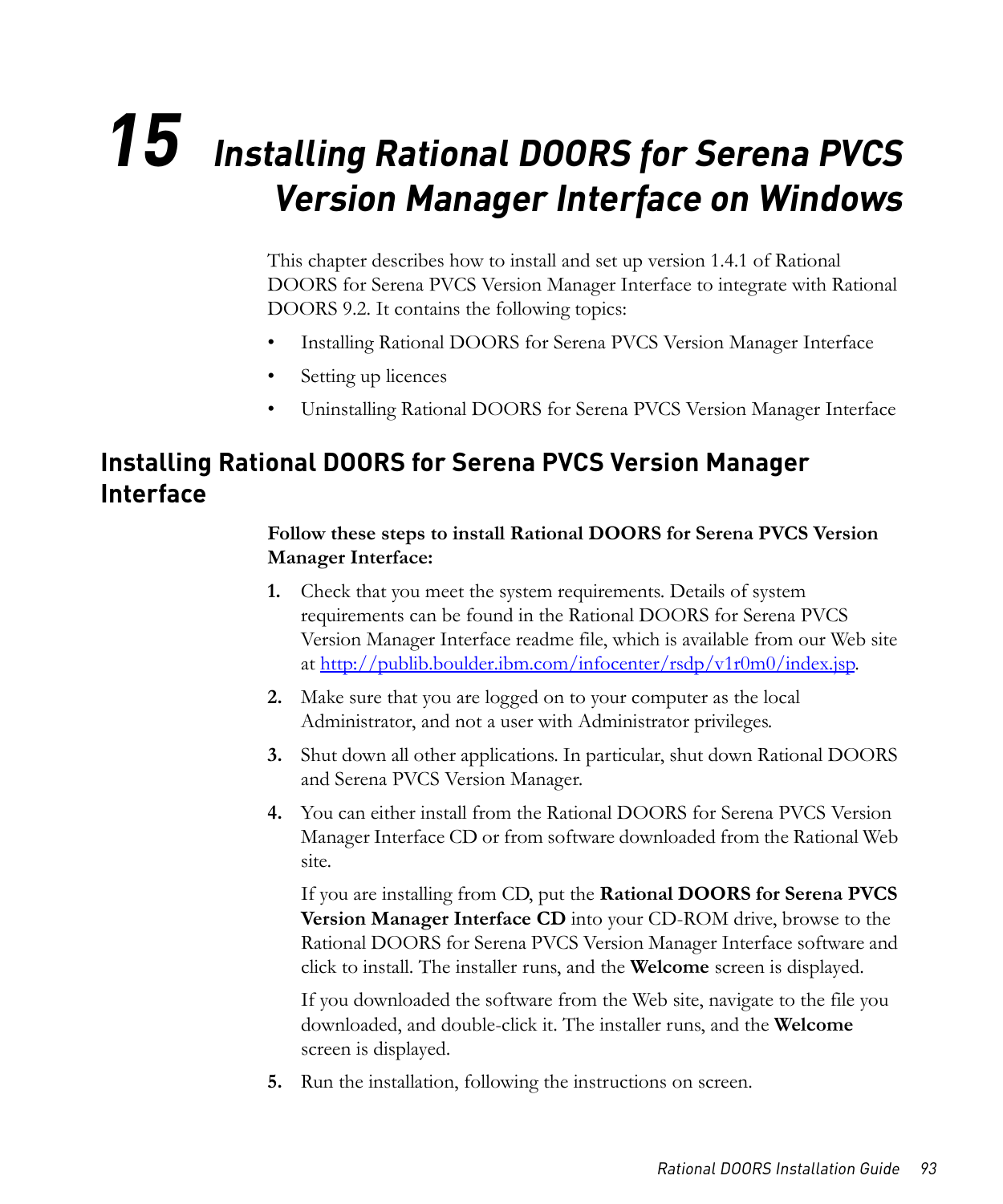# 15 Installing Rational DOORS for Serena PVCS Version Manager Interface on Windows

This chapter describes how to install and set up version 1.4.1 of Rational DOORS for Serena PVCS Version Manager Interface to integrate with Rational DOORS 9.2. It contains the following topics:

- Installing Rational DOORS for Serena PVCS Version Manager Interface
- Setting up licences
- Uninstalling Rational DOORS for Serena PVCS Version Manager Interface

## Installing Rational DOORS for Serena PVCS Version Manager Interface

**Follow these steps to install Rational DOORS for Serena PVCS Version Manager Interface:**

1. Check that you meet the system requirements. Details of system requirements can be found in the Rational DOORS for Serena PVCS Version Manager Interface readme file, which is available from our Web site at http://publib.boulder.ibm.com/infocenter/rsdp/v1r0m0/index.jsp.
2. Make sure that you are logged on to your computer as the local Administrator, and not a user with Administrator privileges.
3. Shut down all other applications. In particular, shut down Rational DOORS and Serena PVCS Version Manager.
4. You can either install from the Rational DOORS for Serena PVCS Version Manager Interface CD or from software downloaded from the Rational Web site.

   If you are installing from CD, put the **Rational DOORS for Serena PVCS Version Manager Interface CD** into your CD-ROM drive, browse to the Rational DOORS for Serena PVCS Version Manager Interface software and click to install. The installer runs, and the **Welcome** screen is displayed.

   If you downloaded the software from the Web site, navigate to the file you downloaded, and double-click it. The installer runs, and the **Welcome** screen is displayed.
5. Run the installation, following the instructions on screen.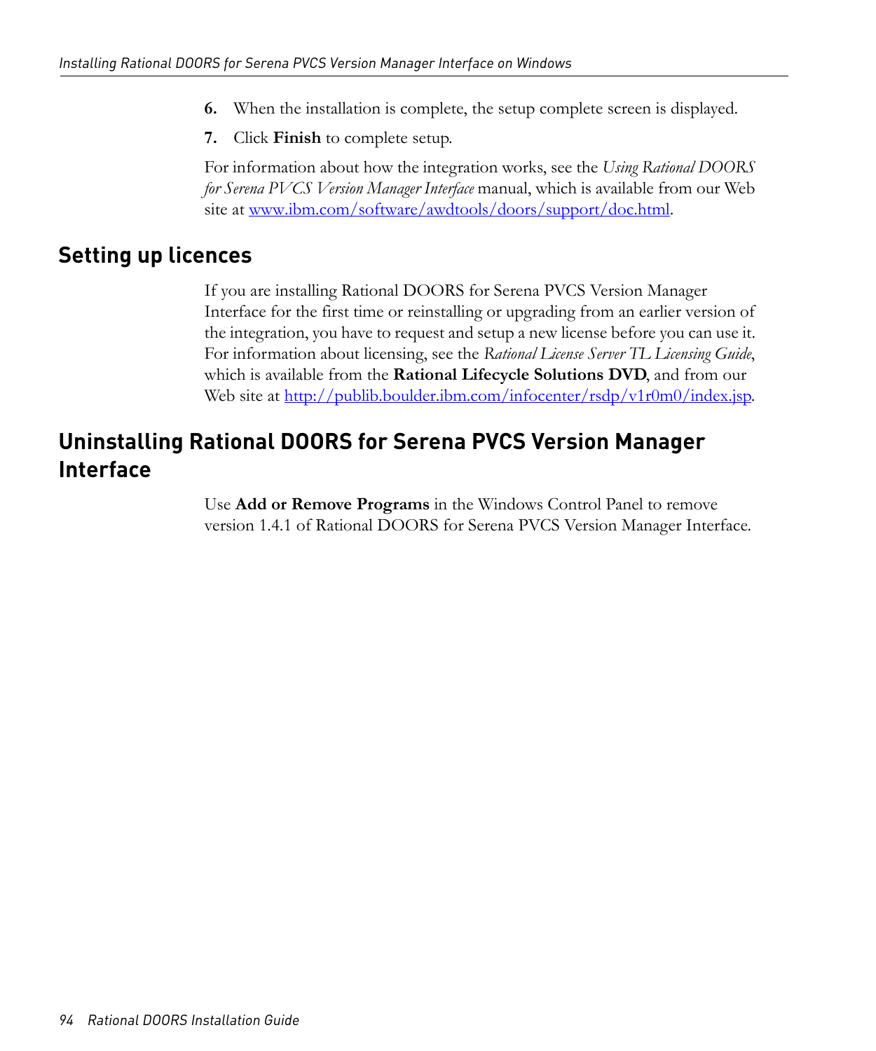6. When the installation is complete, the setup complete screen is displayed.
7. Click **Finish** to complete setup.

For information about how the integration works, see the *Using Rational DOORS for Serena PVCS Version Manager Interface* manual, which is available from our Web site at www.ibm.com/software/awdtools/doors/support/doc.html.

## Setting up licences

If you are installing Rational DOORS for Serena PVCS Version Manager Interface for the first time or reinstalling or upgrading from an earlier version of the integration, you have to request and setup a new license before you can use it. For information about licensing, see the *Rational License Server TL Licensing Guide*, which is available from the **Rational Lifecycle Solutions DVD**, and from our Web site at http://publib.boulder.ibm.com/infocenter/rsdp/v1r0m0/index.jsp.

## Uninstalling Rational DOORS for Serena PVCS Version Manager Interface

Use **Add or Remove Programs** in the Windows Control Panel to remove version 1.4.1 of Rational DOORS for Serena PVCS Version Manager Interface.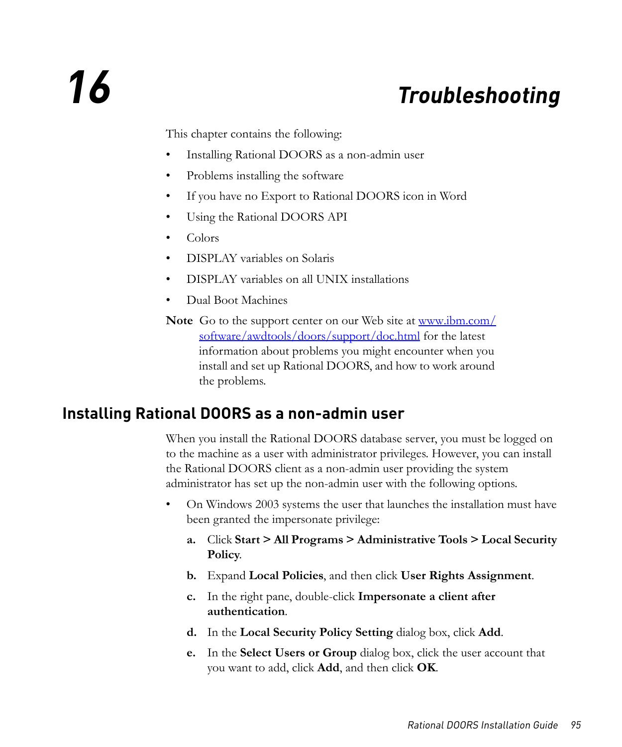# 16 Troubleshooting

This chapter contains the following:

- Installing Rational DOORS as a non-admin user
- Problems installing the software
- If you have no Export to Rational DOORS icon in Word
- Using the Rational DOORS API
- Colors
- DISPLAY variables on Solaris
- DISPLAY variables on all UNIX installations
- Dual Boot Machines

**Note** Go to the support center on our Web site at [www.ibm.com/software/awdtools/doors/support/doc.html](www.ibm.com/software/awdtools/doors/support/doc.html) for the latest information about problems you might encounter when you install and set up Rational DOORS, and how to work around the problems.

## Installing Rational DOORS as a non-admin user

When you install the Rational DOORS database server, you must be logged on to the machine as a user with administrator privileges. However, you can install the Rational DOORS client as a non-admin user providing the system administrator has set up the non-admin user with the following options.

- On Windows 2003 systems the user that launches the installation must have been granted the impersonate privilege:

  **a.** Click **Start > All Programs > Administrative Tools > Local Security Policy**.

  **b.** Expand **Local Policies**, and then click **User Rights Assignment**.

  **c.** In the right pane, double-click **Impersonate a client after authentication**.

  **d.** In the **Local Security Policy Setting** dialog box, click **Add**.

  **e.** In the **Select Users or Group** dialog box, click the user account that you want to add, click **Add**, and then click **OK**.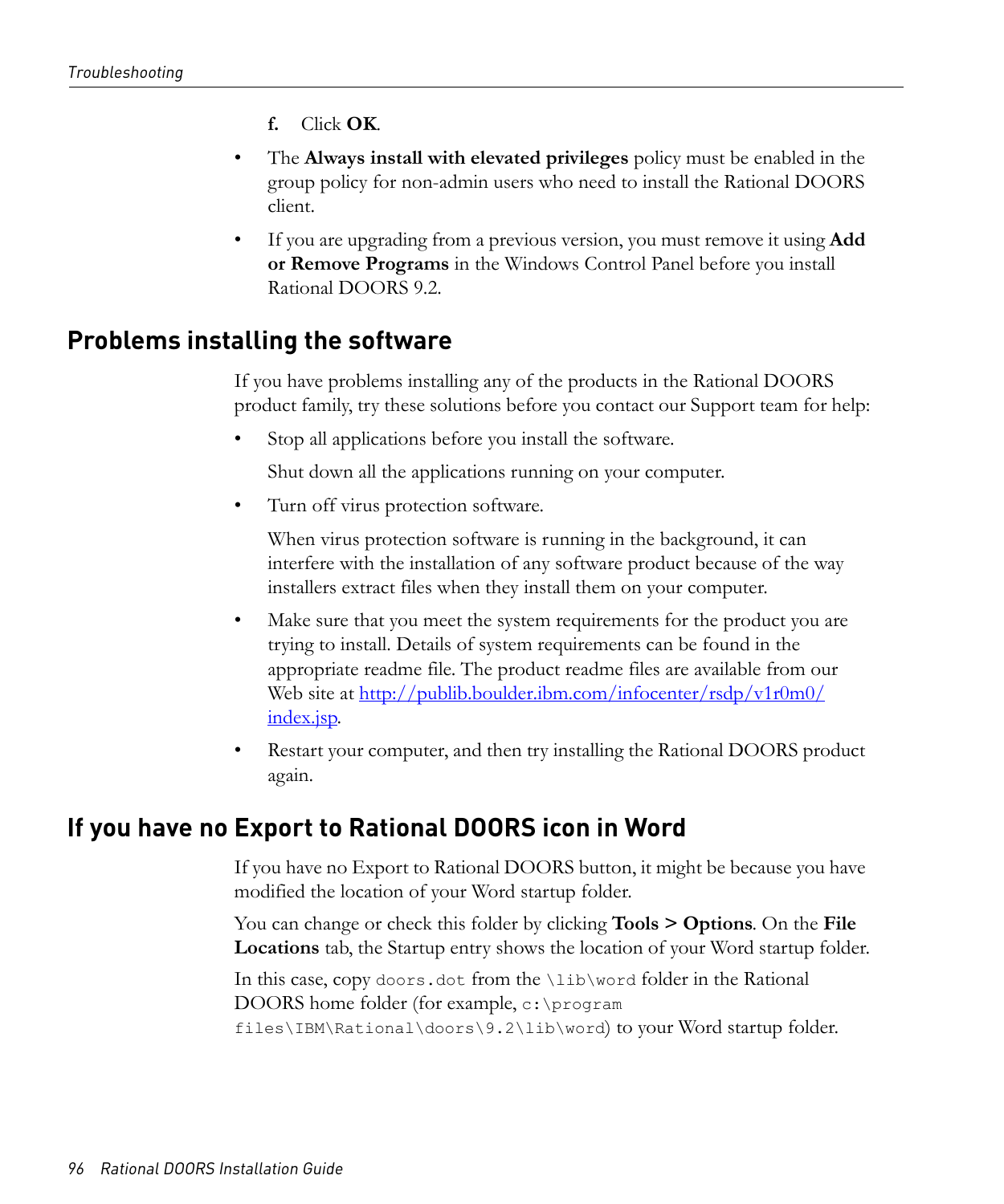f. Click **OK**.

- The **Always install with elevated privileges** policy must be enabled in the group policy for non-admin users who need to install the Rational DOORS client.
- If you are upgrading from a previous version, you must remove it using **Add or Remove Programs** in the Windows Control Panel before you install Rational DOORS 9.2.

## Problems installing the software

If you have problems installing any of the products in the Rational DOORS product family, try these solutions before you contact our Support team for help:

- Stop all applications before you install the software.

  Shut down all the applications running on your computer.

- Turn off virus protection software.

  When virus protection software is running in the background, it can interfere with the installation of any software product because of the way installers extract files when they install them on your computer.

- Make sure that you meet the system requirements for the product you are trying to install. Details of system requirements can be found in the appropriate readme file. The product readme files are available from our Web site at [http://publib.boulder.ibm.com/infocenter/rsdp/v1r0m0/index.jsp](http://publib.boulder.ibm.com/infocenter/rsdp/v1r0m0/index.jsp).
- Restart your computer, and then try installing the Rational DOORS product again.

## If you have no Export to Rational DOORS icon in Word

If you have no Export to Rational DOORS button, it might be because you have modified the location of your Word startup folder.

You can change or check this folder by clicking **Tools > Options**. On the **File Locations** tab, the Startup entry shows the location of your Word startup folder.

In this case, copy `doors.dot` from the `\lib\word` folder in the Rational DOORS home folder (for example, `c:\program files\IBM\Rational\doors\9.2\lib\word`) to your Word startup folder.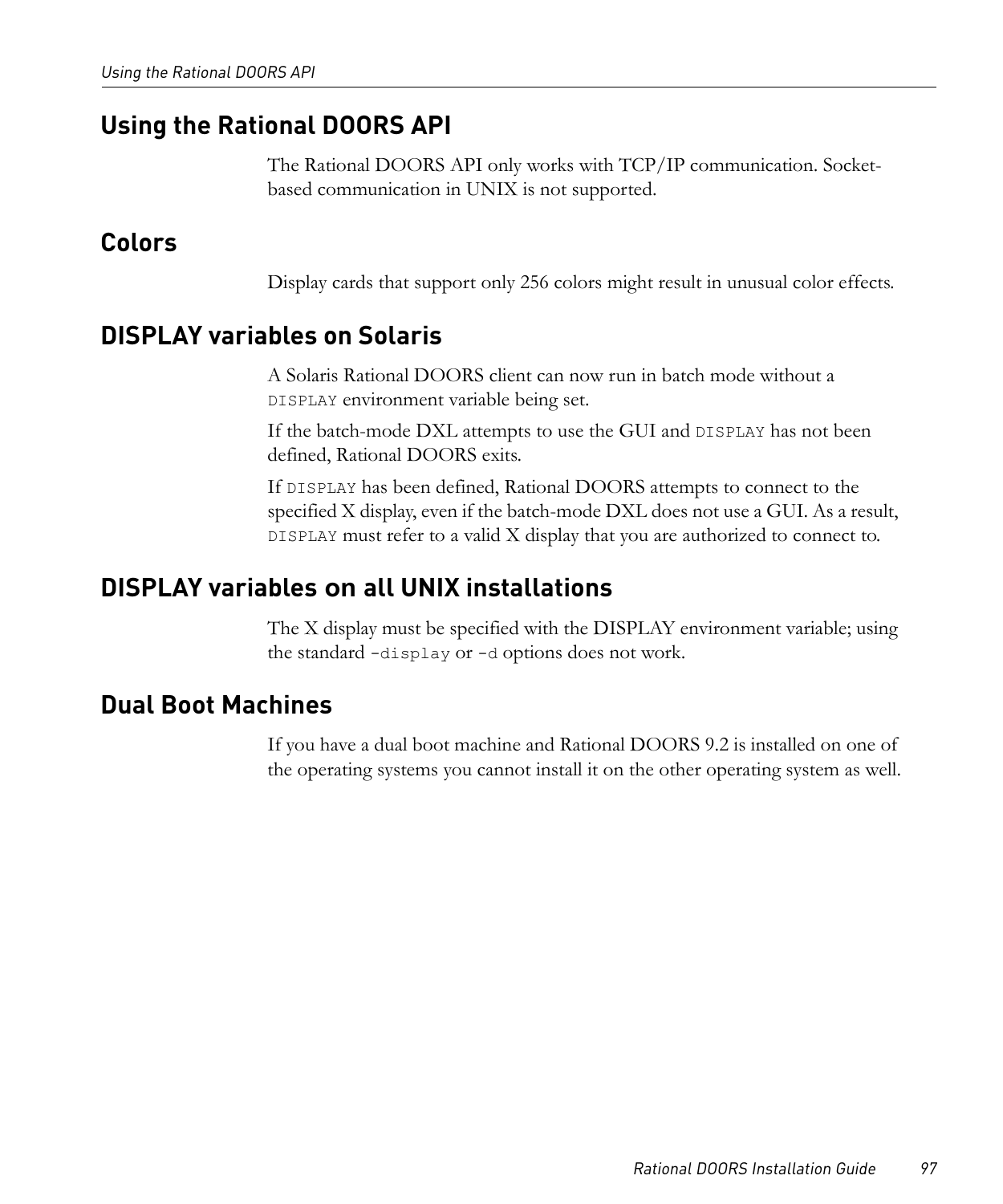## Using the Rational DOORS API

The Rational DOORS API only works with TCP/IP communication. Socket-based communication in UNIX is not supported.

## Colors

Display cards that support only 256 colors might result in unusual color effects.

## DISPLAY variables on Solaris

A Solaris Rational DOORS client can now run in batch mode without a `DISPLAY` environment variable being set.

If the batch-mode DXL attempts to use the GUI and `DISPLAY` has not been defined, Rational DOORS exits.

If `DISPLAY` has been defined, Rational DOORS attempts to connect to the specified X display, even if the batch-mode DXL does not use a GUI. As a result, `DISPLAY` must refer to a valid X display that you are authorized to connect to.

## DISPLAY variables on all UNIX installations

The X display must be specified with the DISPLAY environment variable; using the standard `-display` or `-d` options does not work.

## Dual Boot Machines

If you have a dual boot machine and Rational DOORS 9.2 is installed on one of the operating systems you cannot install it on the other operating system as well.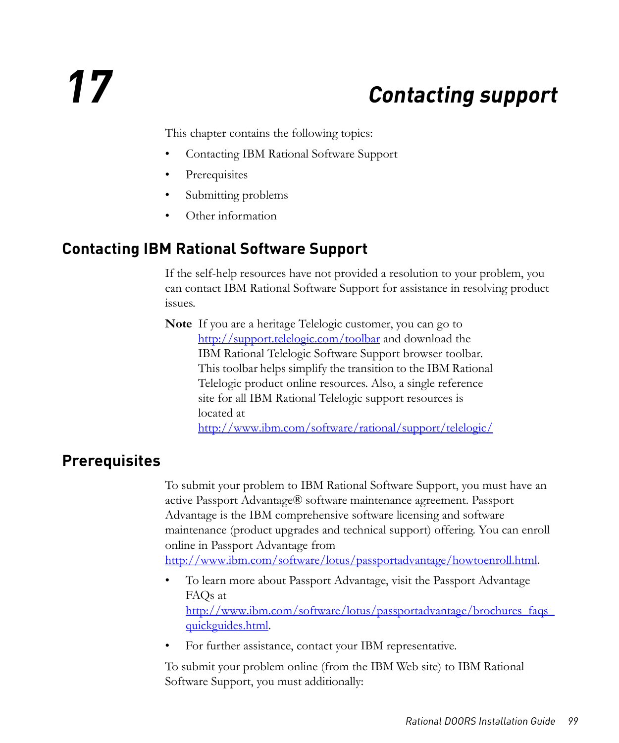# 17 Contacting support

This chapter contains the following topics:

- Contacting IBM Rational Software Support
- Prerequisites
- Submitting problems
- Other information

## Contacting IBM Rational Software Support

If the self-help resources have not provided a resolution to your problem, you can contact IBM Rational Software Support for assistance in resolving product issues.

**Note** If you are a heritage Telelogic customer, you can go to http://support.telelogic.com/toolbar and download the IBM Rational Telelogic Software Support browser toolbar. This toolbar helps simplify the transition to the IBM Rational Telelogic product online resources. Also, a single reference site for all IBM Rational Telelogic support resources is located at http://www.ibm.com/software/rational/support/telelogic/

## Prerequisites

To submit your problem to IBM Rational Software Support, you must have an active Passport Advantage® software maintenance agreement. Passport Advantage is the IBM comprehensive software licensing and software maintenance (product upgrades and technical support) offering. You can enroll online in Passport Advantage from http://www.ibm.com/software/lotus/passportadvantage/howtoenroll.html.

- To learn more about Passport Advantage, visit the Passport Advantage FAQs at http://www.ibm.com/software/lotus/passportadvantage/brochures_faqs_quickguides.html.
- For further assistance, contact your IBM representative.

To submit your problem online (from the IBM Web site) to IBM Rational Software Support, you must additionally: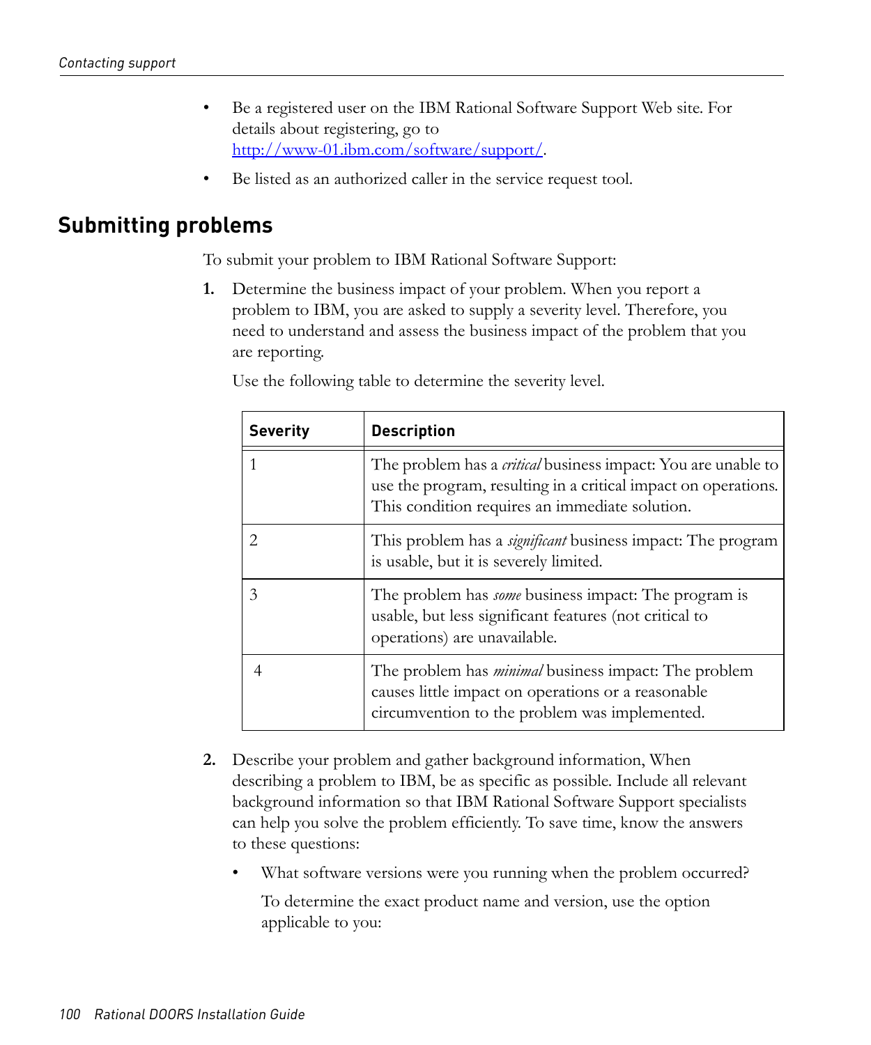- Be a registered user on the IBM Rational Software Support Web site. For details about registering, go to http://www-01.ibm.com/software/support/.
- Be listed as an authorized caller in the service request tool.

## Submitting problems

To submit your problem to IBM Rational Software Support:

1. Determine the business impact of your problem. When you report a problem to IBM, you are asked to supply a severity level. Therefore, you need to understand and assess the business impact of the problem that you are reporting.

   Use the following table to determine the severity level.

   | Severity | Description |
   |---|---|
   | 1 | The problem has a *critical* business impact: You are unable to use the program, resulting in a critical impact on operations. This condition requires an immediate solution. |
   | 2 | This problem has a *significant* business impact: The program is usable, but it is severely limited. |
   | 3 | The problem has *some* business impact: The program is usable, but less significant features (not critical to operations) are unavailable. |
   | 4 | The problem has *minimal* business impact: The problem causes little impact on operations or a reasonable circumvention to the problem was implemented. |

2. Describe your problem and gather background information, When describing a problem to IBM, be as specific as possible. Include all relevant background information so that IBM Rational Software Support specialists can help you solve the problem efficiently. To save time, know the answers to these questions:

   - What software versions were you running when the problem occurred?

     To determine the exact product name and version, use the option applicable to you: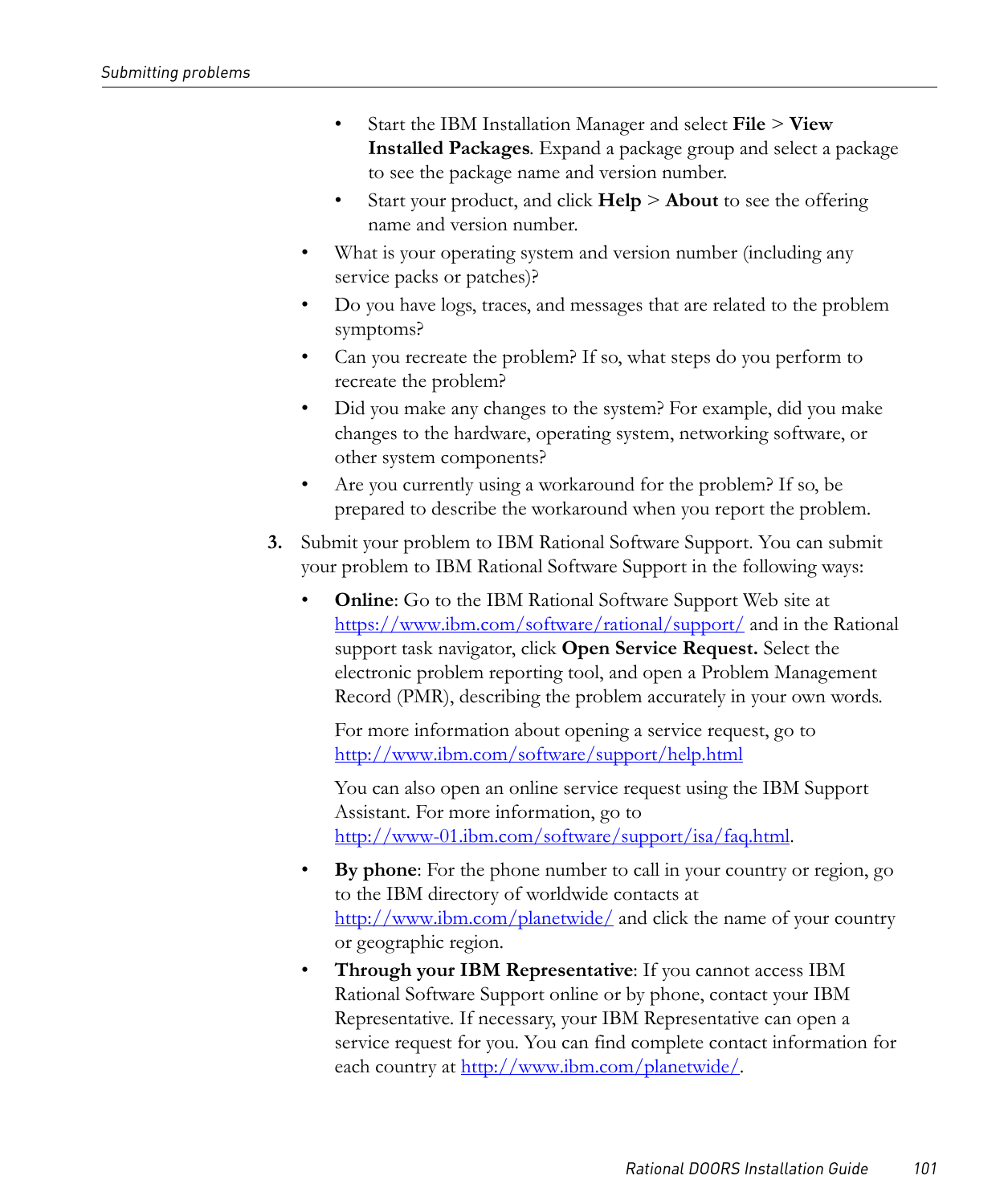- Start the IBM Installation Manager and select **File** > **View Installed Packages**. Expand a package group and select a package to see the package name and version number.
    - Start your product, and click **Help** > **About** to see the offering name and version number.
  - What is your operating system and version number (including any service packs or patches)?
  - Do you have logs, traces, and messages that are related to the problem symptoms?
  - Can you recreate the problem? If so, what steps do you perform to recreate the problem?
  - Did you make any changes to the system? For example, did you make changes to the hardware, operating system, networking software, or other system components?
  - Are you currently using a workaround for the problem? If so, be prepared to describe the workaround when you report the problem.

3. Submit your problem to IBM Rational Software Support. You can submit your problem to IBM Rational Software Support in the following ways:

   - **Online**: Go to the IBM Rational Software Support Web site at https://www.ibm.com/software/rational/support/ and in the Rational support task navigator, click **Open Service Request.** Select the electronic problem reporting tool, and open a Problem Management Record (PMR), describing the problem accurately in your own words.

     For more information about opening a service request, go to http://www.ibm.com/software/support/help.html

     You can also open an online service request using the IBM Support Assistant. For more information, go to http://www-01.ibm.com/software/support/isa/faq.html.

   - **By phone**: For the phone number to call in your country or region, go to the IBM directory of worldwide contacts at http://www.ibm.com/planetwide/ and click the name of your country or geographic region.
   - **Through your IBM Representative**: If you cannot access IBM Rational Software Support online or by phone, contact your IBM Representative. If necessary, your IBM Representative can open a service request for you. You can find complete contact information for each country at http://www.ibm.com/planetwide/.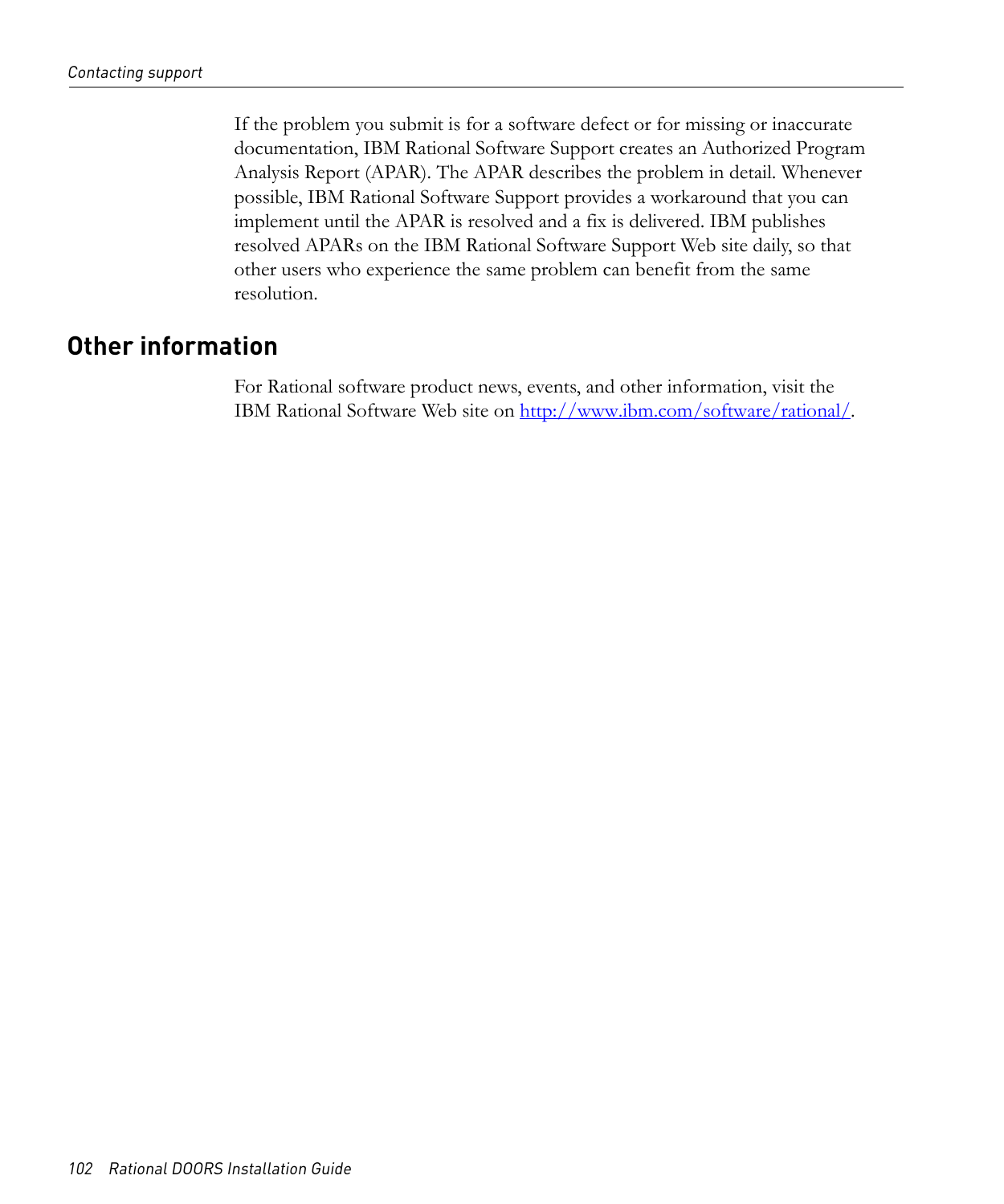If the problem you submit is for a software defect or for missing or inaccurate documentation, IBM Rational Software Support creates an Authorized Program Analysis Report (APAR). The APAR describes the problem in detail. Whenever possible, IBM Rational Software Support provides a workaround that you can implement until the APAR is resolved and a fix is delivered. IBM publishes resolved APARs on the IBM Rational Software Support Web site daily, so that other users who experience the same problem can benefit from the same resolution.

## Other information

For Rational software product news, events, and other information, visit the IBM Rational Software Web site on [http://www.ibm.com/software/rational/](http://www.ibm.com/software/rational/).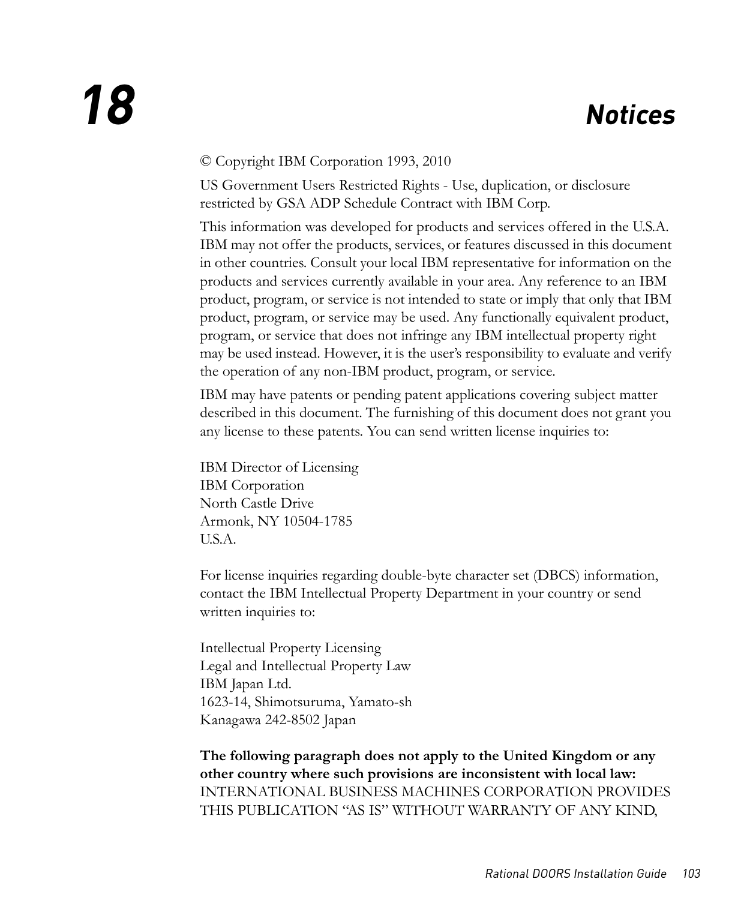# 18 Notices

© Copyright IBM Corporation 1993, 2010

US Government Users Restricted Rights - Use, duplication, or disclosure restricted by GSA ADP Schedule Contract with IBM Corp.

This information was developed for products and services offered in the U.S.A. IBM may not offer the products, services, or features discussed in this document in other countries. Consult your local IBM representative for information on the products and services currently available in your area. Any reference to an IBM product, program, or service is not intended to state or imply that only that IBM product, program, or service may be used. Any functionally equivalent product, program, or service that does not infringe any IBM intellectual property right may be used instead. However, it is the user's responsibility to evaluate and verify the operation of any non-IBM product, program, or service.

IBM may have patents or pending patent applications covering subject matter described in this document. The furnishing of this document does not grant you any license to these patents. You can send written license inquiries to:

IBM Director of Licensing
IBM Corporation
North Castle Drive
Armonk, NY 10504-1785
U.S.A.

For license inquiries regarding double-byte character set (DBCS) information, contact the IBM Intellectual Property Department in your country or send written inquiries to:

Intellectual Property Licensing
Legal and Intellectual Property Law
IBM Japan Ltd.
1623-14, Shimotsuruma, Yamato-sh
Kanagawa 242-8502 Japan

**The following paragraph does not apply to the United Kingdom or any other country where such provisions are inconsistent with local law:** INTERNATIONAL BUSINESS MACHINES CORPORATION PROVIDES THIS PUBLICATION "AS IS" WITHOUT WARRANTY OF ANY KIND,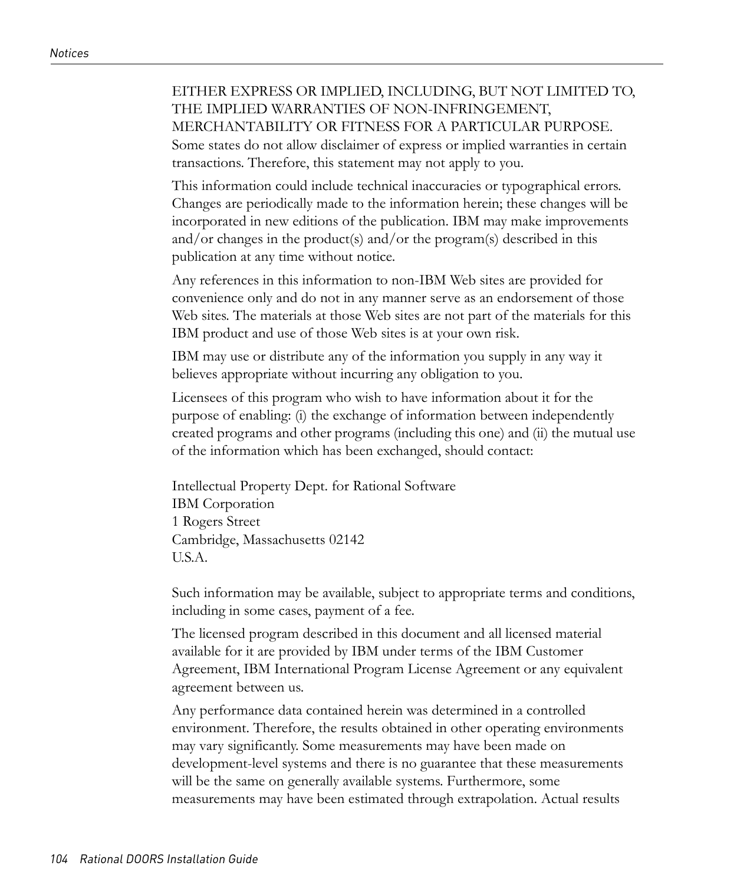EITHER EXPRESS OR IMPLIED, INCLUDING, BUT NOT LIMITED TO, THE IMPLIED WARRANTIES OF NON-INFRINGEMENT, MERCHANTABILITY OR FITNESS FOR A PARTICULAR PURPOSE. Some states do not allow disclaimer of express or implied warranties in certain transactions. Therefore, this statement may not apply to you.

This information could include technical inaccuracies or typographical errors. Changes are periodically made to the information herein; these changes will be incorporated in new editions of the publication. IBM may make improvements and/or changes in the product(s) and/or the program(s) described in this publication at any time without notice.

Any references in this information to non-IBM Web sites are provided for convenience only and do not in any manner serve as an endorsement of those Web sites. The materials at those Web sites are not part of the materials for this IBM product and use of those Web sites is at your own risk.

IBM may use or distribute any of the information you supply in any way it believes appropriate without incurring any obligation to you.

Licensees of this program who wish to have information about it for the purpose of enabling: (i) the exchange of information between independently created programs and other programs (including this one) and (ii) the mutual use of the information which has been exchanged, should contact:

Intellectual Property Dept. for Rational Software
IBM Corporation
1 Rogers Street
Cambridge, Massachusetts 02142
U.S.A.

Such information may be available, subject to appropriate terms and conditions, including in some cases, payment of a fee.

The licensed program described in this document and all licensed material available for it are provided by IBM under terms of the IBM Customer Agreement, IBM International Program License Agreement or any equivalent agreement between us.

Any performance data contained herein was determined in a controlled environment. Therefore, the results obtained in other operating environments may vary significantly. Some measurements may have been made on development-level systems and there is no guarantee that these measurements will be the same on generally available systems. Furthermore, some measurements may have been estimated through extrapolation. Actual results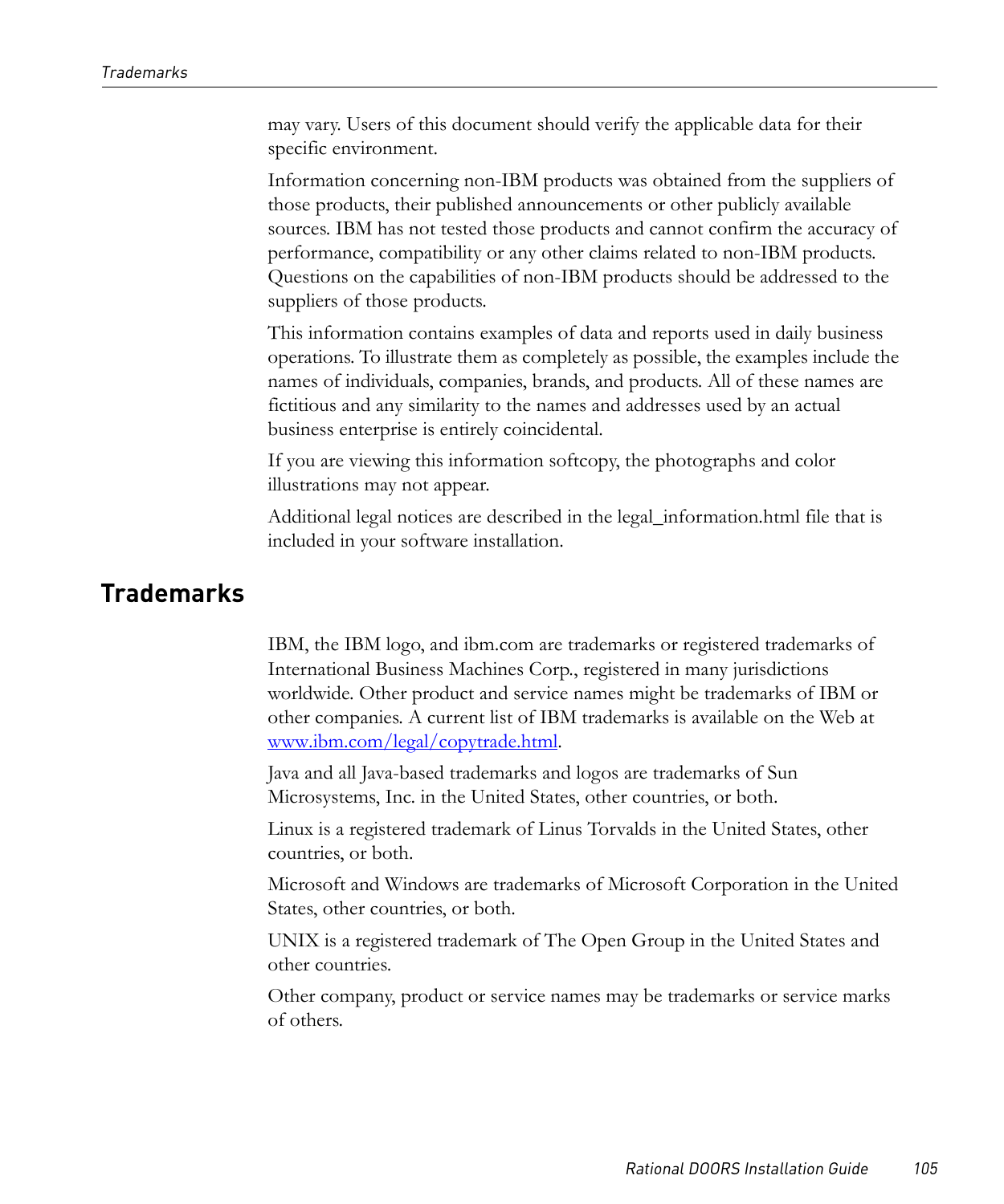may vary. Users of this document should verify the applicable data for their specific environment.

Information concerning non-IBM products was obtained from the suppliers of those products, their published announcements or other publicly available sources. IBM has not tested those products and cannot confirm the accuracy of performance, compatibility or any other claims related to non-IBM products. Questions on the capabilities of non-IBM products should be addressed to the suppliers of those products.

This information contains examples of data and reports used in daily business operations. To illustrate them as completely as possible, the examples include the names of individuals, companies, brands, and products. All of these names are fictitious and any similarity to the names and addresses used by an actual business enterprise is entirely coincidental.

If you are viewing this information softcopy, the photographs and color illustrations may not appear.

Additional legal notices are described in the legal_information.html file that is included in your software installation.

## Trademarks

IBM, the IBM logo, and ibm.com are trademarks or registered trademarks of International Business Machines Corp., registered in many jurisdictions worldwide. Other product and service names might be trademarks of IBM or other companies. A current list of IBM trademarks is available on the Web at [www.ibm.com/legal/copytrade.html](www.ibm.com/legal/copytrade.html).

Java and all Java-based trademarks and logos are trademarks of Sun Microsystems, Inc. in the United States, other countries, or both.

Linux is a registered trademark of Linus Torvalds in the United States, other countries, or both.

Microsoft and Windows are trademarks of Microsoft Corporation in the United States, other countries, or both.

UNIX is a registered trademark of The Open Group in the United States and other countries.

Other company, product or service names may be trademarks or service marks of others.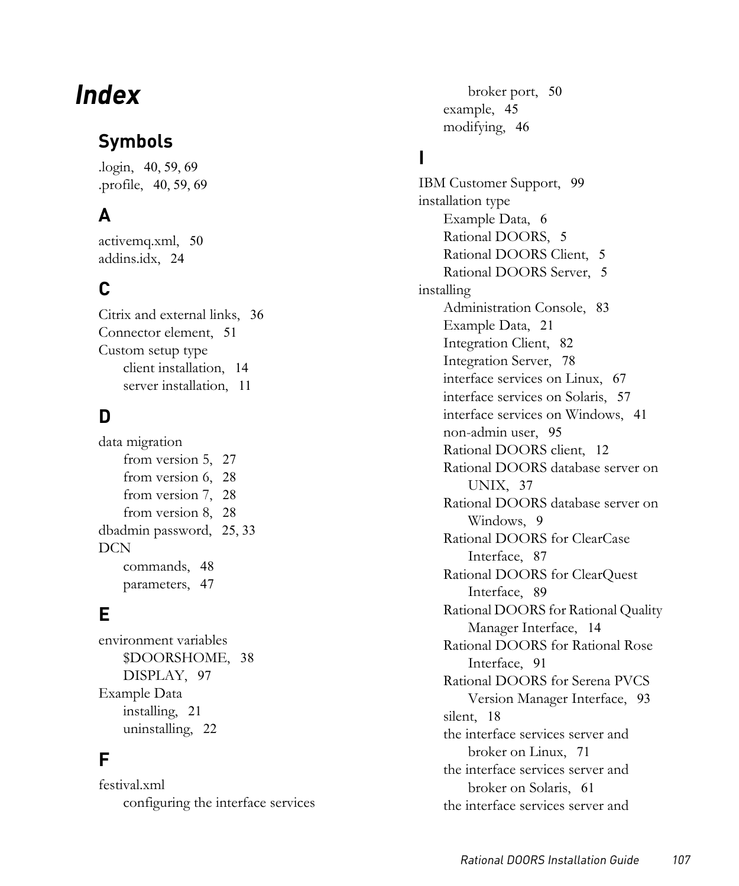# Index

## Symbols

.login, 40, 59, 69
.profile, 40, 59, 69

## A

activemq.xml, 50
addins.idx, 24

## C

Citrix and external links, 36
Connector element, 51
Custom setup type
- client installation, 14
- server installation, 11

## D

data migration
- from version 5, 27
- from version 6, 28
- from version 7, 28
- from version 8, 28

dbadmin password, 25, 33
DCN
- commands, 48
- parameters, 47

## E

environment variables
- $DOORSHOME, 38
- DISPLAY, 97

Example Data
- installing, 21
- uninstalling, 22

## F

festival.xml
- configuring the interface services broker port, 50
- example, 45
- modifying, 46

## I

IBM Customer Support, 99
installation type
- Example Data, 6
- Rational DOORS, 5
- Rational DOORS Client, 5
- Rational DOORS Server, 5

installing
- Administration Console, 83
- Example Data, 21
- Integration Client, 82
- Integration Server, 78
- interface services on Linux, 67
- interface services on Solaris, 57
- interface services on Windows, 41
- non-admin user, 95
- Rational DOORS client, 12
- Rational DOORS database server on UNIX, 37
- Rational DOORS database server on Windows, 9
- Rational DOORS for ClearCase Interface, 87
- Rational DOORS for ClearQuest Interface, 89
- Rational DOORS for Rational Quality Manager Interface, 14
- Rational DOORS for Rational Rose Interface, 91
- Rational DOORS for Serena PVCS Version Manager Interface, 93
- silent, 18
- the interface services server and broker on Linux, 71
- the interface services server and broker on Solaris, 61
- the interface services server and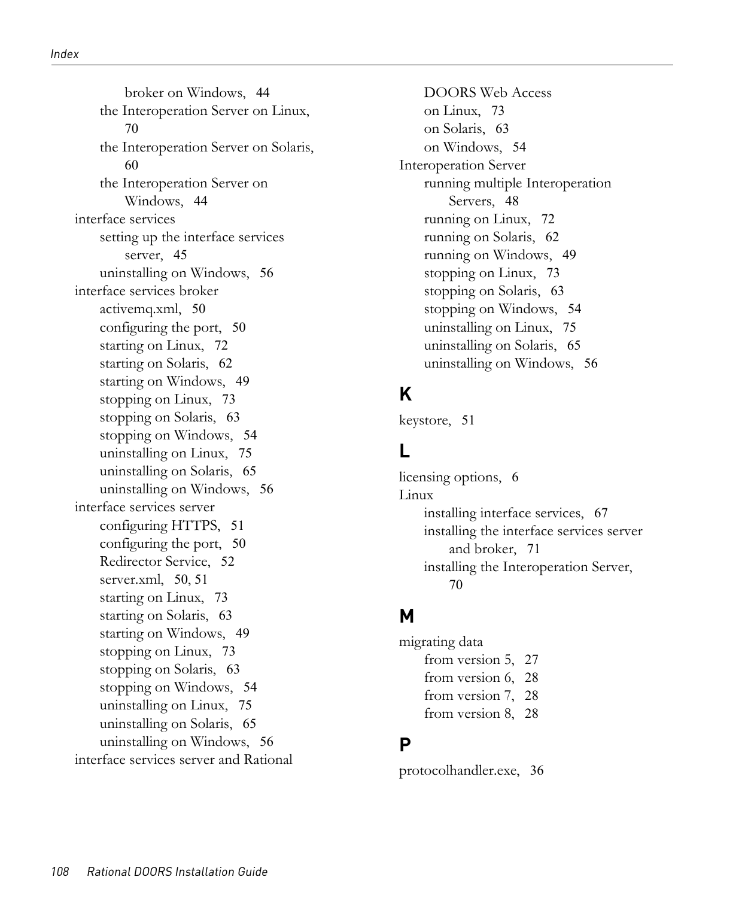broker on Windows, 44
the Interoperation Server on Linux, 70
the Interoperation Server on Solaris, 60
the Interoperation Server on Windows, 44

interface services
- setting up the interface services server, 45
- uninstalling on Windows, 56

interface services broker
- activemq.xml, 50
- configuring the port, 50
- starting on Linux, 72
- starting on Solaris, 62
- starting on Windows, 49
- stopping on Linux, 73
- stopping on Solaris, 63
- stopping on Windows, 54
- uninstalling on Linux, 75
- uninstalling on Solaris, 65
- uninstalling on Windows, 56

interface services server
- configuring HTTPS, 51
- configuring the port, 50
- Redirector Service, 52
- server.xml, 50, 51
- starting on Linux, 73
- starting on Solaris, 63
- starting on Windows, 49
- stopping on Linux, 73
- stopping on Solaris, 63
- stopping on Windows, 54
- uninstalling on Linux, 75
- uninstalling on Solaris, 65
- uninstalling on Windows, 56

interface services server and Rational DOORS Web Access
- on Linux, 73
- on Solaris, 63
- on Windows, 54

Interoperation Server
- running multiple Interoperation Servers, 48
- running on Linux, 72
- running on Solaris, 62
- running on Windows, 49
- stopping on Linux, 73
- stopping on Solaris, 63
- stopping on Windows, 54
- uninstalling on Linux, 75
- uninstalling on Solaris, 65
- uninstalling on Windows, 56

## K

keystore, 51

## L

licensing options, 6

Linux
- installing interface services, 67
- installing the interface services server and broker, 71
- installing the Interoperation Server, 70

## M

migrating data
- from version 5, 27
- from version 6, 28
- from version 7, 28
- from version 8, 28

## P

protocolhandler.exe, 36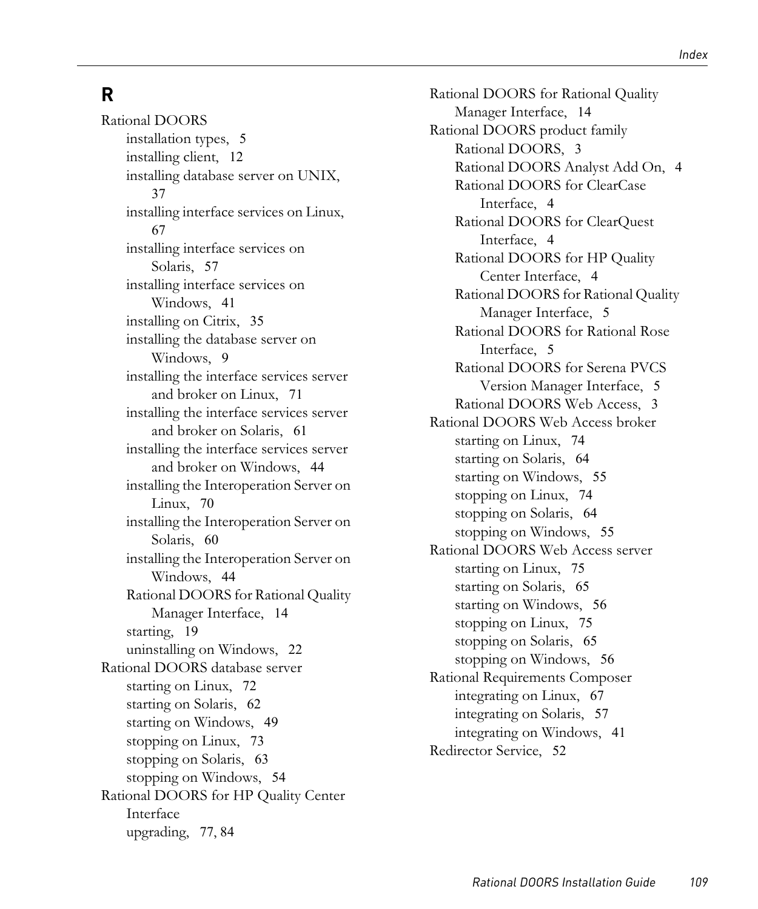## R

- Rational DOORS
  - installation types, 5
  - installing client, 12
  - installing database server on UNIX, 37
  - installing interface services on Linux, 67
  - installing interface services on Solaris, 57
  - installing interface services on Windows, 41
  - installing on Citrix, 35
  - installing the database server on Windows, 9
  - installing the interface services server and broker on Linux, 71
  - installing the interface services server and broker on Solaris, 61
  - installing the interface services server and broker on Windows, 44
  - installing the Interoperation Server on Linux, 70
  - installing the Interoperation Server on Solaris, 60
  - installing the Interoperation Server on Windows, 44
  - Rational DOORS for Rational Quality Manager Interface, 14
  - starting, 19
  - uninstalling on Windows, 22
- Rational DOORS database server
  - starting on Linux, 72
  - starting on Solaris, 62
  - starting on Windows, 49
  - stopping on Linux, 73
  - stopping on Solaris, 63
  - stopping on Windows, 54
- Rational DOORS for HP Quality Center Interface
  - upgrading, 77, 84
- Rational DOORS for Rational Quality Manager Interface, 14
- Rational DOORS product family
  - Rational DOORS, 3
  - Rational DOORS Analyst Add On, 4
  - Rational DOORS for ClearCase Interface, 4
  - Rational DOORS for ClearQuest Interface, 4
  - Rational DOORS for HP Quality Center Interface, 4
  - Rational DOORS for Rational Quality Manager Interface, 5
  - Rational DOORS for Rational Rose Interface, 5
  - Rational DOORS for Serena PVCS Version Manager Interface, 5
  - Rational DOORS Web Access, 3
- Rational DOORS Web Access broker
  - starting on Linux, 74
  - starting on Solaris, 64
  - starting on Windows, 55
  - stopping on Linux, 74
  - stopping on Solaris, 64
  - stopping on Windows, 55
- Rational DOORS Web Access server
  - starting on Linux, 75
  - starting on Solaris, 65
  - starting on Windows, 56
  - stopping on Linux, 75
  - stopping on Solaris, 65
  - stopping on Windows, 56
- Rational Requirements Composer
  - integrating on Linux, 67
  - integrating on Solaris, 57
  - integrating on Windows, 41
- Redirector Service, 52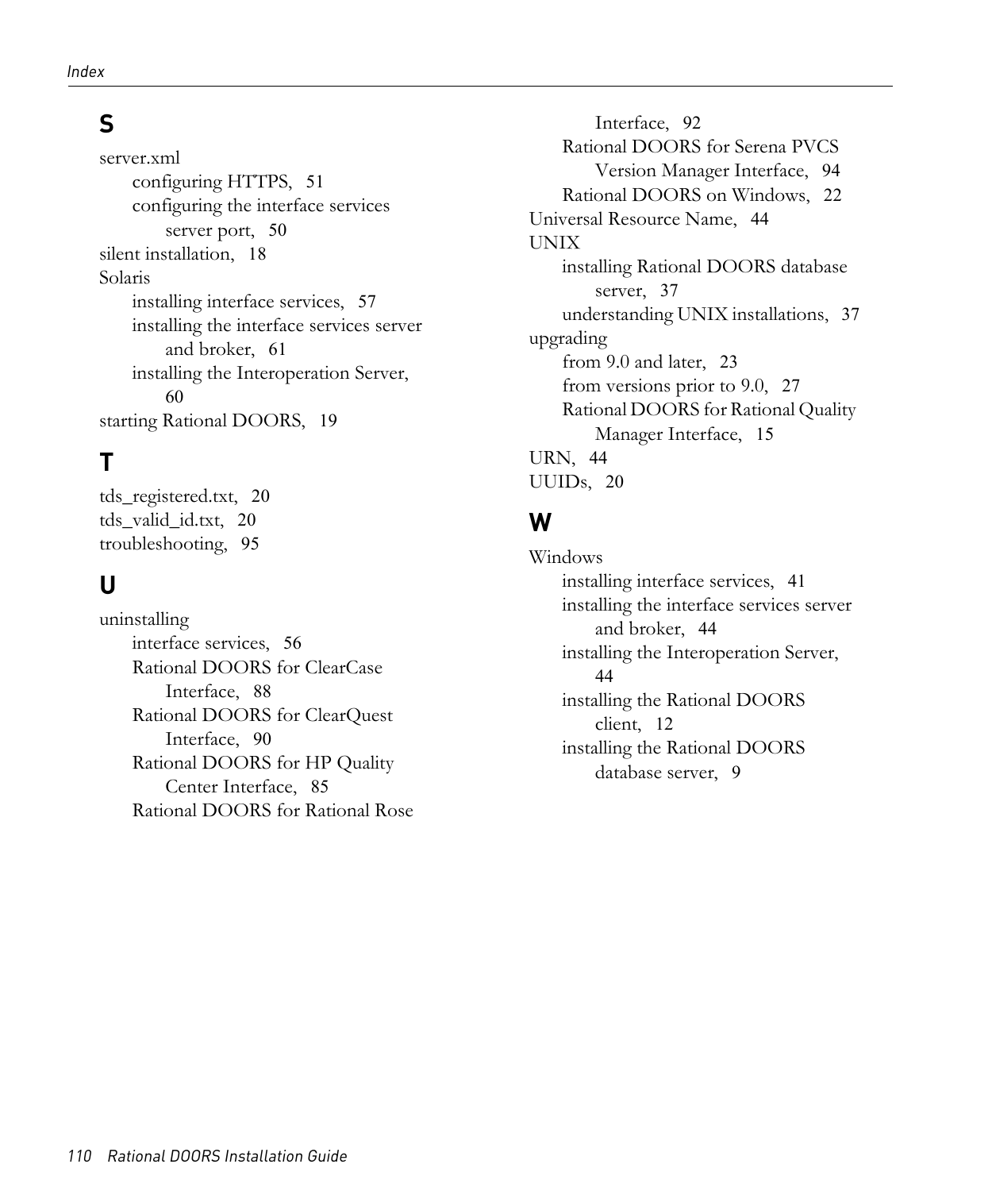## S

server.xml
- configuring HTTPS, 51
- configuring the interface services server port, 50

silent installation, 18

Solaris
- installing interface services, 57
- installing the interface services server and broker, 61
- installing the Interoperation Server, 60

starting Rational DOORS, 19

## T

tds_registered.txt, 20

tds_valid_id.txt, 20

troubleshooting, 95

## U

uninstalling
- interface services, 56
- Rational DOORS for ClearCase Interface, 88
- Rational DOORS for ClearQuest Interface, 90
- Rational DOORS for HP Quality Center Interface, 85
- Rational DOORS for Rational Rose Interface, 92
- Rational DOORS for Serena PVCS Version Manager Interface, 94
- Rational DOORS on Windows, 22

Universal Resource Name, 44

UNIX
- installing Rational DOORS database server, 37
- understanding UNIX installations, 37

upgrading
- from 9.0 and later, 23
- from versions prior to 9.0, 27
- Rational DOORS for Rational Quality Manager Interface, 15

URN, 44

UUIDs, 20

## W

Windows
- installing interface services, 41
- installing the interface services server and broker, 44
- installing the Interoperation Server, 44
- installing the Rational DOORS client, 12
- installing the Rational DOORS database server, 9